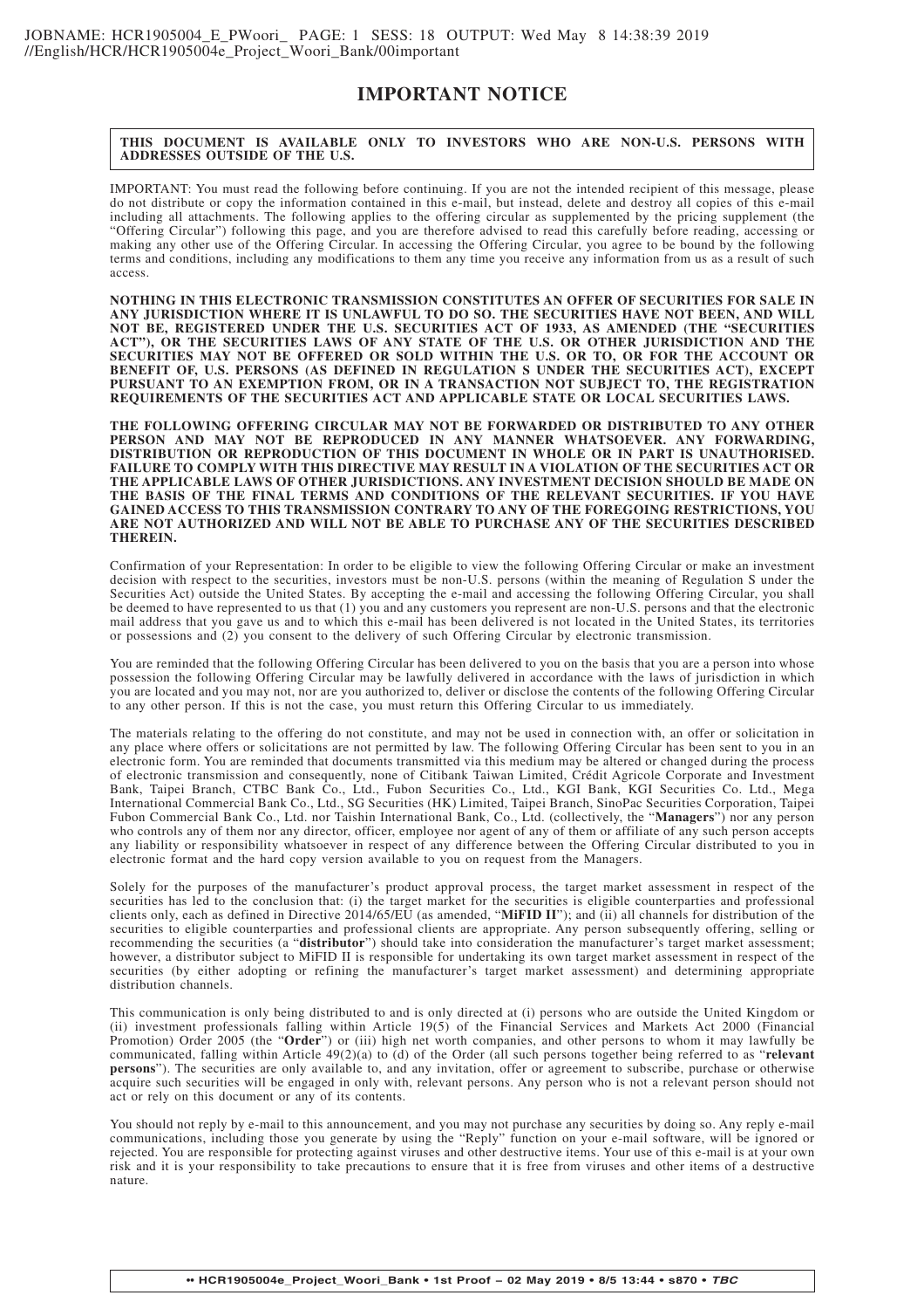# IMPORTANT NOTICE

**THIS DOCUMENT IS AVAILABLE ONLY TO INVESTORS WHO ARE NON-U.S. PERSONS WITH ADDRESSES OUTSIDE OF THE U.S.**

IMPORTANT: You must read the following before continuing. If you are not the intended recipient of this message, please do not distribute or copy the information contained in this e-mail, but instead, delete and destroy all copies of this e-mail including all attachments. The following applies to the offering circular as supplemented by the pricing supplement (the "Offering Circular") following this page, and you are therefore advised to read this carefully before reading, accessing or making any other use of the Offering Circular. In accessing the Offering Circular, you agree to be bound by the following terms and conditions, including any modifications to them any time you receive any information from us as a result of such access.

**NOTHING IN THIS ELECTRONIC TRANSMISSION CONSTITUTES AN OFFER OF SECURITIES FOR SALE IN ANY JURISDICTION WHERE IT IS UNLAWFUL TO DO SO. THE SECURITIES HAVE NOT BEEN, AND WILL NOT BE, REGISTERED UNDER THE U.S. SECURITIES ACT OF 1933, AS AMENDED (THE "SECURITIES ACT"), OR THE SECURITIES LAWS OF ANY STATE OF THE U.S. OR OTHER JURISDICTION AND THE SECURITIES MAY NOT BE OFFERED OR SOLD WITHIN THE U.S. OR TO, OR FOR THE ACCOUNT OR BENEFIT OF, U.S. PERSONS (AS DEFINED IN REGULATION S UNDER THE SECURITIES ACT), EXCEPT PURSUANT TO AN EXEMPTION FROM, OR IN A TRANSACTION NOT SUBJECT TO, THE REGISTRATION REQUIREMENTS OF THE SECURITIES ACT AND APPLICABLE STATE OR LOCAL SECURITIES LAWS.**

**THE FOLLOWING OFFERING CIRCULAR MAY NOT BE FORWARDED OR DISTRIBUTED TO ANY OTHER PERSON AND MAY NOT BE REPRODUCED IN ANY MANNER WHATSOEVER. ANY FORWARDING, DISTRIBUTION OR REPRODUCTION OF THIS DOCUMENT IN WHOLE OR IN PART IS UNAUTHORISED. FAILURE TO COMPLY WITH THIS DIRECTIVE MAY RESULT IN A VIOLATION OF THE SECURITIES ACT OR THE APPLICABLE LAWS OF OTHER JURISDICTIONS. ANY INVESTMENT DECISION SHOULD BE MADE ON THE BASIS OF THE FINAL TERMS AND CONDITIONS OF THE RELEVANT SECURITIES. IF YOU HAVE GAINED ACCESS TO THIS TRANSMISSION CONTRARY TO ANY OF THE FOREGOING RESTRICTIONS, YOU ARE NOT AUTHORIZED AND WILL NOT BE ABLE TO PURCHASE ANY OF THE SECURITIES DESCRIBED THEREIN.**

Confirmation of your Representation: In order to be eligible to view the following Offering Circular or make an investment decision with respect to the securities, investors must be non-U.S. persons (within the meaning of Regulation S under the Securities Act) outside the United States. By accepting the e-mail and accessing the following Offering Circular, you shall be deemed to have represented to us that (1) you and any customers you represent are non-U.S. persons and that the electronic mail address that you gave us and to which this e-mail has been delivered is not located in the United States, its territories or possessions and (2) you consent to the delivery of such Offering Circular by electronic transmission.

You are reminded that the following Offering Circular has been delivered to you on the basis that you are a person into whose possession the following Offering Circular may be lawfully delivered in accordance with the laws of jurisdiction in which you are located and you may not, nor are you authorized to, deliver or disclose the contents of the following Offering Circular to any other person. If this is not the case, you must return this Offering Circular to us immediately.

The materials relating to the offering do not constitute, and may not be used in connection with, an offer or solicitation in any place where offers or solicitations are not permitted by law. The following Offering Circular has been sent to you in an electronic form. You are reminded that documents transmitted via this medium may be altered or changed during the process of electronic transmission and consequently, none of Citibank Taiwan Limited, Crédit Agricole Corporate and Investment Bank, Taipei Branch, CTBC Bank Co., Ltd., Fubon Securities Co., Ltd., KGI Bank, KGI Securities Co. Ltd., Mega International Commercial Bank Co., Ltd., SG Securities (HK) Limited, Taipei Branch, SinoPac Securities Corporation, Taipei Fubon Commercial Bank Co., Ltd. nor Taishin International Bank, Co., Ltd. (collectively, the "**Managers**") nor any person who controls any of them nor any director, officer, employee nor agent of any of them or affiliate of any such person accepts any liability or responsibility whatsoever in respect of any difference between the Offering Circular distributed to you in electronic format and the hard copy version available to you on request from the Managers.

Solely for the purposes of the manufacturer's product approval process, the target market assessment in respect of the securities has led to the conclusion that: (i) the target market for the securities is eligible counterparties and professional clients only, each as defined in Directive 2014/65/EU (as amended, "**MiFID II**"); and (ii) all channels for distribution of the securities to eligible counterparties and professional clients are appropriate. Any person subsequently offering, selling or recommending the securities (a "**distributor**") should take into consideration the manufacturer's target market assessment; however, a distributor subject to MiFID II is responsible for undertaking its own target market assessment in respect of the securities (by either adopting or refining the manufacturer's target market assessment) and determining appropriate distribution channels.

This communication is only being distributed to and is only directed at (i) persons who are outside the United Kingdom or (ii) investment professionals falling within Article 19(5) of the Financial Services and Markets Act 2000 (Financial Promotion) Order 2005 (the "**Order**") or (iii) high net worth companies, and other persons to whom it may lawfully be communicated, falling within Article 49(2)(a) to (d) of the Order (all such persons together being referred to as "**relevant persons**"). The securities are only available to, and any invitation, offer or agreement to subscribe, purchase or otherwise acquire such securities will be engaged in only with, relevant persons. Any person who is not a relevant person should not act or rely on this document or any of its contents.

You should not reply by e-mail to this announcement, and you may not purchase any securities by doing so. Any reply e-mail communications, including those you generate by using the "Reply" function on your e-mail software, will be ignored or rejected. You are responsible for protecting against viruses and other destructive items. Your use of this e-mail is at your own risk and it is your responsibility to take precautions to ensure that it is free from viruses and other items of a destructive nature.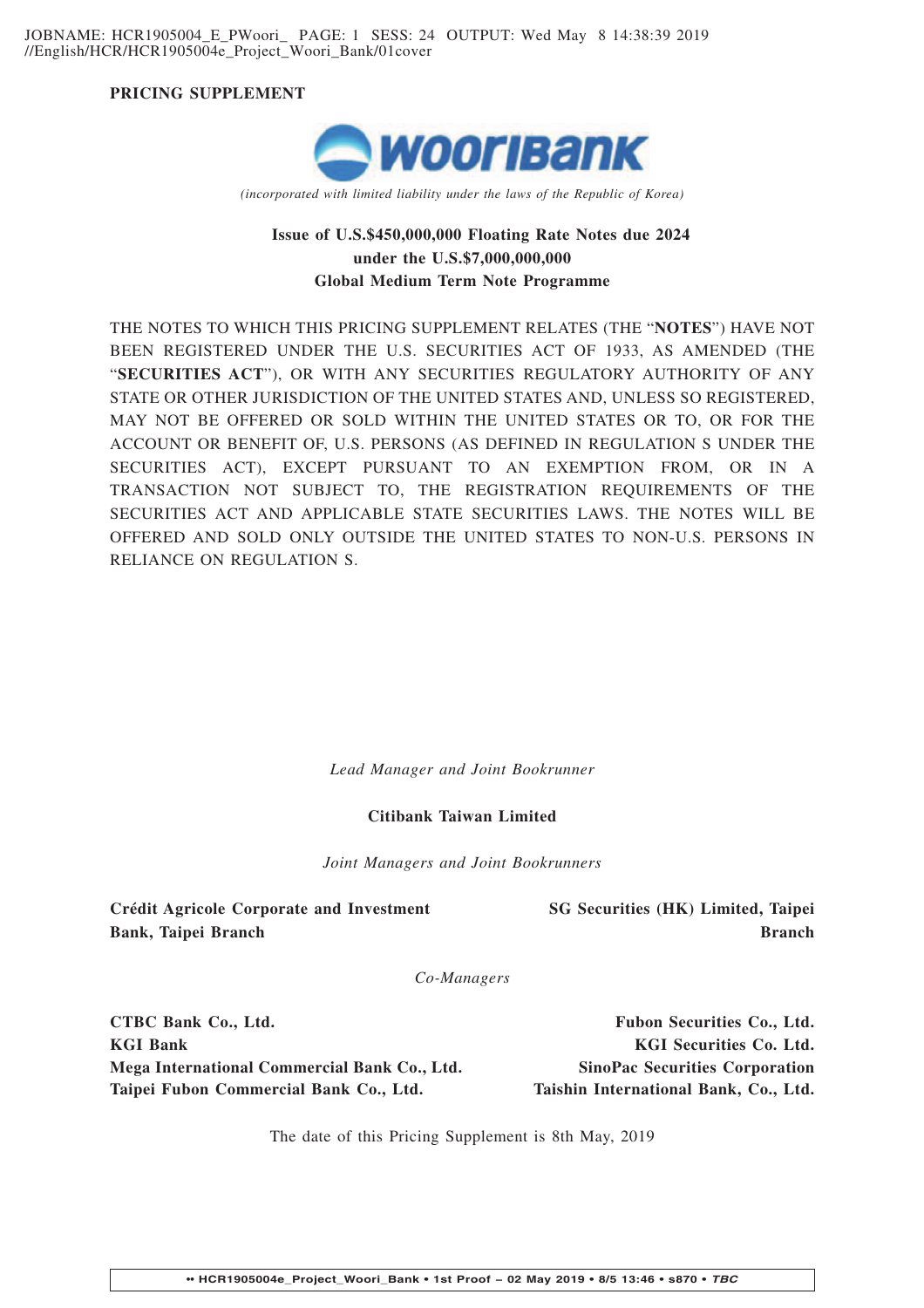**PRICING SUPPLEMENT**

*(incorporated with limited liability under the laws of the Republic of Korea)*

**Issue of U.S.$450,000,000 Floating Rate Notes due 2024**
**under the U.S.$7,000,000,000**
**Global Medium Term Note Programme**

THE NOTES TO WHICH THIS PRICING SUPPLEMENT RELATES (THE "**NOTES**") HAVE NOT BEEN REGISTERED UNDER THE U.S. SECURITIES ACT OF 1933, AS AMENDED (THE "**SECURITIES ACT**"), OR WITH ANY SECURITIES REGULATORY AUTHORITY OF ANY STATE OR OTHER JURISDICTION OF THE UNITED STATES AND, UNLESS SO REGISTERED, MAY NOT BE OFFERED OR SOLD WITHIN THE UNITED STATES OR TO, OR FOR THE ACCOUNT OR BENEFIT OF, U.S. PERSONS (AS DEFINED IN REGULATION S UNDER THE SECURITIES ACT), EXCEPT PURSUANT TO AN EXEMPTION FROM, OR IN A TRANSACTION NOT SUBJECT TO, THE REGISTRATION REQUIREMENTS OF THE SECURITIES ACT AND APPLICABLE STATE SECURITIES LAWS. THE NOTES WILL BE OFFERED AND SOLD ONLY OUTSIDE THE UNITED STATES TO NON-U.S. PERSONS IN RELIANCE ON REGULATION S.

*Lead Manager and Joint Bookrunner*

**Citibank Taiwan Limited**

*Joint Managers and Joint Bookrunners*

**Crédit Agricole Corporate and Investment Bank, Taipei Branch**

**SG Securities (HK) Limited, Taipei Branch**

*Co-Managers*

**CTBC Bank Co., Ltd.**
**KGI Bank**
**Mega International Commercial Bank Co., Ltd.**
**Taipei Fubon Commercial Bank Co., Ltd.**

**Fubon Securities Co., Ltd.**
**KGI Securities Co. Ltd.**
**SinoPac Securities Corporation**
**Taishin International Bank, Co., Ltd.**

The date of this Pricing Supplement is 8th May, 2019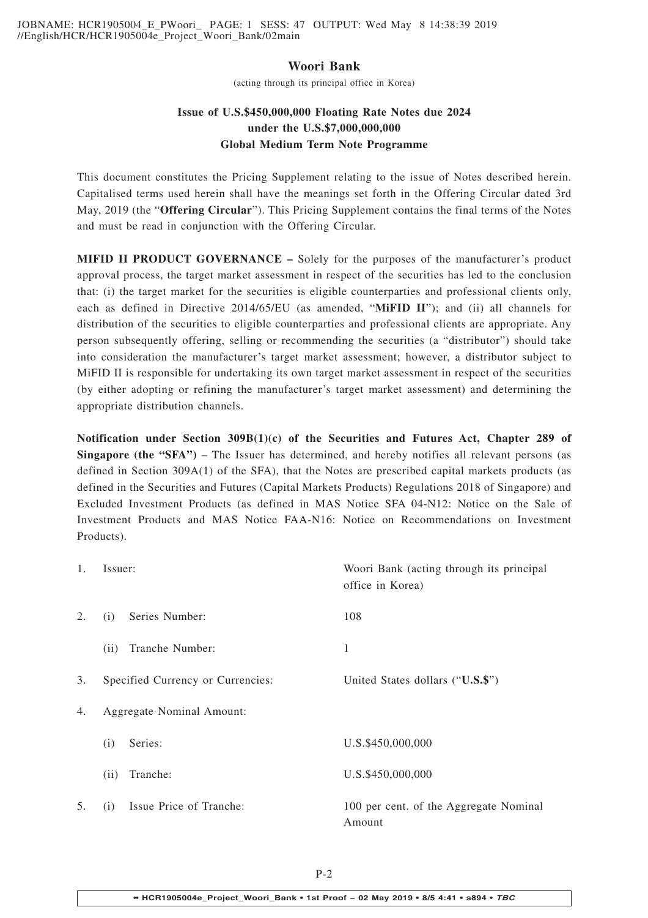**Woori Bank**

(acting through its principal office in Korea)

**Issue of U.S.$450,000,000 Floating Rate Notes due 2024**
**under the U.S.$7,000,000,000**
**Global Medium Term Note Programme**

This document constitutes the Pricing Supplement relating to the issue of Notes described herein. Capitalised terms used herein shall have the meanings set forth in the Offering Circular dated 3rd May, 2019 (the "**Offering Circular**"). This Pricing Supplement contains the final terms of the Notes and must be read in conjunction with the Offering Circular.

**MIFID II PRODUCT GOVERNANCE –** Solely for the purposes of the manufacturer's product approval process, the target market assessment in respect of the securities has led to the conclusion that: (i) the target market for the securities is eligible counterparties and professional clients only, each as defined in Directive 2014/65/EU (as amended, "**MiFID II**"); and (ii) all channels for distribution of the securities to eligible counterparties and professional clients are appropriate. Any person subsequently offering, selling or recommending the securities (a "distributor") should take into consideration the manufacturer's target market assessment; however, a distributor subject to MiFID II is responsible for undertaking its own target market assessment in respect of the securities (by either adopting or refining the manufacturer's target market assessment) and determining the appropriate distribution channels.

**Notification under Section 309B(1)(c) of the Securities and Futures Act, Chapter 289 of Singapore (the "SFA")** – The Issuer has determined, and hereby notifies all relevant persons (as defined in Section 309A(1) of the SFA), that the Notes are prescribed capital markets products (as defined in the Securities and Futures (Capital Markets Products) Regulations 2018 of Singapore) and Excluded Investment Products (as defined in MAS Notice SFA 04-N12: Notice on the Sale of Investment Products and MAS Notice FAA-N16: Notice on Recommendations on Investment Products).

| | | |
|---|---|---|
| 1. | Issuer: | Woori Bank (acting through its principal office in Korea) |
| 2. | (i) Series Number: | 108 |
| | (ii) Tranche Number: | 1 |
| 3. | Specified Currency or Currencies: | United States dollars ("**U.S.$**") |
| 4. | Aggregate Nominal Amount: | |
| | (i) Series: | U.S.$450,000,000 |
| | (ii) Tranche: | U.S.$450,000,000 |
| 5. | (i) Issue Price of Tranche: | 100 per cent. of the Aggregate Nominal Amount |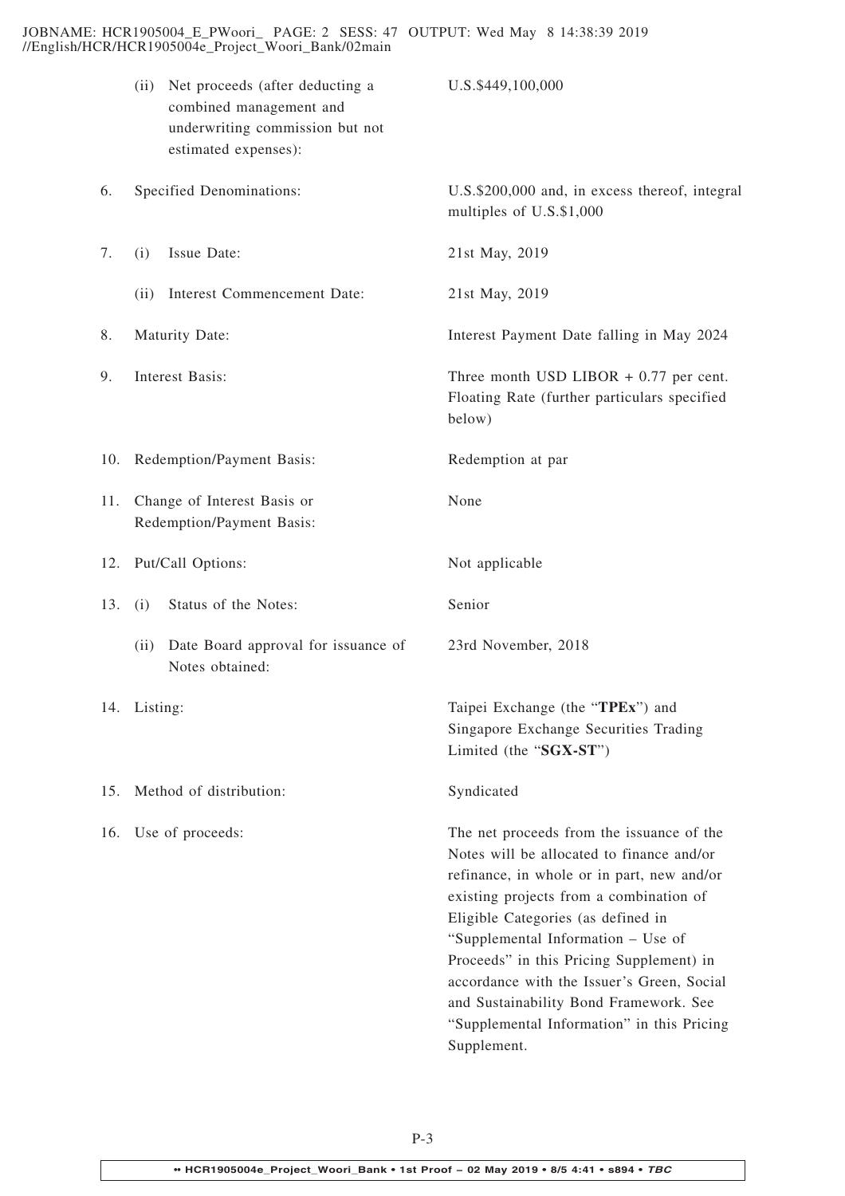| | | |
|---|---|---|
| | (ii) Net proceeds (after deducting a combined management and underwriting commission but not estimated expenses): | U.S.$449,100,000 |
| 6. | Specified Denominations: | U.S.$200,000 and, in excess thereof, integral multiples of U.S.$1,000 |
| 7. | (i) Issue Date: | 21st May, 2019 |
| | (ii) Interest Commencement Date: | 21st May, 2019 |
| 8. | Maturity Date: | Interest Payment Date falling in May 2024 |
| 9. | Interest Basis: | Three month USD LIBOR + 0.77 per cent. Floating Rate (further particulars specified below) |
| 10. | Redemption/Payment Basis: | Redemption at par |
| 11. | Change of Interest Basis or Redemption/Payment Basis: | None |
| 12. | Put/Call Options: | Not applicable |
| 13. | (i) Status of the Notes: | Senior |
| | (ii) Date Board approval for issuance of Notes obtained: | 23rd November, 2018 |
| 14. | Listing: | Taipei Exchange (the "**TPEx**") and Singapore Exchange Securities Trading Limited (the "**SGX-ST**") |
| 15. | Method of distribution: | Syndicated |
| 16. | Use of proceeds: | The net proceeds from the issuance of the Notes will be allocated to finance and/or refinance, in whole or in part, new and/or existing projects from a combination of Eligible Categories (as defined in "Supplemental Information – Use of Proceeds" in this Pricing Supplement) in accordance with the Issuer's Green, Social and Sustainability Bond Framework. See "Supplemental Information" in this Pricing Supplement. |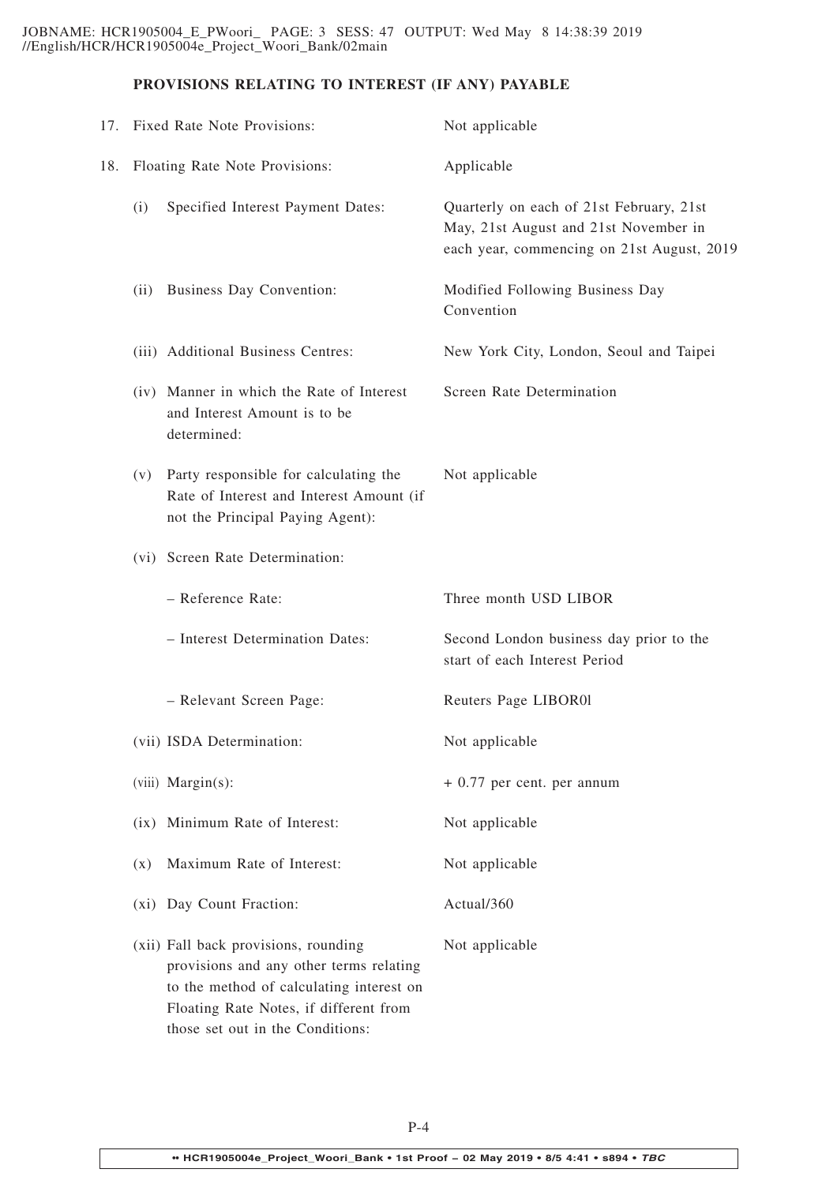**PROVISIONS RELATING TO INTEREST (IF ANY) PAYABLE**

| | |
|---|---|
| 17. Fixed Rate Note Provisions: | Not applicable |
| 18. Floating Rate Note Provisions: | Applicable |
| (i) Specified Interest Payment Dates: | Quarterly on each of 21st February, 21st May, 21st August and 21st November in each year, commencing on 21st August, 2019 |
| (ii) Business Day Convention: | Modified Following Business Day Convention |
| (iii) Additional Business Centres: | New York City, London, Seoul and Taipei |
| (iv) Manner in which the Rate of Interest and Interest Amount is to be determined: | Screen Rate Determination |
| (v) Party responsible for calculating the Rate of Interest and Interest Amount (if not the Principal Paying Agent): | Not applicable |
| (vi) Screen Rate Determination: | |
| – Reference Rate: | Three month USD LIBOR |
| – Interest Determination Dates: | Second London business day prior to the start of each Interest Period |
| – Relevant Screen Page: | Reuters Page LIBOR0l |
| (vii) ISDA Determination: | Not applicable |
| (viii) Margin(s): | + 0.77 per cent. per annum |
| (ix) Minimum Rate of Interest: | Not applicable |
| (x) Maximum Rate of Interest: | Not applicable |
| (xi) Day Count Fraction: | Actual/360 |
| (xii) Fall back provisions, rounding provisions and any other terms relating to the method of calculating interest on Floating Rate Notes, if different from those set out in the Conditions: | Not applicable |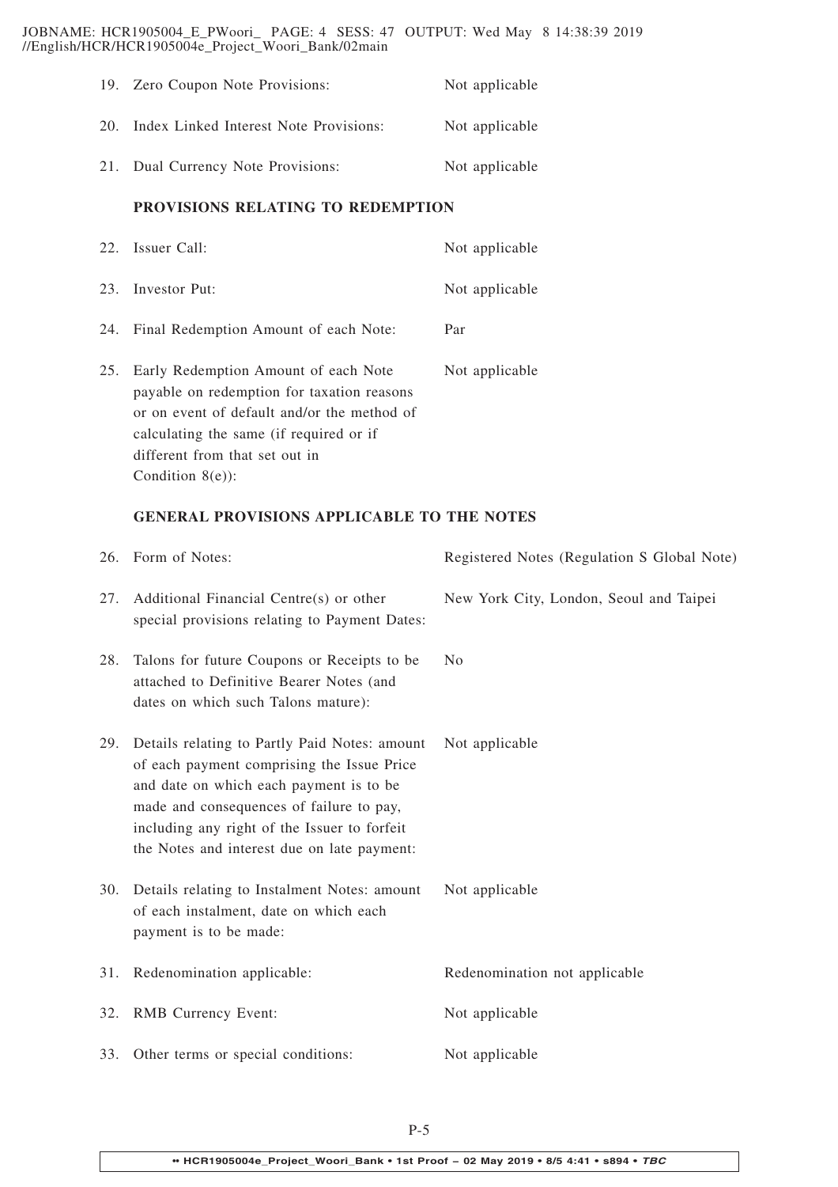| | | |
|---|---|---|
| 19. | Zero Coupon Note Provisions: | Not applicable |
| 20. | Index Linked Interest Note Provisions: | Not applicable |
| 21. | Dual Currency Note Provisions: | Not applicable |

**PROVISIONS RELATING TO REDEMPTION**

| | | |
|---|---|---|
| 22. | Issuer Call: | Not applicable |
| 23. | Investor Put: | Not applicable |
| 24. | Final Redemption Amount of each Note: | Par |
| 25. | Early Redemption Amount of each Note payable on redemption for taxation reasons or on event of default and/or the method of calculating the same (if required or if different from that set out in Condition 8(e)): | Not applicable |

**GENERAL PROVISIONS APPLICABLE TO THE NOTES**

| | | |
|---|---|---|
| 26. | Form of Notes: | Registered Notes (Regulation S Global Note) |
| 27. | Additional Financial Centre(s) or other special provisions relating to Payment Dates: | New York City, London, Seoul and Taipei |
| 28. | Talons for future Coupons or Receipts to be attached to Definitive Bearer Notes (and dates on which such Talons mature): | No |
| 29. | Details relating to Partly Paid Notes: amount of each payment comprising the Issue Price and date on which each payment is to be made and consequences of failure to pay, including any right of the Issuer to forfeit the Notes and interest due on late payment: | Not applicable |
| 30. | Details relating to Instalment Notes: amount of each instalment, date on which each payment is to be made: | Not applicable |
| 31. | Redenomination applicable: | Redenomination not applicable |
| 32. | RMB Currency Event: | Not applicable |
| 33. | Other terms or special conditions: | Not applicable |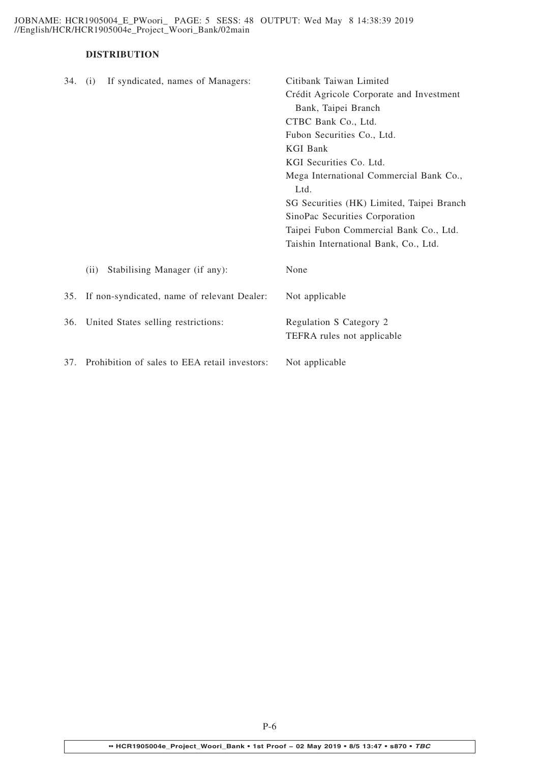**DISTRIBUTION**

| | | |
|---|---|---|
| 34. | (i) If syndicated, names of Managers: | Citibank Taiwan Limited<br>Crédit Agricole Corporate and Investment Bank, Taipei Branch<br>CTBC Bank Co., Ltd.<br>Fubon Securities Co., Ltd.<br>KGI Bank<br>KGI Securities Co. Ltd.<br>Mega International Commercial Bank Co., Ltd.<br>SG Securities (HK) Limited, Taipei Branch<br>SinoPac Securities Corporation<br>Taipei Fubon Commercial Bank Co., Ltd.<br>Taishin International Bank, Co., Ltd. |
| | (ii) Stabilising Manager (if any): | None |
| 35. | If non-syndicated, name of relevant Dealer: | Not applicable |
| 36. | United States selling restrictions: | Regulation S Category 2<br>TEFRA rules not applicable |
| 37. | Prohibition of sales to EEA retail investors: | Not applicable |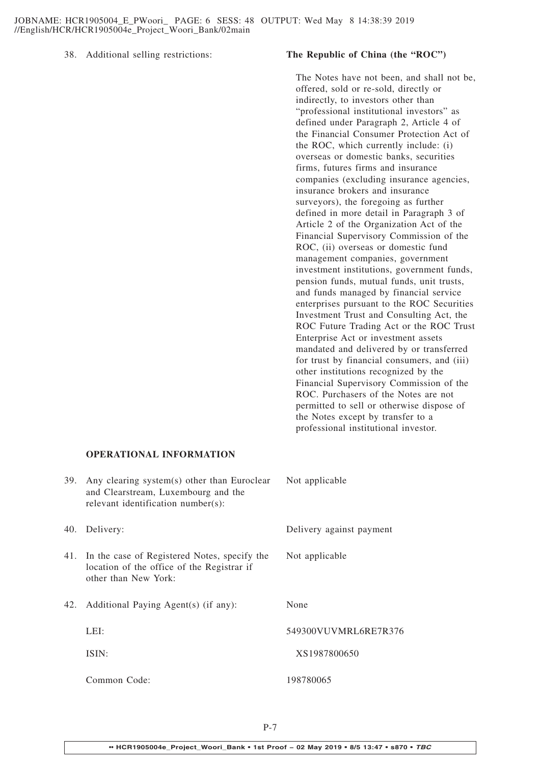| | | |
|---|---|---|
| 38. | Additional selling restrictions: | **The Republic of China (the "ROC")**<br><br>The Notes have not been, and shall not be, offered, sold or re-sold, directly or indirectly, to investors other than "professional institutional investors" as defined under Paragraph 2, Article 4 of the Financial Consumer Protection Act of the ROC, which currently include: (i) overseas or domestic banks, securities firms, futures firms and insurance companies (excluding insurance agencies, insurance brokers and insurance surveyors), the foregoing as further defined in more detail in Paragraph 3 of Article 2 of the Organization Act of the Financial Supervisory Commission of the ROC, (ii) overseas or domestic fund management companies, government investment institutions, government funds, pension funds, mutual funds, unit trusts, and funds managed by financial service enterprises pursuant to the ROC Securities Investment Trust and Consulting Act, the ROC Future Trading Act or the ROC Trust Enterprise Act or investment assets mandated and delivered by or transferred for trust by financial consumers, and (iii) other institutions recognized by the Financial Supervisory Commission of the ROC. Purchasers of the Notes are not permitted to sell or otherwise dispose of the Notes except by transfer to a professional institutional investor. |

## OPERATIONAL INFORMATION

| | | |
|---|---|---|
| 39. | Any clearing system(s) other than Euroclear and Clearstream, Luxembourg and the relevant identification number(s): | Not applicable |
| 40. | Delivery: | Delivery against payment |
| 41. | In the case of Registered Notes, specify the location of the office of the Registrar if other than New York: | Not applicable |
| 42. | Additional Paying Agent(s) (if any): | None |
| | LEI: | 549300VUVMRL6RE7R376 |
| | ISIN: | XS1987800650 |
| | Common Code: | 198780065 |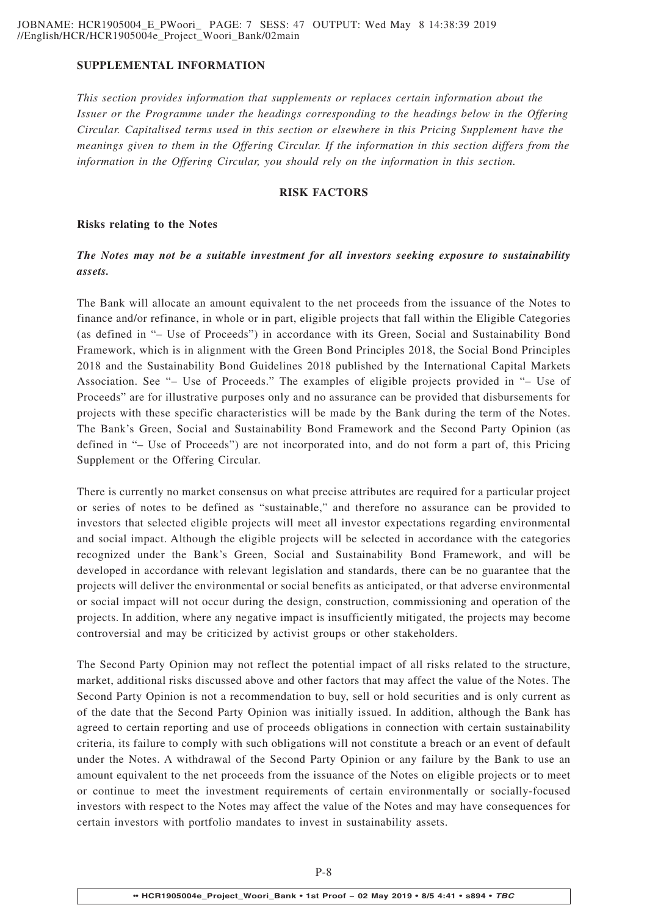## SUPPLEMENTAL INFORMATION

*This section provides information that supplements or replaces certain information about the Issuer or the Programme under the headings corresponding to the headings below in the Offering Circular. Capitalised terms used in this section or elsewhere in this Pricing Supplement have the meanings given to them in the Offering Circular. If the information in this section differs from the information in the Offering Circular, you should rely on the information in this section.*

## RISK FACTORS

### Risks relating to the Notes

***The Notes may not be a suitable investment for all investors seeking exposure to sustainability assets.***

The Bank will allocate an amount equivalent to the net proceeds from the issuance of the Notes to finance and/or refinance, in whole or in part, eligible projects that fall within the Eligible Categories (as defined in "– Use of Proceeds") in accordance with its Green, Social and Sustainability Bond Framework, which is in alignment with the Green Bond Principles 2018, the Social Bond Principles 2018 and the Sustainability Bond Guidelines 2018 published by the International Capital Markets Association. See "– Use of Proceeds." The examples of eligible projects provided in "– Use of Proceeds" are for illustrative purposes only and no assurance can be provided that disbursements for projects with these specific characteristics will be made by the Bank during the term of the Notes. The Bank's Green, Social and Sustainability Bond Framework and the Second Party Opinion (as defined in "– Use of Proceeds") are not incorporated into, and do not form a part of, this Pricing Supplement or the Offering Circular.

There is currently no market consensus on what precise attributes are required for a particular project or series of notes to be defined as "sustainable," and therefore no assurance can be provided to investors that selected eligible projects will meet all investor expectations regarding environmental and social impact. Although the eligible projects will be selected in accordance with the categories recognized under the Bank's Green, Social and Sustainability Bond Framework, and will be developed in accordance with relevant legislation and standards, there can be no guarantee that the projects will deliver the environmental or social benefits as anticipated, or that adverse environmental or social impact will not occur during the design, construction, commissioning and operation of the projects. In addition, where any negative impact is insufficiently mitigated, the projects may become controversial and may be criticized by activist groups or other stakeholders.

The Second Party Opinion may not reflect the potential impact of all risks related to the structure, market, additional risks discussed above and other factors that may affect the value of the Notes. The Second Party Opinion is not a recommendation to buy, sell or hold securities and is only current as of the date that the Second Party Opinion was initially issued. In addition, although the Bank has agreed to certain reporting and use of proceeds obligations in connection with certain sustainability criteria, its failure to comply with such obligations will not constitute a breach or an event of default under the Notes. A withdrawal of the Second Party Opinion or any failure by the Bank to use an amount equivalent to the net proceeds from the issuance of the Notes on eligible projects or to meet or continue to meet the investment requirements of certain environmentally or socially-focused investors with respect to the Notes may affect the value of the Notes and may have consequences for certain investors with portfolio mandates to invest in sustainability assets.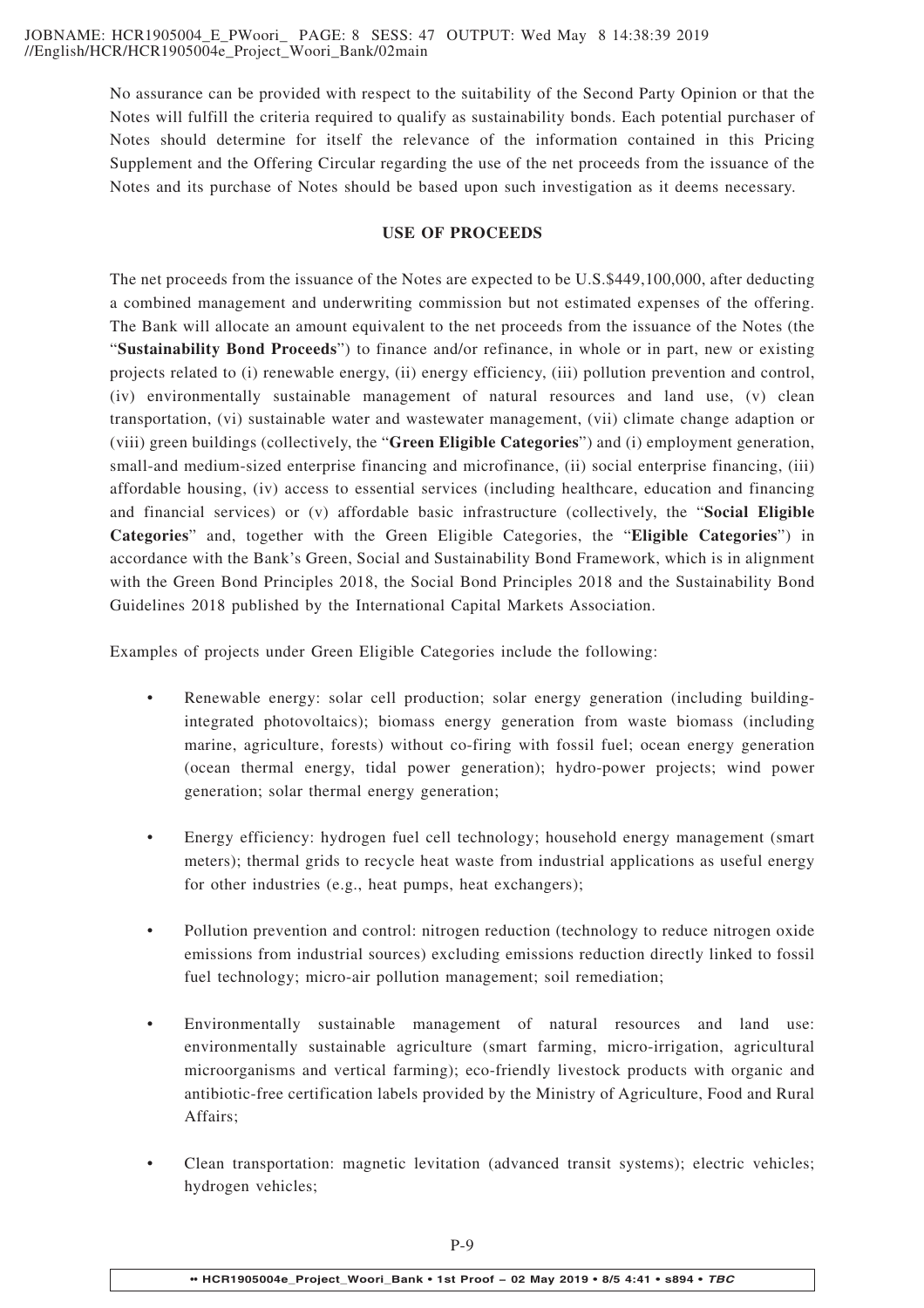No assurance can be provided with respect to the suitability of the Second Party Opinion or that the Notes will fulfill the criteria required to qualify as sustainability bonds. Each potential purchaser of Notes should determine for itself the relevance of the information contained in this Pricing Supplement and the Offering Circular regarding the use of the net proceeds from the issuance of the Notes and its purchase of Notes should be based upon such investigation as it deems necessary.

## USE OF PROCEEDS

The net proceeds from the issuance of the Notes are expected to be U.S.$449,100,000, after deducting a combined management and underwriting commission but not estimated expenses of the offering. The Bank will allocate an amount equivalent to the net proceeds from the issuance of the Notes (the "**Sustainability Bond Proceeds**") to finance and/or refinance, in whole or in part, new or existing projects related to (i) renewable energy, (ii) energy efficiency, (iii) pollution prevention and control, (iv) environmentally sustainable management of natural resources and land use, (v) clean transportation, (vi) sustainable water and wastewater management, (vii) climate change adaption or (viii) green buildings (collectively, the "**Green Eligible Categories**") and (i) employment generation, small-and medium-sized enterprise financing and microfinance, (ii) social enterprise financing, (iii) affordable housing, (iv) access to essential services (including healthcare, education and financing and financial services) or (v) affordable basic infrastructure (collectively, the "**Social Eligible Categories**" and, together with the Green Eligible Categories, the "**Eligible Categories**") in accordance with the Bank's Green, Social and Sustainability Bond Framework, which is in alignment with the Green Bond Principles 2018, the Social Bond Principles 2018 and the Sustainability Bond Guidelines 2018 published by the International Capital Markets Association.

Examples of projects under Green Eligible Categories include the following:

- Renewable energy: solar cell production; solar energy generation (including building-integrated photovoltaics); biomass energy generation from waste biomass (including marine, agriculture, forests) without co-firing with fossil fuel; ocean energy generation (ocean thermal energy, tidal power generation); hydro-power projects; wind power generation; solar thermal energy generation;

- Energy efficiency: hydrogen fuel cell technology; household energy management (smart meters); thermal grids to recycle heat waste from industrial applications as useful energy for other industries (e.g., heat pumps, heat exchangers);

- Pollution prevention and control: nitrogen reduction (technology to reduce nitrogen oxide emissions from industrial sources) excluding emissions reduction directly linked to fossil fuel technology; micro-air pollution management; soil remediation;

- Environmentally sustainable management of natural resources and land use: environmentally sustainable agriculture (smart farming, micro-irrigation, agricultural microorganisms and vertical farming); eco-friendly livestock products with organic and antibiotic-free certification labels provided by the Ministry of Agriculture, Food and Rural Affairs;

- Clean transportation: magnetic levitation (advanced transit systems); electric vehicles; hydrogen vehicles;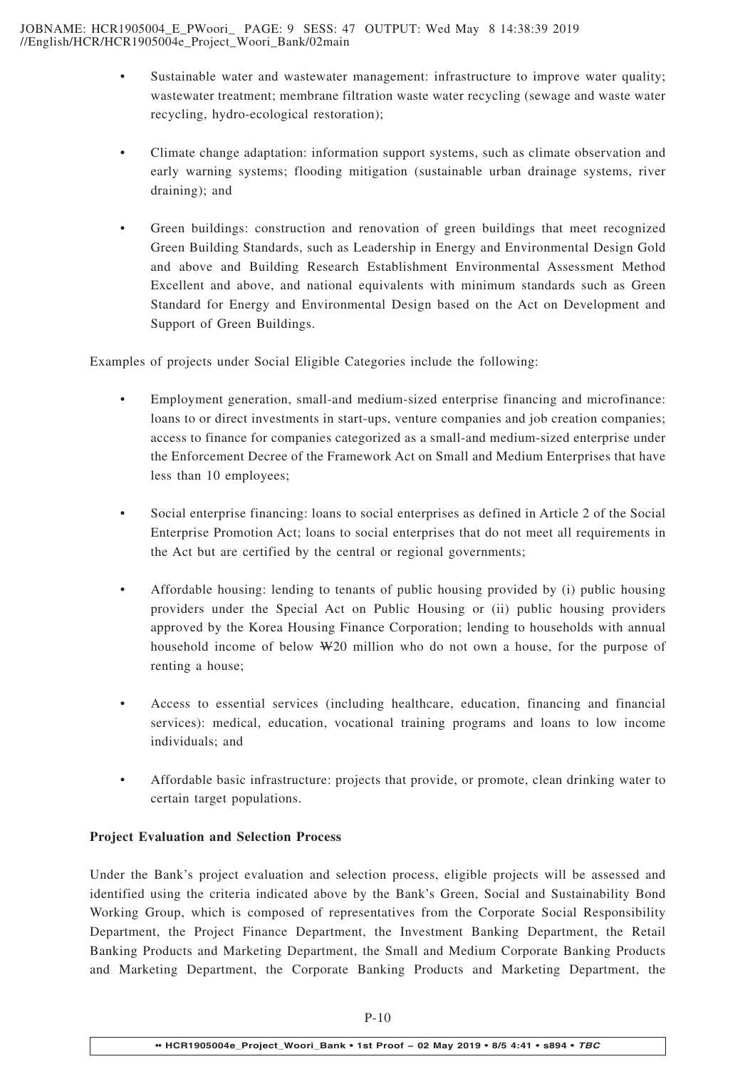- Sustainable water and wastewater management: infrastructure to improve water quality; wastewater treatment; membrane filtration waste water recycling (sewage and waste water recycling, hydro-ecological restoration);

- Climate change adaptation: information support systems, such as climate observation and early warning systems; flooding mitigation (sustainable urban drainage systems, river draining); and

- Green buildings: construction and renovation of green buildings that meet recognized Green Building Standards, such as Leadership in Energy and Environmental Design Gold and above and Building Research Establishment Environmental Assessment Method Excellent and above, and national equivalents with minimum standards such as Green Standard for Energy and Environmental Design based on the Act on Development and Support of Green Buildings.

Examples of projects under Social Eligible Categories include the following:

- Employment generation, small-and medium-sized enterprise financing and microfinance: loans to or direct investments in start-ups, venture companies and job creation companies; access to finance for companies categorized as a small-and medium-sized enterprise under the Enforcement Decree of the Framework Act on Small and Medium Enterprises that have less than 10 employees;

- Social enterprise financing: loans to social enterprises as defined in Article 2 of the Social Enterprise Promotion Act; loans to social enterprises that do not meet all requirements in the Act but are certified by the central or regional governments;

- Affordable housing: lending to tenants of public housing provided by (i) public housing providers under the Special Act on Public Housing or (ii) public housing providers approved by the Korea Housing Finance Corporation; lending to households with annual household income of below ₩20 million who do not own a house, for the purpose of renting a house;

- Access to essential services (including healthcare, education, financing and financial services): medical, education, vocational training programs and loans to low income individuals; and

- Affordable basic infrastructure: projects that provide, or promote, clean drinking water to certain target populations.

**Project Evaluation and Selection Process**

Under the Bank's project evaluation and selection process, eligible projects will be assessed and identified using the criteria indicated above by the Bank's Green, Social and Sustainability Bond Working Group, which is composed of representatives from the Corporate Social Responsibility Department, the Project Finance Department, the Investment Banking Department, the Retail Banking Products and Marketing Department, the Small and Medium Corporate Banking Products and Marketing Department, the Corporate Banking Products and Marketing Department, the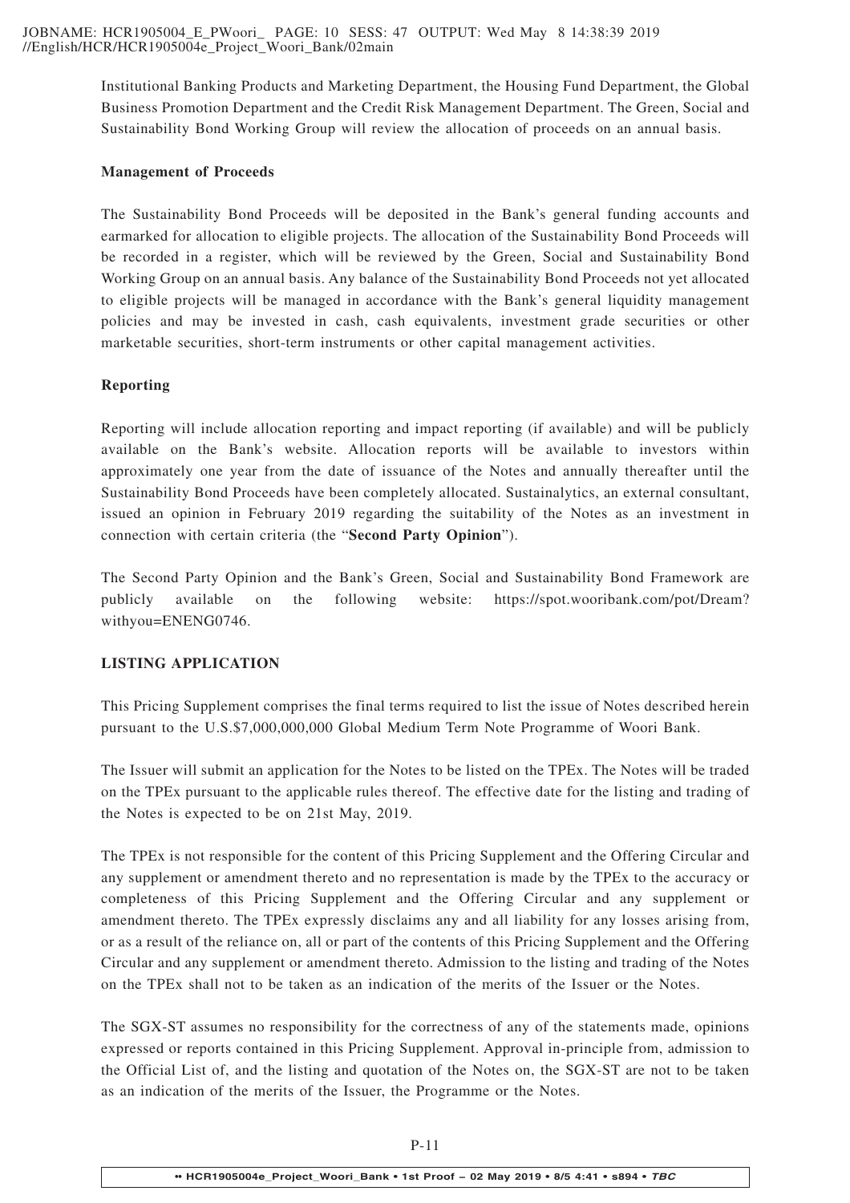Institutional Banking Products and Marketing Department, the Housing Fund Department, the Global Business Promotion Department and the Credit Risk Management Department. The Green, Social and Sustainability Bond Working Group will review the allocation of proceeds on an annual basis.

**Management of Proceeds**

The Sustainability Bond Proceeds will be deposited in the Bank's general funding accounts and earmarked for allocation to eligible projects. The allocation of the Sustainability Bond Proceeds will be recorded in a register, which will be reviewed by the Green, Social and Sustainability Bond Working Group on an annual basis. Any balance of the Sustainability Bond Proceeds not yet allocated to eligible projects will be managed in accordance with the Bank's general liquidity management policies and may be invested in cash, cash equivalents, investment grade securities or other marketable securities, short-term instruments or other capital management activities.

**Reporting**

Reporting will include allocation reporting and impact reporting (if available) and will be publicly available on the Bank's website. Allocation reports will be available to investors within approximately one year from the date of issuance of the Notes and annually thereafter until the Sustainability Bond Proceeds have been completely allocated. Sustainalytics, an external consultant, issued an opinion in February 2019 regarding the suitability of the Notes as an investment in connection with certain criteria (the "**Second Party Opinion**").

The Second Party Opinion and the Bank's Green, Social and Sustainability Bond Framework are publicly available on the following website: https://spot.wooribank.com/pot/Dream?withyou=ENENG0746.

**LISTING APPLICATION**

This Pricing Supplement comprises the final terms required to list the issue of Notes described herein pursuant to the U.S.$7,000,000,000 Global Medium Term Note Programme of Woori Bank.

The Issuer will submit an application for the Notes to be listed on the TPEx. The Notes will be traded on the TPEx pursuant to the applicable rules thereof. The effective date for the listing and trading of the Notes is expected to be on 21st May, 2019.

The TPEx is not responsible for the content of this Pricing Supplement and the Offering Circular and any supplement or amendment thereto and no representation is made by the TPEx to the accuracy or completeness of this Pricing Supplement and the Offering Circular and any supplement or amendment thereto. The TPEx expressly disclaims any and all liability for any losses arising from, or as a result of the reliance on, all or part of the contents of this Pricing Supplement and the Offering Circular and any supplement or amendment thereto. Admission to the listing and trading of the Notes on the TPEx shall not to be taken as an indication of the merits of the Issuer or the Notes.

The SGX-ST assumes no responsibility for the correctness of any of the statements made, opinions expressed or reports contained in this Pricing Supplement. Approval in-principle from, admission to the Official List of, and the listing and quotation of the Notes on, the SGX-ST are not to be taken as an indication of the merits of the Issuer, the Programme or the Notes.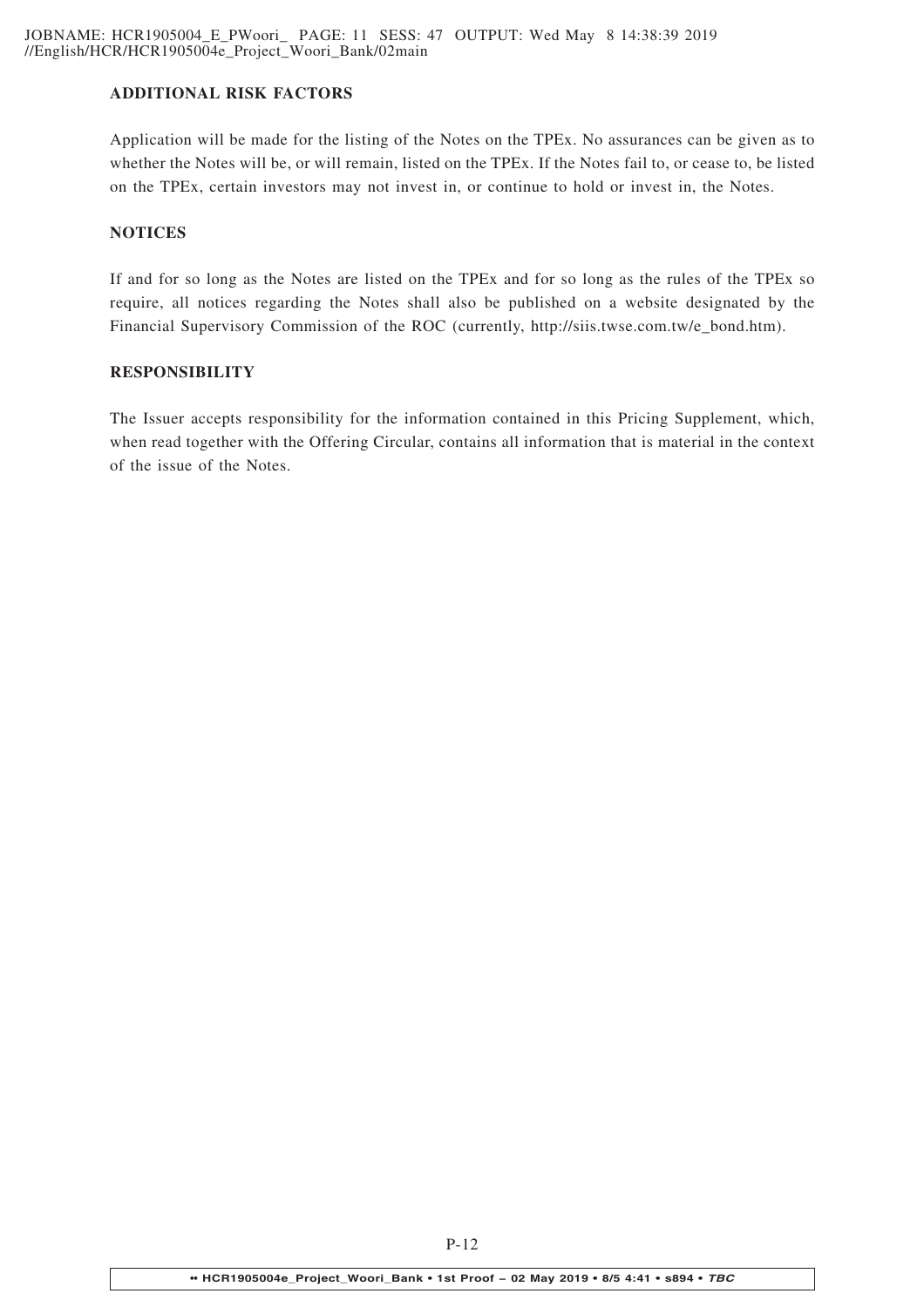## ADDITIONAL RISK FACTORS

Application will be made for the listing of the Notes on the TPEx. No assurances can be given as to whether the Notes will be, or will remain, listed on the TPEx. If the Notes fail to, or cease to, be listed on the TPEx, certain investors may not invest in, or continue to hold or invest in, the Notes.

## NOTICES

If and for so long as the Notes are listed on the TPEx and for so long as the rules of the TPEx so require, all notices regarding the Notes shall also be published on a website designated by the Financial Supervisory Commission of the ROC (currently, http://siis.twse.com.tw/e_bond.htm).

## RESPONSIBILITY

The Issuer accepts responsibility for the information contained in this Pricing Supplement, which, when read together with the Offering Circular, contains all information that is material in the context of the issue of the Notes.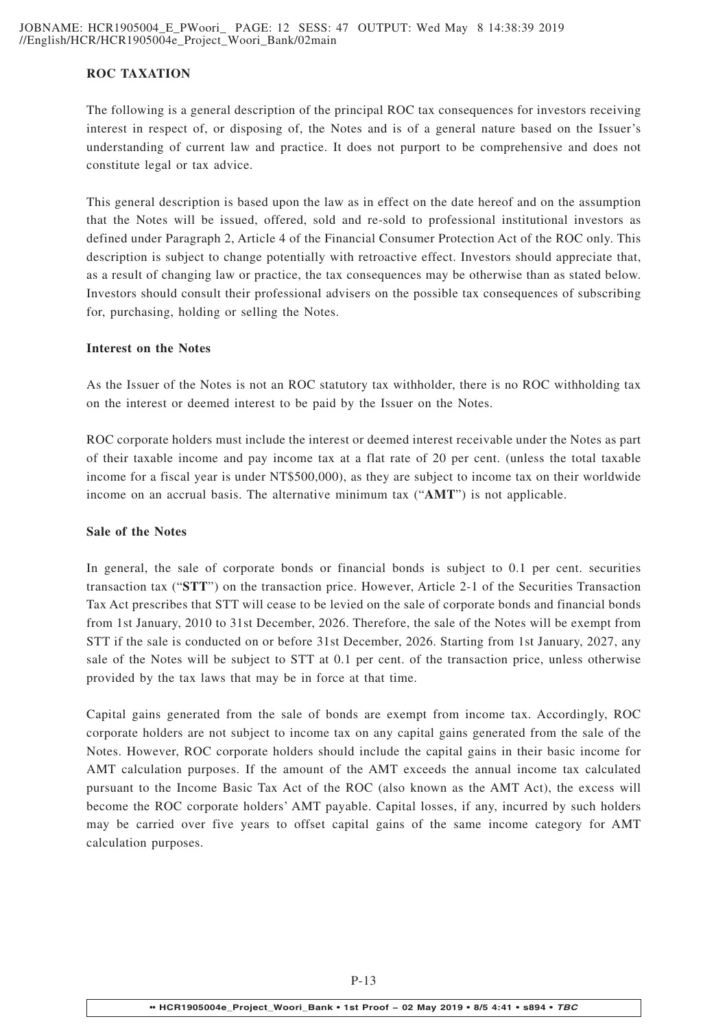## ROC TAXATION

The following is a general description of the principal ROC tax consequences for investors receiving interest in respect of, or disposing of, the Notes and is of a general nature based on the Issuer's understanding of current law and practice. It does not purport to be comprehensive and does not constitute legal or tax advice.

This general description is based upon the law as in effect on the date hereof and on the assumption that the Notes will be issued, offered, sold and re-sold to professional institutional investors as defined under Paragraph 2, Article 4 of the Financial Consumer Protection Act of the ROC only. This description is subject to change potentially with retroactive effect. Investors should appreciate that, as a result of changing law or practice, the tax consequences may be otherwise than as stated below. Investors should consult their professional advisers on the possible tax consequences of subscribing for, purchasing, holding or selling the Notes.

### Interest on the Notes

As the Issuer of the Notes is not an ROC statutory tax withholder, there is no ROC withholding tax on the interest or deemed interest to be paid by the Issuer on the Notes.

ROC corporate holders must include the interest or deemed interest receivable under the Notes as part of their taxable income and pay income tax at a flat rate of 20 per cent. (unless the total taxable income for a fiscal year is under NT$500,000), as they are subject to income tax on their worldwide income on an accrual basis. The alternative minimum tax ("**AMT**") is not applicable.

### Sale of the Notes

In general, the sale of corporate bonds or financial bonds is subject to 0.1 per cent. securities transaction tax ("**STT**") on the transaction price. However, Article 2-1 of the Securities Transaction Tax Act prescribes that STT will cease to be levied on the sale of corporate bonds and financial bonds from 1st January, 2010 to 31st December, 2026. Therefore, the sale of the Notes will be exempt from STT if the sale is conducted on or before 31st December, 2026. Starting from 1st January, 2027, any sale of the Notes will be subject to STT at 0.1 per cent. of the transaction price, unless otherwise provided by the tax laws that may be in force at that time.

Capital gains generated from the sale of bonds are exempt from income tax. Accordingly, ROC corporate holders are not subject to income tax on any capital gains generated from the sale of the Notes. However, ROC corporate holders should include the capital gains in their basic income for AMT calculation purposes. If the amount of the AMT exceeds the annual income tax calculated pursuant to the Income Basic Tax Act of the ROC (also known as the AMT Act), the excess will become the ROC corporate holders' AMT payable. Capital losses, if any, incurred by such holders may be carried over five years to offset capital gains of the same income category for AMT calculation purposes.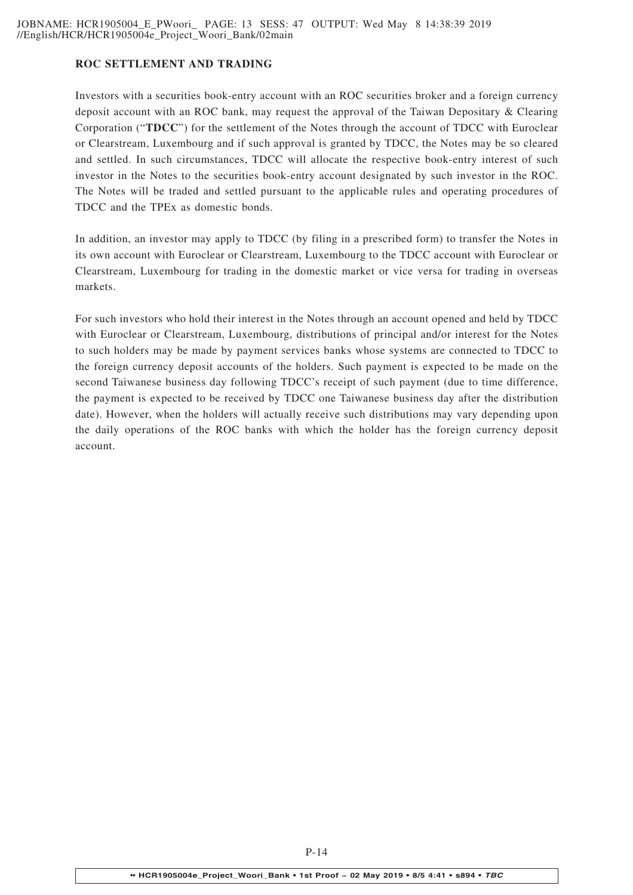## ROC SETTLEMENT AND TRADING

Investors with a securities book-entry account with an ROC securities broker and a foreign currency deposit account with an ROC bank, may request the approval of the Taiwan Depositary & Clearing Corporation ("**TDCC**") for the settlement of the Notes through the account of TDCC with Euroclear or Clearstream, Luxembourg and if such approval is granted by TDCC, the Notes may be so cleared and settled. In such circumstances, TDCC will allocate the respective book-entry interest of such investor in the Notes to the securities book-entry account designated by such investor in the ROC. The Notes will be traded and settled pursuant to the applicable rules and operating procedures of TDCC and the TPEx as domestic bonds.

In addition, an investor may apply to TDCC (by filing in a prescribed form) to transfer the Notes in its own account with Euroclear or Clearstream, Luxembourg to the TDCC account with Euroclear or Clearstream, Luxembourg for trading in the domestic market or vice versa for trading in overseas markets.

For such investors who hold their interest in the Notes through an account opened and held by TDCC with Euroclear or Clearstream, Luxembourg, distributions of principal and/or interest for the Notes to such holders may be made by payment services banks whose systems are connected to TDCC to the foreign currency deposit accounts of the holders. Such payment is expected to be made on the second Taiwanese business day following TDCC's receipt of such payment (due to time difference, the payment is expected to be received by TDCC one Taiwanese business day after the distribution date). However, when the holders will actually receive such distributions may vary depending upon the daily operations of the ROC banks with which the holder has the foreign currency deposit account.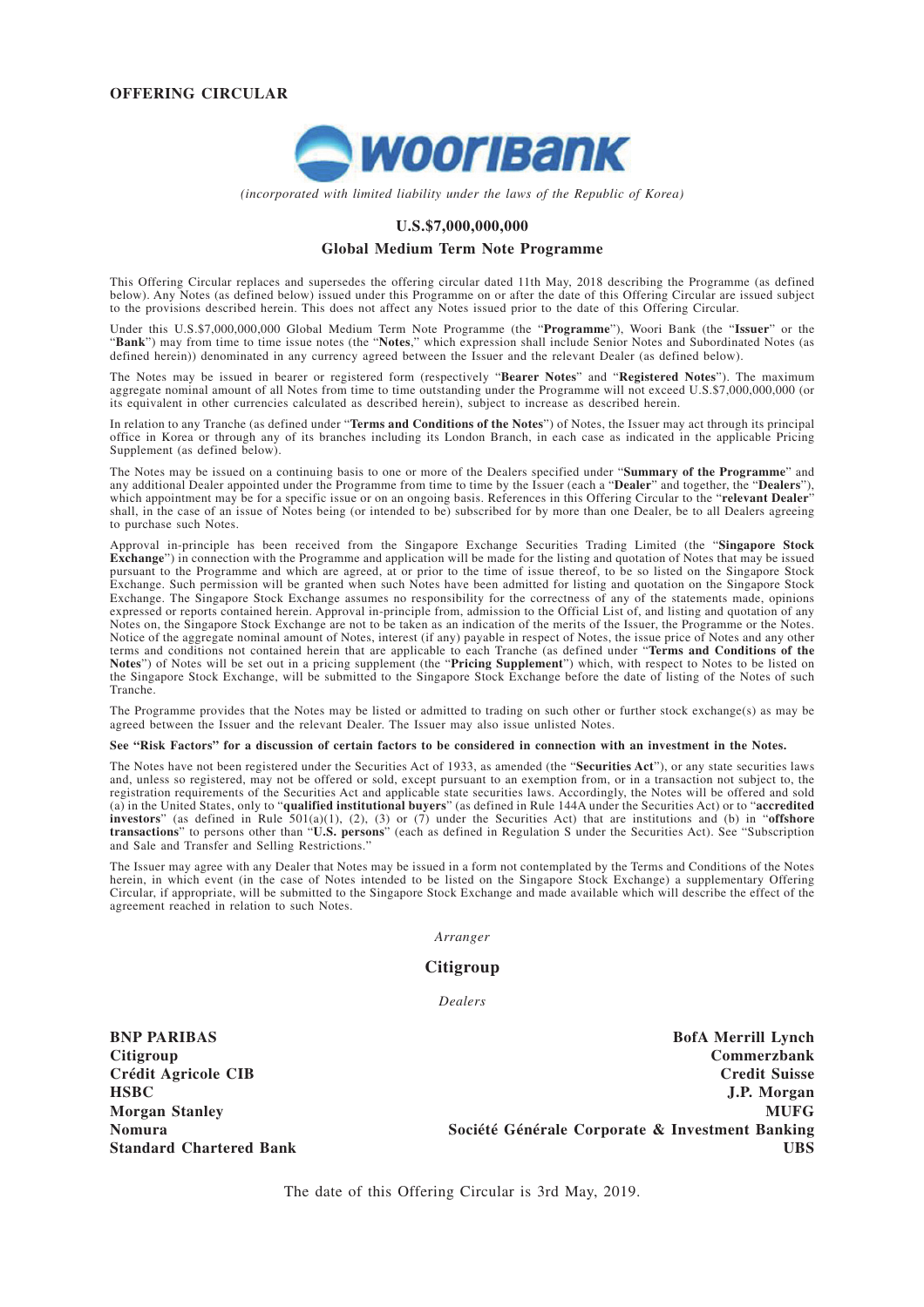**OFFERING CIRCULAR**

*(incorporated with limited liability under the laws of the Republic of Korea)*

# U.S.$7,000,000,000

## Global Medium Term Note Programme

This Offering Circular replaces and supersedes the offering circular dated 11th May, 2018 describing the Programme (as defined below). Any Notes (as defined below) issued under this Programme on or after the date of this Offering Circular are issued subject to the provisions described herein. This does not affect any Notes issued prior to the date of this Offering Circular.

Under this U.S.$7,000,000,000 Global Medium Term Note Programme (the "**Programme**"), Woori Bank (the "**Issuer**" or the "**Bank**") may from time to time issue notes (the "**Notes**," which expression shall include Senior Notes and Subordinated Notes (as defined herein)) denominated in any currency agreed between the Issuer and the relevant Dealer (as defined below).

The Notes may be issued in bearer or registered form (respectively "**Bearer Notes**" and "**Registered Notes**"). The maximum aggregate nominal amount of all Notes from time to time outstanding under the Programme will not exceed U.S.$7,000,000,000 (or its equivalent in other currencies calculated as described herein), subject to increase as described herein.

In relation to any Tranche (as defined under "**Terms and Conditions of the Notes**") of Notes, the Issuer may act through its principal office in Korea or through any of its branches including its London Branch, in each case as indicated in the applicable Pricing Supplement (as defined below).

The Notes may be issued on a continuing basis to one or more of the Dealers specified under "**Summary of the Programme**" and any additional Dealer appointed under the Programme from time to time by the Issuer (each a "**Dealer**" and together, the "**Dealers**"), which appointment may be for a specific issue or on an ongoing basis. References in this Offering Circular to the "**relevant Dealer**" shall, in the case of an issue of Notes being (or intended to be) subscribed for by more than one Dealer, be to all Dealers agreeing to purchase such Notes.

Approval in-principle has been received from the Singapore Exchange Securities Trading Limited (the "**Singapore Stock Exchange**") in connection with the Programme and application will be made for the listing and quotation of Notes that may be issued pursuant to the Programme and which are agreed, at or prior to the time of issue thereof, to be so listed on the Singapore Stock Exchange. Such permission will be granted when such Notes have been admitted for listing and quotation on the Singapore Stock Exchange. The Singapore Stock Exchange assumes no responsibility for the correctness of any of the statements made, opinions expressed or reports contained herein. Approval in-principle from, admission to the Official List of, and listing and quotation of any Notes on, the Singapore Stock Exchange are not to be taken as an indication of the merits of the Issuer, the Programme or the Notes. Notice of the aggregate nominal amount of Notes, interest (if any) payable in respect of Notes, the issue price of Notes and any other terms and conditions not contained herein that are applicable to each Tranche (as defined under "**Terms and Conditions of the Notes**") of Notes will be set out in a pricing supplement (the "**Pricing Supplement**") which, with respect to Notes to be listed on the Singapore Stock Exchange, will be submitted to the Singapore Stock Exchange before the date of listing of the Notes of such Tranche.

The Programme provides that the Notes may be listed or admitted to trading on such other or further stock exchange(s) as may be agreed between the Issuer and the relevant Dealer. The Issuer may also issue unlisted Notes.

**See "Risk Factors" for a discussion of certain factors to be considered in connection with an investment in the Notes.**

The Notes have not been registered under the Securities Act of 1933, as amended (the "**Securities Act**"), or any state securities laws and, unless so registered, may not be offered or sold, except pursuant to an exemption from, or in a transaction not subject to, the registration requirements of the Securities Act and applicable state securities laws. Accordingly, the Notes will be offered and sold (a) in the United States, only to "**qualified institutional buyers**" (as defined in Rule 144A under the Securities Act) or to "**accredited investors**" (as defined in Rule 501(a)(1), (2), (3) or (7) under the Securities Act) that are institutions and (b) in "**offshore transactions**" to persons other than "**U.S. persons**" (each as defined in Regulation S under the Securities Act). See "Subscription and Sale and Transfer and Selling Restrictions."

The Issuer may agree with any Dealer that Notes may be issued in a form not contemplated by the Terms and Conditions of the Notes herein, in which event (in the case of Notes intended to be listed on the Singapore Stock Exchange) a supplementary Offering Circular, if appropriate, will be submitted to the Singapore Stock Exchange and made available which will describe the effect of the agreement reached in relation to such Notes.

*Arranger*

**Citigroup**

*Dealers*

**BNP PARIBAS**
**BofA Merrill Lynch**
**Citigroup**
**Commerzbank**
**Crédit Agricole CIB**
**Credit Suisse**
**HSBC**
**J.P. Morgan**
**Morgan Stanley**
**MUFG**
**Nomura**
**Société Générale Corporate & Investment Banking**
**Standard Chartered Bank**
**UBS**

The date of this Offering Circular is 3rd May, 2019.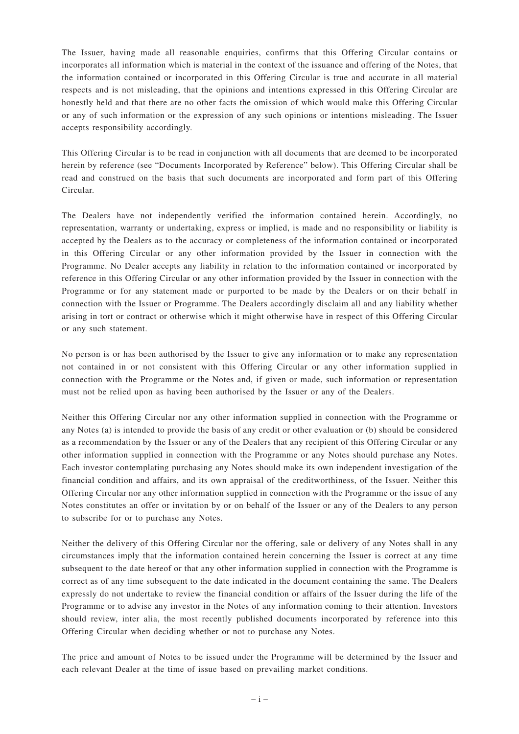The Issuer, having made all reasonable enquiries, confirms that this Offering Circular contains or incorporates all information which is material in the context of the issuance and offering of the Notes, that the information contained or incorporated in this Offering Circular is true and accurate in all material respects and is not misleading, that the opinions and intentions expressed in this Offering Circular are honestly held and that there are no other facts the omission of which would make this Offering Circular or any of such information or the expression of any such opinions or intentions misleading. The Issuer accepts responsibility accordingly.

This Offering Circular is to be read in conjunction with all documents that are deemed to be incorporated herein by reference (see "Documents Incorporated by Reference" below). This Offering Circular shall be read and construed on the basis that such documents are incorporated and form part of this Offering Circular.

The Dealers have not independently verified the information contained herein. Accordingly, no representation, warranty or undertaking, express or implied, is made and no responsibility or liability is accepted by the Dealers as to the accuracy or completeness of the information contained or incorporated in this Offering Circular or any other information provided by the Issuer in connection with the Programme. No Dealer accepts any liability in relation to the information contained or incorporated by reference in this Offering Circular or any other information provided by the Issuer in connection with the Programme or for any statement made or purported to be made by the Dealers or on their behalf in connection with the Issuer or Programme. The Dealers accordingly disclaim all and any liability whether arising in tort or contract or otherwise which it might otherwise have in respect of this Offering Circular or any such statement.

No person is or has been authorised by the Issuer to give any information or to make any representation not contained in or not consistent with this Offering Circular or any other information supplied in connection with the Programme or the Notes and, if given or made, such information or representation must not be relied upon as having been authorised by the Issuer or any of the Dealers.

Neither this Offering Circular nor any other information supplied in connection with the Programme or any Notes (a) is intended to provide the basis of any credit or other evaluation or (b) should be considered as a recommendation by the Issuer or any of the Dealers that any recipient of this Offering Circular or any other information supplied in connection with the Programme or any Notes should purchase any Notes. Each investor contemplating purchasing any Notes should make its own independent investigation of the financial condition and affairs, and its own appraisal of the creditworthiness, of the Issuer. Neither this Offering Circular nor any other information supplied in connection with the Programme or the issue of any Notes constitutes an offer or invitation by or on behalf of the Issuer or any of the Dealers to any person to subscribe for or to purchase any Notes.

Neither the delivery of this Offering Circular nor the offering, sale or delivery of any Notes shall in any circumstances imply that the information contained herein concerning the Issuer is correct at any time subsequent to the date hereof or that any other information supplied in connection with the Programme is correct as of any time subsequent to the date indicated in the document containing the same. The Dealers expressly do not undertake to review the financial condition or affairs of the Issuer during the life of the Programme or to advise any investor in the Notes of any information coming to their attention. Investors should review, inter alia, the most recently published documents incorporated by reference into this Offering Circular when deciding whether or not to purchase any Notes.

The price and amount of Notes to be issued under the Programme will be determined by the Issuer and each relevant Dealer at the time of issue based on prevailing market conditions.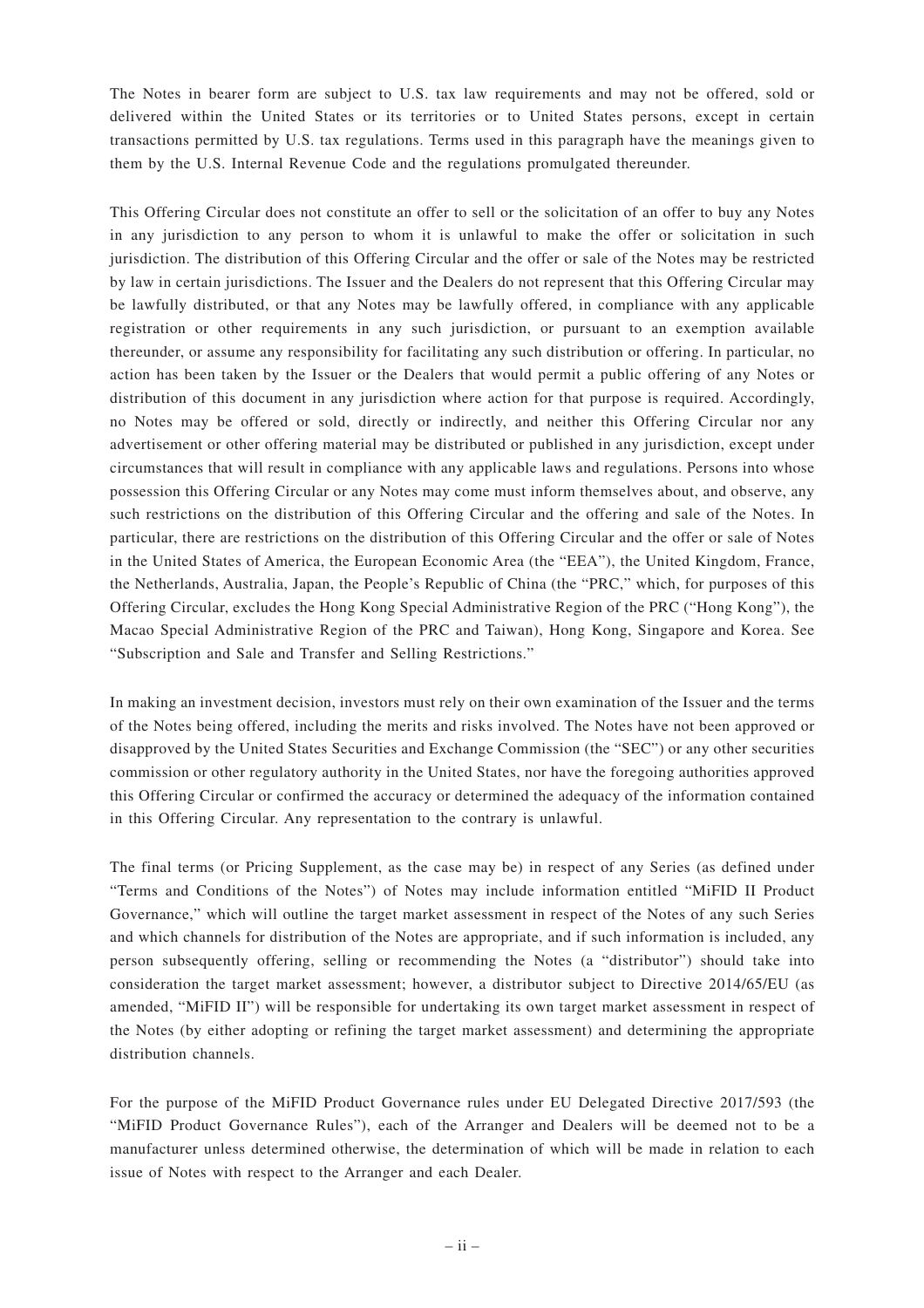The Notes in bearer form are subject to U.S. tax law requirements and may not be offered, sold or delivered within the United States or its territories or to United States persons, except in certain transactions permitted by U.S. tax regulations. Terms used in this paragraph have the meanings given to them by the U.S. Internal Revenue Code and the regulations promulgated thereunder.

This Offering Circular does not constitute an offer to sell or the solicitation of an offer to buy any Notes in any jurisdiction to any person to whom it is unlawful to make the offer or solicitation in such jurisdiction. The distribution of this Offering Circular and the offer or sale of the Notes may be restricted by law in certain jurisdictions. The Issuer and the Dealers do not represent that this Offering Circular may be lawfully distributed, or that any Notes may be lawfully offered, in compliance with any applicable registration or other requirements in any such jurisdiction, or pursuant to an exemption available thereunder, or assume any responsibility for facilitating any such distribution or offering. In particular, no action has been taken by the Issuer or the Dealers that would permit a public offering of any Notes or distribution of this document in any jurisdiction where action for that purpose is required. Accordingly, no Notes may be offered or sold, directly or indirectly, and neither this Offering Circular nor any advertisement or other offering material may be distributed or published in any jurisdiction, except under circumstances that will result in compliance with any applicable laws and regulations. Persons into whose possession this Offering Circular or any Notes may come must inform themselves about, and observe, any such restrictions on the distribution of this Offering Circular and the offering and sale of the Notes. In particular, there are restrictions on the distribution of this Offering Circular and the offer or sale of Notes in the United States of America, the European Economic Area (the "EEA"), the United Kingdom, France, the Netherlands, Australia, Japan, the People's Republic of China (the "PRC," which, for purposes of this Offering Circular, excludes the Hong Kong Special Administrative Region of the PRC ("Hong Kong"), the Macao Special Administrative Region of the PRC and Taiwan), Hong Kong, Singapore and Korea. See "Subscription and Sale and Transfer and Selling Restrictions."

In making an investment decision, investors must rely on their own examination of the Issuer and the terms of the Notes being offered, including the merits and risks involved. The Notes have not been approved or disapproved by the United States Securities and Exchange Commission (the "SEC") or any other securities commission or other regulatory authority in the United States, nor have the foregoing authorities approved this Offering Circular or confirmed the accuracy or determined the adequacy of the information contained in this Offering Circular. Any representation to the contrary is unlawful.

The final terms (or Pricing Supplement, as the case may be) in respect of any Series (as defined under "Terms and Conditions of the Notes") of Notes may include information entitled "MiFID II Product Governance," which will outline the target market assessment in respect of the Notes of any such Series and which channels for distribution of the Notes are appropriate, and if such information is included, any person subsequently offering, selling or recommending the Notes (a "distributor") should take into consideration the target market assessment; however, a distributor subject to Directive 2014/65/EU (as amended, "MiFID II") will be responsible for undertaking its own target market assessment in respect of the Notes (by either adopting or refining the target market assessment) and determining the appropriate distribution channels.

For the purpose of the MiFID Product Governance rules under EU Delegated Directive 2017/593 (the "MiFID Product Governance Rules"), each of the Arranger and Dealers will be deemed not to be a manufacturer unless determined otherwise, the determination of which will be made in relation to each issue of Notes with respect to the Arranger and each Dealer.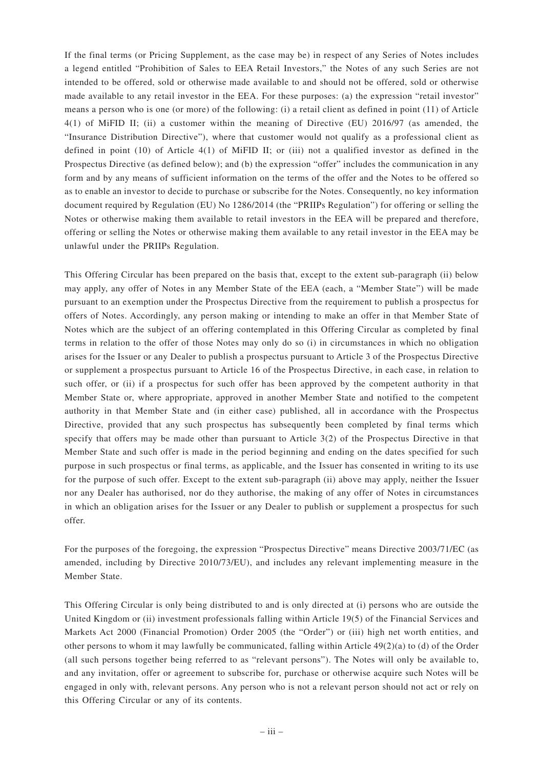If the final terms (or Pricing Supplement, as the case may be) in respect of any Series of Notes includes a legend entitled "Prohibition of Sales to EEA Retail Investors," the Notes of any such Series are not intended to be offered, sold or otherwise made available to and should not be offered, sold or otherwise made available to any retail investor in the EEA. For these purposes: (a) the expression "retail investor" means a person who is one (or more) of the following: (i) a retail client as defined in point (11) of Article 4(1) of MiFID II; (ii) a customer within the meaning of Directive (EU) 2016/97 (as amended, the "Insurance Distribution Directive"), where that customer would not qualify as a professional client as defined in point (10) of Article 4(1) of MiFID II; or (iii) not a qualified investor as defined in the Prospectus Directive (as defined below); and (b) the expression "offer" includes the communication in any form and by any means of sufficient information on the terms of the offer and the Notes to be offered so as to enable an investor to decide to purchase or subscribe for the Notes. Consequently, no key information document required by Regulation (EU) No 1286/2014 (the "PRIIPs Regulation") for offering or selling the Notes or otherwise making them available to retail investors in the EEA will be prepared and therefore, offering or selling the Notes or otherwise making them available to any retail investor in the EEA may be unlawful under the PRIIPs Regulation.

This Offering Circular has been prepared on the basis that, except to the extent sub-paragraph (ii) below may apply, any offer of Notes in any Member State of the EEA (each, a "Member State") will be made pursuant to an exemption under the Prospectus Directive from the requirement to publish a prospectus for offers of Notes. Accordingly, any person making or intending to make an offer in that Member State of Notes which are the subject of an offering contemplated in this Offering Circular as completed by final terms in relation to the offer of those Notes may only do so (i) in circumstances in which no obligation arises for the Issuer or any Dealer to publish a prospectus pursuant to Article 3 of the Prospectus Directive or supplement a prospectus pursuant to Article 16 of the Prospectus Directive, in each case, in relation to such offer, or (ii) if a prospectus for such offer has been approved by the competent authority in that Member State or, where appropriate, approved in another Member State and notified to the competent authority in that Member State and (in either case) published, all in accordance with the Prospectus Directive, provided that any such prospectus has subsequently been completed by final terms which specify that offers may be made other than pursuant to Article 3(2) of the Prospectus Directive in that Member State and such offer is made in the period beginning and ending on the dates specified for such purpose in such prospectus or final terms, as applicable, and the Issuer has consented in writing to its use for the purpose of such offer. Except to the extent sub-paragraph (ii) above may apply, neither the Issuer nor any Dealer has authorised, nor do they authorise, the making of any offer of Notes in circumstances in which an obligation arises for the Issuer or any Dealer to publish or supplement a prospectus for such offer.

For the purposes of the foregoing, the expression "Prospectus Directive" means Directive 2003/71/EC (as amended, including by Directive 2010/73/EU), and includes any relevant implementing measure in the Member State.

This Offering Circular is only being distributed to and is only directed at (i) persons who are outside the United Kingdom or (ii) investment professionals falling within Article 19(5) of the Financial Services and Markets Act 2000 (Financial Promotion) Order 2005 (the "Order") or (iii) high net worth entities, and other persons to whom it may lawfully be communicated, falling within Article 49(2)(a) to (d) of the Order (all such persons together being referred to as "relevant persons"). The Notes will only be available to, and any invitation, offer or agreement to subscribe for, purchase or otherwise acquire such Notes will be engaged in only with, relevant persons. Any person who is not a relevant person should not act or rely on this Offering Circular or any of its contents.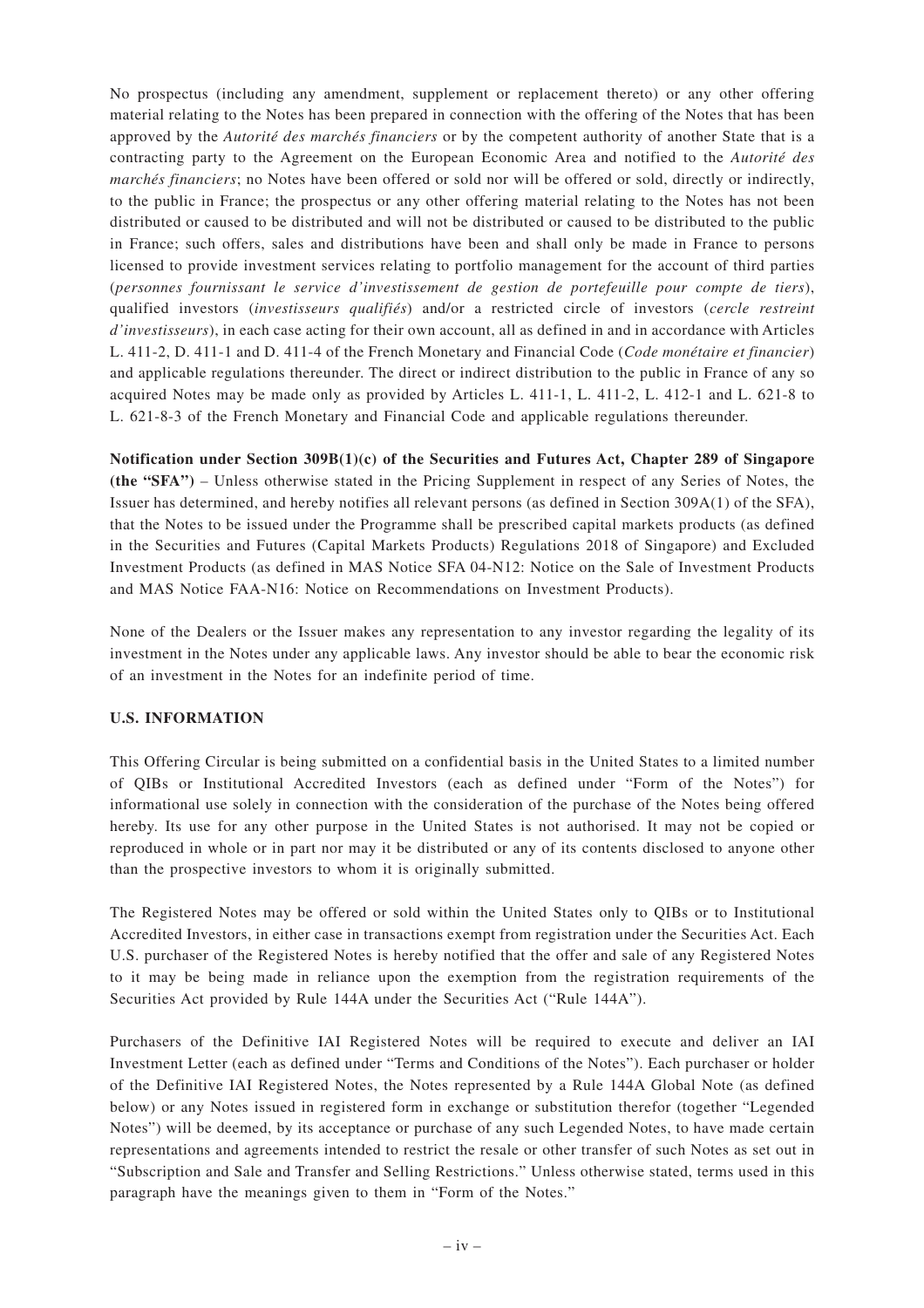No prospectus (including any amendment, supplement or replacement thereto) or any other offering material relating to the Notes has been prepared in connection with the offering of the Notes that has been approved by the *Autorité des marchés financiers* or by the competent authority of another State that is a contracting party to the Agreement on the European Economic Area and notified to the *Autorité des marchés financiers*; no Notes have been offered or sold nor will be offered or sold, directly or indirectly, to the public in France; the prospectus or any other offering material relating to the Notes has not been distributed or caused to be distributed and will not be distributed or caused to be distributed to the public in France; such offers, sales and distributions have been and shall only be made in France to persons licensed to provide investment services relating to portfolio management for the account of third parties (*personnes fournissant le service d'investissement de gestion de portefeuille pour compte de tiers*), qualified investors (*investisseurs qualifiés*) and/or a restricted circle of investors (*cercle restreint d'investisseurs*), in each case acting for their own account, all as defined in and in accordance with Articles L. 411-2, D. 411-1 and D. 411-4 of the French Monetary and Financial Code (*Code monétaire et financier*) and applicable regulations thereunder. The direct or indirect distribution to the public in France of any so acquired Notes may be made only as provided by Articles L. 411-1, L. 411-2, L. 412-1 and L. 621-8 to L. 621-8-3 of the French Monetary and Financial Code and applicable regulations thereunder.

**Notification under Section 309B(1)(c) of the Securities and Futures Act, Chapter 289 of Singapore (the "SFA")** – Unless otherwise stated in the Pricing Supplement in respect of any Series of Notes, the Issuer has determined, and hereby notifies all relevant persons (as defined in Section 309A(1) of the SFA), that the Notes to be issued under the Programme shall be prescribed capital markets products (as defined in the Securities and Futures (Capital Markets Products) Regulations 2018 of Singapore) and Excluded Investment Products (as defined in MAS Notice SFA 04-N12: Notice on the Sale of Investment Products and MAS Notice FAA-N16: Notice on Recommendations on Investment Products).

None of the Dealers or the Issuer makes any representation to any investor regarding the legality of its investment in the Notes under any applicable laws. Any investor should be able to bear the economic risk of an investment in the Notes for an indefinite period of time.

## U.S. INFORMATION

This Offering Circular is being submitted on a confidential basis in the United States to a limited number of QIBs or Institutional Accredited Investors (each as defined under "Form of the Notes") for informational use solely in connection with the consideration of the purchase of the Notes being offered hereby. Its use for any other purpose in the United States is not authorised. It may not be copied or reproduced in whole or in part nor may it be distributed or any of its contents disclosed to anyone other than the prospective investors to whom it is originally submitted.

The Registered Notes may be offered or sold within the United States only to QIBs or to Institutional Accredited Investors, in either case in transactions exempt from registration under the Securities Act. Each U.S. purchaser of the Registered Notes is hereby notified that the offer and sale of any Registered Notes to it may be being made in reliance upon the exemption from the registration requirements of the Securities Act provided by Rule 144A under the Securities Act ("Rule 144A").

Purchasers of the Definitive IAI Registered Notes will be required to execute and deliver an IAI Investment Letter (each as defined under "Terms and Conditions of the Notes"). Each purchaser or holder of the Definitive IAI Registered Notes, the Notes represented by a Rule 144A Global Note (as defined below) or any Notes issued in registered form in exchange or substitution therefor (together "Legended Notes") will be deemed, by its acceptance or purchase of any such Legended Notes, to have made certain representations and agreements intended to restrict the resale or other transfer of such Notes as set out in "Subscription and Sale and Transfer and Selling Restrictions." Unless otherwise stated, terms used in this paragraph have the meanings given to them in "Form of the Notes."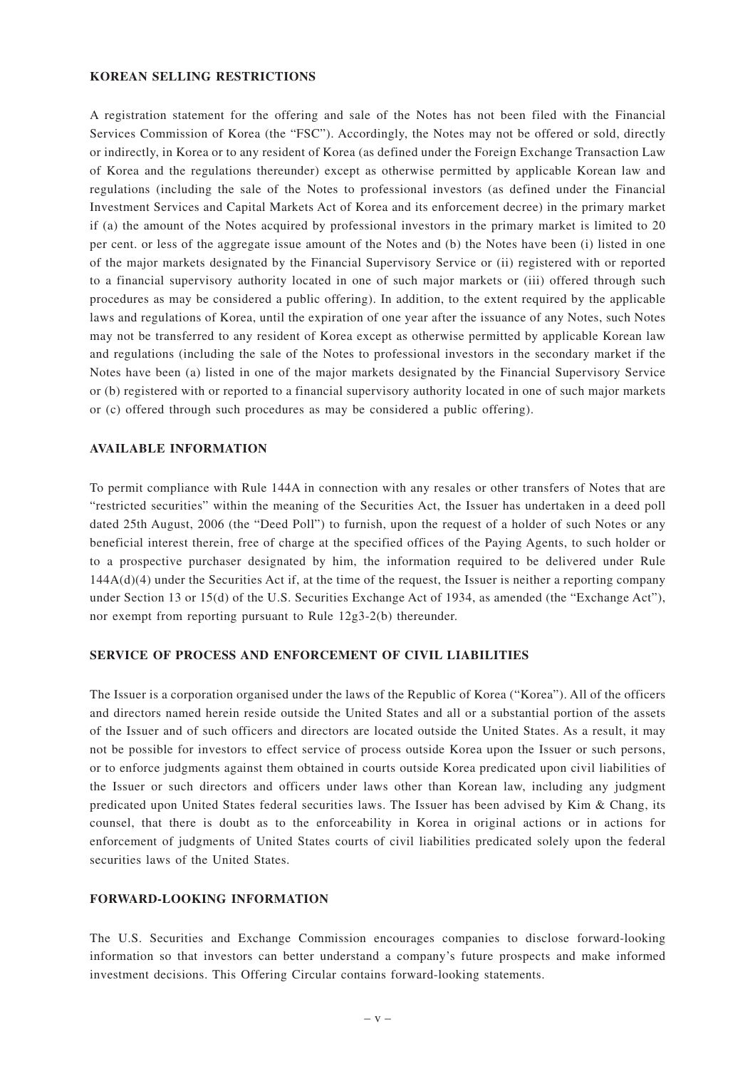## KOREAN SELLING RESTRICTIONS

A registration statement for the offering and sale of the Notes has not been filed with the Financial Services Commission of Korea (the "FSC"). Accordingly, the Notes may not be offered or sold, directly or indirectly, in Korea or to any resident of Korea (as defined under the Foreign Exchange Transaction Law of Korea and the regulations thereunder) except as otherwise permitted by applicable Korean law and regulations (including the sale of the Notes to professional investors (as defined under the Financial Investment Services and Capital Markets Act of Korea and its enforcement decree) in the primary market if (a) the amount of the Notes acquired by professional investors in the primary market is limited to 20 per cent. or less of the aggregate issue amount of the Notes and (b) the Notes have been (i) listed in one of the major markets designated by the Financial Supervisory Service or (ii) registered with or reported to a financial supervisory authority located in one of such major markets or (iii) offered through such procedures as may be considered a public offering). In addition, to the extent required by the applicable laws and regulations of Korea, until the expiration of one year after the issuance of any Notes, such Notes may not be transferred to any resident of Korea except as otherwise permitted by applicable Korean law and regulations (including the sale of the Notes to professional investors in the secondary market if the Notes have been (a) listed in one of the major markets designated by the Financial Supervisory Service or (b) registered with or reported to a financial supervisory authority located in one of such major markets or (c) offered through such procedures as may be considered a public offering).

## AVAILABLE INFORMATION

To permit compliance with Rule 144A in connection with any resales or other transfers of Notes that are "restricted securities" within the meaning of the Securities Act, the Issuer has undertaken in a deed poll dated 25th August, 2006 (the "Deed Poll") to furnish, upon the request of a holder of such Notes or any beneficial interest therein, free of charge at the specified offices of the Paying Agents, to such holder or to a prospective purchaser designated by him, the information required to be delivered under Rule 144A(d)(4) under the Securities Act if, at the time of the request, the Issuer is neither a reporting company under Section 13 or 15(d) of the U.S. Securities Exchange Act of 1934, as amended (the "Exchange Act"), nor exempt from reporting pursuant to Rule 12g3-2(b) thereunder.

## SERVICE OF PROCESS AND ENFORCEMENT OF CIVIL LIABILITIES

The Issuer is a corporation organised under the laws of the Republic of Korea ("Korea"). All of the officers and directors named herein reside outside the United States and all or a substantial portion of the assets of the Issuer and of such officers and directors are located outside the United States. As a result, it may not be possible for investors to effect service of process outside Korea upon the Issuer or such persons, or to enforce judgments against them obtained in courts outside Korea predicated upon civil liabilities of the Issuer or such directors and officers under laws other than Korean law, including any judgment predicated upon United States federal securities laws. The Issuer has been advised by Kim & Chang, its counsel, that there is doubt as to the enforceability in Korea in original actions or in actions for enforcement of judgments of United States courts of civil liabilities predicated solely upon the federal securities laws of the United States.

## FORWARD-LOOKING INFORMATION

The U.S. Securities and Exchange Commission encourages companies to disclose forward-looking information so that investors can better understand a company's future prospects and make informed investment decisions. This Offering Circular contains forward-looking statements.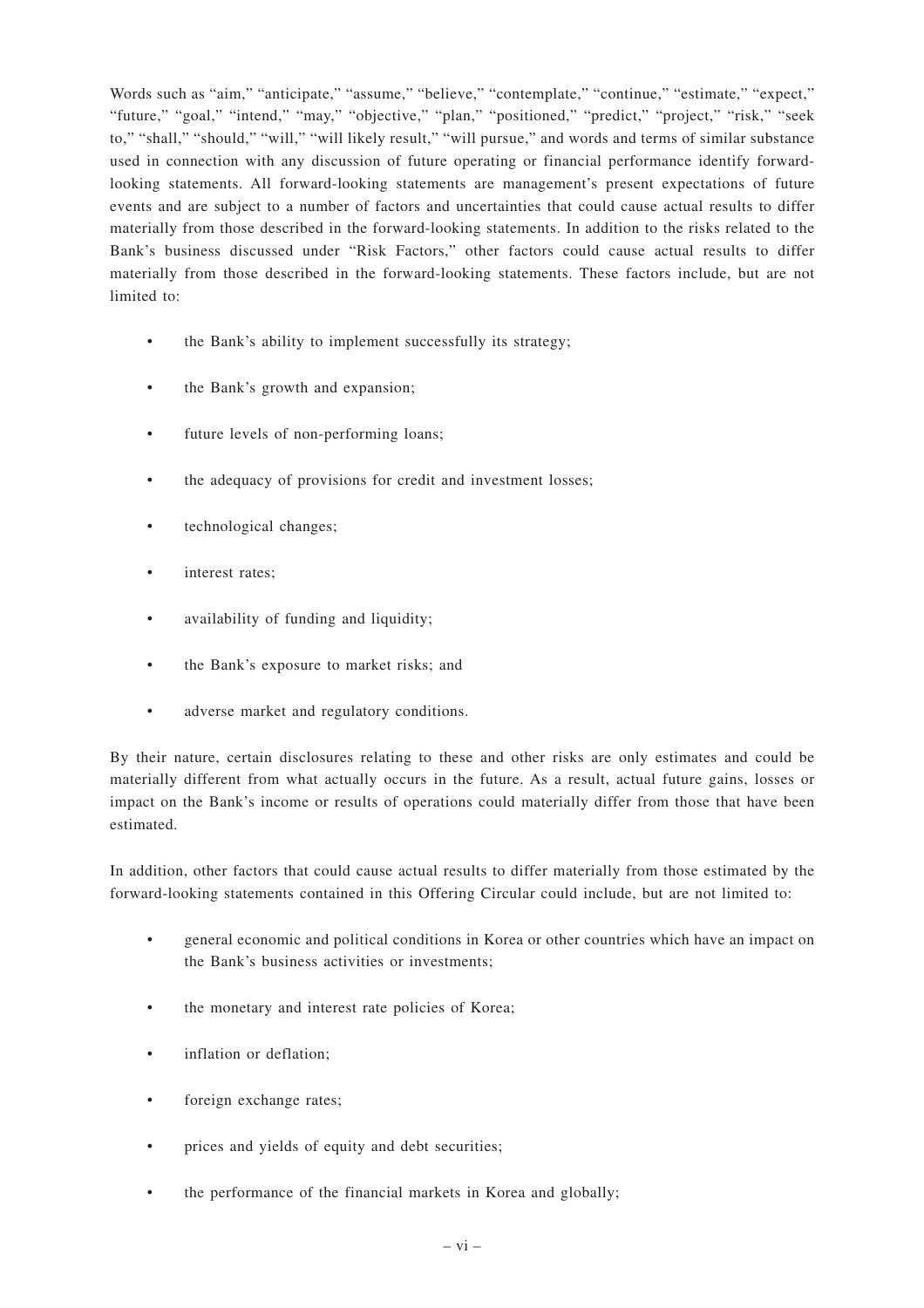Words such as "aim," "anticipate," "assume," "believe," "contemplate," "continue," "estimate," "expect," "future," "goal," "intend," "may," "objective," "plan," "positioned," "predict," "project," "risk," "seek to," "shall," "should," "will," "will likely result," "will pursue," and words and terms of similar substance used in connection with any discussion of future operating or financial performance identify forward-looking statements. All forward-looking statements are management's present expectations of future events and are subject to a number of factors and uncertainties that could cause actual results to differ materially from those described in the forward-looking statements. In addition to the risks related to the Bank's business discussed under "Risk Factors," other factors could cause actual results to differ materially from those described in the forward-looking statements. These factors include, but are not limited to:

- the Bank's ability to implement successfully its strategy;
- the Bank's growth and expansion;
- future levels of non-performing loans;
- the adequacy of provisions for credit and investment losses;
- technological changes;
- interest rates;
- availability of funding and liquidity;
- the Bank's exposure to market risks; and
- adverse market and regulatory conditions.

By their nature, certain disclosures relating to these and other risks are only estimates and could be materially different from what actually occurs in the future. As a result, actual future gains, losses or impact on the Bank's income or results of operations could materially differ from those that have been estimated.

In addition, other factors that could cause actual results to differ materially from those estimated by the forward-looking statements contained in this Offering Circular could include, but are not limited to:

- general economic and political conditions in Korea or other countries which have an impact on the Bank's business activities or investments;
- the monetary and interest rate policies of Korea;
- inflation or deflation;
- foreign exchange rates;
- prices and yields of equity and debt securities;
- the performance of the financial markets in Korea and globally;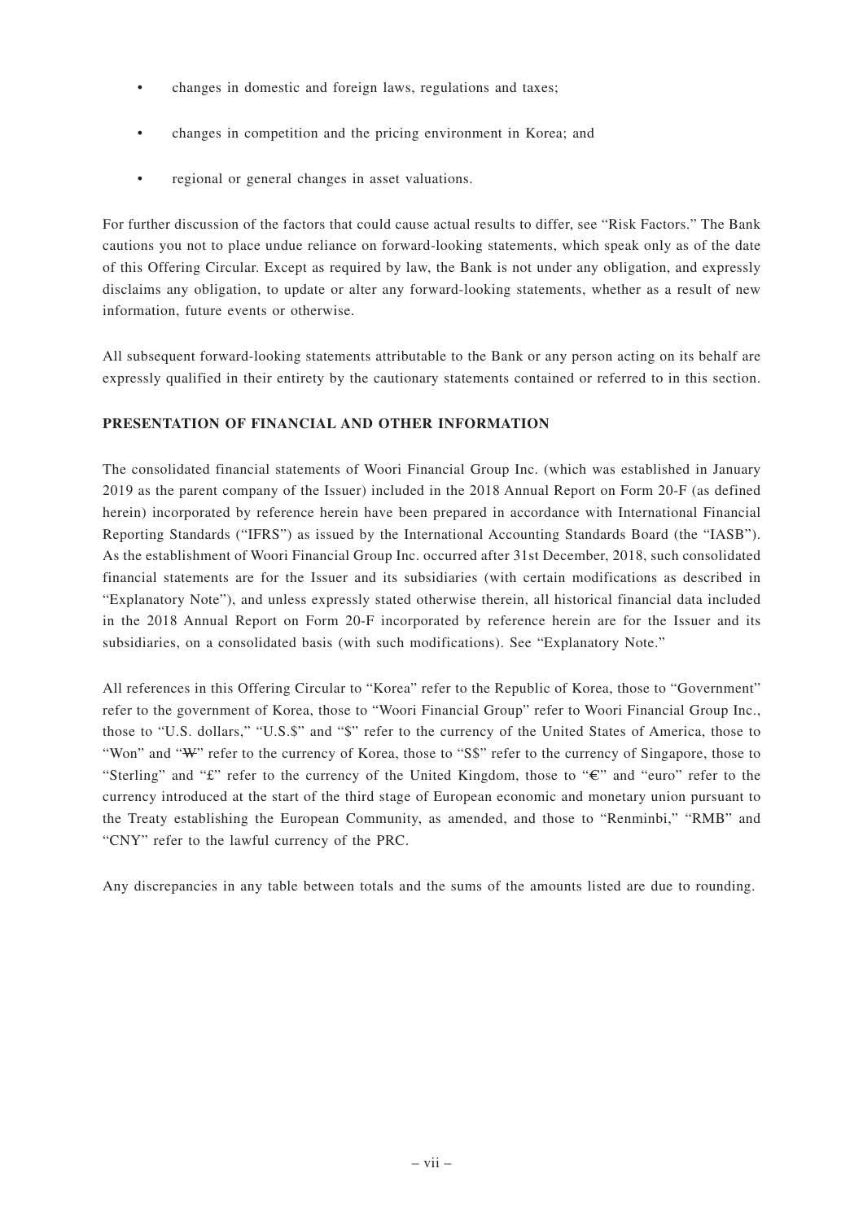- changes in domestic and foreign laws, regulations and taxes;
- changes in competition and the pricing environment in Korea; and
- regional or general changes in asset valuations.

For further discussion of the factors that could cause actual results to differ, see "Risk Factors." The Bank cautions you not to place undue reliance on forward-looking statements, which speak only as of the date of this Offering Circular. Except as required by law, the Bank is not under any obligation, and expressly disclaims any obligation, to update or alter any forward-looking statements, whether as a result of new information, future events or otherwise.

All subsequent forward-looking statements attributable to the Bank or any person acting on its behalf are expressly qualified in their entirety by the cautionary statements contained or referred to in this section.

**PRESENTATION OF FINANCIAL AND OTHER INFORMATION**

The consolidated financial statements of Woori Financial Group Inc. (which was established in January 2019 as the parent company of the Issuer) included in the 2018 Annual Report on Form 20-F (as defined herein) incorporated by reference herein have been prepared in accordance with International Financial Reporting Standards ("IFRS") as issued by the International Accounting Standards Board (the "IASB"). As the establishment of Woori Financial Group Inc. occurred after 31st December, 2018, such consolidated financial statements are for the Issuer and its subsidiaries (with certain modifications as described in "Explanatory Note"), and unless expressly stated otherwise therein, all historical financial data included in the 2018 Annual Report on Form 20-F incorporated by reference herein are for the Issuer and its subsidiaries, on a consolidated basis (with such modifications). See "Explanatory Note."

All references in this Offering Circular to "Korea" refer to the Republic of Korea, those to "Government" refer to the government of Korea, those to "Woori Financial Group" refer to Woori Financial Group Inc., those to "U.S. dollars," "U.S.$" and "$" refer to the currency of the United States of America, those to "Won" and "₩" refer to the currency of Korea, those to "S$" refer to the currency of Singapore, those to "Sterling" and "£" refer to the currency of the United Kingdom, those to "€" and "euro" refer to the currency introduced at the start of the third stage of European economic and monetary union pursuant to the Treaty establishing the European Community, as amended, and those to "Renminbi," "RMB" and "CNY" refer to the lawful currency of the PRC.

Any discrepancies in any table between totals and the sums of the amounts listed are due to rounding.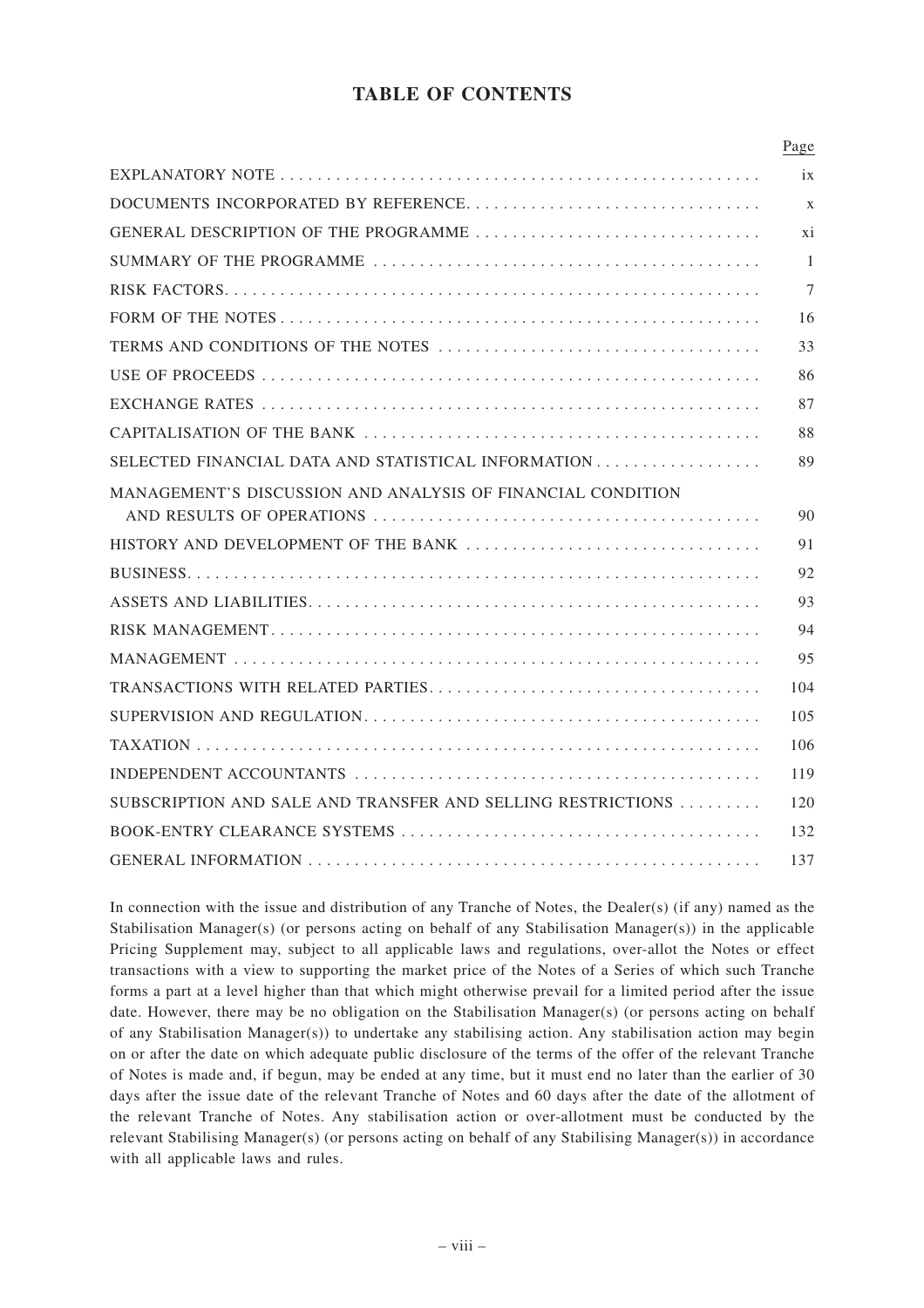# TABLE OF CONTENTS

| | Page |
|---|---|
| EXPLANATORY NOTE | ix |
| DOCUMENTS INCORPORATED BY REFERENCE | x |
| GENERAL DESCRIPTION OF THE PROGRAMME | xi |
| SUMMARY OF THE PROGRAMME | 1 |
| RISK FACTORS | 7 |
| FORM OF THE NOTES | 16 |
| TERMS AND CONDITIONS OF THE NOTES | 33 |
| USE OF PROCEEDS | 86 |
| EXCHANGE RATES | 87 |
| CAPITALISATION OF THE BANK | 88 |
| SELECTED FINANCIAL DATA AND STATISTICAL INFORMATION | 89 |
| MANAGEMENT'S DISCUSSION AND ANALYSIS OF FINANCIAL CONDITION AND RESULTS OF OPERATIONS | 90 |
| HISTORY AND DEVELOPMENT OF THE BANK | 91 |
| BUSINESS | 92 |
| ASSETS AND LIABILITIES | 93 |
| RISK MANAGEMENT | 94 |
| MANAGEMENT | 95 |
| TRANSACTIONS WITH RELATED PARTIES | 104 |
| SUPERVISION AND REGULATION | 105 |
| TAXATION | 106 |
| INDEPENDENT ACCOUNTANTS | 119 |
| SUBSCRIPTION AND SALE AND TRANSFER AND SELLING RESTRICTIONS | 120 |
| BOOK-ENTRY CLEARANCE SYSTEMS | 132 |
| GENERAL INFORMATION | 137 |

In connection with the issue and distribution of any Tranche of Notes, the Dealer(s) (if any) named as the Stabilisation Manager(s) (or persons acting on behalf of any Stabilisation Manager(s)) in the applicable Pricing Supplement may, subject to all applicable laws and regulations, over-allot the Notes or effect transactions with a view to supporting the market price of the Notes of a Series of which such Tranche forms a part at a level higher than that which might otherwise prevail for a limited period after the issue date. However, there may be no obligation on the Stabilisation Manager(s) (or persons acting on behalf of any Stabilisation Manager(s)) to undertake any stabilising action. Any stabilisation action may begin on or after the date on which adequate public disclosure of the terms of the offer of the relevant Tranche of Notes is made and, if begun, may be ended at any time, but it must end no later than the earlier of 30 days after the issue date of the relevant Tranche of Notes and 60 days after the date of the allotment of the relevant Tranche of Notes. Any stabilisation action or over-allotment must be conducted by the relevant Stabilising Manager(s) (or persons acting on behalf of any Stabilising Manager(s)) in accordance with all applicable laws and rules.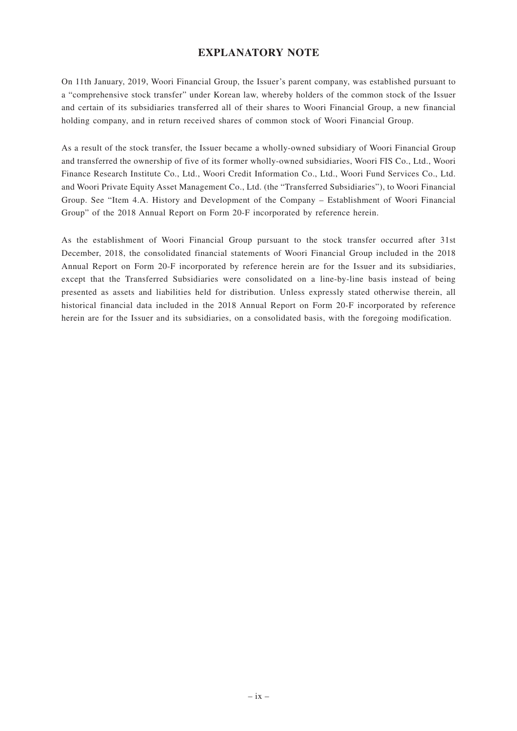# EXPLANATORY NOTE

On 11th January, 2019, Woori Financial Group, the Issuer's parent company, was established pursuant to a "comprehensive stock transfer" under Korean law, whereby holders of the common stock of the Issuer and certain of its subsidiaries transferred all of their shares to Woori Financial Group, a new financial holding company, and in return received shares of common stock of Woori Financial Group.

As a result of the stock transfer, the Issuer became a wholly-owned subsidiary of Woori Financial Group and transferred the ownership of five of its former wholly-owned subsidiaries, Woori FIS Co., Ltd., Woori Finance Research Institute Co., Ltd., Woori Credit Information Co., Ltd., Woori Fund Services Co., Ltd. and Woori Private Equity Asset Management Co., Ltd. (the "Transferred Subsidiaries"), to Woori Financial Group. See "Item 4.A. History and Development of the Company – Establishment of Woori Financial Group" of the 2018 Annual Report on Form 20-F incorporated by reference herein.

As the establishment of Woori Financial Group pursuant to the stock transfer occurred after 31st December, 2018, the consolidated financial statements of Woori Financial Group included in the 2018 Annual Report on Form 20-F incorporated by reference herein are for the Issuer and its subsidiaries, except that the Transferred Subsidiaries were consolidated on a line-by-line basis instead of being presented as assets and liabilities held for distribution. Unless expressly stated otherwise therein, all historical financial data included in the 2018 Annual Report on Form 20-F incorporated by reference herein are for the Issuer and its subsidiaries, on a consolidated basis, with the foregoing modification.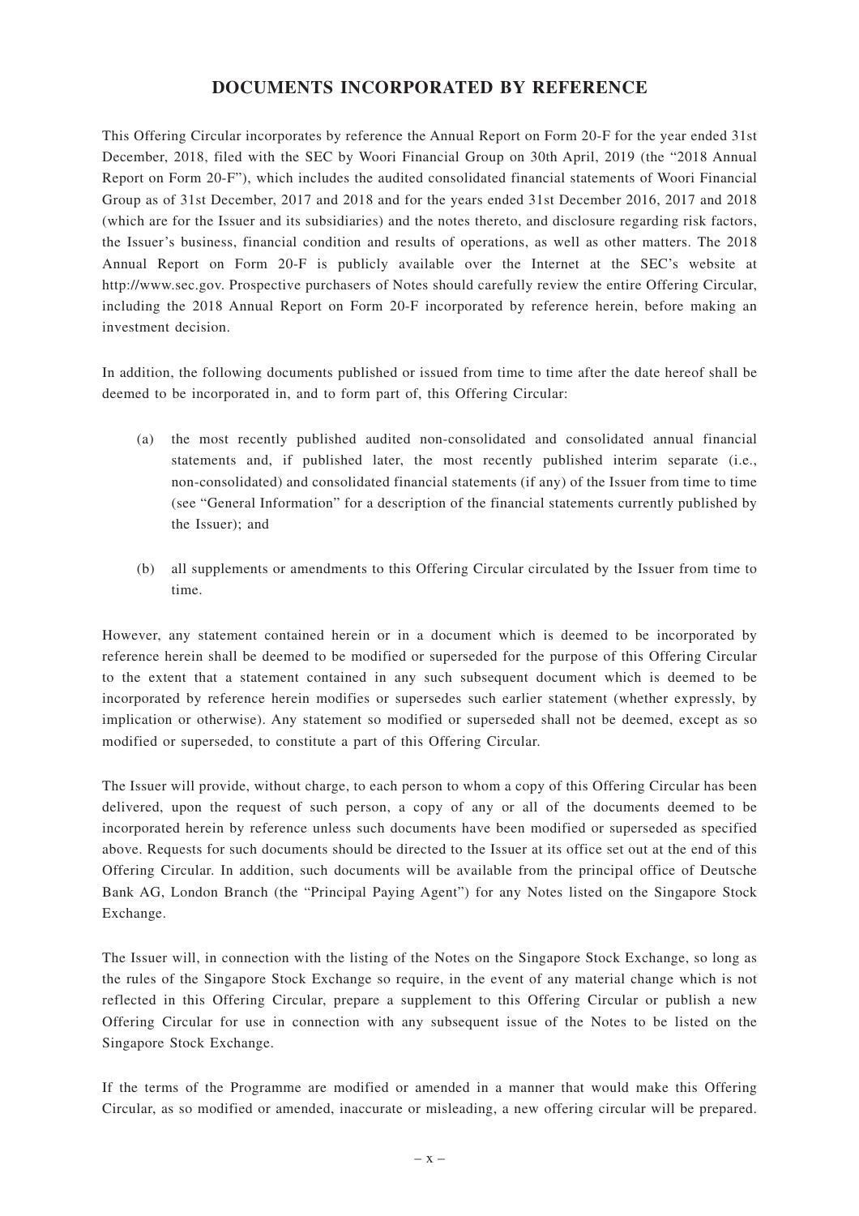# DOCUMENTS INCORPORATED BY REFERENCE

This Offering Circular incorporates by reference the Annual Report on Form 20-F for the year ended 31st December, 2018, filed with the SEC by Woori Financial Group on 30th April, 2019 (the "2018 Annual Report on Form 20-F"), which includes the audited consolidated financial statements of Woori Financial Group as of 31st December, 2017 and 2018 and for the years ended 31st December 2016, 2017 and 2018 (which are for the Issuer and its subsidiaries) and the notes thereto, and disclosure regarding risk factors, the Issuer's business, financial condition and results of operations, as well as other matters. The 2018 Annual Report on Form 20-F is publicly available over the Internet at the SEC's website at http://www.sec.gov. Prospective purchasers of Notes should carefully review the entire Offering Circular, including the 2018 Annual Report on Form 20-F incorporated by reference herein, before making an investment decision.

In addition, the following documents published or issued from time to time after the date hereof shall be deemed to be incorporated in, and to form part of, this Offering Circular:

(a) the most recently published audited non-consolidated and consolidated annual financial statements and, if published later, the most recently published interim separate (i.e., non-consolidated) and consolidated financial statements (if any) of the Issuer from time to time (see "General Information" for a description of the financial statements currently published by the Issuer); and

(b) all supplements or amendments to this Offering Circular circulated by the Issuer from time to time.

However, any statement contained herein or in a document which is deemed to be incorporated by reference herein shall be deemed to be modified or superseded for the purpose of this Offering Circular to the extent that a statement contained in any such subsequent document which is deemed to be incorporated by reference herein modifies or supersedes such earlier statement (whether expressly, by implication or otherwise). Any statement so modified or superseded shall not be deemed, except as so modified or superseded, to constitute a part of this Offering Circular.

The Issuer will provide, without charge, to each person to whom a copy of this Offering Circular has been delivered, upon the request of such person, a copy of any or all of the documents deemed to be incorporated herein by reference unless such documents have been modified or superseded as specified above. Requests for such documents should be directed to the Issuer at its office set out at the end of this Offering Circular. In addition, such documents will be available from the principal office of Deutsche Bank AG, London Branch (the "Principal Paying Agent") for any Notes listed on the Singapore Stock Exchange.

The Issuer will, in connection with the listing of the Notes on the Singapore Stock Exchange, so long as the rules of the Singapore Stock Exchange so require, in the event of any material change which is not reflected in this Offering Circular, prepare a supplement to this Offering Circular or publish a new Offering Circular for use in connection with any subsequent issue of the Notes to be listed on the Singapore Stock Exchange.

If the terms of the Programme are modified or amended in a manner that would make this Offering Circular, as so modified or amended, inaccurate or misleading, a new offering circular will be prepared.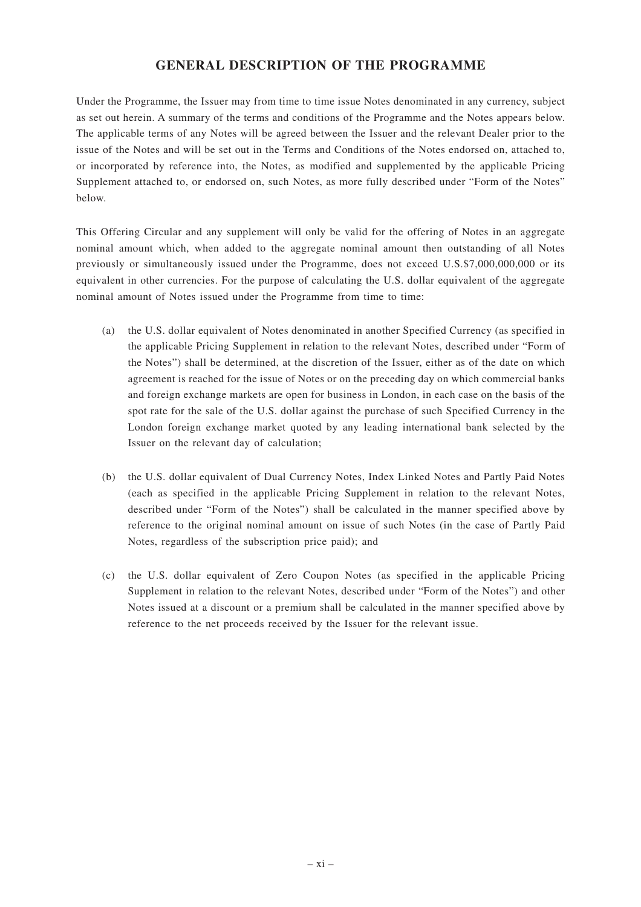# GENERAL DESCRIPTION OF THE PROGRAMME

Under the Programme, the Issuer may from time to time issue Notes denominated in any currency, subject as set out herein. A summary of the terms and conditions of the Programme and the Notes appears below. The applicable terms of any Notes will be agreed between the Issuer and the relevant Dealer prior to the issue of the Notes and will be set out in the Terms and Conditions of the Notes endorsed on, attached to, or incorporated by reference into, the Notes, as modified and supplemented by the applicable Pricing Supplement attached to, or endorsed on, such Notes, as more fully described under "Form of the Notes" below.

This Offering Circular and any supplement will only be valid for the offering of Notes in an aggregate nominal amount which, when added to the aggregate nominal amount then outstanding of all Notes previously or simultaneously issued under the Programme, does not exceed U.S.$7,000,000,000 or its equivalent in other currencies. For the purpose of calculating the U.S. dollar equivalent of the aggregate nominal amount of Notes issued under the Programme from time to time:

(a) the U.S. dollar equivalent of Notes denominated in another Specified Currency (as specified in the applicable Pricing Supplement in relation to the relevant Notes, described under "Form of the Notes") shall be determined, at the discretion of the Issuer, either as of the date on which agreement is reached for the issue of Notes or on the preceding day on which commercial banks and foreign exchange markets are open for business in London, in each case on the basis of the spot rate for the sale of the U.S. dollar against the purchase of such Specified Currency in the London foreign exchange market quoted by any leading international bank selected by the Issuer on the relevant day of calculation;

(b) the U.S. dollar equivalent of Dual Currency Notes, Index Linked Notes and Partly Paid Notes (each as specified in the applicable Pricing Supplement in relation to the relevant Notes, described under "Form of the Notes") shall be calculated in the manner specified above by reference to the original nominal amount on issue of such Notes (in the case of Partly Paid Notes, regardless of the subscription price paid); and

(c) the U.S. dollar equivalent of Zero Coupon Notes (as specified in the applicable Pricing Supplement in relation to the relevant Notes, described under "Form of the Notes") and other Notes issued at a discount or a premium shall be calculated in the manner specified above by reference to the net proceeds received by the Issuer for the relevant issue.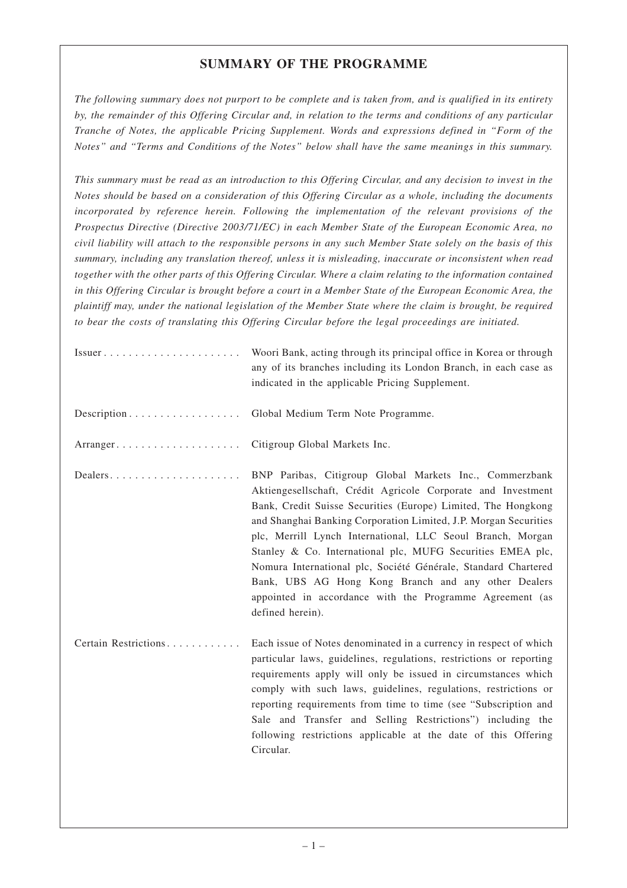# SUMMARY OF THE PROGRAMME

*The following summary does not purport to be complete and is taken from, and is qualified in its entirety by, the remainder of this Offering Circular and, in relation to the terms and conditions of any particular Tranche of Notes, the applicable Pricing Supplement. Words and expressions defined in "Form of the Notes" and "Terms and Conditions of the Notes" below shall have the same meanings in this summary.*

*This summary must be read as an introduction to this Offering Circular, and any decision to invest in the Notes should be based on a consideration of this Offering Circular as a whole, including the documents incorporated by reference herein. Following the implementation of the relevant provisions of the Prospectus Directive (Directive 2003/71/EC) in each Member State of the European Economic Area, no civil liability will attach to the responsible persons in any such Member State solely on the basis of this summary, including any translation thereof, unless it is misleading, inaccurate or inconsistent when read together with the other parts of this Offering Circular. Where a claim relating to the information contained in this Offering Circular is brought before a court in a Member State of the European Economic Area, the plaintiff may, under the national legislation of the Member State where the claim is brought, be required to bear the costs of translating this Offering Circular before the legal proceedings are initiated.*

| | |
|---|---|
| Issuer | Woori Bank, acting through its principal office in Korea or through any of its branches including its London Branch, in each case as indicated in the applicable Pricing Supplement. |
| Description | Global Medium Term Note Programme. |
| Arranger | Citigroup Global Markets Inc. |
| Dealers | BNP Paribas, Citigroup Global Markets Inc., Commerzbank Aktiengesellschaft, Crédit Agricole Corporate and Investment Bank, Credit Suisse Securities (Europe) Limited, The Hongkong and Shanghai Banking Corporation Limited, J.P. Morgan Securities plc, Merrill Lynch International, LLC Seoul Branch, Morgan Stanley & Co. International plc, MUFG Securities EMEA plc, Nomura International plc, Société Générale, Standard Chartered Bank, UBS AG Hong Kong Branch and any other Dealers appointed in accordance with the Programme Agreement (as defined herein). |
| Certain Restrictions | Each issue of Notes denominated in a currency in respect of which particular laws, guidelines, regulations, restrictions or reporting requirements apply will only be issued in circumstances which comply with such laws, guidelines, regulations, restrictions or reporting requirements from time to time (see "Subscription and Sale and Transfer and Selling Restrictions") including the following restrictions applicable at the date of this Offering Circular. |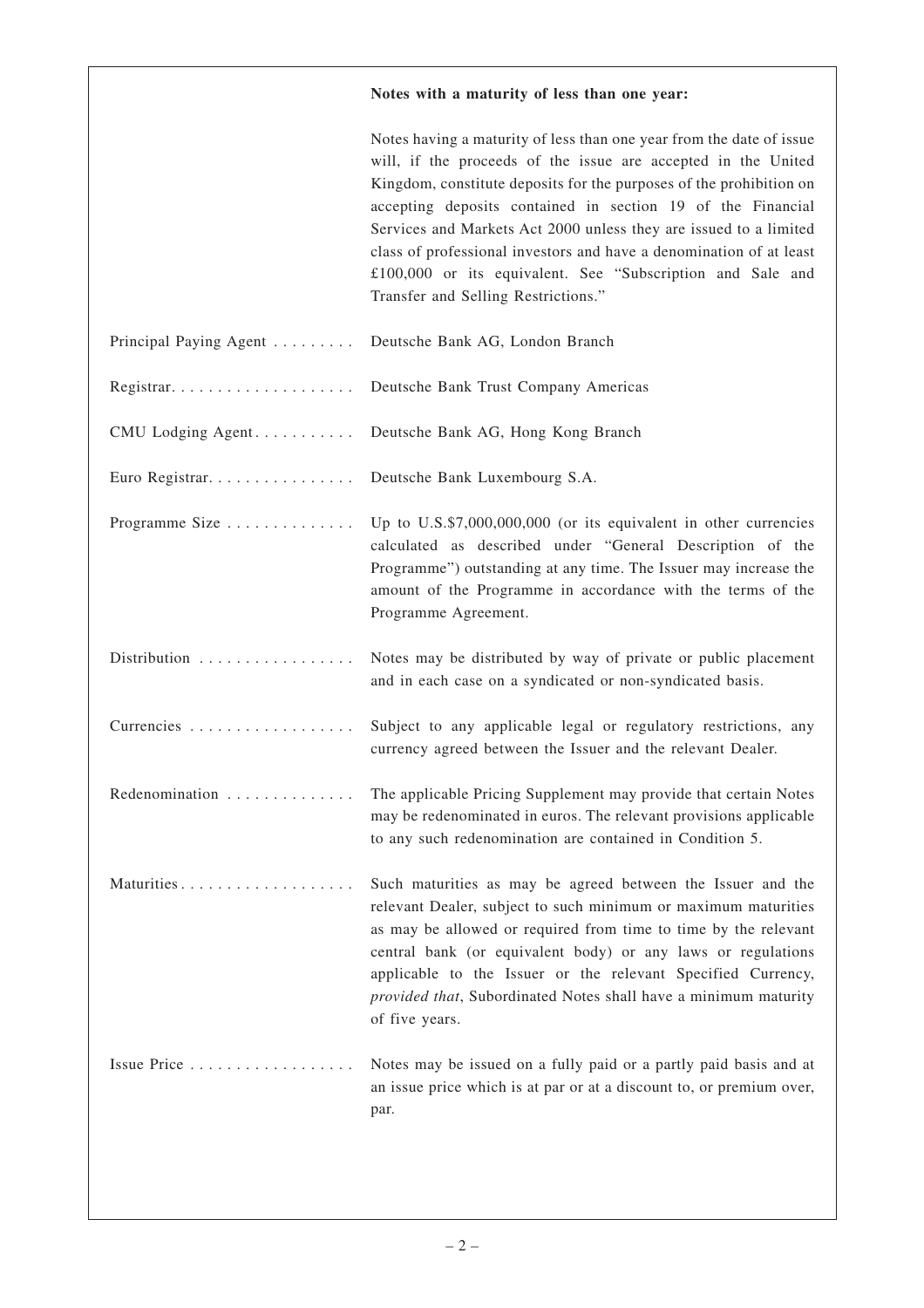| | |
|---|---|
| | **Notes with a maturity of less than one year:** |
| | Notes having a maturity of less than one year from the date of issue will, if the proceeds of the issue are accepted in the United Kingdom, constitute deposits for the purposes of the prohibition on accepting deposits contained in section 19 of the Financial Services and Markets Act 2000 unless they are issued to a limited class of professional investors and have a denomination of at least £100,000 or its equivalent. See "Subscription and Sale and Transfer and Selling Restrictions." |
| Principal Paying Agent | Deutsche Bank AG, London Branch |
| Registrar | Deutsche Bank Trust Company Americas |
| CMU Lodging Agent | Deutsche Bank AG, Hong Kong Branch |
| Euro Registrar | Deutsche Bank Luxembourg S.A. |
| Programme Size | Up to U.S.$7,000,000,000 (or its equivalent in other currencies calculated as described under "General Description of the Programme") outstanding at any time. The Issuer may increase the amount of the Programme in accordance with the terms of the Programme Agreement. |
| Distribution | Notes may be distributed by way of private or public placement and in each case on a syndicated or non-syndicated basis. |
| Currencies | Subject to any applicable legal or regulatory restrictions, any currency agreed between the Issuer and the relevant Dealer. |
| Redenomination | The applicable Pricing Supplement may provide that certain Notes may be redenominated in euros. The relevant provisions applicable to any such redenomination are contained in Condition 5. |
| Maturities | Such maturities as may be agreed between the Issuer and the relevant Dealer, subject to such minimum or maximum maturities as may be allowed or required from time to time by the relevant central bank (or equivalent body) or any laws or regulations applicable to the Issuer or the relevant Specified Currency, *provided that*, Subordinated Notes shall have a minimum maturity of five years. |
| Issue Price | Notes may be issued on a fully paid or a partly paid basis and at an issue price which is at par or at a discount to, or premium over, par. |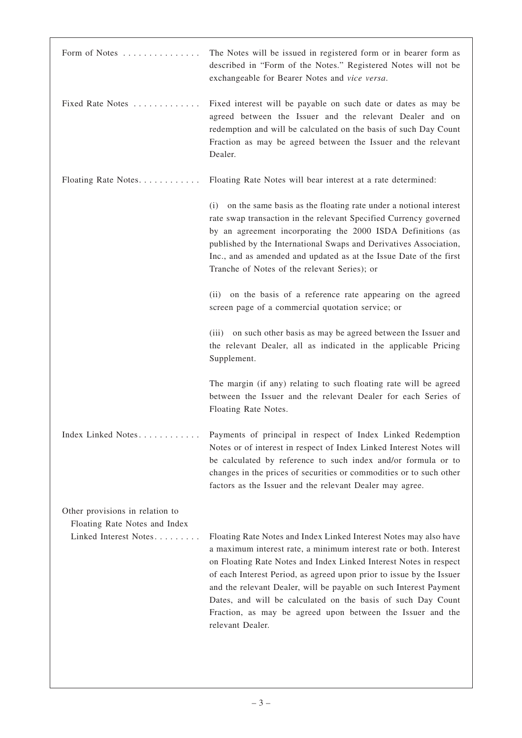| | |
|---|---|
| Form of Notes | The Notes will be issued in registered form or in bearer form as described in "Form of the Notes." Registered Notes will not be exchangeable for Bearer Notes and *vice versa*. |
| Fixed Rate Notes | Fixed interest will be payable on such date or dates as may be agreed between the Issuer and the relevant Dealer and on redemption and will be calculated on the basis of such Day Count Fraction as may be agreed between the Issuer and the relevant Dealer. |
| Floating Rate Notes | Floating Rate Notes will bear interest at a rate determined:<br><br>(i) on the same basis as the floating rate under a notional interest rate swap transaction in the relevant Specified Currency governed by an agreement incorporating the 2000 ISDA Definitions (as published by the International Swaps and Derivatives Association, Inc., and as amended and updated as at the Issue Date of the first Tranche of Notes of the relevant Series); or<br><br>(ii) on the basis of a reference rate appearing on the agreed screen page of a commercial quotation service; or<br><br>(iii) on such other basis as may be agreed between the Issuer and the relevant Dealer, all as indicated in the applicable Pricing Supplement.<br><br>The margin (if any) relating to such floating rate will be agreed between the Issuer and the relevant Dealer for each Series of Floating Rate Notes. |
| Index Linked Notes | Payments of principal in respect of Index Linked Redemption Notes or of interest in respect of Index Linked Interest Notes will be calculated by reference to such index and/or formula or to changes in the prices of securities or commodities or to such other factors as the Issuer and the relevant Dealer may agree. |
| Other provisions in relation to Floating Rate Notes and Index Linked Interest Notes | Floating Rate Notes and Index Linked Interest Notes may also have a maximum interest rate, a minimum interest rate or both. Interest on Floating Rate Notes and Index Linked Interest Notes in respect of each Interest Period, as agreed upon prior to issue by the Issuer and the relevant Dealer, will be payable on such Interest Payment Dates, and will be calculated on the basis of such Day Count Fraction, as may be agreed upon between the Issuer and the relevant Dealer. |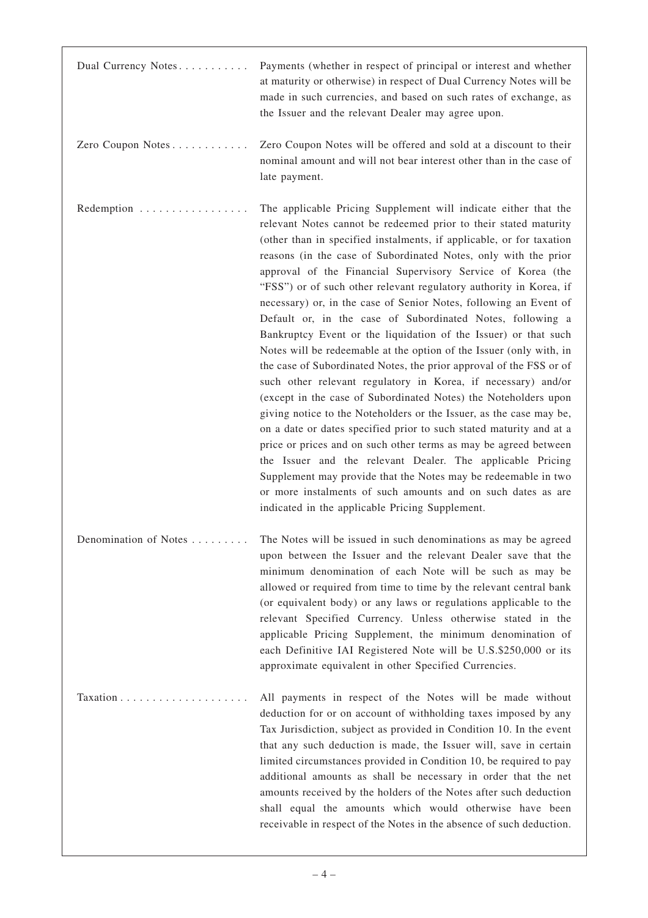| | |
|---|---|
| Dual Currency Notes | Payments (whether in respect of principal or interest and whether at maturity or otherwise) in respect of Dual Currency Notes will be made in such currencies, and based on such rates of exchange, as the Issuer and the relevant Dealer may agree upon. |
| Zero Coupon Notes | Zero Coupon Notes will be offered and sold at a discount to their nominal amount and will not bear interest other than in the case of late payment. |
| Redemption | The applicable Pricing Supplement will indicate either that the relevant Notes cannot be redeemed prior to their stated maturity (other than in specified instalments, if applicable, or for taxation reasons (in the case of Subordinated Notes, only with the prior approval of the Financial Supervisory Service of Korea (the "FSS") or of such other relevant regulatory authority in Korea, if necessary) or, in the case of Senior Notes, following an Event of Default or, in the case of Subordinated Notes, following a Bankruptcy Event or the liquidation of the Issuer) or that such Notes will be redeemable at the option of the Issuer (only with, in the case of Subordinated Notes, the prior approval of the FSS or of such other relevant regulatory in Korea, if necessary) and/or (except in the case of Subordinated Notes) the Noteholders upon giving notice to the Noteholders or the Issuer, as the case may be, on a date or dates specified prior to such stated maturity and at a price or prices and on such other terms as may be agreed between the Issuer and the relevant Dealer. The applicable Pricing Supplement may provide that the Notes may be redeemable in two or more instalments of such amounts and on such dates as are indicated in the applicable Pricing Supplement. |
| Denomination of Notes | The Notes will be issued in such denominations as may be agreed upon between the Issuer and the relevant Dealer save that the minimum denomination of each Note will be such as may be allowed or required from time to time by the relevant central bank (or equivalent body) or any laws or regulations applicable to the relevant Specified Currency. Unless otherwise stated in the applicable Pricing Supplement, the minimum denomination of each Definitive IAI Registered Note will be U.S.$250,000 or its approximate equivalent in other Specified Currencies. |
| Taxation | All payments in respect of the Notes will be made without deduction for or on account of withholding taxes imposed by any Tax Jurisdiction, subject as provided in Condition 10. In the event that any such deduction is made, the Issuer will, save in certain limited circumstances provided in Condition 10, be required to pay additional amounts as shall be necessary in order that the net amounts received by the holders of the Notes after such deduction shall equal the amounts which would otherwise have been receivable in respect of the Notes in the absence of such deduction. |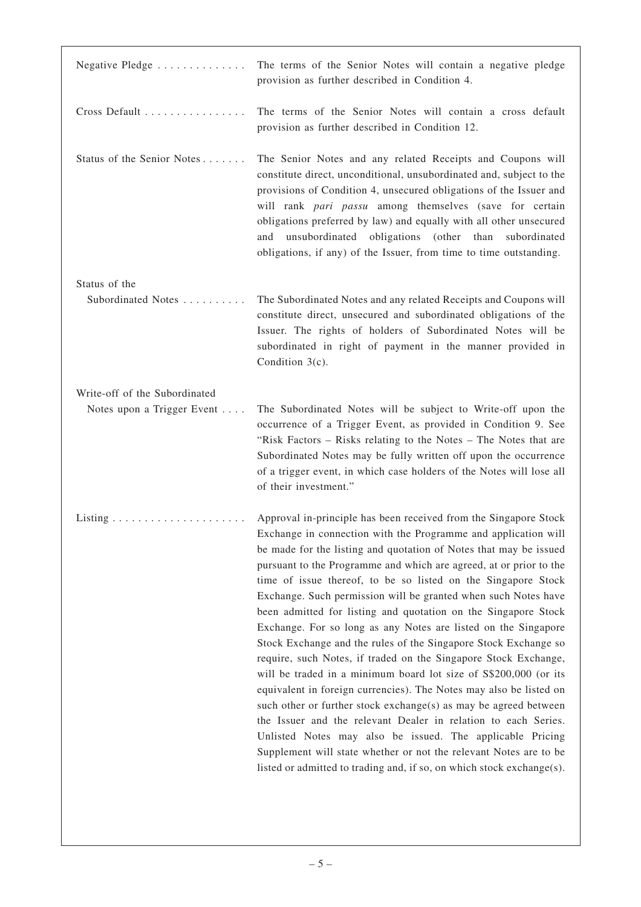| | |
|---|---|
| Negative Pledge | The terms of the Senior Notes will contain a negative pledge provision as further described in Condition 4. |
| Cross Default | The terms of the Senior Notes will contain a cross default provision as further described in Condition 12. |
| Status of the Senior Notes | The Senior Notes and any related Receipts and Coupons will constitute direct, unconditional, unsubordinated and, subject to the provisions of Condition 4, unsecured obligations of the Issuer and will rank *pari passu* among themselves (save for certain obligations preferred by law) and equally with all other unsecured and unsubordinated obligations (other than subordinated obligations, if any) of the Issuer, from time to time outstanding. |
| Status of the Subordinated Notes | The Subordinated Notes and any related Receipts and Coupons will constitute direct, unsecured and subordinated obligations of the Issuer. The rights of holders of Subordinated Notes will be subordinated in right of payment in the manner provided in Condition 3(c). |
| Write-off of the Subordinated Notes upon a Trigger Event | The Subordinated Notes will be subject to Write-off upon the occurrence of a Trigger Event, as provided in Condition 9. See "Risk Factors – Risks relating to the Notes – The Notes that are Subordinated Notes may be fully written off upon the occurrence of a trigger event, in which case holders of the Notes will lose all of their investment." |
| Listing | Approval in-principle has been received from the Singapore Stock Exchange in connection with the Programme and application will be made for the listing and quotation of Notes that may be issued pursuant to the Programme and which are agreed, at or prior to the time of issue thereof, to be so listed on the Singapore Stock Exchange. Such permission will be granted when such Notes have been admitted for listing and quotation on the Singapore Stock Exchange. For so long as any Notes are listed on the Singapore Stock Exchange and the rules of the Singapore Stock Exchange so require, such Notes, if traded on the Singapore Stock Exchange, will be traded in a minimum board lot size of S$200,000 (or its equivalent in foreign currencies). The Notes may also be listed on such other or further stock exchange(s) as may be agreed between the Issuer and the relevant Dealer in relation to each Series. Unlisted Notes may also be issued. The applicable Pricing Supplement will state whether or not the relevant Notes are to be listed or admitted to trading and, if so, on which stock exchange(s). |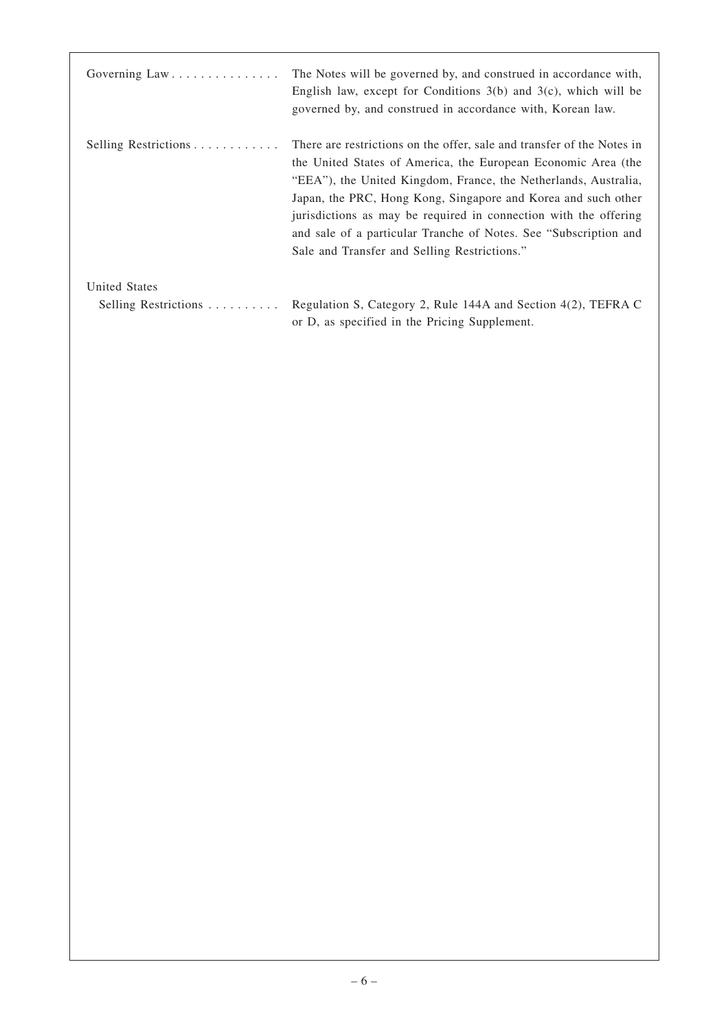| | |
|---|---|
| Governing Law | The Notes will be governed by, and construed in accordance with, English law, except for Conditions 3(b) and 3(c), which will be governed by, and construed in accordance with, Korean law. |
| Selling Restrictions | There are restrictions on the offer, sale and transfer of the Notes in the United States of America, the European Economic Area (the "EEA"), the United Kingdom, France, the Netherlands, Australia, Japan, the PRC, Hong Kong, Singapore and Korea and such other jurisdictions as may be required in connection with the offering and sale of a particular Tranche of Notes. See "Subscription and Sale and Transfer and Selling Restrictions." |
| United States Selling Restrictions | Regulation S, Category 2, Rule 144A and Section 4(2), TEFRA C or D, as specified in the Pricing Supplement. |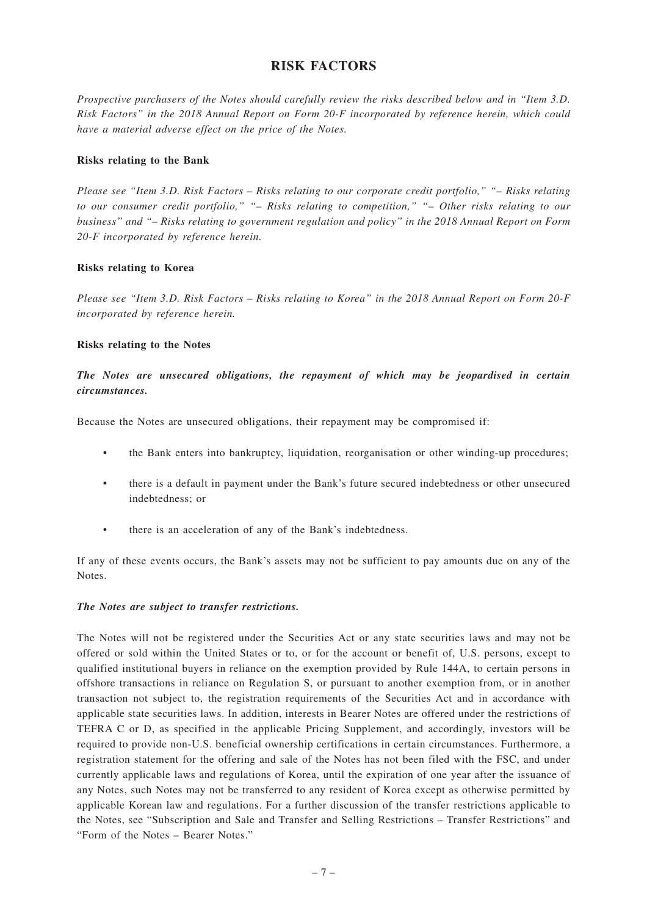# RISK FACTORS

*Prospective purchasers of the Notes should carefully review the risks described below and in "Item 3.D. Risk Factors" in the 2018 Annual Report on Form 20-F incorporated by reference herein, which could have a material adverse effect on the price of the Notes.*

**Risks relating to the Bank**

*Please see "Item 3.D. Risk Factors – Risks relating to our corporate credit portfolio," "– Risks relating to our consumer credit portfolio," "– Risks relating to competition," "– Other risks relating to our business" and "– Risks relating to government regulation and policy" in the 2018 Annual Report on Form 20-F incorporated by reference herein.*

**Risks relating to Korea**

*Please see "Item 3.D. Risk Factors – Risks relating to Korea" in the 2018 Annual Report on Form 20-F incorporated by reference herein.*

**Risks relating to the Notes**

***The Notes are unsecured obligations, the repayment of which may be jeopardised in certain circumstances.***

Because the Notes are unsecured obligations, their repayment may be compromised if:

- the Bank enters into bankruptcy, liquidation, reorganisation or other winding-up procedures;
- there is a default in payment under the Bank's future secured indebtedness or other unsecured indebtedness; or
- there is an acceleration of any of the Bank's indebtedness.

If any of these events occurs, the Bank's assets may not be sufficient to pay amounts due on any of the Notes.

***The Notes are subject to transfer restrictions.***

The Notes will not be registered under the Securities Act or any state securities laws and may not be offered or sold within the United States or to, or for the account or benefit of, U.S. persons, except to qualified institutional buyers in reliance on the exemption provided by Rule 144A, to certain persons in offshore transactions in reliance on Regulation S, or pursuant to another exemption from, or in another transaction not subject to, the registration requirements of the Securities Act and in accordance with applicable state securities laws. In addition, interests in Bearer Notes are offered under the restrictions of TEFRA C or D, as specified in the applicable Pricing Supplement, and accordingly, investors will be required to provide non-U.S. beneficial ownership certifications in certain circumstances. Furthermore, a registration statement for the offering and sale of the Notes has not been filed with the FSC, and under currently applicable laws and regulations of Korea, until the expiration of one year after the issuance of any Notes, such Notes may not be transferred to any resident of Korea except as otherwise permitted by applicable Korean law and regulations. For a further discussion of the transfer restrictions applicable to the Notes, see "Subscription and Sale and Transfer and Selling Restrictions – Transfer Restrictions" and "Form of the Notes – Bearer Notes."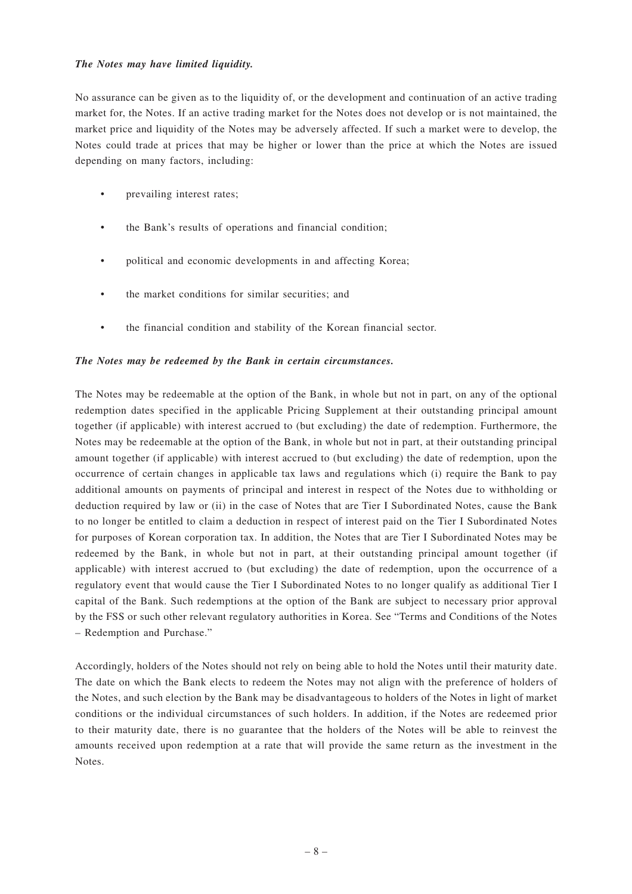***The Notes may have limited liquidity.***

No assurance can be given as to the liquidity of, or the development and continuation of an active trading market for, the Notes. If an active trading market for the Notes does not develop or is not maintained, the market price and liquidity of the Notes may be adversely affected. If such a market were to develop, the Notes could trade at prices that may be higher or lower than the price at which the Notes are issued depending on many factors, including:

- prevailing interest rates;
- the Bank's results of operations and financial condition;
- political and economic developments in and affecting Korea;
- the market conditions for similar securities; and
- the financial condition and stability of the Korean financial sector.

***The Notes may be redeemed by the Bank in certain circumstances.***

The Notes may be redeemable at the option of the Bank, in whole but not in part, on any of the optional redemption dates specified in the applicable Pricing Supplement at their outstanding principal amount together (if applicable) with interest accrued to (but excluding) the date of redemption. Furthermore, the Notes may be redeemable at the option of the Bank, in whole but not in part, at their outstanding principal amount together (if applicable) with interest accrued to (but excluding) the date of redemption, upon the occurrence of certain changes in applicable tax laws and regulations which (i) require the Bank to pay additional amounts on payments of principal and interest in respect of the Notes due to withholding or deduction required by law or (ii) in the case of Notes that are Tier I Subordinated Notes, cause the Bank to no longer be entitled to claim a deduction in respect of interest paid on the Tier I Subordinated Notes for purposes of Korean corporation tax. In addition, the Notes that are Tier I Subordinated Notes may be redeemed by the Bank, in whole but not in part, at their outstanding principal amount together (if applicable) with interest accrued to (but excluding) the date of redemption, upon the occurrence of a regulatory event that would cause the Tier I Subordinated Notes to no longer qualify as additional Tier I capital of the Bank. Such redemptions at the option of the Bank are subject to necessary prior approval by the FSS or such other relevant regulatory authorities in Korea. See "Terms and Conditions of the Notes – Redemption and Purchase."

Accordingly, holders of the Notes should not rely on being able to hold the Notes until their maturity date. The date on which the Bank elects to redeem the Notes may not align with the preference of holders of the Notes, and such election by the Bank may be disadvantageous to holders of the Notes in light of market conditions or the individual circumstances of such holders. In addition, if the Notes are redeemed prior to their maturity date, there is no guarantee that the holders of the Notes will be able to reinvest the amounts received upon redemption at a rate that will provide the same return as the investment in the Notes.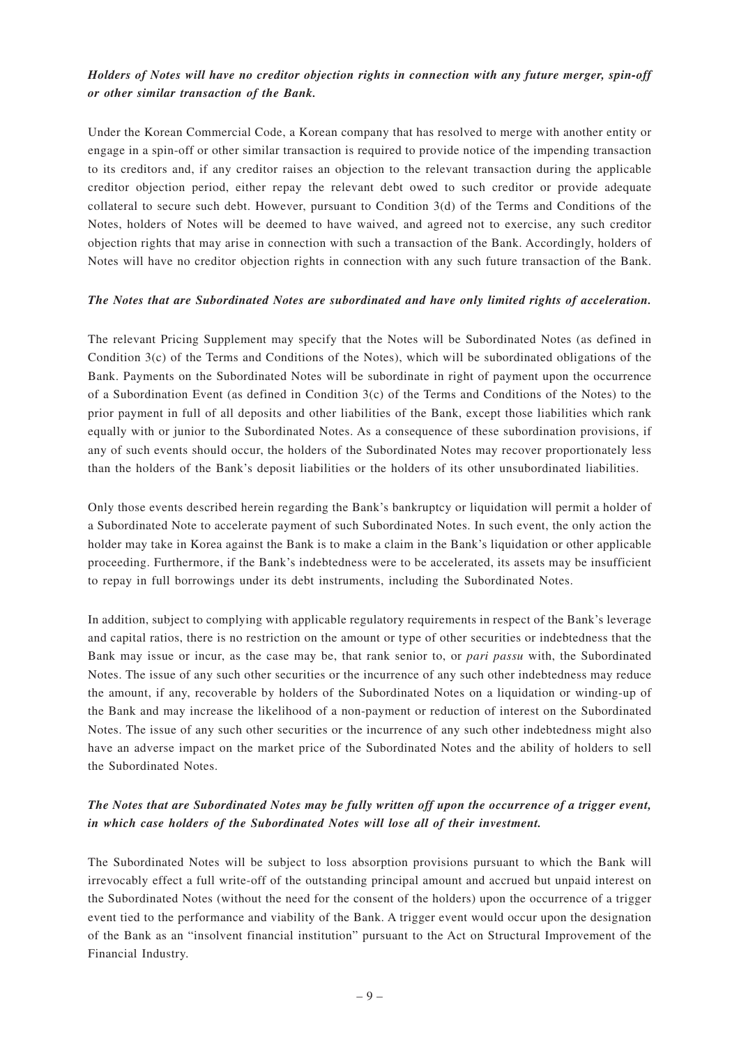***Holders of Notes will have no creditor objection rights in connection with any future merger, spin-off or other similar transaction of the Bank.***

Under the Korean Commercial Code, a Korean company that has resolved to merge with another entity or engage in a spin-off or other similar transaction is required to provide notice of the impending transaction to its creditors and, if any creditor raises an objection to the relevant transaction during the applicable creditor objection period, either repay the relevant debt owed to such creditor or provide adequate collateral to secure such debt. However, pursuant to Condition 3(d) of the Terms and Conditions of the Notes, holders of Notes will be deemed to have waived, and agreed not to exercise, any such creditor objection rights that may arise in connection with such a transaction of the Bank. Accordingly, holders of Notes will have no creditor objection rights in connection with any such future transaction of the Bank.

***The Notes that are Subordinated Notes are subordinated and have only limited rights of acceleration.***

The relevant Pricing Supplement may specify that the Notes will be Subordinated Notes (as defined in Condition 3(c) of the Terms and Conditions of the Notes), which will be subordinated obligations of the Bank. Payments on the Subordinated Notes will be subordinate in right of payment upon the occurrence of a Subordination Event (as defined in Condition 3(c) of the Terms and Conditions of the Notes) to the prior payment in full of all deposits and other liabilities of the Bank, except those liabilities which rank equally with or junior to the Subordinated Notes. As a consequence of these subordination provisions, if any of such events should occur, the holders of the Subordinated Notes may recover proportionately less than the holders of the Bank's deposit liabilities or the holders of its other unsubordinated liabilities.

Only those events described herein regarding the Bank's bankruptcy or liquidation will permit a holder of a Subordinated Note to accelerate payment of such Subordinated Notes. In such event, the only action the holder may take in Korea against the Bank is to make a claim in the Bank's liquidation or other applicable proceeding. Furthermore, if the Bank's indebtedness were to be accelerated, its assets may be insufficient to repay in full borrowings under its debt instruments, including the Subordinated Notes.

In addition, subject to complying with applicable regulatory requirements in respect of the Bank's leverage and capital ratios, there is no restriction on the amount or type of other securities or indebtedness that the Bank may issue or incur, as the case may be, that rank senior to, or *pari passu* with, the Subordinated Notes. The issue of any such other securities or the incurrence of any such other indebtedness may reduce the amount, if any, recoverable by holders of the Subordinated Notes on a liquidation or winding-up of the Bank and may increase the likelihood of a non-payment or reduction of interest on the Subordinated Notes. The issue of any such other securities or the incurrence of any such other indebtedness might also have an adverse impact on the market price of the Subordinated Notes and the ability of holders to sell the Subordinated Notes.

***The Notes that are Subordinated Notes may be fully written off upon the occurrence of a trigger event, in which case holders of the Subordinated Notes will lose all of their investment.***

The Subordinated Notes will be subject to loss absorption provisions pursuant to which the Bank will irrevocably effect a full write-off of the outstanding principal amount and accrued but unpaid interest on the Subordinated Notes (without the need for the consent of the holders) upon the occurrence of a trigger event tied to the performance and viability of the Bank. A trigger event would occur upon the designation of the Bank as an "insolvent financial institution" pursuant to the Act on Structural Improvement of the Financial Industry.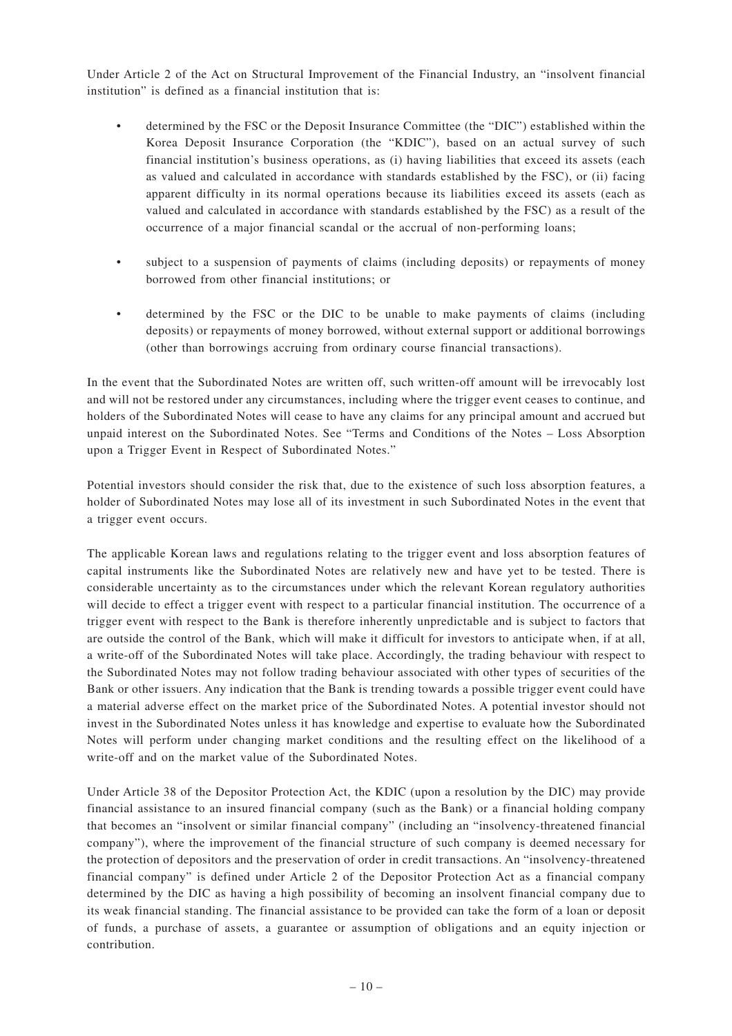Under Article 2 of the Act on Structural Improvement of the Financial Industry, an "insolvent financial institution" is defined as a financial institution that is:

- determined by the FSC or the Deposit Insurance Committee (the "DIC") established within the Korea Deposit Insurance Corporation (the "KDIC"), based on an actual survey of such financial institution's business operations, as (i) having liabilities that exceed its assets (each as valued and calculated in accordance with standards established by the FSC), or (ii) facing apparent difficulty in its normal operations because its liabilities exceed its assets (each as valued and calculated in accordance with standards established by the FSC) as a result of the occurrence of a major financial scandal or the accrual of non-performing loans;
- subject to a suspension of payments of claims (including deposits) or repayments of money borrowed from other financial institutions; or
- determined by the FSC or the DIC to be unable to make payments of claims (including deposits) or repayments of money borrowed, without external support or additional borrowings (other than borrowings accruing from ordinary course financial transactions).

In the event that the Subordinated Notes are written off, such written-off amount will be irrevocably lost and will not be restored under any circumstances, including where the trigger event ceases to continue, and holders of the Subordinated Notes will cease to have any claims for any principal amount and accrued but unpaid interest on the Subordinated Notes. See "Terms and Conditions of the Notes – Loss Absorption upon a Trigger Event in Respect of Subordinated Notes."

Potential investors should consider the risk that, due to the existence of such loss absorption features, a holder of Subordinated Notes may lose all of its investment in such Subordinated Notes in the event that a trigger event occurs.

The applicable Korean laws and regulations relating to the trigger event and loss absorption features of capital instruments like the Subordinated Notes are relatively new and have yet to be tested. There is considerable uncertainty as to the circumstances under which the relevant Korean regulatory authorities will decide to effect a trigger event with respect to a particular financial institution. The occurrence of a trigger event with respect to the Bank is therefore inherently unpredictable and is subject to factors that are outside the control of the Bank, which will make it difficult for investors to anticipate when, if at all, a write-off of the Subordinated Notes will take place. Accordingly, the trading behaviour with respect to the Subordinated Notes may not follow trading behaviour associated with other types of securities of the Bank or other issuers. Any indication that the Bank is trending towards a possible trigger event could have a material adverse effect on the market price of the Subordinated Notes. A potential investor should not invest in the Subordinated Notes unless it has knowledge and expertise to evaluate how the Subordinated Notes will perform under changing market conditions and the resulting effect on the likelihood of a write-off and on the market value of the Subordinated Notes.

Under Article 38 of the Depositor Protection Act, the KDIC (upon a resolution by the DIC) may provide financial assistance to an insured financial company (such as the Bank) or a financial holding company that becomes an "insolvent or similar financial company" (including an "insolvency-threatened financial company"), where the improvement of the financial structure of such company is deemed necessary for the protection of depositors and the preservation of order in credit transactions. An "insolvency-threatened financial company" is defined under Article 2 of the Depositor Protection Act as a financial company determined by the DIC as having a high possibility of becoming an insolvent financial company due to its weak financial standing. The financial assistance to be provided can take the form of a loan or deposit of funds, a purchase of assets, a guarantee or assumption of obligations and an equity injection or contribution.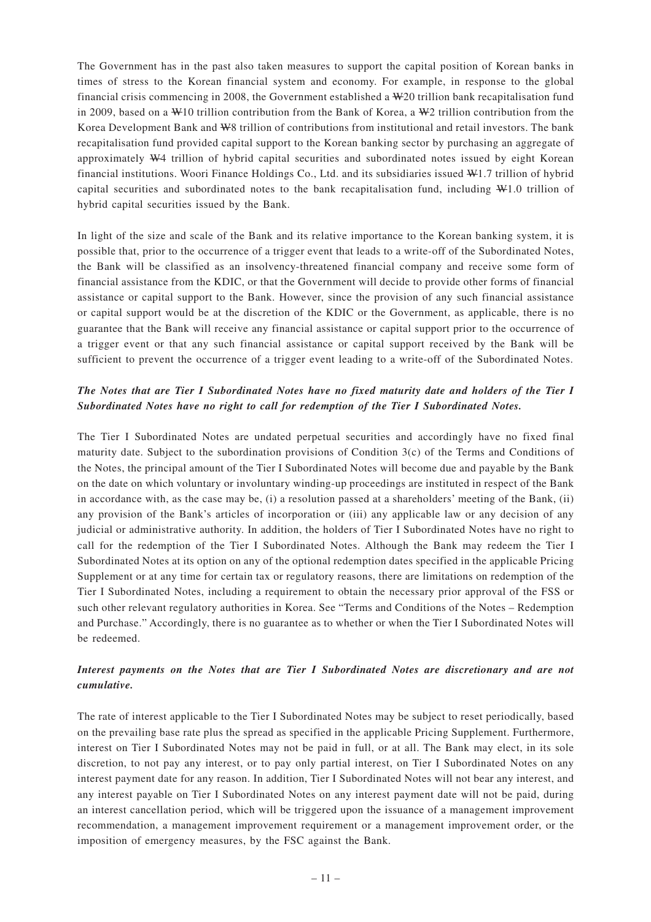The Government has in the past also taken measures to support the capital position of Korean banks in times of stress to the Korean financial system and economy. For example, in response to the global financial crisis commencing in 2008, the Government established a ₩20 trillion bank recapitalisation fund in 2009, based on a ₩10 trillion contribution from the Bank of Korea, a ₩2 trillion contribution from the Korea Development Bank and ₩8 trillion of contributions from institutional and retail investors. The bank recapitalisation fund provided capital support to the Korean banking sector by purchasing an aggregate of approximately ₩4 trillion of hybrid capital securities and subordinated notes issued by eight Korean financial institutions. Woori Finance Holdings Co., Ltd. and its subsidiaries issued ₩1.7 trillion of hybrid capital securities and subordinated notes to the bank recapitalisation fund, including ₩1.0 trillion of hybrid capital securities issued by the Bank.

In light of the size and scale of the Bank and its relative importance to the Korean banking system, it is possible that, prior to the occurrence of a trigger event that leads to a write-off of the Subordinated Notes, the Bank will be classified as an insolvency-threatened financial company and receive some form of financial assistance from the KDIC, or that the Government will decide to provide other forms of financial assistance or capital support to the Bank. However, since the provision of any such financial assistance or capital support would be at the discretion of the KDIC or the Government, as applicable, there is no guarantee that the Bank will receive any financial assistance or capital support prior to the occurrence of a trigger event or that any such financial assistance or capital support received by the Bank will be sufficient to prevent the occurrence of a trigger event leading to a write-off of the Subordinated Notes.

***The Notes that are Tier I Subordinated Notes have no fixed maturity date and holders of the Tier I Subordinated Notes have no right to call for redemption of the Tier I Subordinated Notes.***

The Tier I Subordinated Notes are undated perpetual securities and accordingly have no fixed final maturity date. Subject to the subordination provisions of Condition 3(c) of the Terms and Conditions of the Notes, the principal amount of the Tier I Subordinated Notes will become due and payable by the Bank on the date on which voluntary or involuntary winding-up proceedings are instituted in respect of the Bank in accordance with, as the case may be, (i) a resolution passed at a shareholders' meeting of the Bank, (ii) any provision of the Bank's articles of incorporation or (iii) any applicable law or any decision of any judicial or administrative authority. In addition, the holders of Tier I Subordinated Notes have no right to call for the redemption of the Tier I Subordinated Notes. Although the Bank may redeem the Tier I Subordinated Notes at its option on any of the optional redemption dates specified in the applicable Pricing Supplement or at any time for certain tax or regulatory reasons, there are limitations on redemption of the Tier I Subordinated Notes, including a requirement to obtain the necessary prior approval of the FSS or such other relevant regulatory authorities in Korea. See "Terms and Conditions of the Notes – Redemption and Purchase." Accordingly, there is no guarantee as to whether or when the Tier I Subordinated Notes will be redeemed.

***Interest payments on the Notes that are Tier I Subordinated Notes are discretionary and are not cumulative.***

The rate of interest applicable to the Tier I Subordinated Notes may be subject to reset periodically, based on the prevailing base rate plus the spread as specified in the applicable Pricing Supplement. Furthermore, interest on Tier I Subordinated Notes may not be paid in full, or at all. The Bank may elect, in its sole discretion, to not pay any interest, or to pay only partial interest, on Tier I Subordinated Notes on any interest payment date for any reason. In addition, Tier I Subordinated Notes will not bear any interest, and any interest payable on Tier I Subordinated Notes on any interest payment date will not be paid, during an interest cancellation period, which will be triggered upon the issuance of a management improvement recommendation, a management improvement requirement or a management improvement order, or the imposition of emergency measures, by the FSC against the Bank.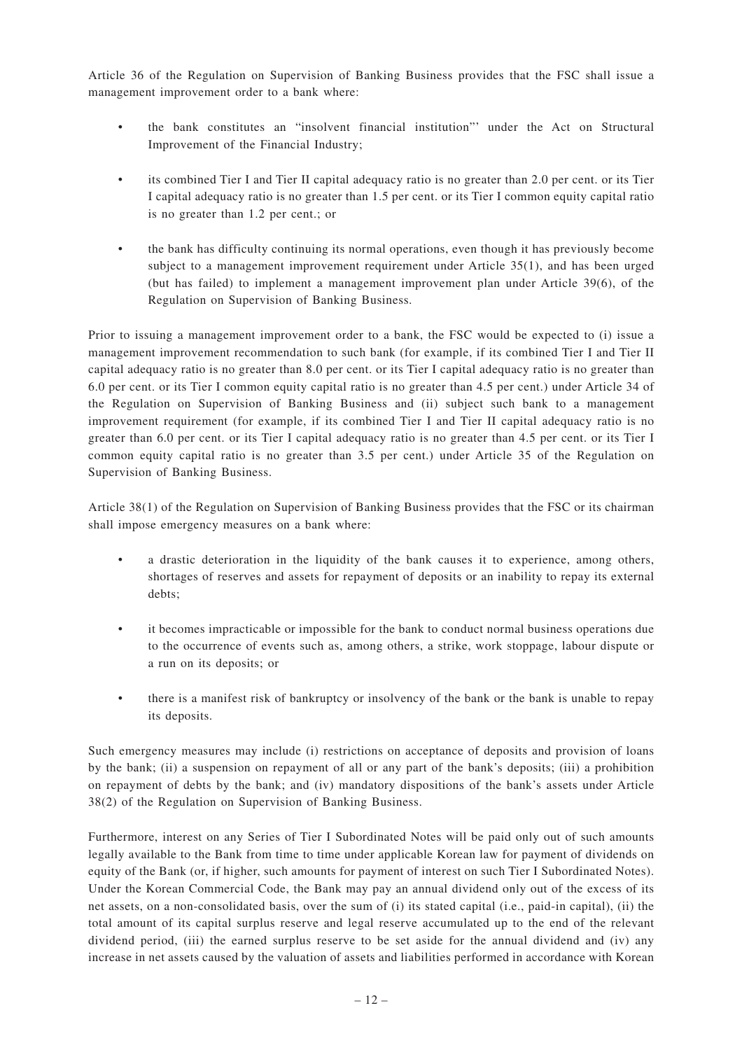Article 36 of the Regulation on Supervision of Banking Business provides that the FSC shall issue a management improvement order to a bank where:

- the bank constitutes an "insolvent financial institution"' under the Act on Structural Improvement of the Financial Industry;
- its combined Tier I and Tier II capital adequacy ratio is no greater than 2.0 per cent. or its Tier I capital adequacy ratio is no greater than 1.5 per cent. or its Tier I common equity capital ratio is no greater than 1.2 per cent.; or
- the bank has difficulty continuing its normal operations, even though it has previously become subject to a management improvement requirement under Article 35(1), and has been urged (but has failed) to implement a management improvement plan under Article 39(6), of the Regulation on Supervision of Banking Business.

Prior to issuing a management improvement order to a bank, the FSC would be expected to (i) issue a management improvement recommendation to such bank (for example, if its combined Tier I and Tier II capital adequacy ratio is no greater than 8.0 per cent. or its Tier I capital adequacy ratio is no greater than 6.0 per cent. or its Tier I common equity capital ratio is no greater than 4.5 per cent.) under Article 34 of the Regulation on Supervision of Banking Business and (ii) subject such bank to a management improvement requirement (for example, if its combined Tier I and Tier II capital adequacy ratio is no greater than 6.0 per cent. or its Tier I capital adequacy ratio is no greater than 4.5 per cent. or its Tier I common equity capital ratio is no greater than 3.5 per cent.) under Article 35 of the Regulation on Supervision of Banking Business.

Article 38(1) of the Regulation on Supervision of Banking Business provides that the FSC or its chairman shall impose emergency measures on a bank where:

- a drastic deterioration in the liquidity of the bank causes it to experience, among others, shortages of reserves and assets for repayment of deposits or an inability to repay its external debts;
- it becomes impracticable or impossible for the bank to conduct normal business operations due to the occurrence of events such as, among others, a strike, work stoppage, labour dispute or a run on its deposits; or
- there is a manifest risk of bankruptcy or insolvency of the bank or the bank is unable to repay its deposits.

Such emergency measures may include (i) restrictions on acceptance of deposits and provision of loans by the bank; (ii) a suspension on repayment of all or any part of the bank's deposits; (iii) a prohibition on repayment of debts by the bank; and (iv) mandatory dispositions of the bank's assets under Article 38(2) of the Regulation on Supervision of Banking Business.

Furthermore, interest on any Series of Tier I Subordinated Notes will be paid only out of such amounts legally available to the Bank from time to time under applicable Korean law for payment of dividends on equity of the Bank (or, if higher, such amounts for payment of interest on such Tier I Subordinated Notes). Under the Korean Commercial Code, the Bank may pay an annual dividend only out of the excess of its net assets, on a non-consolidated basis, over the sum of (i) its stated capital (i.e., paid-in capital), (ii) the total amount of its capital surplus reserve and legal reserve accumulated up to the end of the relevant dividend period, (iii) the earned surplus reserve to be set aside for the annual dividend and (iv) any increase in net assets caused by the valuation of assets and liabilities performed in accordance with Korean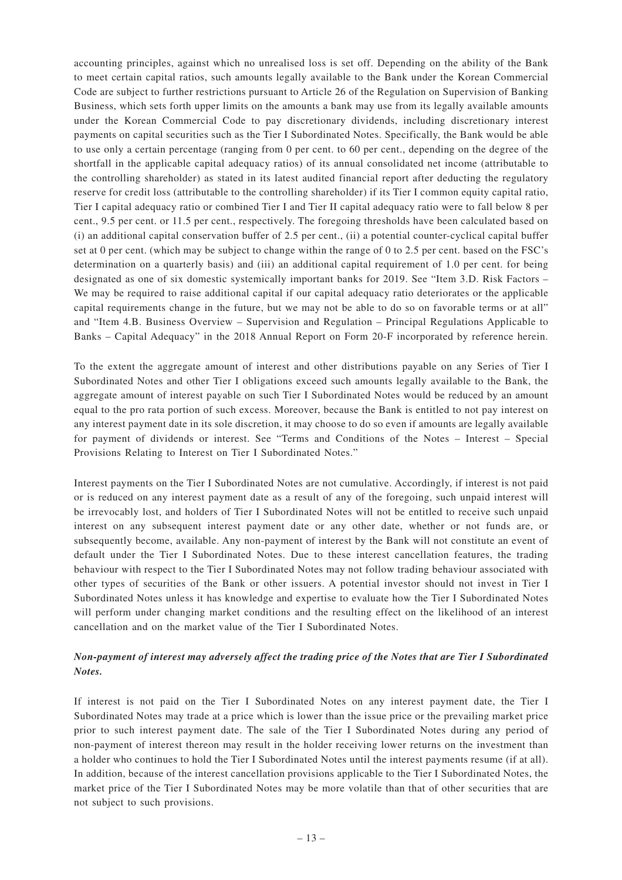accounting principles, against which no unrealised loss is set off. Depending on the ability of the Bank to meet certain capital ratios, such amounts legally available to the Bank under the Korean Commercial Code are subject to further restrictions pursuant to Article 26 of the Regulation on Supervision of Banking Business, which sets forth upper limits on the amounts a bank may use from its legally available amounts under the Korean Commercial Code to pay discretionary dividends, including discretionary interest payments on capital securities such as the Tier I Subordinated Notes. Specifically, the Bank would be able to use only a certain percentage (ranging from 0 per cent. to 60 per cent., depending on the degree of the shortfall in the applicable capital adequacy ratios) of its annual consolidated net income (attributable to the controlling shareholder) as stated in its latest audited financial report after deducting the regulatory reserve for credit loss (attributable to the controlling shareholder) if its Tier I common equity capital ratio, Tier I capital adequacy ratio or combined Tier I and Tier II capital adequacy ratio were to fall below 8 per cent., 9.5 per cent. or 11.5 per cent., respectively. The foregoing thresholds have been calculated based on (i) an additional capital conservation buffer of 2.5 per cent., (ii) a potential counter-cyclical capital buffer set at 0 per cent. (which may be subject to change within the range of 0 to 2.5 per cent. based on the FSC's determination on a quarterly basis) and (iii) an additional capital requirement of 1.0 per cent. for being designated as one of six domestic systemically important banks for 2019. See "Item 3.D. Risk Factors – We may be required to raise additional capital if our capital adequacy ratio deteriorates or the applicable capital requirements change in the future, but we may not be able to do so on favorable terms or at all" and "Item 4.B. Business Overview – Supervision and Regulation – Principal Regulations Applicable to Banks – Capital Adequacy" in the 2018 Annual Report on Form 20-F incorporated by reference herein.

To the extent the aggregate amount of interest and other distributions payable on any Series of Tier I Subordinated Notes and other Tier I obligations exceed such amounts legally available to the Bank, the aggregate amount of interest payable on such Tier I Subordinated Notes would be reduced by an amount equal to the pro rata portion of such excess. Moreover, because the Bank is entitled to not pay interest on any interest payment date in its sole discretion, it may choose to do so even if amounts are legally available for payment of dividends or interest. See "Terms and Conditions of the Notes – Interest – Special Provisions Relating to Interest on Tier I Subordinated Notes."

Interest payments on the Tier I Subordinated Notes are not cumulative. Accordingly, if interest is not paid or is reduced on any interest payment date as a result of any of the foregoing, such unpaid interest will be irrevocably lost, and holders of Tier I Subordinated Notes will not be entitled to receive such unpaid interest on any subsequent interest payment date or any other date, whether or not funds are, or subsequently become, available. Any non-payment of interest by the Bank will not constitute an event of default under the Tier I Subordinated Notes. Due to these interest cancellation features, the trading behaviour with respect to the Tier I Subordinated Notes may not follow trading behaviour associated with other types of securities of the Bank or other issuers. A potential investor should not invest in Tier I Subordinated Notes unless it has knowledge and expertise to evaluate how the Tier I Subordinated Notes will perform under changing market conditions and the resulting effect on the likelihood of an interest cancellation and on the market value of the Tier I Subordinated Notes.

***Non-payment of interest may adversely affect the trading price of the Notes that are Tier I Subordinated Notes.***

If interest is not paid on the Tier I Subordinated Notes on any interest payment date, the Tier I Subordinated Notes may trade at a price which is lower than the issue price or the prevailing market price prior to such interest payment date. The sale of the Tier I Subordinated Notes during any period of non-payment of interest thereon may result in the holder receiving lower returns on the investment than a holder who continues to hold the Tier I Subordinated Notes until the interest payments resume (if at all). In addition, because of the interest cancellation provisions applicable to the Tier I Subordinated Notes, the market price of the Tier I Subordinated Notes may be more volatile than that of other securities that are not subject to such provisions.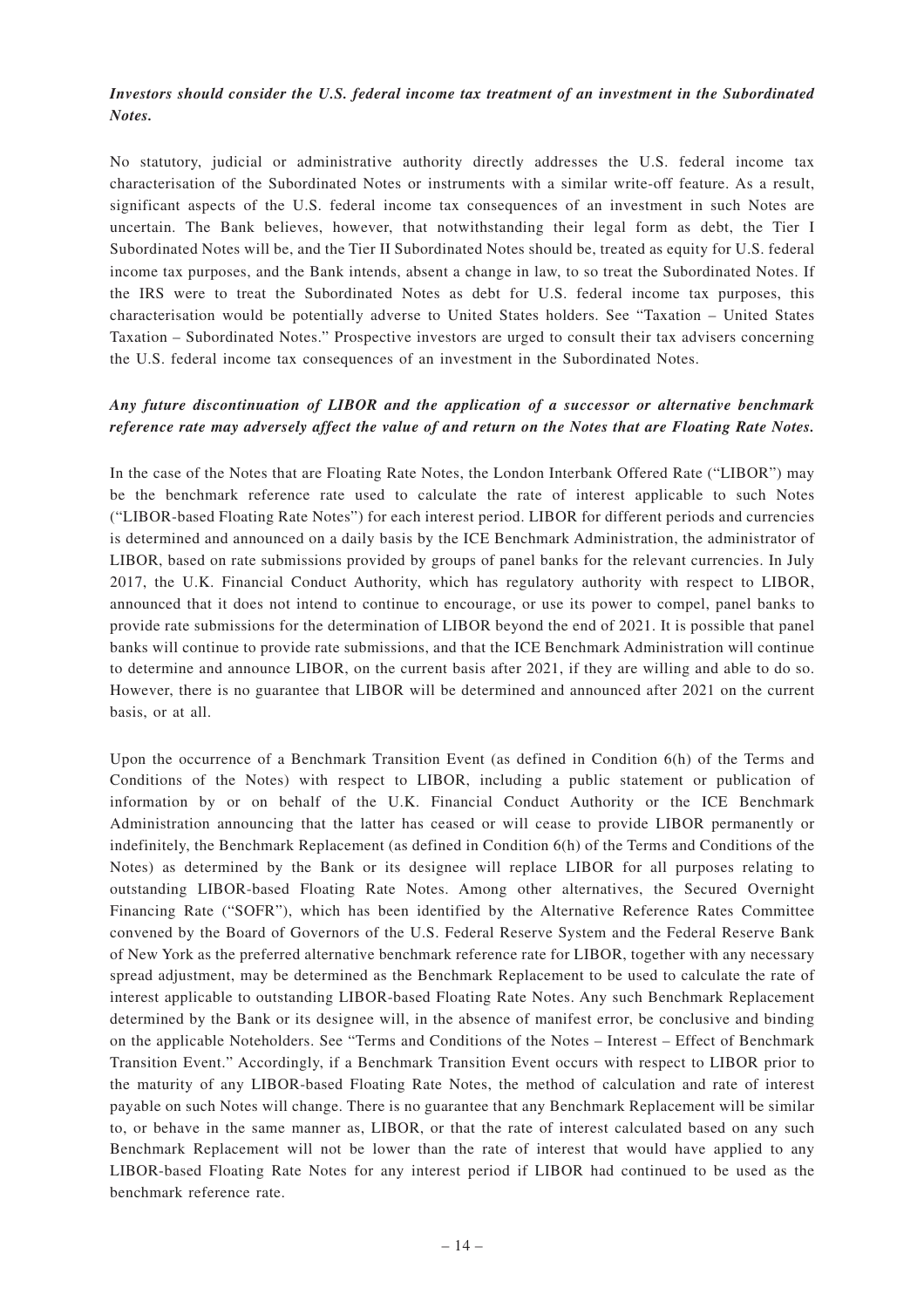***Investors should consider the U.S. federal income tax treatment of an investment in the Subordinated Notes.***

No statutory, judicial or administrative authority directly addresses the U.S. federal income tax characterisation of the Subordinated Notes or instruments with a similar write-off feature. As a result, significant aspects of the U.S. federal income tax consequences of an investment in such Notes are uncertain. The Bank believes, however, that notwithstanding their legal form as debt, the Tier I Subordinated Notes will be, and the Tier II Subordinated Notes should be, treated as equity for U.S. federal income tax purposes, and the Bank intends, absent a change in law, to so treat the Subordinated Notes. If the IRS were to treat the Subordinated Notes as debt for U.S. federal income tax purposes, this characterisation would be potentially adverse to United States holders. See "Taxation – United States Taxation – Subordinated Notes." Prospective investors are urged to consult their tax advisers concerning the U.S. federal income tax consequences of an investment in the Subordinated Notes.

***Any future discontinuation of LIBOR and the application of a successor or alternative benchmark reference rate may adversely affect the value of and return on the Notes that are Floating Rate Notes.***

In the case of the Notes that are Floating Rate Notes, the London Interbank Offered Rate ("LIBOR") may be the benchmark reference rate used to calculate the rate of interest applicable to such Notes ("LIBOR-based Floating Rate Notes") for each interest period. LIBOR for different periods and currencies is determined and announced on a daily basis by the ICE Benchmark Administration, the administrator of LIBOR, based on rate submissions provided by groups of panel banks for the relevant currencies. In July 2017, the U.K. Financial Conduct Authority, which has regulatory authority with respect to LIBOR, announced that it does not intend to continue to encourage, or use its power to compel, panel banks to provide rate submissions for the determination of LIBOR beyond the end of 2021. It is possible that panel banks will continue to provide rate submissions, and that the ICE Benchmark Administration will continue to determine and announce LIBOR, on the current basis after 2021, if they are willing and able to do so. However, there is no guarantee that LIBOR will be determined and announced after 2021 on the current basis, or at all.

Upon the occurrence of a Benchmark Transition Event (as defined in Condition 6(h) of the Terms and Conditions of the Notes) with respect to LIBOR, including a public statement or publication of information by or on behalf of the U.K. Financial Conduct Authority or the ICE Benchmark Administration announcing that the latter has ceased or will cease to provide LIBOR permanently or indefinitely, the Benchmark Replacement (as defined in Condition 6(h) of the Terms and Conditions of the Notes) as determined by the Bank or its designee will replace LIBOR for all purposes relating to outstanding LIBOR-based Floating Rate Notes. Among other alternatives, the Secured Overnight Financing Rate ("SOFR"), which has been identified by the Alternative Reference Rates Committee convened by the Board of Governors of the U.S. Federal Reserve System and the Federal Reserve Bank of New York as the preferred alternative benchmark reference rate for LIBOR, together with any necessary spread adjustment, may be determined as the Benchmark Replacement to be used to calculate the rate of interest applicable to outstanding LIBOR-based Floating Rate Notes. Any such Benchmark Replacement determined by the Bank or its designee will, in the absence of manifest error, be conclusive and binding on the applicable Noteholders. See "Terms and Conditions of the Notes – Interest – Effect of Benchmark Transition Event." Accordingly, if a Benchmark Transition Event occurs with respect to LIBOR prior to the maturity of any LIBOR-based Floating Rate Notes, the method of calculation and rate of interest payable on such Notes will change. There is no guarantee that any Benchmark Replacement will be similar to, or behave in the same manner as, LIBOR, or that the rate of interest calculated based on any such Benchmark Replacement will not be lower than the rate of interest that would have applied to any LIBOR-based Floating Rate Notes for any interest period if LIBOR had continued to be used as the benchmark reference rate.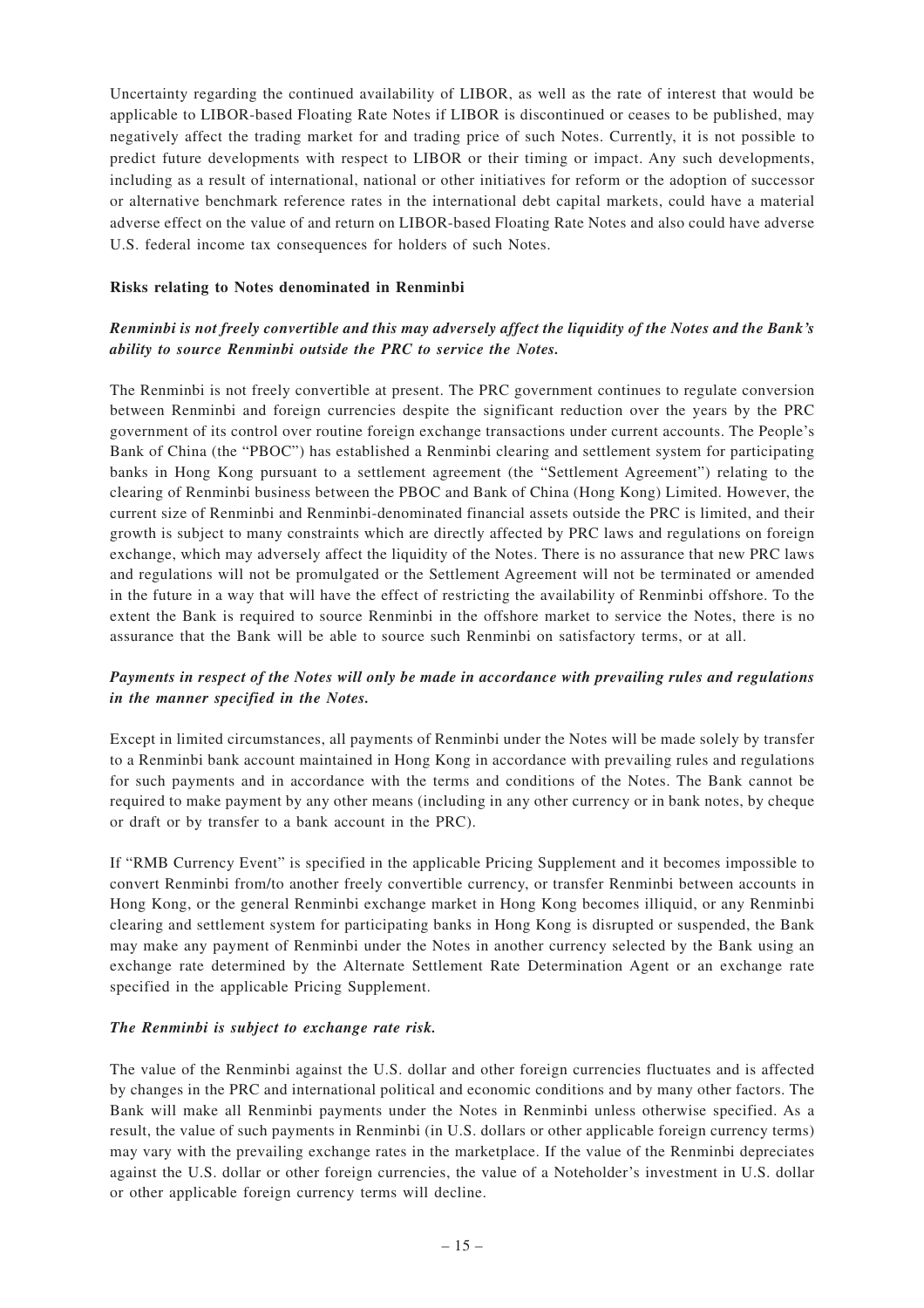Uncertainty regarding the continued availability of LIBOR, as well as the rate of interest that would be applicable to LIBOR-based Floating Rate Notes if LIBOR is discontinued or ceases to be published, may negatively affect the trading market for and trading price of such Notes. Currently, it is not possible to predict future developments with respect to LIBOR or their timing or impact. Any such developments, including as a result of international, national or other initiatives for reform or the adoption of successor or alternative benchmark reference rates in the international debt capital markets, could have a material adverse effect on the value of and return on LIBOR-based Floating Rate Notes and also could have adverse U.S. federal income tax consequences for holders of such Notes.

**Risks relating to Notes denominated in Renminbi**

***Renminbi is not freely convertible and this may adversely affect the liquidity of the Notes and the Bank's ability to source Renminbi outside the PRC to service the Notes.***

The Renminbi is not freely convertible at present. The PRC government continues to regulate conversion between Renminbi and foreign currencies despite the significant reduction over the years by the PRC government of its control over routine foreign exchange transactions under current accounts. The People's Bank of China (the "PBOC") has established a Renminbi clearing and settlement system for participating banks in Hong Kong pursuant to a settlement agreement (the "Settlement Agreement") relating to the clearing of Renminbi business between the PBOC and Bank of China (Hong Kong) Limited. However, the current size of Renminbi and Renminbi-denominated financial assets outside the PRC is limited, and their growth is subject to many constraints which are directly affected by PRC laws and regulations on foreign exchange, which may adversely affect the liquidity of the Notes. There is no assurance that new PRC laws and regulations will not be promulgated or the Settlement Agreement will not be terminated or amended in the future in a way that will have the effect of restricting the availability of Renminbi offshore. To the extent the Bank is required to source Renminbi in the offshore market to service the Notes, there is no assurance that the Bank will be able to source such Renminbi on satisfactory terms, or at all.

***Payments in respect of the Notes will only be made in accordance with prevailing rules and regulations in the manner specified in the Notes.***

Except in limited circumstances, all payments of Renminbi under the Notes will be made solely by transfer to a Renminbi bank account maintained in Hong Kong in accordance with prevailing rules and regulations for such payments and in accordance with the terms and conditions of the Notes. The Bank cannot be required to make payment by any other means (including in any other currency or in bank notes, by cheque or draft or by transfer to a bank account in the PRC).

If "RMB Currency Event" is specified in the applicable Pricing Supplement and it becomes impossible to convert Renminbi from/to another freely convertible currency, or transfer Renminbi between accounts in Hong Kong, or the general Renminbi exchange market in Hong Kong becomes illiquid, or any Renminbi clearing and settlement system for participating banks in Hong Kong is disrupted or suspended, the Bank may make any payment of Renminbi under the Notes in another currency selected by the Bank using an exchange rate determined by the Alternate Settlement Rate Determination Agent or an exchange rate specified in the applicable Pricing Supplement.

***The Renminbi is subject to exchange rate risk.***

The value of the Renminbi against the U.S. dollar and other foreign currencies fluctuates and is affected by changes in the PRC and international political and economic conditions and by many other factors. The Bank will make all Renminbi payments under the Notes in Renminbi unless otherwise specified. As a result, the value of such payments in Renminbi (in U.S. dollars or other applicable foreign currency terms) may vary with the prevailing exchange rates in the marketplace. If the value of the Renminbi depreciates against the U.S. dollar or other foreign currencies, the value of a Noteholder's investment in U.S. dollar or other applicable foreign currency terms will decline.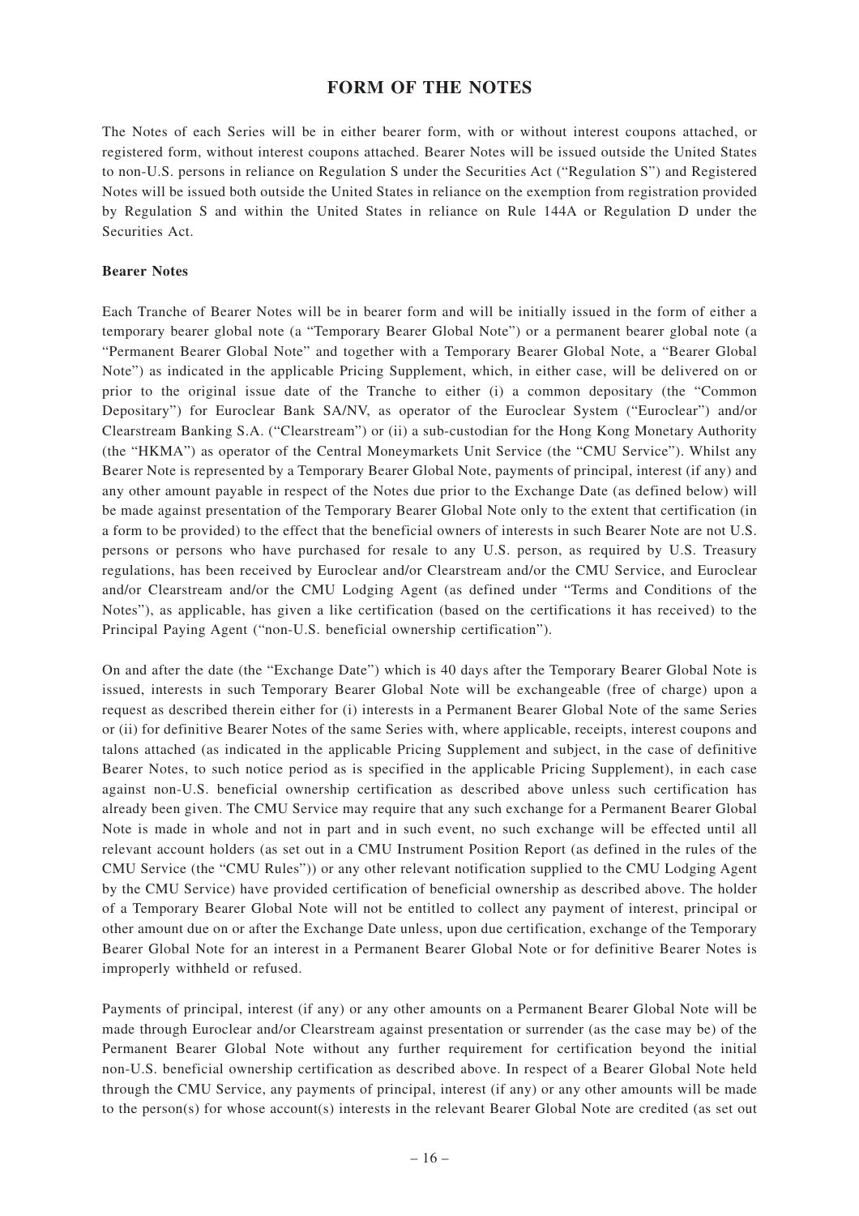# FORM OF THE NOTES

The Notes of each Series will be in either bearer form, with or without interest coupons attached, or registered form, without interest coupons attached. Bearer Notes will be issued outside the United States to non-U.S. persons in reliance on Regulation S under the Securities Act ("Regulation S") and Registered Notes will be issued both outside the United States in reliance on the exemption from registration provided by Regulation S and within the United States in reliance on Rule 144A or Regulation D under the Securities Act.

**Bearer Notes**

Each Tranche of Bearer Notes will be in bearer form and will be initially issued in the form of either a temporary bearer global note (a "Temporary Bearer Global Note") or a permanent bearer global note (a "Permanent Bearer Global Note" and together with a Temporary Bearer Global Note, a "Bearer Global Note") as indicated in the applicable Pricing Supplement, which, in either case, will be delivered on or prior to the original issue date of the Tranche to either (i) a common depositary (the "Common Depositary") for Euroclear Bank SA/NV, as operator of the Euroclear System ("Euroclear") and/or Clearstream Banking S.A. ("Clearstream") or (ii) a sub-custodian for the Hong Kong Monetary Authority (the "HKMA") as operator of the Central Moneymarkets Unit Service (the "CMU Service"). Whilst any Bearer Note is represented by a Temporary Bearer Global Note, payments of principal, interest (if any) and any other amount payable in respect of the Notes due prior to the Exchange Date (as defined below) will be made against presentation of the Temporary Bearer Global Note only to the extent that certification (in a form to be provided) to the effect that the beneficial owners of interests in such Bearer Note are not U.S. persons or persons who have purchased for resale to any U.S. person, as required by U.S. Treasury regulations, has been received by Euroclear and/or Clearstream and/or the CMU Service, and Euroclear and/or Clearstream and/or the CMU Lodging Agent (as defined under "Terms and Conditions of the Notes"), as applicable, has given a like certification (based on the certifications it has received) to the Principal Paying Agent ("non-U.S. beneficial ownership certification").

On and after the date (the "Exchange Date") which is 40 days after the Temporary Bearer Global Note is issued, interests in such Temporary Bearer Global Note will be exchangeable (free of charge) upon a request as described therein either for (i) interests in a Permanent Bearer Global Note of the same Series or (ii) for definitive Bearer Notes of the same Series with, where applicable, receipts, interest coupons and talons attached (as indicated in the applicable Pricing Supplement and subject, in the case of definitive Bearer Notes, to such notice period as is specified in the applicable Pricing Supplement), in each case against non-U.S. beneficial ownership certification as described above unless such certification has already been given. The CMU Service may require that any such exchange for a Permanent Bearer Global Note is made in whole and not in part and in such event, no such exchange will be effected until all relevant account holders (as set out in a CMU Instrument Position Report (as defined in the rules of the CMU Service (the "CMU Rules")) or any other relevant notification supplied to the CMU Lodging Agent by the CMU Service) have provided certification of beneficial ownership as described above. The holder of a Temporary Bearer Global Note will not be entitled to collect any payment of interest, principal or other amount due on or after the Exchange Date unless, upon due certification, exchange of the Temporary Bearer Global Note for an interest in a Permanent Bearer Global Note or for definitive Bearer Notes is improperly withheld or refused.

Payments of principal, interest (if any) or any other amounts on a Permanent Bearer Global Note will be made through Euroclear and/or Clearstream against presentation or surrender (as the case may be) of the Permanent Bearer Global Note without any further requirement for certification beyond the initial non-U.S. beneficial ownership certification as described above. In respect of a Bearer Global Note held through the CMU Service, any payments of principal, interest (if any) or any other amounts will be made to the person(s) for whose account(s) interests in the relevant Bearer Global Note are credited (as set out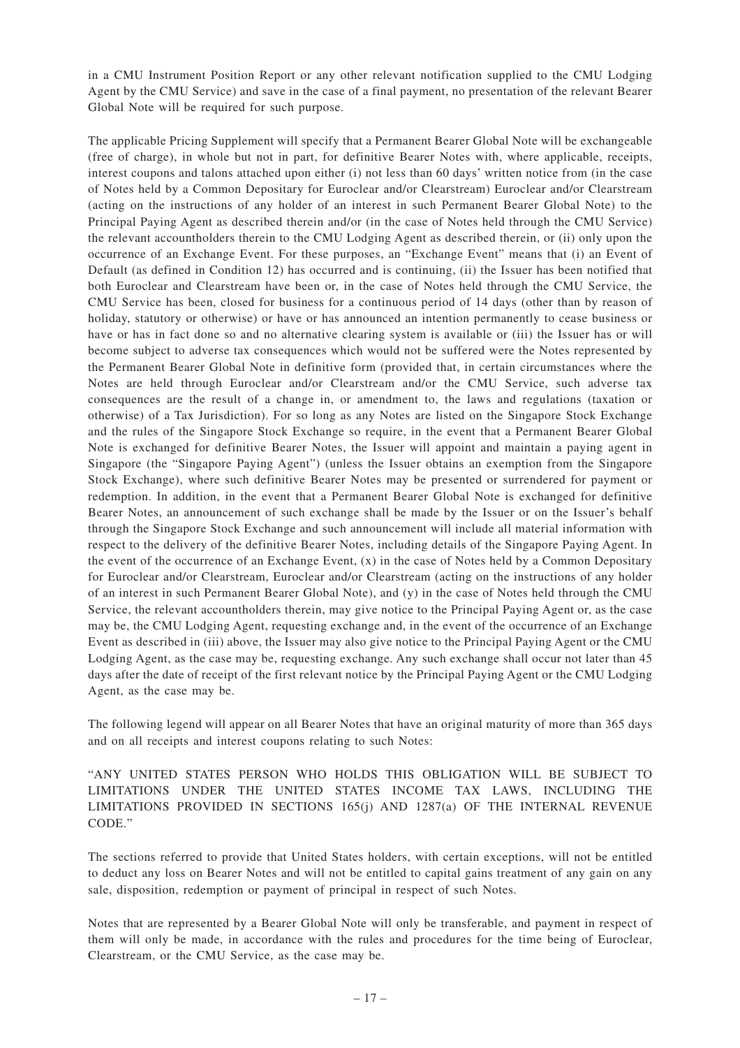in a CMU Instrument Position Report or any other relevant notification supplied to the CMU Lodging Agent by the CMU Service) and save in the case of a final payment, no presentation of the relevant Bearer Global Note will be required for such purpose.

The applicable Pricing Supplement will specify that a Permanent Bearer Global Note will be exchangeable (free of charge), in whole but not in part, for definitive Bearer Notes with, where applicable, receipts, interest coupons and talons attached upon either (i) not less than 60 days' written notice from (in the case of Notes held by a Common Depositary for Euroclear and/or Clearstream) Euroclear and/or Clearstream (acting on the instructions of any holder of an interest in such Permanent Bearer Global Note) to the Principal Paying Agent as described therein and/or (in the case of Notes held through the CMU Service) the relevant accountholders therein to the CMU Lodging Agent as described therein, or (ii) only upon the occurrence of an Exchange Event. For these purposes, an "Exchange Event" means that (i) an Event of Default (as defined in Condition 12) has occurred and is continuing, (ii) the Issuer has been notified that both Euroclear and Clearstream have been or, in the case of Notes held through the CMU Service, the CMU Service has been, closed for business for a continuous period of 14 days (other than by reason of holiday, statutory or otherwise) or have or has announced an intention permanently to cease business or have or has in fact done so and no alternative clearing system is available or (iii) the Issuer has or will become subject to adverse tax consequences which would not be suffered were the Notes represented by the Permanent Bearer Global Note in definitive form (provided that, in certain circumstances where the Notes are held through Euroclear and/or Clearstream and/or the CMU Service, such adverse tax consequences are the result of a change in, or amendment to, the laws and regulations (taxation or otherwise) of a Tax Jurisdiction). For so long as any Notes are listed on the Singapore Stock Exchange and the rules of the Singapore Stock Exchange so require, in the event that a Permanent Bearer Global Note is exchanged for definitive Bearer Notes, the Issuer will appoint and maintain a paying agent in Singapore (the "Singapore Paying Agent") (unless the Issuer obtains an exemption from the Singapore Stock Exchange), where such definitive Bearer Notes may be presented or surrendered for payment or redemption. In addition, in the event that a Permanent Bearer Global Note is exchanged for definitive Bearer Notes, an announcement of such exchange shall be made by the Issuer or on the Issuer's behalf through the Singapore Stock Exchange and such announcement will include all material information with respect to the delivery of the definitive Bearer Notes, including details of the Singapore Paying Agent. In the event of the occurrence of an Exchange Event, (x) in the case of Notes held by a Common Depositary for Euroclear and/or Clearstream, Euroclear and/or Clearstream (acting on the instructions of any holder of an interest in such Permanent Bearer Global Note), and (y) in the case of Notes held through the CMU Service, the relevant accountholders therein, may give notice to the Principal Paying Agent or, as the case may be, the CMU Lodging Agent, requesting exchange and, in the event of the occurrence of an Exchange Event as described in (iii) above, the Issuer may also give notice to the Principal Paying Agent or the CMU Lodging Agent, as the case may be, requesting exchange. Any such exchange shall occur not later than 45 days after the date of receipt of the first relevant notice by the Principal Paying Agent or the CMU Lodging Agent, as the case may be.

The following legend will appear on all Bearer Notes that have an original maturity of more than 365 days and on all receipts and interest coupons relating to such Notes:

"ANY UNITED STATES PERSON WHO HOLDS THIS OBLIGATION WILL BE SUBJECT TO LIMITATIONS UNDER THE UNITED STATES INCOME TAX LAWS, INCLUDING THE LIMITATIONS PROVIDED IN SECTIONS 165(j) AND 1287(a) OF THE INTERNAL REVENUE CODE."

The sections referred to provide that United States holders, with certain exceptions, will not be entitled to deduct any loss on Bearer Notes and will not be entitled to capital gains treatment of any gain on any sale, disposition, redemption or payment of principal in respect of such Notes.

Notes that are represented by a Bearer Global Note will only be transferable, and payment in respect of them will only be made, in accordance with the rules and procedures for the time being of Euroclear, Clearstream, or the CMU Service, as the case may be.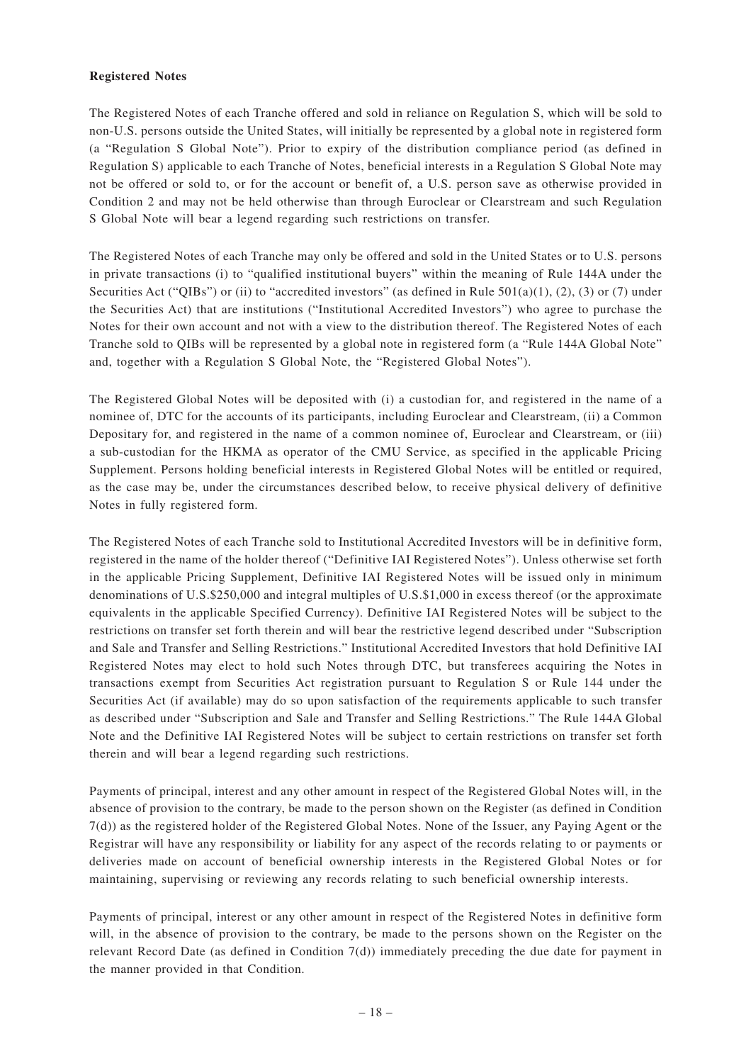**Registered Notes**

The Registered Notes of each Tranche offered and sold in reliance on Regulation S, which will be sold to non-U.S. persons outside the United States, will initially be represented by a global note in registered form (a "Regulation S Global Note"). Prior to expiry of the distribution compliance period (as defined in Regulation S) applicable to each Tranche of Notes, beneficial interests in a Regulation S Global Note may not be offered or sold to, or for the account or benefit of, a U.S. person save as otherwise provided in Condition 2 and may not be held otherwise than through Euroclear or Clearstream and such Regulation S Global Note will bear a legend regarding such restrictions on transfer.

The Registered Notes of each Tranche may only be offered and sold in the United States or to U.S. persons in private transactions (i) to "qualified institutional buyers" within the meaning of Rule 144A under the Securities Act ("QIBs") or (ii) to "accredited investors" (as defined in Rule 501(a)(1), (2), (3) or (7) under the Securities Act) that are institutions ("Institutional Accredited Investors") who agree to purchase the Notes for their own account and not with a view to the distribution thereof. The Registered Notes of each Tranche sold to QIBs will be represented by a global note in registered form (a "Rule 144A Global Note" and, together with a Regulation S Global Note, the "Registered Global Notes").

The Registered Global Notes will be deposited with (i) a custodian for, and registered in the name of a nominee of, DTC for the accounts of its participants, including Euroclear and Clearstream, (ii) a Common Depositary for, and registered in the name of a common nominee of, Euroclear and Clearstream, or (iii) a sub-custodian for the HKMA as operator of the CMU Service, as specified in the applicable Pricing Supplement. Persons holding beneficial interests in Registered Global Notes will be entitled or required, as the case may be, under the circumstances described below, to receive physical delivery of definitive Notes in fully registered form.

The Registered Notes of each Tranche sold to Institutional Accredited Investors will be in definitive form, registered in the name of the holder thereof ("Definitive IAI Registered Notes"). Unless otherwise set forth in the applicable Pricing Supplement, Definitive IAI Registered Notes will be issued only in minimum denominations of U.S.$250,000 and integral multiples of U.S.$1,000 in excess thereof (or the approximate equivalents in the applicable Specified Currency). Definitive IAI Registered Notes will be subject to the restrictions on transfer set forth therein and will bear the restrictive legend described under "Subscription and Sale and Transfer and Selling Restrictions." Institutional Accredited Investors that hold Definitive IAI Registered Notes may elect to hold such Notes through DTC, but transferees acquiring the Notes in transactions exempt from Securities Act registration pursuant to Regulation S or Rule 144 under the Securities Act (if available) may do so upon satisfaction of the requirements applicable to such transfer as described under "Subscription and Sale and Transfer and Selling Restrictions." The Rule 144A Global Note and the Definitive IAI Registered Notes will be subject to certain restrictions on transfer set forth therein and will bear a legend regarding such restrictions.

Payments of principal, interest and any other amount in respect of the Registered Global Notes will, in the absence of provision to the contrary, be made to the person shown on the Register (as defined in Condition 7(d)) as the registered holder of the Registered Global Notes. None of the Issuer, any Paying Agent or the Registrar will have any responsibility or liability for any aspect of the records relating to or payments or deliveries made on account of beneficial ownership interests in the Registered Global Notes or for maintaining, supervising or reviewing any records relating to such beneficial ownership interests.

Payments of principal, interest or any other amount in respect of the Registered Notes in definitive form will, in the absence of provision to the contrary, be made to the persons shown on the Register on the relevant Record Date (as defined in Condition 7(d)) immediately preceding the due date for payment in the manner provided in that Condition.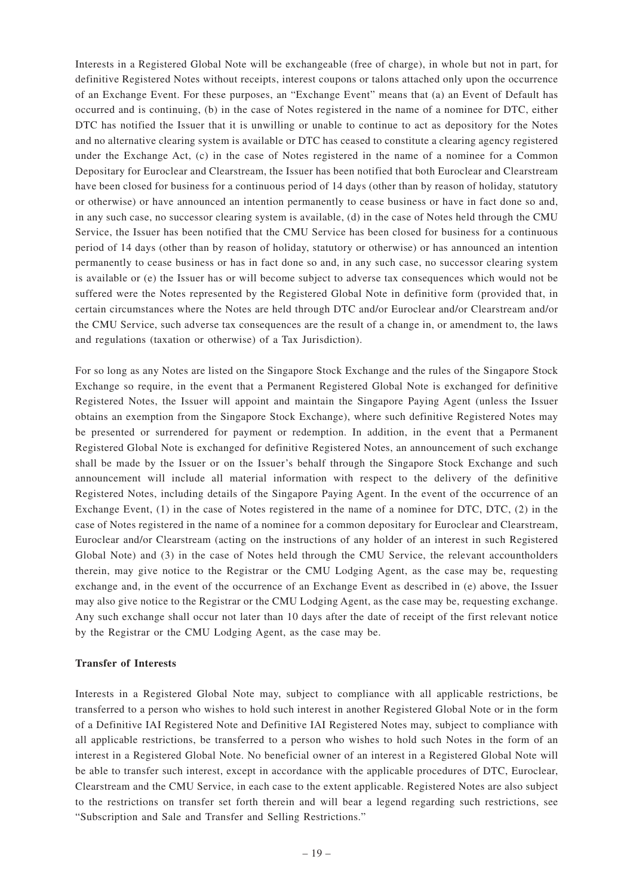Interests in a Registered Global Note will be exchangeable (free of charge), in whole but not in part, for definitive Registered Notes without receipts, interest coupons or talons attached only upon the occurrence of an Exchange Event. For these purposes, an "Exchange Event" means that (a) an Event of Default has occurred and is continuing, (b) in the case of Notes registered in the name of a nominee for DTC, either DTC has notified the Issuer that it is unwilling or unable to continue to act as depository for the Notes and no alternative clearing system is available or DTC has ceased to constitute a clearing agency registered under the Exchange Act, (c) in the case of Notes registered in the name of a nominee for a Common Depositary for Euroclear and Clearstream, the Issuer has been notified that both Euroclear and Clearstream have been closed for business for a continuous period of 14 days (other than by reason of holiday, statutory or otherwise) or have announced an intention permanently to cease business or have in fact done so and, in any such case, no successor clearing system is available, (d) in the case of Notes held through the CMU Service, the Issuer has been notified that the CMU Service has been closed for business for a continuous period of 14 days (other than by reason of holiday, statutory or otherwise) or has announced an intention permanently to cease business or has in fact done so and, in any such case, no successor clearing system is available or (e) the Issuer has or will become subject to adverse tax consequences which would not be suffered were the Notes represented by the Registered Global Note in definitive form (provided that, in certain circumstances where the Notes are held through DTC and/or Euroclear and/or Clearstream and/or the CMU Service, such adverse tax consequences are the result of a change in, or amendment to, the laws and regulations (taxation or otherwise) of a Tax Jurisdiction).

For so long as any Notes are listed on the Singapore Stock Exchange and the rules of the Singapore Stock Exchange so require, in the event that a Permanent Registered Global Note is exchanged for definitive Registered Notes, the Issuer will appoint and maintain the Singapore Paying Agent (unless the Issuer obtains an exemption from the Singapore Stock Exchange), where such definitive Registered Notes may be presented or surrendered for payment or redemption. In addition, in the event that a Permanent Registered Global Note is exchanged for definitive Registered Notes, an announcement of such exchange shall be made by the Issuer or on the Issuer's behalf through the Singapore Stock Exchange and such announcement will include all material information with respect to the delivery of the definitive Registered Notes, including details of the Singapore Paying Agent. In the event of the occurrence of an Exchange Event, (1) in the case of Notes registered in the name of a nominee for DTC, DTC, (2) in the case of Notes registered in the name of a nominee for a common depositary for Euroclear and Clearstream, Euroclear and/or Clearstream (acting on the instructions of any holder of an interest in such Registered Global Note) and (3) in the case of Notes held through the CMU Service, the relevant accountholders therein, may give notice to the Registrar or the CMU Lodging Agent, as the case may be, requesting exchange and, in the event of the occurrence of an Exchange Event as described in (e) above, the Issuer may also give notice to the Registrar or the CMU Lodging Agent, as the case may be, requesting exchange. Any such exchange shall occur not later than 10 days after the date of receipt of the first relevant notice by the Registrar or the CMU Lodging Agent, as the case may be.

**Transfer of Interests**

Interests in a Registered Global Note may, subject to compliance with all applicable restrictions, be transferred to a person who wishes to hold such interest in another Registered Global Note or in the form of a Definitive IAI Registered Note and Definitive IAI Registered Notes may, subject to compliance with all applicable restrictions, be transferred to a person who wishes to hold such Notes in the form of an interest in a Registered Global Note. No beneficial owner of an interest in a Registered Global Note will be able to transfer such interest, except in accordance with the applicable procedures of DTC, Euroclear, Clearstream and the CMU Service, in each case to the extent applicable. Registered Notes are also subject to the restrictions on transfer set forth therein and will bear a legend regarding such restrictions, see "Subscription and Sale and Transfer and Selling Restrictions."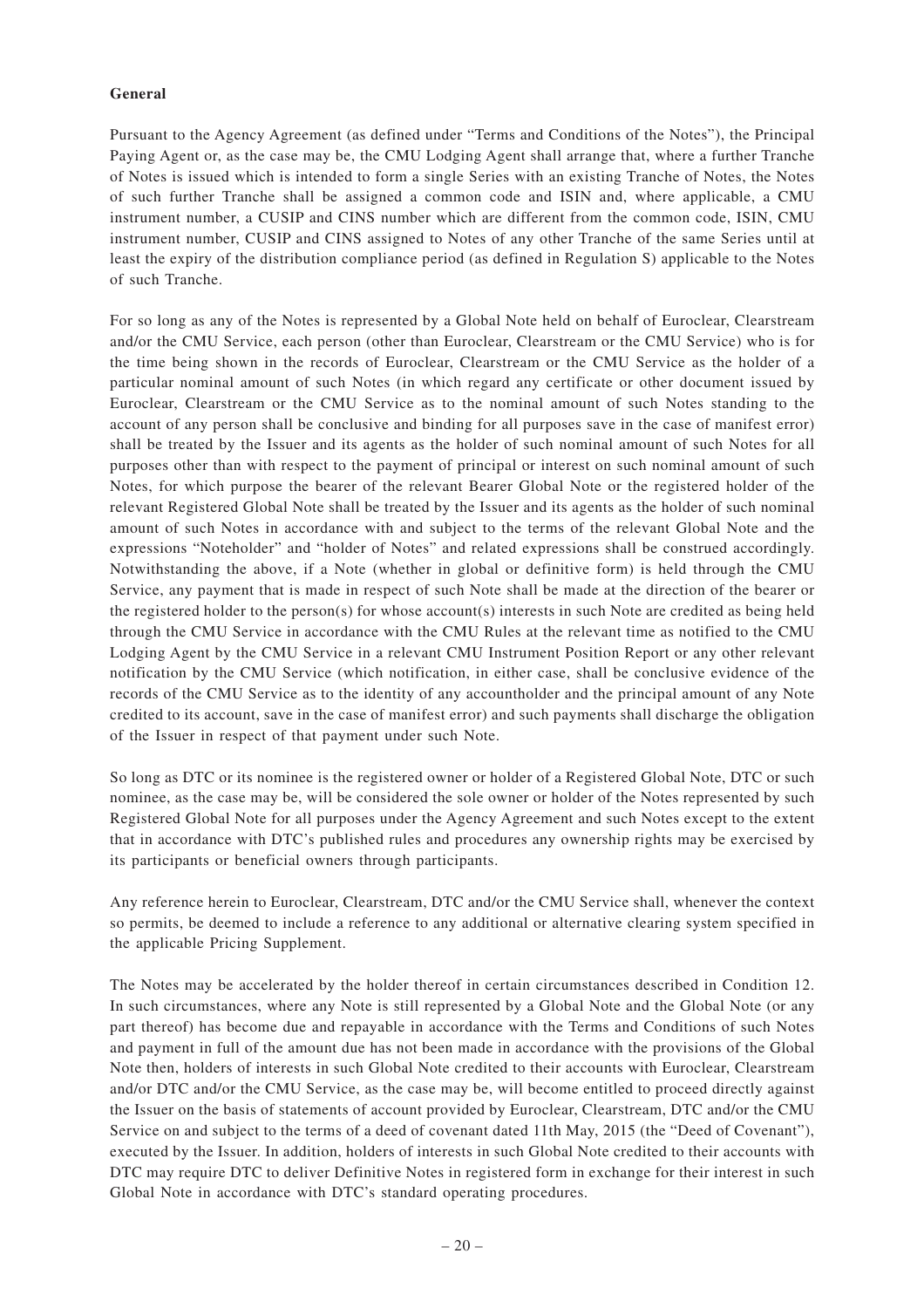**General**

Pursuant to the Agency Agreement (as defined under "Terms and Conditions of the Notes"), the Principal Paying Agent or, as the case may be, the CMU Lodging Agent shall arrange that, where a further Tranche of Notes is issued which is intended to form a single Series with an existing Tranche of Notes, the Notes of such further Tranche shall be assigned a common code and ISIN and, where applicable, a CMU instrument number, a CUSIP and CINS number which are different from the common code, ISIN, CMU instrument number, CUSIP and CINS assigned to Notes of any other Tranche of the same Series until at least the expiry of the distribution compliance period (as defined in Regulation S) applicable to the Notes of such Tranche.

For so long as any of the Notes is represented by a Global Note held on behalf of Euroclear, Clearstream and/or the CMU Service, each person (other than Euroclear, Clearstream or the CMU Service) who is for the time being shown in the records of Euroclear, Clearstream or the CMU Service as the holder of a particular nominal amount of such Notes (in which regard any certificate or other document issued by Euroclear, Clearstream or the CMU Service as to the nominal amount of such Notes standing to the account of any person shall be conclusive and binding for all purposes save in the case of manifest error) shall be treated by the Issuer and its agents as the holder of such nominal amount of such Notes for all purposes other than with respect to the payment of principal or interest on such nominal amount of such Notes, for which purpose the bearer of the relevant Bearer Global Note or the registered holder of the relevant Registered Global Note shall be treated by the Issuer and its agents as the holder of such nominal amount of such Notes in accordance with and subject to the terms of the relevant Global Note and the expressions "Noteholder" and "holder of Notes" and related expressions shall be construed accordingly. Notwithstanding the above, if a Note (whether in global or definitive form) is held through the CMU Service, any payment that is made in respect of such Note shall be made at the direction of the bearer or the registered holder to the person(s) for whose account(s) interests in such Note are credited as being held through the CMU Service in accordance with the CMU Rules at the relevant time as notified to the CMU Lodging Agent by the CMU Service in a relevant CMU Instrument Position Report or any other relevant notification by the CMU Service (which notification, in either case, shall be conclusive evidence of the records of the CMU Service as to the identity of any accountholder and the principal amount of any Note credited to its account, save in the case of manifest error) and such payments shall discharge the obligation of the Issuer in respect of that payment under such Note.

So long as DTC or its nominee is the registered owner or holder of a Registered Global Note, DTC or such nominee, as the case may be, will be considered the sole owner or holder of the Notes represented by such Registered Global Note for all purposes under the Agency Agreement and such Notes except to the extent that in accordance with DTC's published rules and procedures any ownership rights may be exercised by its participants or beneficial owners through participants.

Any reference herein to Euroclear, Clearstream, DTC and/or the CMU Service shall, whenever the context so permits, be deemed to include a reference to any additional or alternative clearing system specified in the applicable Pricing Supplement.

The Notes may be accelerated by the holder thereof in certain circumstances described in Condition 12. In such circumstances, where any Note is still represented by a Global Note and the Global Note (or any part thereof) has become due and repayable in accordance with the Terms and Conditions of such Notes and payment in full of the amount due has not been made in accordance with the provisions of the Global Note then, holders of interests in such Global Note credited to their accounts with Euroclear, Clearstream and/or DTC and/or the CMU Service, as the case may be, will become entitled to proceed directly against the Issuer on the basis of statements of account provided by Euroclear, Clearstream, DTC and/or the CMU Service on and subject to the terms of a deed of covenant dated 11th May, 2015 (the "Deed of Covenant"), executed by the Issuer. In addition, holders of interests in such Global Note credited to their accounts with DTC may require DTC to deliver Definitive Notes in registered form in exchange for their interest in such Global Note in accordance with DTC's standard operating procedures.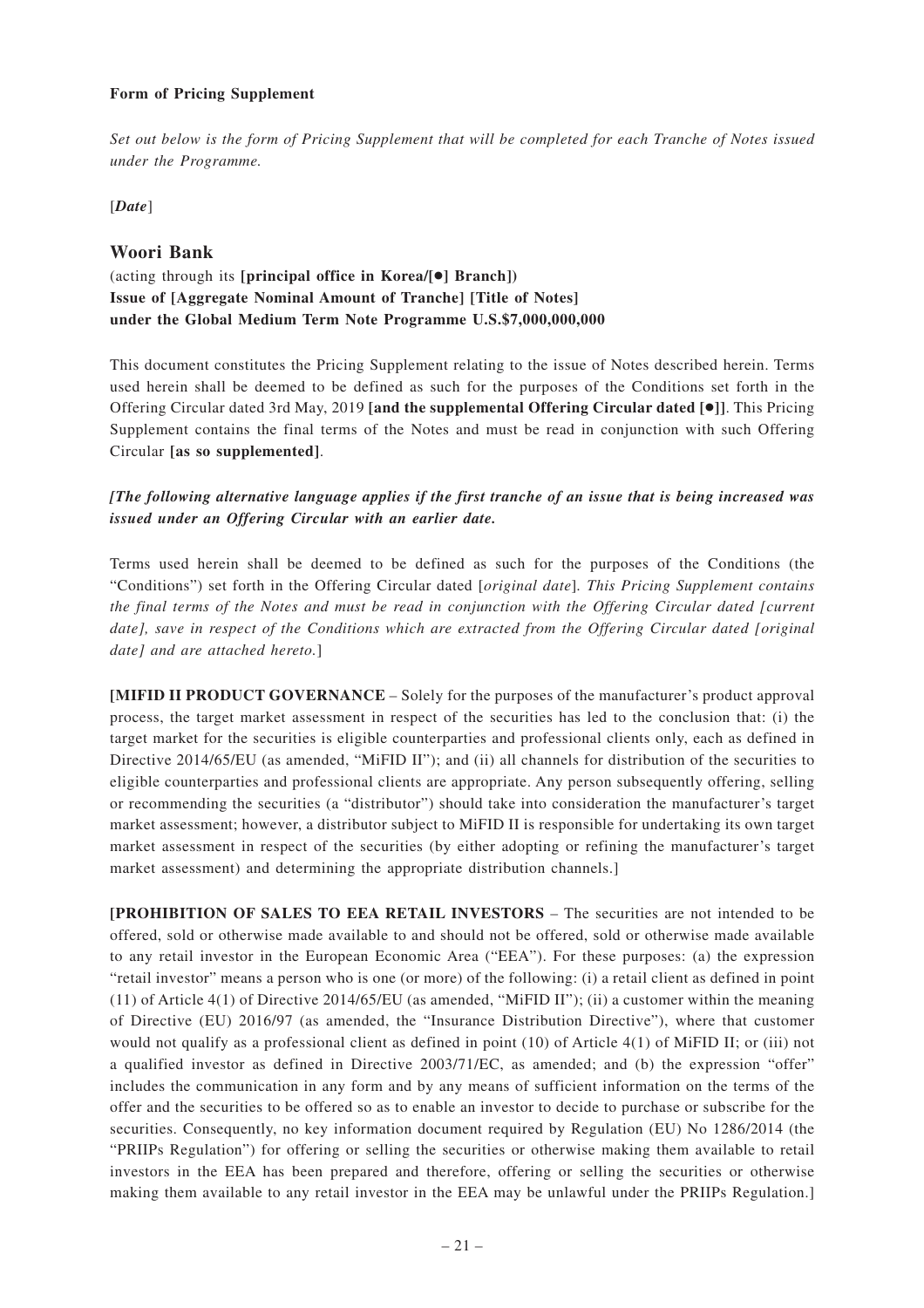**Form of Pricing Supplement**

*Set out below is the form of Pricing Supplement that will be completed for each Tranche of Notes issued under the Programme.*

[***Date***]

## Woori Bank

(acting through its **[principal office in Korea/[●] Branch])**
**Issue of [Aggregate Nominal Amount of Tranche] [Title of Notes]**
**under the Global Medium Term Note Programme U.S.$7,000,000,000**

This document constitutes the Pricing Supplement relating to the issue of Notes described herein. Terms used herein shall be deemed to be defined as such for the purposes of the Conditions set forth in the Offering Circular dated 3rd May, 2019 **[and the supplemental Offering Circular dated [●]]**. This Pricing Supplement contains the final terms of the Notes and must be read in conjunction with such Offering Circular **[as so supplemented]**.

***[The following alternative language applies if the first tranche of an issue that is being increased was issued under an Offering Circular with an earlier date.***

Terms used herein shall be deemed to be defined as such for the purposes of the Conditions (the "Conditions") set forth in the Offering Circular dated [*original date*]. *This Pricing Supplement contains the final terms of the Notes and must be read in conjunction with the Offering Circular dated [current date], save in respect of the Conditions which are extracted from the Offering Circular dated [original date] and are attached hereto.*]

**[MIFID II PRODUCT GOVERNANCE** – Solely for the purposes of the manufacturer's product approval process, the target market assessment in respect of the securities has led to the conclusion that: (i) the target market for the securities is eligible counterparties and professional clients only, each as defined in Directive 2014/65/EU (as amended, "MiFID II"); and (ii) all channels for distribution of the securities to eligible counterparties and professional clients are appropriate. Any person subsequently offering, selling or recommending the securities (a "distributor") should take into consideration the manufacturer's target market assessment; however, a distributor subject to MiFID II is responsible for undertaking its own target market assessment in respect of the securities (by either adopting or refining the manufacturer's target market assessment) and determining the appropriate distribution channels.]

**[PROHIBITION OF SALES TO EEA RETAIL INVESTORS** – The securities are not intended to be offered, sold or otherwise made available to and should not be offered, sold or otherwise made available to any retail investor in the European Economic Area ("EEA"). For these purposes: (a) the expression "retail investor" means a person who is one (or more) of the following: (i) a retail client as defined in point (11) of Article 4(1) of Directive 2014/65/EU (as amended, "MiFID II"); (ii) a customer within the meaning of Directive (EU) 2016/97 (as amended, the "Insurance Distribution Directive"), where that customer would not qualify as a professional client as defined in point (10) of Article 4(1) of MiFID II; or (iii) not a qualified investor as defined in Directive 2003/71/EC, as amended; and (b) the expression "offer" includes the communication in any form and by any means of sufficient information on the terms of the offer and the securities to be offered so as to enable an investor to decide to purchase or subscribe for the securities. Consequently, no key information document required by Regulation (EU) No 1286/2014 (the "PRIIPs Regulation") for offering or selling the securities or otherwise making them available to retail investors in the EEA has been prepared and therefore, offering or selling the securities or otherwise making them available to any retail investor in the EEA may be unlawful under the PRIIPs Regulation.]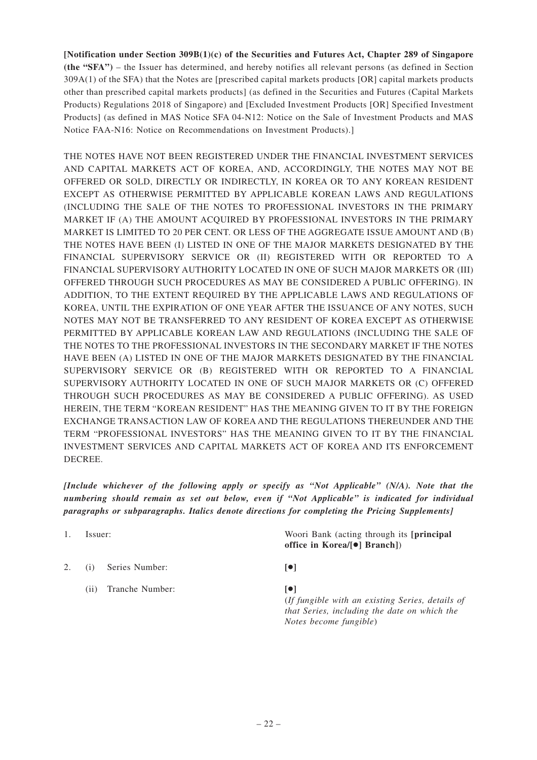**[Notification under Section 309B(1)(c) of the Securities and Futures Act, Chapter 289 of Singapore (the "SFA")** – the Issuer has determined, and hereby notifies all relevant persons (as defined in Section 309A(1) of the SFA) that the Notes are [prescribed capital markets products [OR] capital markets products other than prescribed capital markets products] (as defined in the Securities and Futures (Capital Markets Products) Regulations 2018 of Singapore) and [Excluded Investment Products [OR] Specified Investment Products] (as defined in MAS Notice SFA 04-N12: Notice on the Sale of Investment Products and MAS Notice FAA-N16: Notice on Recommendations on Investment Products).]

THE NOTES HAVE NOT BEEN REGISTERED UNDER THE FINANCIAL INVESTMENT SERVICES AND CAPITAL MARKETS ACT OF KOREA, AND, ACCORDINGLY, THE NOTES MAY NOT BE OFFERED OR SOLD, DIRECTLY OR INDIRECTLY, IN KOREA OR TO ANY KOREAN RESIDENT EXCEPT AS OTHERWISE PERMITTED BY APPLICABLE KOREAN LAWS AND REGULATIONS (INCLUDING THE SALE OF THE NOTES TO PROFESSIONAL INVESTORS IN THE PRIMARY MARKET IF (A) THE AMOUNT ACQUIRED BY PROFESSIONAL INVESTORS IN THE PRIMARY MARKET IS LIMITED TO 20 PER CENT. OR LESS OF THE AGGREGATE ISSUE AMOUNT AND (B) THE NOTES HAVE BEEN (I) LISTED IN ONE OF THE MAJOR MARKETS DESIGNATED BY THE FINANCIAL SUPERVISORY SERVICE OR (II) REGISTERED WITH OR REPORTED TO A FINANCIAL SUPERVISORY AUTHORITY LOCATED IN ONE OF SUCH MAJOR MARKETS OR (III) OFFERED THROUGH SUCH PROCEDURES AS MAY BE CONSIDERED A PUBLIC OFFERING). IN ADDITION, TO THE EXTENT REQUIRED BY THE APPLICABLE LAWS AND REGULATIONS OF KOREA, UNTIL THE EXPIRATION OF ONE YEAR AFTER THE ISSUANCE OF ANY NOTES, SUCH NOTES MAY NOT BE TRANSFERRED TO ANY RESIDENT OF KOREA EXCEPT AS OTHERWISE PERMITTED BY APPLICABLE KOREAN LAW AND REGULATIONS (INCLUDING THE SALE OF THE NOTES TO THE PROFESSIONAL INVESTORS IN THE SECONDARY MARKET IF THE NOTES HAVE BEEN (A) LISTED IN ONE OF THE MAJOR MARKETS DESIGNATED BY THE FINANCIAL SUPERVISORY SERVICE OR (B) REGISTERED WITH OR REPORTED TO A FINANCIAL SUPERVISORY AUTHORITY LOCATED IN ONE OF SUCH MAJOR MARKETS OR (C) OFFERED THROUGH SUCH PROCEDURES AS MAY BE CONSIDERED A PUBLIC OFFERING). AS USED HEREIN, THE TERM "KOREAN RESIDENT" HAS THE MEANING GIVEN TO IT BY THE FOREIGN EXCHANGE TRANSACTION LAW OF KOREA AND THE REGULATIONS THEREUNDER AND THE TERM "PROFESSIONAL INVESTORS" HAS THE MEANING GIVEN TO IT BY THE FINANCIAL INVESTMENT SERVICES AND CAPITAL MARKETS ACT OF KOREA AND ITS ENFORCEMENT DECREE.

***[Include whichever of the following apply or specify as "Not Applicable" (N/A). Note that the numbering should remain as set out below, even if "Not Applicable" is indicated for individual paragraphs or subparagraphs. Italics denote directions for completing the Pricing Supplements]***

| | | |
|---|---|---|
| 1. | Issuer: | Woori Bank (acting through its **[principal office in Korea/[●] Branch]**) |
| 2. | (i) Series Number: | **[●]** |
| | (ii) Tranche Number: | **[●]**<br>(*If fungible with an existing Series, details of that Series, including the date on which the Notes become fungible*) |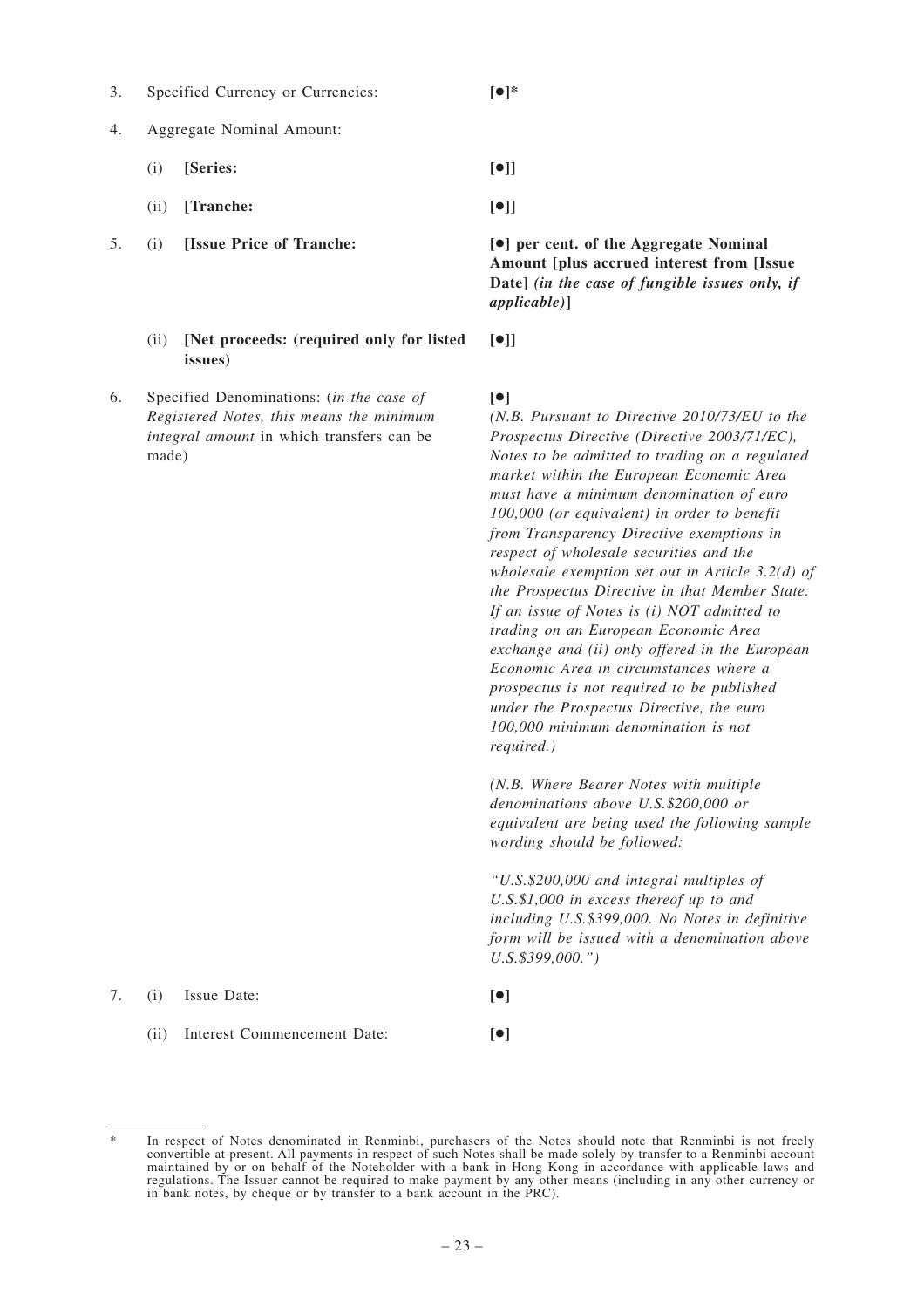3. Specified Currency or Currencies: **[●]***

4. Aggregate Nominal Amount:

   (i) **[Series:** **[●]]**

   (ii) **[Tranche:** **[●]]**

5. (i) **[Issue Price of Tranche:** **[●] per cent. of the Aggregate Nominal Amount [plus accrued interest from [Issue Date]** ***(in the case of fungible issues only, if applicable)*****]**

   (ii) **[Net proceeds: (required only for listed issues)** **[●]]**

6. Specified Denominations: (*in the case of Registered Notes, this means the minimum integral amount* in which transfers can be made) **[●]**

   *(N.B. Pursuant to Directive 2010/73/EU to the Prospectus Directive (Directive 2003/71/EC), Notes to be admitted to trading on a regulated market within the European Economic Area must have a minimum denomination of euro 100,000 (or equivalent) in order to benefit from Transparency Directive exemptions in respect of wholesale securities and the wholesale exemption set out in Article 3.2(d) of the Prospectus Directive in that Member State. If an issue of Notes is (i) NOT admitted to trading on an European Economic Area exchange and (ii) only offered in the European Economic Area in circumstances where a prospectus is not required to be published under the Prospectus Directive, the euro 100,000 minimum denomination is not required.)*

   *(N.B. Where Bearer Notes with multiple denominations above U.S.$200,000 or equivalent are being used the following sample wording should be followed:*

   *"U.S.$200,000 and integral multiples of U.S.$1,000 in excess thereof up to and including U.S.$399,000. No Notes in definitive form will be issued with a denomination above U.S.$399,000.")*

7. (i) Issue Date: **[●]**

   (ii) Interest Commencement Date: **[●]**

---

\* In respect of Notes denominated in Renminbi, purchasers of the Notes should note that Renminbi is not freely convertible at present. All payments in respect of such Notes shall be made solely by transfer to a Renminbi account maintained by or on behalf of the Noteholder with a bank in Hong Kong in accordance with applicable laws and regulations. The Issuer cannot be required to make payment by any other means (including in any other currency or in bank notes, by cheque or by transfer to a bank account in the PRC).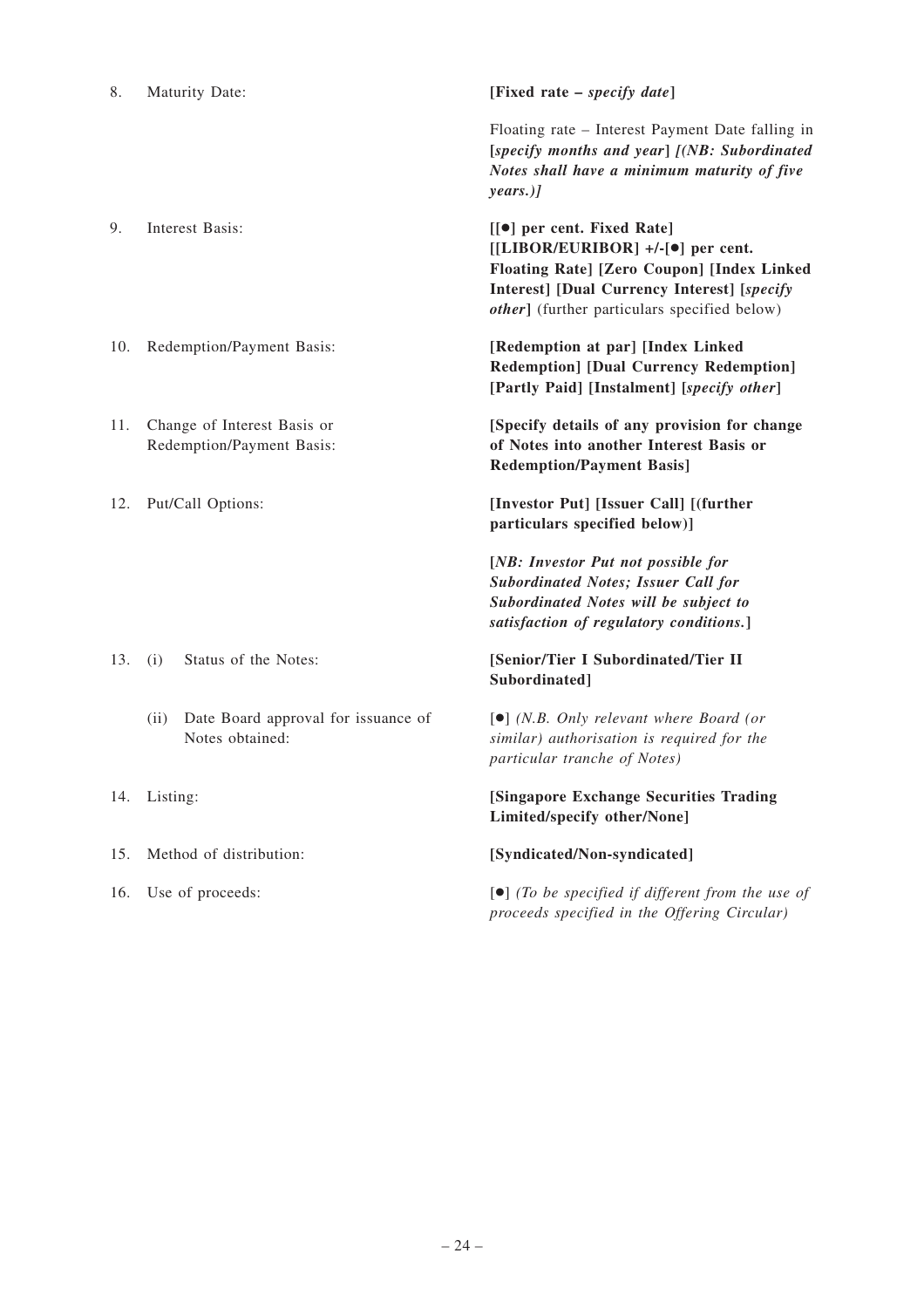| | | |
|---|---|---|
| 8. | Maturity Date: | **[Fixed rate –** ***specify date*****]**<br><br>Floating rate – Interest Payment Date falling in **[*****specify months and year*****]** ***[(NB: Subordinated Notes shall have a minimum maturity of five years.)]*** |
| 9. | Interest Basis: | **[[●] per cent. Fixed Rate] [[LIBOR/EURIBOR] +/-[●] per cent. Floating Rate] [Zero Coupon] [Index Linked Interest] [Dual Currency Interest] [*****specify other*****]** (further particulars specified below) |
| 10. | Redemption/Payment Basis: | **[Redemption at par] [Index Linked Redemption] [Dual Currency Redemption] [Partly Paid] [Instalment] [*****specify other*****]** |
| 11. | Change of Interest Basis or Redemption/Payment Basis: | **[Specify details of any provision for change of Notes into another Interest Basis or Redemption/Payment Basis]** |
| 12. | Put/Call Options: | **[Investor Put] [Issuer Call] [(further particulars specified below)]**<br><br>**[*****NB: Investor Put not possible for Subordinated Notes; Issuer Call for Subordinated Notes will be subject to satisfaction of regulatory conditions.*****]** |
| 13. | (i) Status of the Notes: | **[Senior/Tier I Subordinated/Tier II Subordinated]** |
| | (ii) Date Board approval for issuance of Notes obtained: | [●] *(N.B. Only relevant where Board (or similar) authorisation is required for the particular tranche of Notes)* |
| 14. | Listing: | **[Singapore Exchange Securities Trading Limited/specify other/None]** |
| 15. | Method of distribution: | **[Syndicated/Non-syndicated]** |
| 16. | Use of proceeds: | [●] *(To be specified if different from the use of proceeds specified in the Offering Circular)* |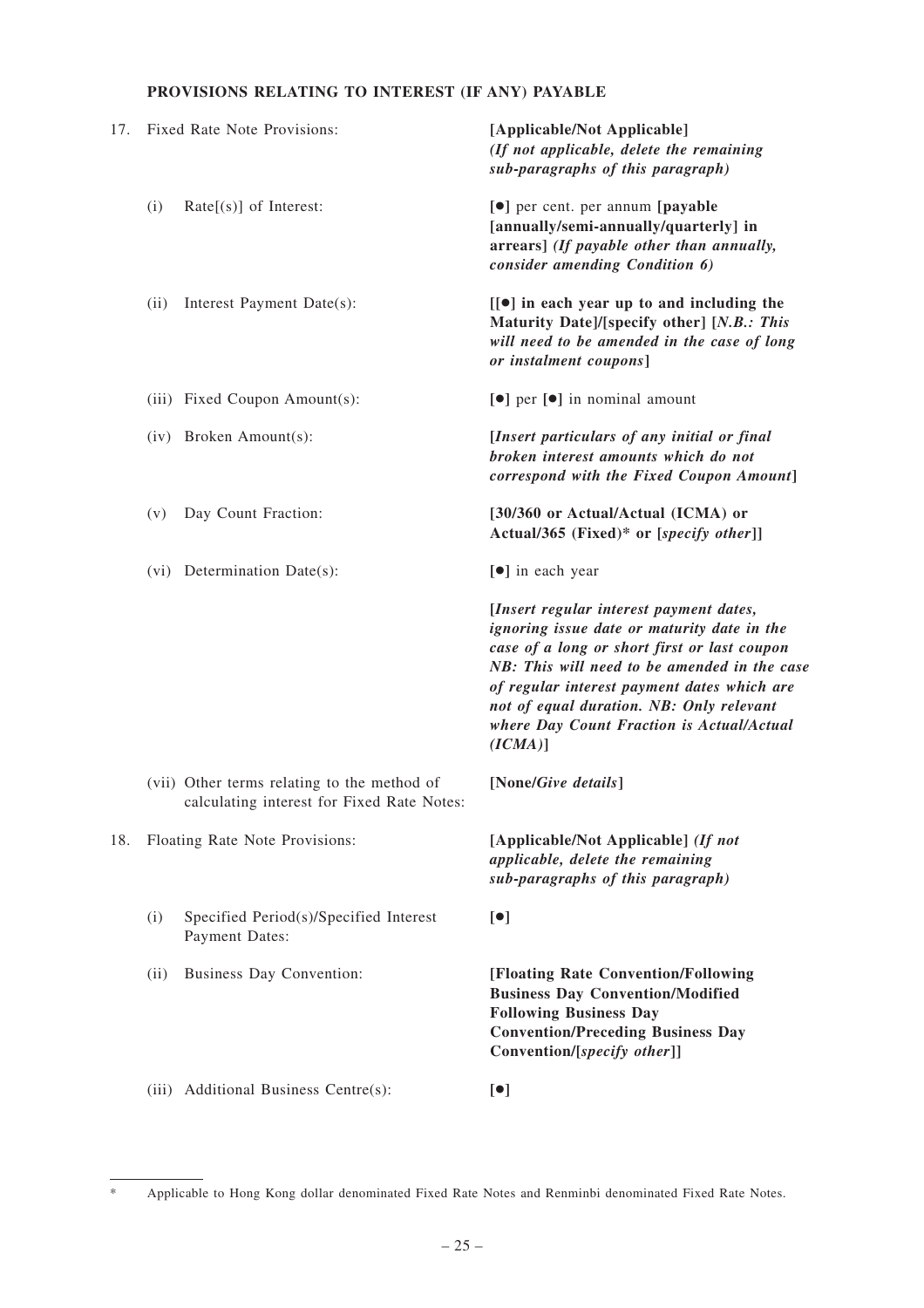**PROVISIONS RELATING TO INTEREST (IF ANY) PAYABLE**

| | | |
|---|---|---|
| 17. | Fixed Rate Note Provisions: | **[Applicable/Not Applicable]** ***(If not applicable, delete the remaining sub-paragraphs of this paragraph)*** |
| | (i) Rate[(s)] of Interest: | **[●]** per cent. per annum **[payable [annually/semi-annually/quarterly] in arrears]** ***(If payable other than annually, consider amending Condition 6)*** |
| | (ii) Interest Payment Date(s): | **[[●] in each year up to and including the Maturity Date]/[specify other] [*N.B.: This will need to be amended in the case of long or instalment coupons*]** |
| | (iii) Fixed Coupon Amount(s): | **[●]** per **[●]** in nominal amount |
| | (iv) Broken Amount(s): | **[*Insert particulars of any initial or final broken interest amounts which do not correspond with the Fixed Coupon Amount*]** |
| | (v) Day Count Fraction: | **[30/360 or Actual/Actual (ICMA) or Actual/365 (Fixed)* or [*specify other*]]** |
| | (vi) Determination Date(s): | **[●]** in each year<br><br>**[*Insert regular interest payment dates, ignoring issue date or maturity date in the case of a long or short first or last coupon NB: This will need to be amended in the case of regular interest payment dates which are not of equal duration. NB: Only relevant where Day Count Fraction is Actual/Actual (ICMA)*]** |
| | (vii) Other terms relating to the method of calculating interest for Fixed Rate Notes: | **[None/*Give details*]** |
| 18. | Floating Rate Note Provisions: | **[Applicable/Not Applicable]** ***(If not applicable, delete the remaining sub-paragraphs of this paragraph)*** |
| | (i) Specified Period(s)/Specified Interest Payment Dates: | **[●]** |
| | (ii) Business Day Convention: | **[Floating Rate Convention/Following Business Day Convention/Modified Following Business Day Convention/Preceding Business Day Convention/[*specify other*]]** |
| | (iii) Additional Business Centre(s): | **[●]** |

\* Applicable to Hong Kong dollar denominated Fixed Rate Notes and Renminbi denominated Fixed Rate Notes.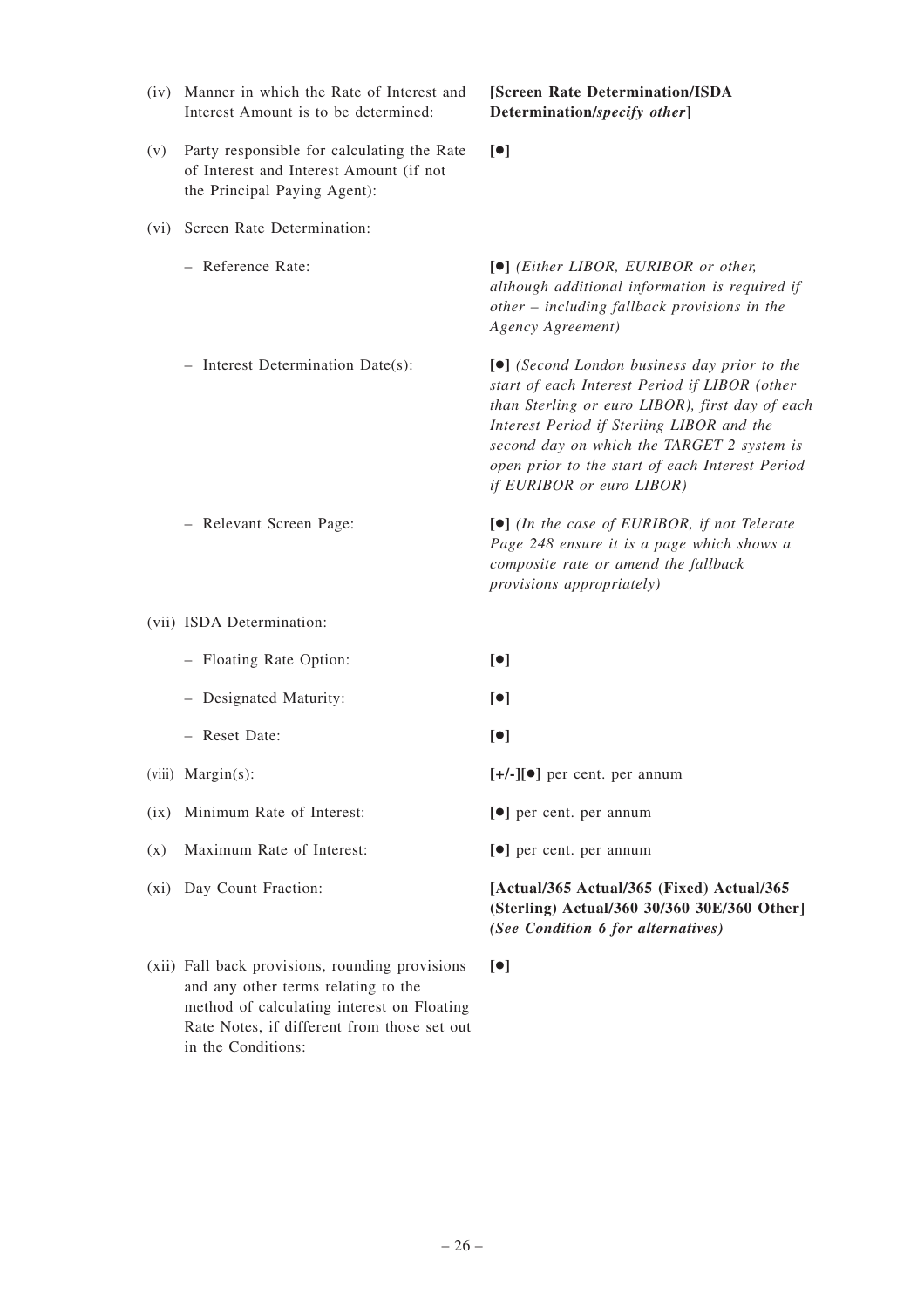| | |
|---|---|
| (iv) Manner in which the Rate of Interest and Interest Amount is to be determined: | **[Screen Rate Determination/ISDA Determination/*specify other*]** |
| (v) Party responsible for calculating the Rate of Interest and Interest Amount (if not the Principal Paying Agent): | **[●]** |
| (vi) Screen Rate Determination: | |
| – Reference Rate: | **[●]** *(Either LIBOR, EURIBOR or other, although additional information is required if other – including fallback provisions in the Agency Agreement)* |
| – Interest Determination Date(s): | **[●]** *(Second London business day prior to the start of each Interest Period if LIBOR (other than Sterling or euro LIBOR), first day of each Interest Period if Sterling LIBOR and the second day on which the TARGET 2 system is open prior to the start of each Interest Period if EURIBOR or euro LIBOR)* |
| – Relevant Screen Page: | **[●]** *(In the case of EURIBOR, if not Telerate Page 248 ensure it is a page which shows a composite rate or amend the fallback provisions appropriately)* |
| (vii) ISDA Determination: | |
| – Floating Rate Option: | **[●]** |
| – Designated Maturity: | **[●]** |
| – Reset Date: | **[●]** |
| (viii) Margin(s): | **[+/-][●]** per cent. per annum |
| (ix) Minimum Rate of Interest: | **[●]** per cent. per annum |
| (x) Maximum Rate of Interest: | **[●]** per cent. per annum |
| (xi) Day Count Fraction: | **[Actual/365 Actual/365 (Fixed) Actual/365 (Sterling) Actual/360 30/360 30E/360 Other]** ***(See Condition 6 for alternatives)*** |
| (xii) Fall back provisions, rounding provisions and any other terms relating to the method of calculating interest on Floating Rate Notes, if different from those set out in the Conditions: | **[●]** |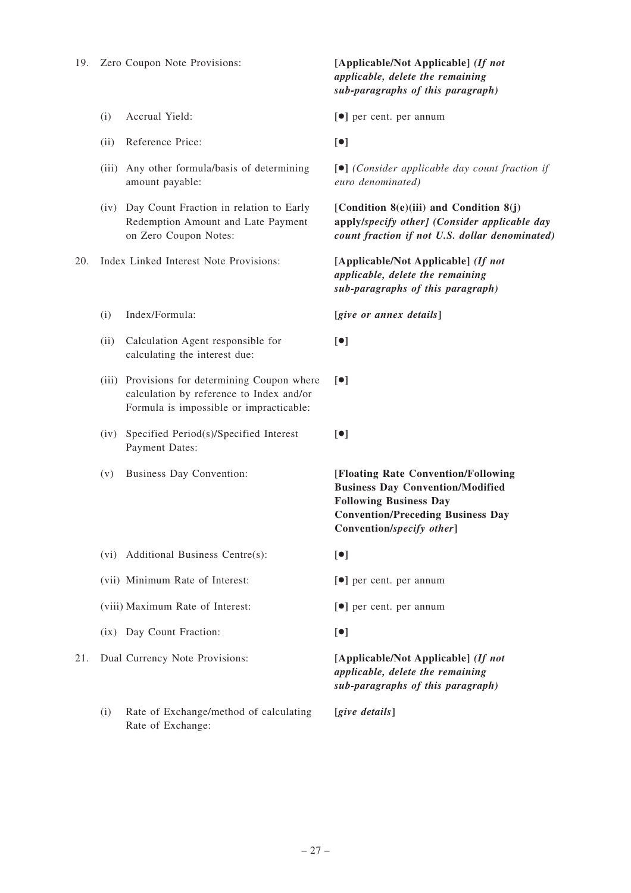| | | |
|---|---|---|
| 19. | Zero Coupon Note Provisions: | **[Applicable/Not Applicable]** ***(If not applicable, delete the remaining sub-paragraphs of this paragraph)*** |
| | (i) Accrual Yield: | **[●]** per cent. per annum |
| | (ii) Reference Price: | **[●]** |
| | (iii) Any other formula/basis of determining amount payable: | **[●]** *(Consider applicable day count fraction if euro denominated)* |
| | (iv) Day Count Fraction in relation to Early Redemption Amount and Late Payment on Zero Coupon Notes: | **[Condition 8(e)(iii) and Condition 8(j) apply/*specify other*]** ***(Consider applicable day count fraction if not U.S. dollar denominated)*** |
| 20. | Index Linked Interest Note Provisions: | **[Applicable/Not Applicable]** ***(If not applicable, delete the remaining sub-paragraphs of this paragraph)*** |
| | (i) Index/Formula: | **[*give or annex details*]** |
| | (ii) Calculation Agent responsible for calculating the interest due: | **[●]** |
| | (iii) Provisions for determining Coupon where calculation by reference to Index and/or Formula is impossible or impracticable: | **[●]** |
| | (iv) Specified Period(s)/Specified Interest Payment Dates: | **[●]** |
| | (v) Business Day Convention: | **[Floating Rate Convention/Following Business Day Convention/Modified Following Business Day Convention/Preceding Business Day Convention/*specify other*]** |
| | (vi) Additional Business Centre(s): | **[●]** |
| | (vii) Minimum Rate of Interest: | **[●]** per cent. per annum |
| | (viii) Maximum Rate of Interest: | **[●]** per cent. per annum |
| | (ix) Day Count Fraction: | **[●]** |
| 21. | Dual Currency Note Provisions: | **[Applicable/Not Applicable]** ***(If not applicable, delete the remaining sub-paragraphs of this paragraph)*** |
| | (i) Rate of Exchange/method of calculating Rate of Exchange: | **[*give details*]** |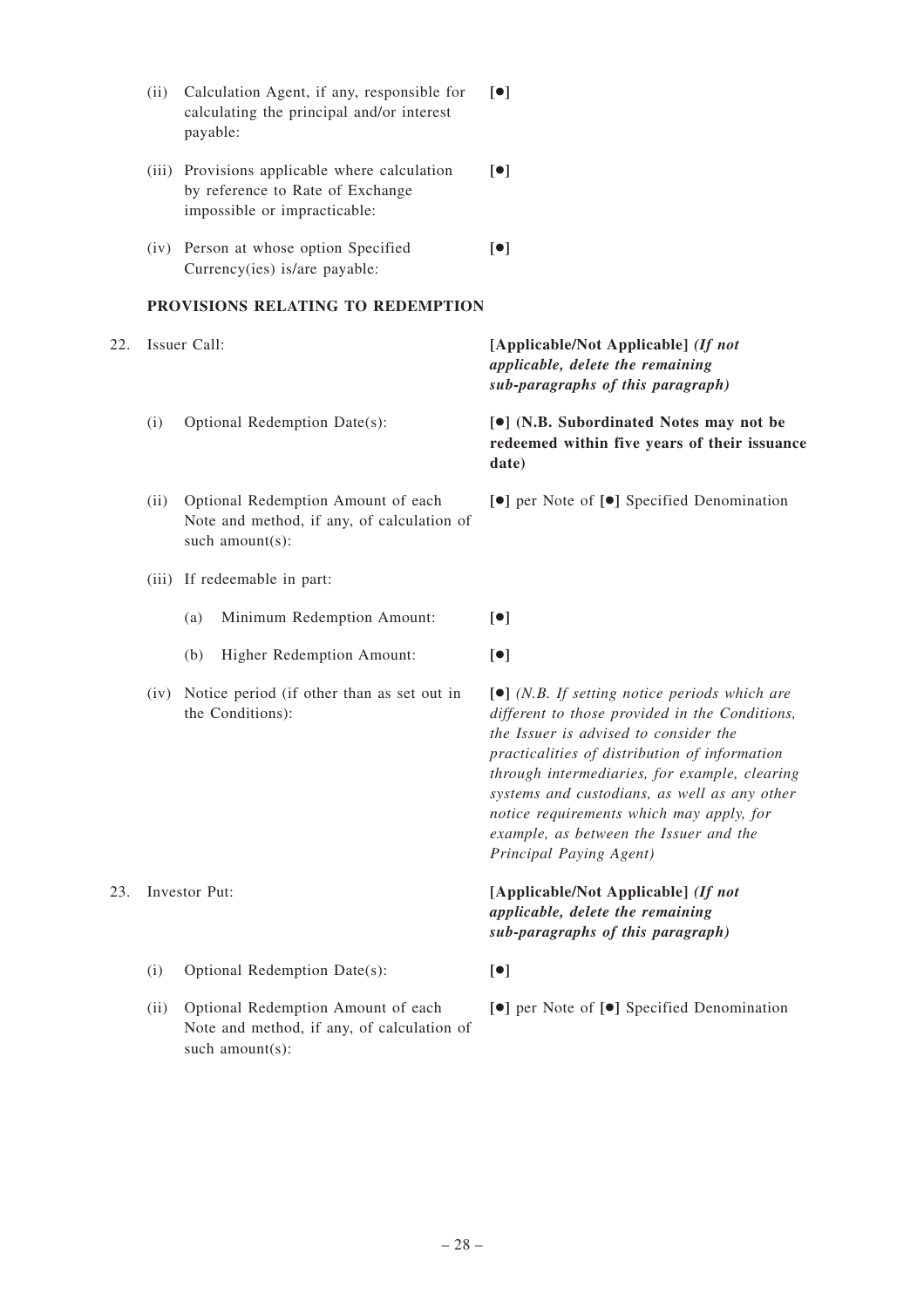| | | |
|---|---|---|
| (ii) | Calculation Agent, if any, responsible for calculating the principal and/or interest payable: | **[●]** |
| (iii) | Provisions applicable where calculation by reference to Rate of Exchange impossible or impracticable: | **[●]** |
| (iv) | Person at whose option Specified Currency(ies) is/are payable: | **[●]** |

**PROVISIONS RELATING TO REDEMPTION**

| | | |
|---|---|---|
| 22. | Issuer Call: | **[Applicable/Not Applicable]** ***(If not applicable, delete the remaining sub-paragraphs of this paragraph)*** |
| (i) | Optional Redemption Date(s): | **[●] (N.B. Subordinated Notes may not be redeemed within five years of their issuance date)** |
| (ii) | Optional Redemption Amount of each Note and method, if any, of calculation of such amount(s): | **[●]** per Note of **[●]** Specified Denomination |
| (iii) | If redeemable in part: | |
| | (a) Minimum Redemption Amount: | **[●]** |
| | (b) Higher Redemption Amount: | **[●]** |
| (iv) | Notice period (if other than as set out in the Conditions): | **[●]** *(N.B. If setting notice periods which are different to those provided in the Conditions, the Issuer is advised to consider the practicalities of distribution of information through intermediaries, for example, clearing systems and custodians, as well as any other notice requirements which may apply, for example, as between the Issuer and the Principal Paying Agent)* |
| 23. | Investor Put: | **[Applicable/Not Applicable]** ***(If not applicable, delete the remaining sub-paragraphs of this paragraph)*** |
| (i) | Optional Redemption Date(s): | **[●]** |
| (ii) | Optional Redemption Amount of each Note and method, if any, of calculation of such amount(s): | **[●]** per Note of **[●]** Specified Denomination |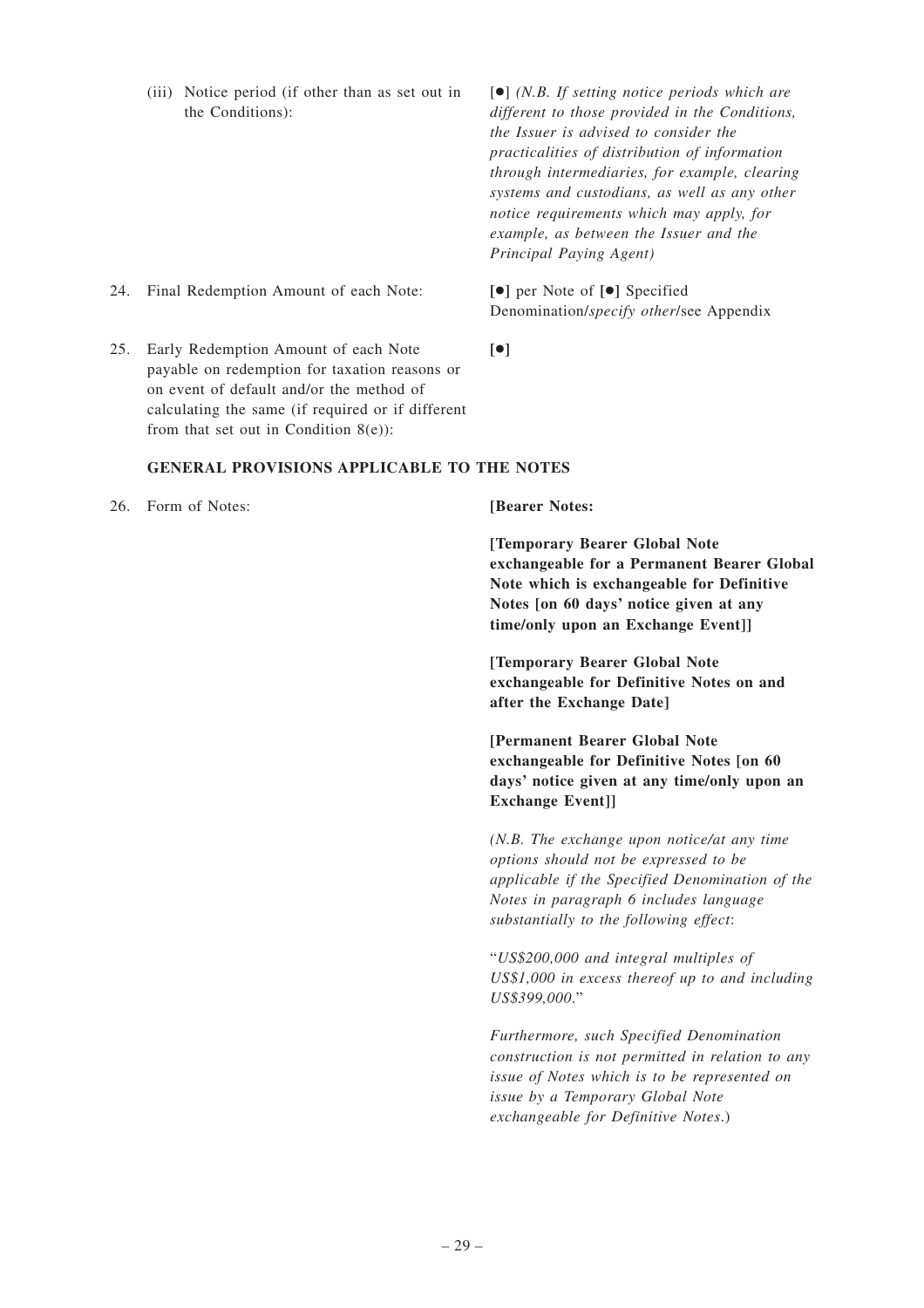| | |
|---|---|
| (iii) Notice period (if other than as set out in the Conditions): | [●] *(N.B. If setting notice periods which are different to those provided in the Conditions, the Issuer is advised to consider the practicalities of distribution of information through intermediaries, for example, clearing systems and custodians, as well as any other notice requirements which may apply, for example, as between the Issuer and the Principal Paying Agent)* |
| 24. Final Redemption Amount of each Note: | **[●]** per Note of **[●]** Specified Denomination/*specify other*/see Appendix |
| 25. Early Redemption Amount of each Note payable on redemption for taxation reasons or on event of default and/or the method of calculating the same (if required or if different from that set out in Condition 8(e)): | **[●]** |

**GENERAL PROVISIONS APPLICABLE TO THE NOTES**

26. Form of Notes:

**[Bearer Notes:**

**[Temporary Bearer Global Note exchangeable for a Permanent Bearer Global Note which is exchangeable for Definitive Notes [on 60 days' notice given at any time/only upon an Exchange Event]]**

**[Temporary Bearer Global Note exchangeable for Definitive Notes on and after the Exchange Date]**

**[Permanent Bearer Global Note exchangeable for Definitive Notes [on 60 days' notice given at any time/only upon an Exchange Event]]**

*(N.B. The exchange upon notice/at any time options should not be expressed to be applicable if the Specified Denomination of the Notes in paragraph 6 includes language substantially to the following effect*:

"*US$200,000 and integral multiples of US$1,000 in excess thereof up to and including US$399,000*."

*Furthermore, such Specified Denomination construction is not permitted in relation to any issue of Notes which is to be represented on issue by a Temporary Global Note exchangeable for Definitive Notes*.)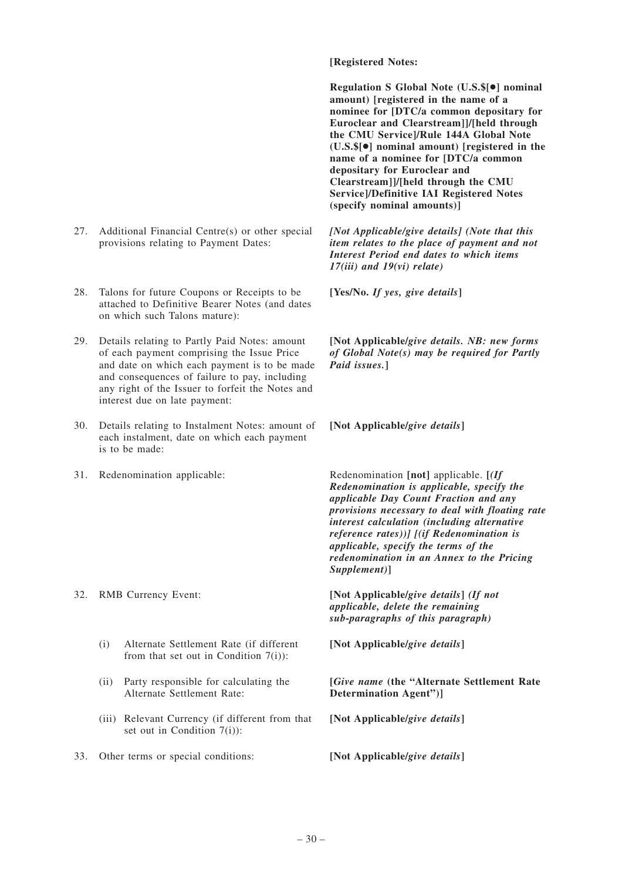| | |
|---|---|
| | **[Registered Notes:** **Regulation S Global Note (U.S.$[●] nominal amount) [registered in the name of a nominee for [DTC/a common depositary for Euroclear and Clearstream]]/[held through the CMU Service]/Rule 144A Global Note (U.S.$[●] nominal amount) [registered in the name of a nominee for [DTC/a common depositary for Euroclear and Clearstream]]/[held through the CMU Service]/Definitive IAI Registered Notes (specify nominal amounts)]** |
| 27. Additional Financial Centre(s) or other special provisions relating to Payment Dates: | *[Not Applicable/give details] (Note that this item relates to the place of payment and not Interest Period end dates to which items 17(iii) and 19(vi) relate)* |
| 28. Talons for future Coupons or Receipts to be attached to Definitive Bearer Notes (and dates on which such Talons mature): | **[Yes/No.** ***If yes, give details*****]** |
| 29. Details relating to Partly Paid Notes: amount of each payment comprising the Issue Price and date on which each payment is to be made and consequences of failure to pay, including any right of the Issuer to forfeit the Notes and interest due on late payment: | **[Not Applicable/*give details. NB: new forms of Global Note(s) may be required for Partly Paid issues.*]** |
| 30. Details relating to Instalment Notes: amount of each instalment, date on which each payment is to be made: | **[Not Applicable/*give details*]** |
| 31. Redenomination applicable: | Redenomination **[not]** applicable. **[*(If Redenomination is applicable, specify the applicable Day Count Fraction and any provisions necessary to deal with floating rate interest calculation (including alternative reference rates))] [(if Redenomination is applicable, specify the terms of the redenomination in an Annex to the Pricing Supplement)*]** |
| 32. RMB Currency Event: | **[Not Applicable/*give details*]** ***(If not applicable, delete the remaining sub-paragraphs of this paragraph)*** |
| (i) Alternate Settlement Rate (if different from that set out in Condition 7(i)): | **[Not Applicable/*give details*]** |
| (ii) Party responsible for calculating the Alternate Settlement Rate: | **[*Give name* (the "Alternate Settlement Rate Determination Agent")]** |
| (iii) Relevant Currency (if different from that set out in Condition 7(i)): | **[Not Applicable/*give details*]** |
| 33. Other terms or special conditions: | **[Not Applicable/*give details*]** |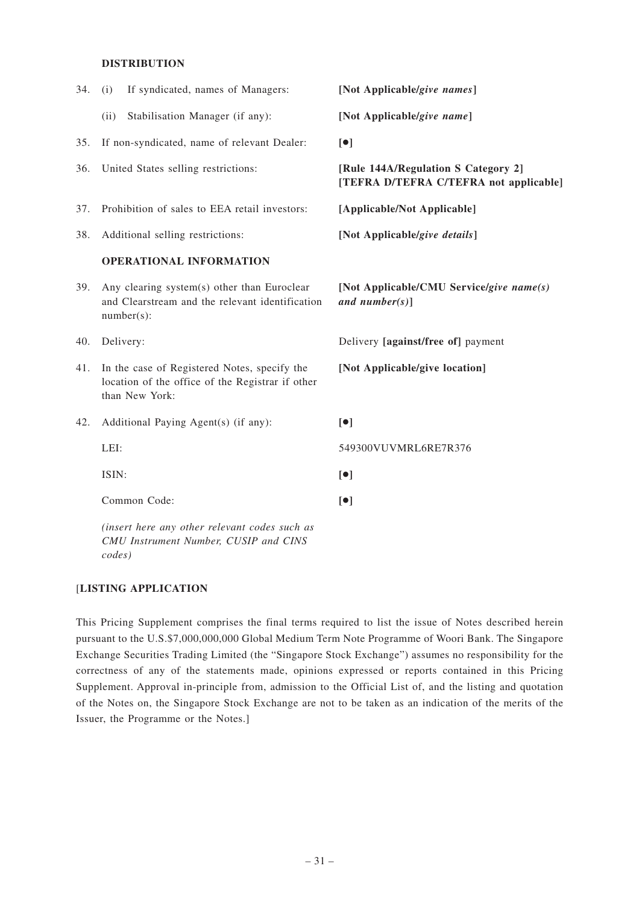**DISTRIBUTION**

| | | |
|---|---|---|
| 34. | (i) If syndicated, names of Managers: | **[Not Applicable/*give names*]** |
| | (ii) Stabilisation Manager (if any): | **[Not Applicable/*give name*]** |
| 35. | If non-syndicated, name of relevant Dealer: | **[●]** |
| 36. | United States selling restrictions: | **[Rule 144A/Regulation S Category 2] [TEFRA D/TEFRA C/TEFRA not applicable]** |
| 37. | Prohibition of sales to EEA retail investors: | **[Applicable/Not Applicable]** |
| 38. | Additional selling restrictions: | **[Not Applicable/*give details*]** |

**OPERATIONAL INFORMATION**

| | | |
|---|---|---|
| 39. | Any clearing system(s) other than Euroclear and Clearstream and the relevant identification number(s): | **[Not Applicable/CMU Service/*give name(s) and number(s)*]** |
| 40. | Delivery: | Delivery **[against/free of]** payment |
| 41. | In the case of Registered Notes, specify the location of the office of the Registrar if other than New York: | **[Not Applicable/give location]** |
| 42. | Additional Paying Agent(s) (if any): | **[●]** |
| | LEI: | 549300VUVMRL6RE7R376 |
| | ISIN: | **[●]** |
| | Common Code: | **[●]** |
| | *(insert here any other relevant codes such as CMU Instrument Number, CUSIP and CINS codes)* | |

[**LISTING APPLICATION**

This Pricing Supplement comprises the final terms required to list the issue of Notes described herein pursuant to the U.S.$7,000,000,000 Global Medium Term Note Programme of Woori Bank. The Singapore Exchange Securities Trading Limited (the "Singapore Stock Exchange") assumes no responsibility for the correctness of any of the statements made, opinions expressed or reports contained in this Pricing Supplement. Approval in-principle from, admission to the Official List of, and the listing and quotation of the Notes on, the Singapore Stock Exchange are not to be taken as an indication of the merits of the Issuer, the Programme or the Notes.]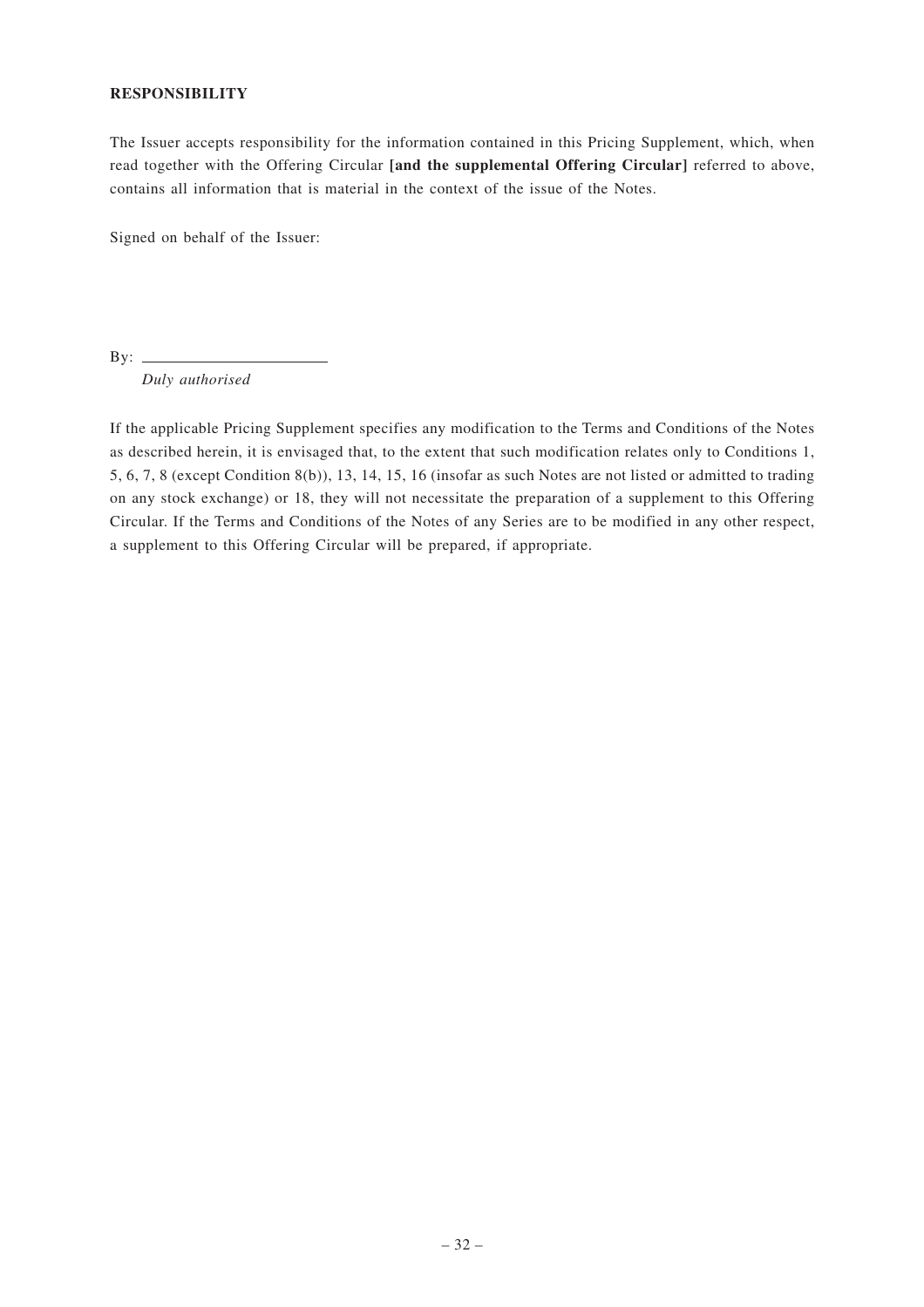**RESPONSIBILITY**

The Issuer accepts responsibility for the information contained in this Pricing Supplement, which, when read together with the Offering Circular **[and the supplemental Offering Circular]** referred to above, contains all information that is material in the context of the issue of the Notes.

Signed on behalf of the Issuer:

By: ______________________
*Duly authorised*

If the applicable Pricing Supplement specifies any modification to the Terms and Conditions of the Notes as described herein, it is envisaged that, to the extent that such modification relates only to Conditions 1, 5, 6, 7, 8 (except Condition 8(b)), 13, 14, 15, 16 (insofar as such Notes are not listed or admitted to trading on any stock exchange) or 18, they will not necessitate the preparation of a supplement to this Offering Circular. If the Terms and Conditions of the Notes of any Series are to be modified in any other respect, a supplement to this Offering Circular will be prepared, if appropriate.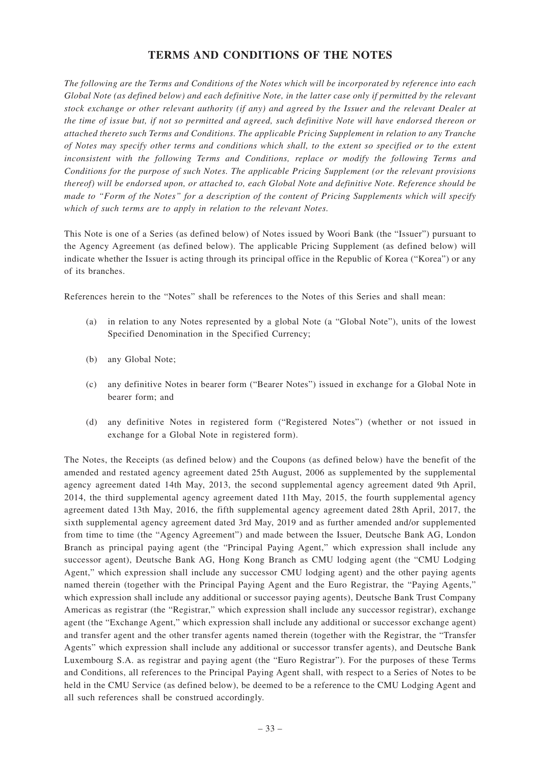# TERMS AND CONDITIONS OF THE NOTES

*The following are the Terms and Conditions of the Notes which will be incorporated by reference into each Global Note (as defined below) and each definitive Note, in the latter case only if permitted by the relevant stock exchange or other relevant authority (if any) and agreed by the Issuer and the relevant Dealer at the time of issue but, if not so permitted and agreed, such definitive Note will have endorsed thereon or attached thereto such Terms and Conditions. The applicable Pricing Supplement in relation to any Tranche of Notes may specify other terms and conditions which shall, to the extent so specified or to the extent inconsistent with the following Terms and Conditions, replace or modify the following Terms and Conditions for the purpose of such Notes. The applicable Pricing Supplement (or the relevant provisions thereof) will be endorsed upon, or attached to, each Global Note and definitive Note. Reference should be made to "Form of the Notes" for a description of the content of Pricing Supplements which will specify which of such terms are to apply in relation to the relevant Notes.*

This Note is one of a Series (as defined below) of Notes issued by Woori Bank (the "Issuer") pursuant to the Agency Agreement (as defined below). The applicable Pricing Supplement (as defined below) will indicate whether the Issuer is acting through its principal office in the Republic of Korea ("Korea") or any of its branches.

References herein to the "Notes" shall be references to the Notes of this Series and shall mean:

(a) in relation to any Notes represented by a global Note (a "Global Note"), units of the lowest Specified Denomination in the Specified Currency;

(b) any Global Note;

(c) any definitive Notes in bearer form ("Bearer Notes") issued in exchange for a Global Note in bearer form; and

(d) any definitive Notes in registered form ("Registered Notes") (whether or not issued in exchange for a Global Note in registered form).

The Notes, the Receipts (as defined below) and the Coupons (as defined below) have the benefit of the amended and restated agency agreement dated 25th August, 2006 as supplemented by the supplemental agency agreement dated 14th May, 2013, the second supplemental agency agreement dated 9th April, 2014, the third supplemental agency agreement dated 11th May, 2015, the fourth supplemental agency agreement dated 13th May, 2016, the fifth supplemental agency agreement dated 28th April, 2017, the sixth supplemental agency agreement dated 3rd May, 2019 and as further amended and/or supplemented from time to time (the "Agency Agreement") and made between the Issuer, Deutsche Bank AG, London Branch as principal paying agent (the "Principal Paying Agent," which expression shall include any successor agent), Deutsche Bank AG, Hong Kong Branch as CMU lodging agent (the "CMU Lodging Agent," which expression shall include any successor CMU lodging agent) and the other paying agents named therein (together with the Principal Paying Agent and the Euro Registrar, the "Paying Agents," which expression shall include any additional or successor paying agents), Deutsche Bank Trust Company Americas as registrar (the "Registrar," which expression shall include any successor registrar), exchange agent (the "Exchange Agent," which expression shall include any additional or successor exchange agent) and transfer agent and the other transfer agents named therein (together with the Registrar, the "Transfer Agents" which expression shall include any additional or successor transfer agents), and Deutsche Bank Luxembourg S.A. as registrar and paying agent (the "Euro Registrar"). For the purposes of these Terms and Conditions, all references to the Principal Paying Agent shall, with respect to a Series of Notes to be held in the CMU Service (as defined below), be deemed to be a reference to the CMU Lodging Agent and all such references shall be construed accordingly.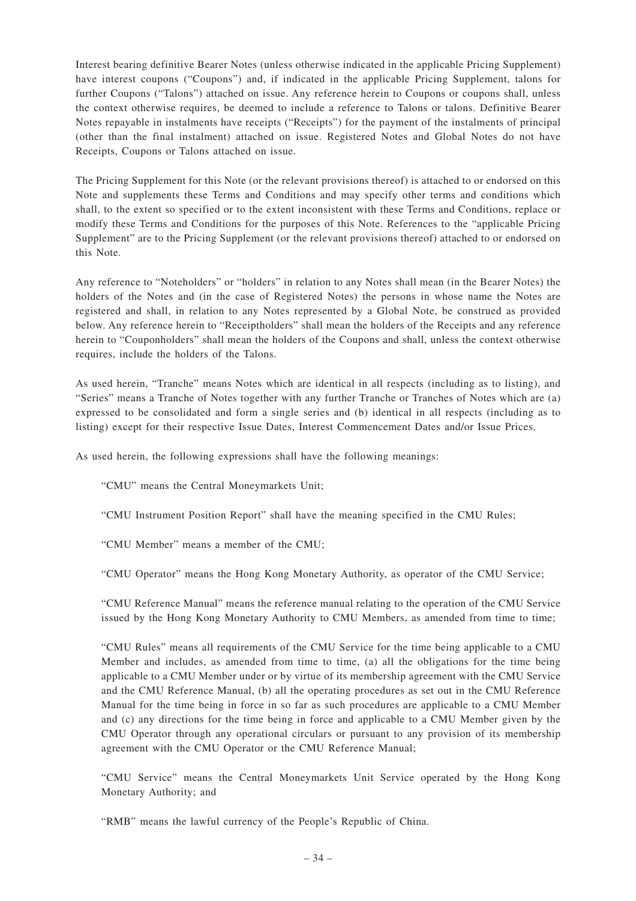Interest bearing definitive Bearer Notes (unless otherwise indicated in the applicable Pricing Supplement) have interest coupons ("Coupons") and, if indicated in the applicable Pricing Supplement, talons for further Coupons ("Talons") attached on issue. Any reference herein to Coupons or coupons shall, unless the context otherwise requires, be deemed to include a reference to Talons or talons. Definitive Bearer Notes repayable in instalments have receipts ("Receipts") for the payment of the instalments of principal (other than the final instalment) attached on issue. Registered Notes and Global Notes do not have Receipts, Coupons or Talons attached on issue.

The Pricing Supplement for this Note (or the relevant provisions thereof) is attached to or endorsed on this Note and supplements these Terms and Conditions and may specify other terms and conditions which shall, to the extent so specified or to the extent inconsistent with these Terms and Conditions, replace or modify these Terms and Conditions for the purposes of this Note. References to the "applicable Pricing Supplement" are to the Pricing Supplement (or the relevant provisions thereof) attached to or endorsed on this Note.

Any reference to "Noteholders" or "holders" in relation to any Notes shall mean (in the Bearer Notes) the holders of the Notes and (in the case of Registered Notes) the persons in whose name the Notes are registered and shall, in relation to any Notes represented by a Global Note, be construed as provided below. Any reference herein to "Receiptholders" shall mean the holders of the Receipts and any reference herein to "Couponholders" shall mean the holders of the Coupons and shall, unless the context otherwise requires, include the holders of the Talons.

As used herein, "Tranche" means Notes which are identical in all respects (including as to listing), and "Series" means a Tranche of Notes together with any further Tranche or Tranches of Notes which are (a) expressed to be consolidated and form a single series and (b) identical in all respects (including as to listing) except for their respective Issue Dates, Interest Commencement Dates and/or Issue Prices.

As used herein, the following expressions shall have the following meanings:

"CMU" means the Central Moneymarkets Unit;

"CMU Instrument Position Report" shall have the meaning specified in the CMU Rules;

"CMU Member" means a member of the CMU;

"CMU Operator" means the Hong Kong Monetary Authority, as operator of the CMU Service;

"CMU Reference Manual" means the reference manual relating to the operation of the CMU Service issued by the Hong Kong Monetary Authority to CMU Members, as amended from time to time;

"CMU Rules" means all requirements of the CMU Service for the time being applicable to a CMU Member and includes, as amended from time to time, (a) all the obligations for the time being applicable to a CMU Member under or by virtue of its membership agreement with the CMU Service and the CMU Reference Manual, (b) all the operating procedures as set out in the CMU Reference Manual for the time being in force in so far as such procedures are applicable to a CMU Member and (c) any directions for the time being in force and applicable to a CMU Member given by the CMU Operator through any operational circulars or pursuant to any provision of its membership agreement with the CMU Operator or the CMU Reference Manual;

"CMU Service" means the Central Moneymarkets Unit Service operated by the Hong Kong Monetary Authority; and

"RMB" means the lawful currency of the People's Republic of China.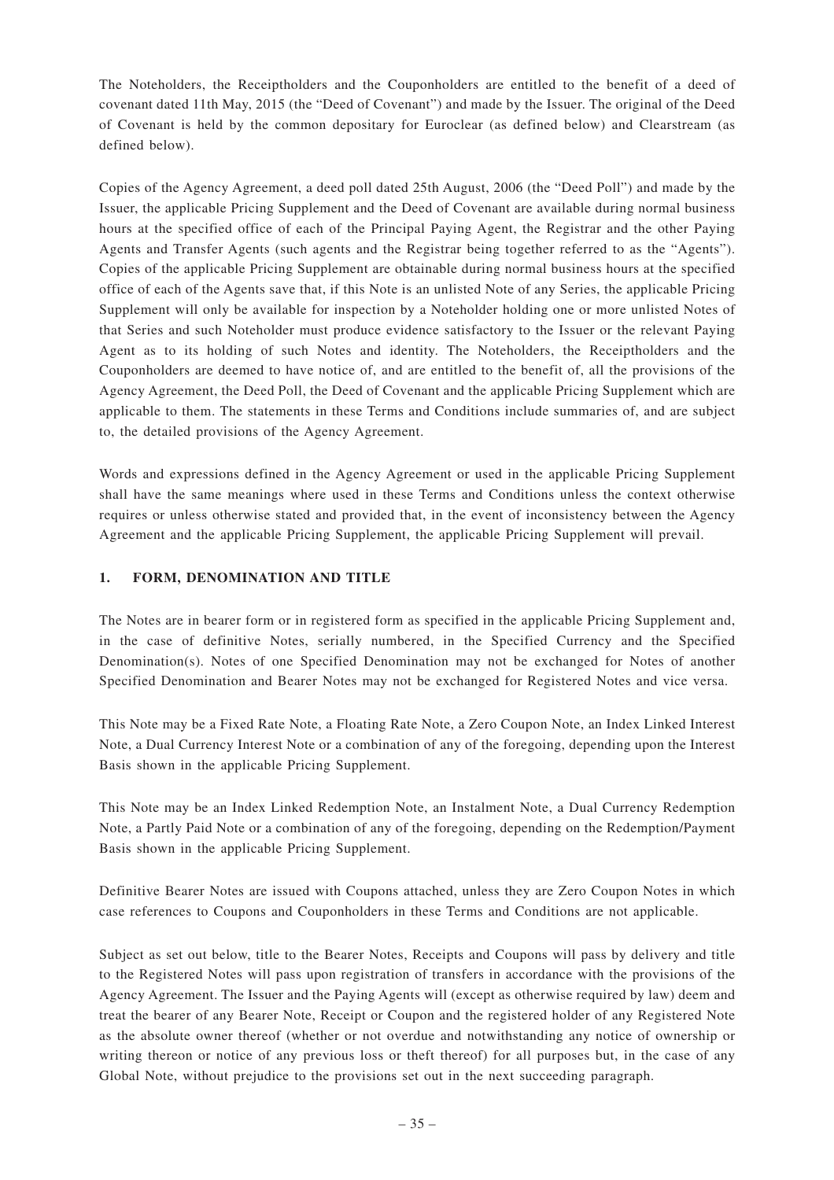The Noteholders, the Receiptholders and the Couponholders are entitled to the benefit of a deed of covenant dated 11th May, 2015 (the "Deed of Covenant") and made by the Issuer. The original of the Deed of Covenant is held by the common depositary for Euroclear (as defined below) and Clearstream (as defined below).

Copies of the Agency Agreement, a deed poll dated 25th August, 2006 (the "Deed Poll") and made by the Issuer, the applicable Pricing Supplement and the Deed of Covenant are available during normal business hours at the specified office of each of the Principal Paying Agent, the Registrar and the other Paying Agents and Transfer Agents (such agents and the Registrar being together referred to as the "Agents"). Copies of the applicable Pricing Supplement are obtainable during normal business hours at the specified office of each of the Agents save that, if this Note is an unlisted Note of any Series, the applicable Pricing Supplement will only be available for inspection by a Noteholder holding one or more unlisted Notes of that Series and such Noteholder must produce evidence satisfactory to the Issuer or the relevant Paying Agent as to its holding of such Notes and identity. The Noteholders, the Receiptholders and the Couponholders are deemed to have notice of, and are entitled to the benefit of, all the provisions of the Agency Agreement, the Deed Poll, the Deed of Covenant and the applicable Pricing Supplement which are applicable to them. The statements in these Terms and Conditions include summaries of, and are subject to, the detailed provisions of the Agency Agreement.

Words and expressions defined in the Agency Agreement or used in the applicable Pricing Supplement shall have the same meanings where used in these Terms and Conditions unless the context otherwise requires or unless otherwise stated and provided that, in the event of inconsistency between the Agency Agreement and the applicable Pricing Supplement, the applicable Pricing Supplement will prevail.

## 1. FORM, DENOMINATION AND TITLE

The Notes are in bearer form or in registered form as specified in the applicable Pricing Supplement and, in the case of definitive Notes, serially numbered, in the Specified Currency and the Specified Denomination(s). Notes of one Specified Denomination may not be exchanged for Notes of another Specified Denomination and Bearer Notes may not be exchanged for Registered Notes and vice versa.

This Note may be a Fixed Rate Note, a Floating Rate Note, a Zero Coupon Note, an Index Linked Interest Note, a Dual Currency Interest Note or a combination of any of the foregoing, depending upon the Interest Basis shown in the applicable Pricing Supplement.

This Note may be an Index Linked Redemption Note, an Instalment Note, a Dual Currency Redemption Note, a Partly Paid Note or a combination of any of the foregoing, depending on the Redemption/Payment Basis shown in the applicable Pricing Supplement.

Definitive Bearer Notes are issued with Coupons attached, unless they are Zero Coupon Notes in which case references to Coupons and Couponholders in these Terms and Conditions are not applicable.

Subject as set out below, title to the Bearer Notes, Receipts and Coupons will pass by delivery and title to the Registered Notes will pass upon registration of transfers in accordance with the provisions of the Agency Agreement. The Issuer and the Paying Agents will (except as otherwise required by law) deem and treat the bearer of any Bearer Note, Receipt or Coupon and the registered holder of any Registered Note as the absolute owner thereof (whether or not overdue and notwithstanding any notice of ownership or writing thereon or notice of any previous loss or theft thereof) for all purposes but, in the case of any Global Note, without prejudice to the provisions set out in the next succeeding paragraph.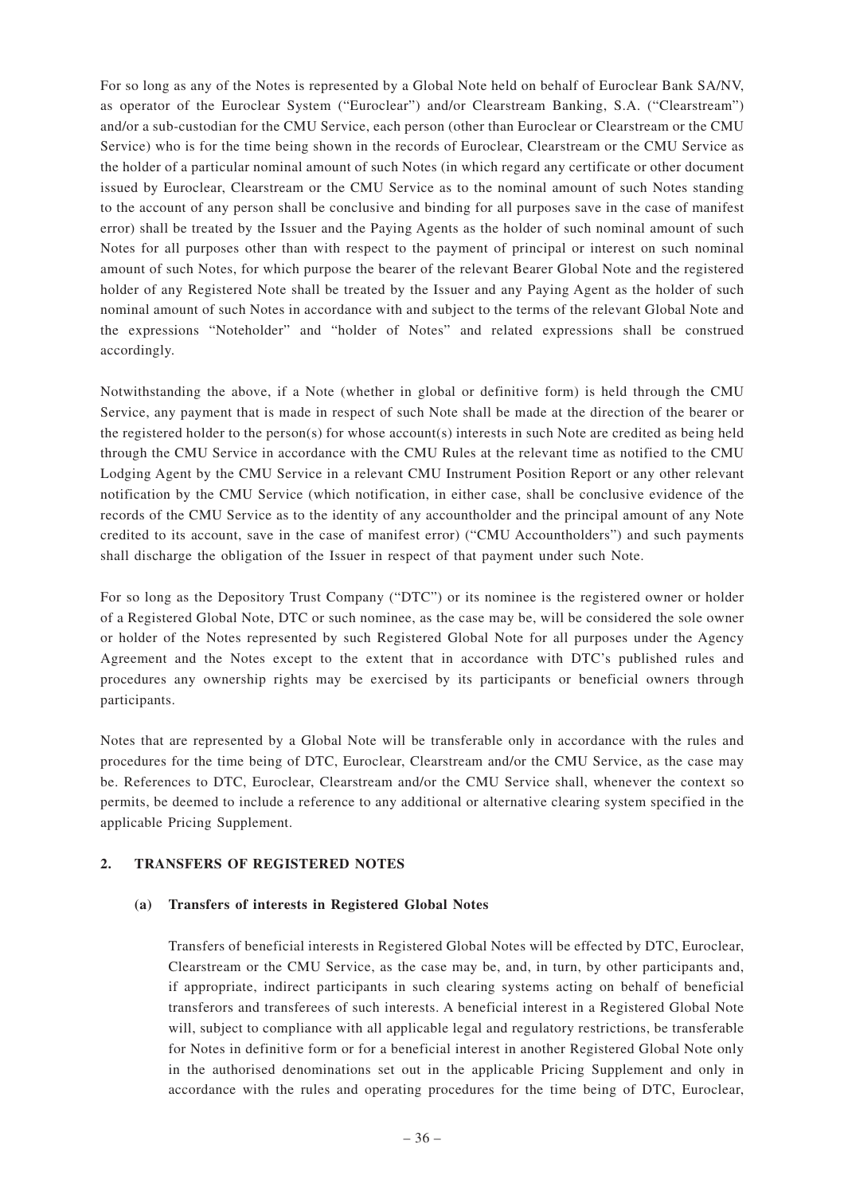For so long as any of the Notes is represented by a Global Note held on behalf of Euroclear Bank SA/NV, as operator of the Euroclear System ("Euroclear") and/or Clearstream Banking, S.A. ("Clearstream") and/or a sub-custodian for the CMU Service, each person (other than Euroclear or Clearstream or the CMU Service) who is for the time being shown in the records of Euroclear, Clearstream or the CMU Service as the holder of a particular nominal amount of such Notes (in which regard any certificate or other document issued by Euroclear, Clearstream or the CMU Service as to the nominal amount of such Notes standing to the account of any person shall be conclusive and binding for all purposes save in the case of manifest error) shall be treated by the Issuer and the Paying Agents as the holder of such nominal amount of such Notes for all purposes other than with respect to the payment of principal or interest on such nominal amount of such Notes, for which purpose the bearer of the relevant Bearer Global Note and the registered holder of any Registered Note shall be treated by the Issuer and any Paying Agent as the holder of such nominal amount of such Notes in accordance with and subject to the terms of the relevant Global Note and the expressions "Noteholder" and "holder of Notes" and related expressions shall be construed accordingly.

Notwithstanding the above, if a Note (whether in global or definitive form) is held through the CMU Service, any payment that is made in respect of such Note shall be made at the direction of the bearer or the registered holder to the person(s) for whose account(s) interests in such Note are credited as being held through the CMU Service in accordance with the CMU Rules at the relevant time as notified to the CMU Lodging Agent by the CMU Service in a relevant CMU Instrument Position Report or any other relevant notification by the CMU Service (which notification, in either case, shall be conclusive evidence of the records of the CMU Service as to the identity of any accountholder and the principal amount of any Note credited to its account, save in the case of manifest error) ("CMU Accountholders") and such payments shall discharge the obligation of the Issuer in respect of that payment under such Note.

For so long as the Depository Trust Company ("DTC") or its nominee is the registered owner or holder of a Registered Global Note, DTC or such nominee, as the case may be, will be considered the sole owner or holder of the Notes represented by such Registered Global Note for all purposes under the Agency Agreement and the Notes except to the extent that in accordance with DTC's published rules and procedures any ownership rights may be exercised by its participants or beneficial owners through participants.

Notes that are represented by a Global Note will be transferable only in accordance with the rules and procedures for the time being of DTC, Euroclear, Clearstream and/or the CMU Service, as the case may be. References to DTC, Euroclear, Clearstream and/or the CMU Service shall, whenever the context so permits, be deemed to include a reference to any additional or alternative clearing system specified in the applicable Pricing Supplement.

## 2. TRANSFERS OF REGISTERED NOTES

### (a) Transfers of interests in Registered Global Notes

Transfers of beneficial interests in Registered Global Notes will be effected by DTC, Euroclear, Clearstream or the CMU Service, as the case may be, and, in turn, by other participants and, if appropriate, indirect participants in such clearing systems acting on behalf of beneficial transferors and transferees of such interests. A beneficial interest in a Registered Global Note will, subject to compliance with all applicable legal and regulatory restrictions, be transferable for Notes in definitive form or for a beneficial interest in another Registered Global Note only in the authorised denominations set out in the applicable Pricing Supplement and only in accordance with the rules and operating procedures for the time being of DTC, Euroclear,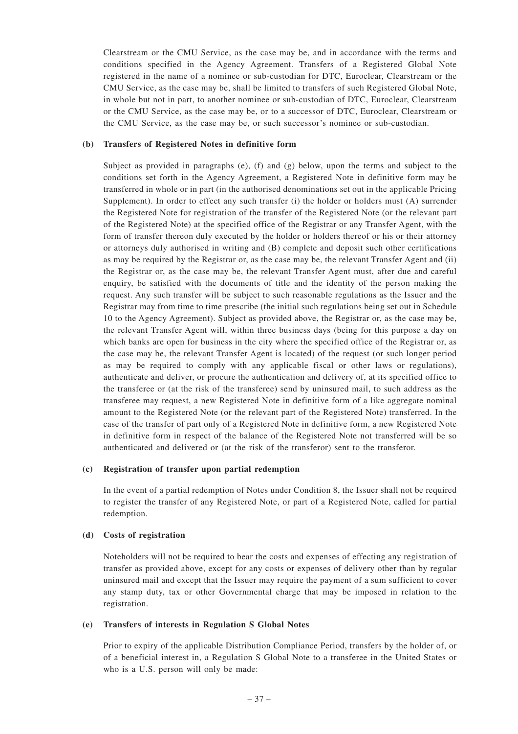Clearstream or the CMU Service, as the case may be, and in accordance with the terms and conditions specified in the Agency Agreement. Transfers of a Registered Global Note registered in the name of a nominee or sub-custodian for DTC, Euroclear, Clearstream or the CMU Service, as the case may be, shall be limited to transfers of such Registered Global Note, in whole but not in part, to another nominee or sub-custodian of DTC, Euroclear, Clearstream or the CMU Service, as the case may be, or to a successor of DTC, Euroclear, Clearstream or the CMU Service, as the case may be, or such successor's nominee or sub-custodian.

**(b) Transfers of Registered Notes in definitive form**

Subject as provided in paragraphs (e), (f) and (g) below, upon the terms and subject to the conditions set forth in the Agency Agreement, a Registered Note in definitive form may be transferred in whole or in part (in the authorised denominations set out in the applicable Pricing Supplement). In order to effect any such transfer (i) the holder or holders must (A) surrender the Registered Note for registration of the transfer of the Registered Note (or the relevant part of the Registered Note) at the specified office of the Registrar or any Transfer Agent, with the form of transfer thereon duly executed by the holder or holders thereof or his or their attorney or attorneys duly authorised in writing and (B) complete and deposit such other certifications as may be required by the Registrar or, as the case may be, the relevant Transfer Agent and (ii) the Registrar or, as the case may be, the relevant Transfer Agent must, after due and careful enquiry, be satisfied with the documents of title and the identity of the person making the request. Any such transfer will be subject to such reasonable regulations as the Issuer and the Registrar may from time to time prescribe (the initial such regulations being set out in Schedule 10 to the Agency Agreement). Subject as provided above, the Registrar or, as the case may be, the relevant Transfer Agent will, within three business days (being for this purpose a day on which banks are open for business in the city where the specified office of the Registrar or, as the case may be, the relevant Transfer Agent is located) of the request (or such longer period as may be required to comply with any applicable fiscal or other laws or regulations), authenticate and deliver, or procure the authentication and delivery of, at its specified office to the transferee or (at the risk of the transferee) send by uninsured mail, to such address as the transferee may request, a new Registered Note in definitive form of a like aggregate nominal amount to the Registered Note (or the relevant part of the Registered Note) transferred. In the case of the transfer of part only of a Registered Note in definitive form, a new Registered Note in definitive form in respect of the balance of the Registered Note not transferred will be so authenticated and delivered or (at the risk of the transferor) sent to the transferor.

**(c) Registration of transfer upon partial redemption**

In the event of a partial redemption of Notes under Condition 8, the Issuer shall not be required to register the transfer of any Registered Note, or part of a Registered Note, called for partial redemption.

**(d) Costs of registration**

Noteholders will not be required to bear the costs and expenses of effecting any registration of transfer as provided above, except for any costs or expenses of delivery other than by regular uninsured mail and except that the Issuer may require the payment of a sum sufficient to cover any stamp duty, tax or other Governmental charge that may be imposed in relation to the registration.

**(e) Transfers of interests in Regulation S Global Notes**

Prior to expiry of the applicable Distribution Compliance Period, transfers by the holder of, or of a beneficial interest in, a Regulation S Global Note to a transferee in the United States or who is a U.S. person will only be made: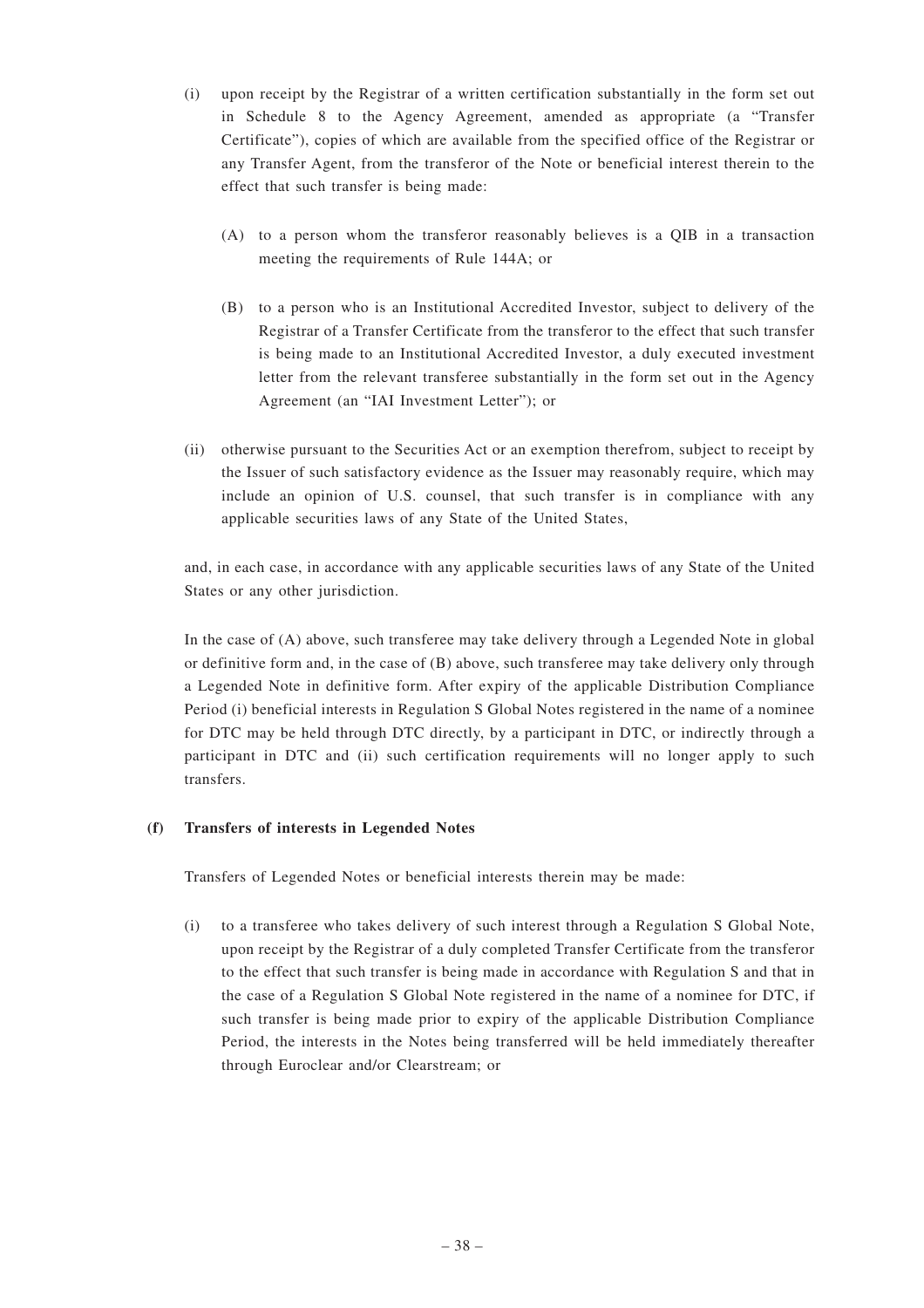(i) upon receipt by the Registrar of a written certification substantially in the form set out in Schedule 8 to the Agency Agreement, amended as appropriate (a "Transfer Certificate"), copies of which are available from the specified office of the Registrar or any Transfer Agent, from the transferor of the Note or beneficial interest therein to the effect that such transfer is being made:

(A) to a person whom the transferor reasonably believes is a QIB in a transaction meeting the requirements of Rule 144A; or

(B) to a person who is an Institutional Accredited Investor, subject to delivery of the Registrar of a Transfer Certificate from the transferor to the effect that such transfer is being made to an Institutional Accredited Investor, a duly executed investment letter from the relevant transferee substantially in the form set out in the Agency Agreement (an "IAI Investment Letter"); or

(ii) otherwise pursuant to the Securities Act or an exemption therefrom, subject to receipt by the Issuer of such satisfactory evidence as the Issuer may reasonably require, which may include an opinion of U.S. counsel, that such transfer is in compliance with any applicable securities laws of any State of the United States,

and, in each case, in accordance with any applicable securities laws of any State of the United States or any other jurisdiction.

In the case of (A) above, such transferee may take delivery through a Legended Note in global or definitive form and, in the case of (B) above, such transferee may take delivery only through a Legended Note in definitive form. After expiry of the applicable Distribution Compliance Period (i) beneficial interests in Regulation S Global Notes registered in the name of a nominee for DTC may be held through DTC directly, by a participant in DTC, or indirectly through a participant in DTC and (ii) such certification requirements will no longer apply to such transfers.

**(f) Transfers of interests in Legended Notes**

Transfers of Legended Notes or beneficial interests therein may be made:

(i) to a transferee who takes delivery of such interest through a Regulation S Global Note, upon receipt by the Registrar of a duly completed Transfer Certificate from the transferor to the effect that such transfer is being made in accordance with Regulation S and that in the case of a Regulation S Global Note registered in the name of a nominee for DTC, if such transfer is being made prior to expiry of the applicable Distribution Compliance Period, the interests in the Notes being transferred will be held immediately thereafter through Euroclear and/or Clearstream; or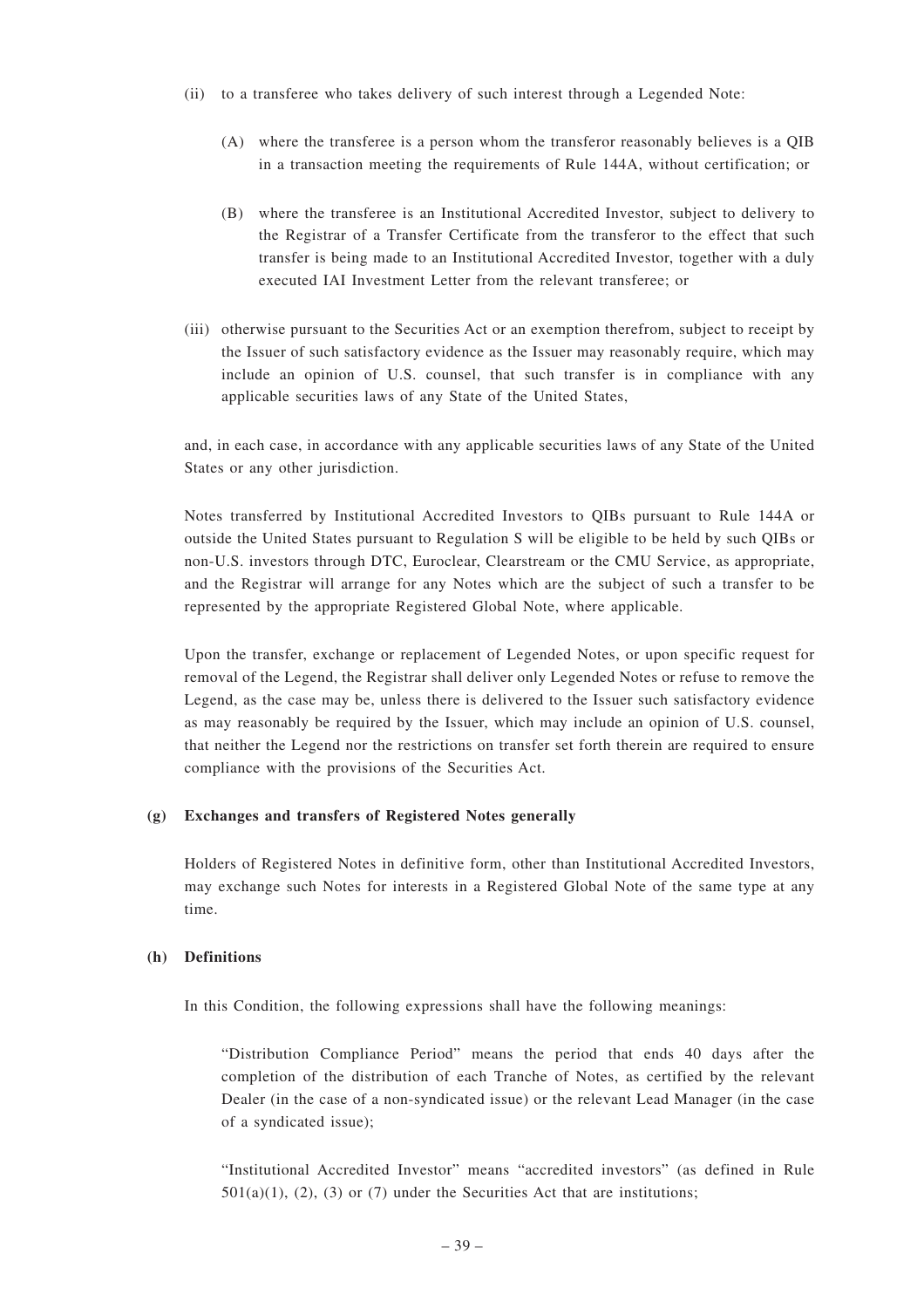(ii) to a transferee who takes delivery of such interest through a Legended Note:

   (A) where the transferee is a person whom the transferor reasonably believes is a QIB in a transaction meeting the requirements of Rule 144A, without certification; or

   (B) where the transferee is an Institutional Accredited Investor, subject to delivery to the Registrar of a Transfer Certificate from the transferor to the effect that such transfer is being made to an Institutional Accredited Investor, together with a duly executed IAI Investment Letter from the relevant transferee; or

(iii) otherwise pursuant to the Securities Act or an exemption therefrom, subject to receipt by the Issuer of such satisfactory evidence as the Issuer may reasonably require, which may include an opinion of U.S. counsel, that such transfer is in compliance with any applicable securities laws of any State of the United States,

and, in each case, in accordance with any applicable securities laws of any State of the United States or any other jurisdiction.

Notes transferred by Institutional Accredited Investors to QIBs pursuant to Rule 144A or outside the United States pursuant to Regulation S will be eligible to be held by such QIBs or non-U.S. investors through DTC, Euroclear, Clearstream or the CMU Service, as appropriate, and the Registrar will arrange for any Notes which are the subject of such a transfer to be represented by the appropriate Registered Global Note, where applicable.

Upon the transfer, exchange or replacement of Legended Notes, or upon specific request for removal of the Legend, the Registrar shall deliver only Legended Notes or refuse to remove the Legend, as the case may be, unless there is delivered to the Issuer such satisfactory evidence as may reasonably be required by the Issuer, which may include an opinion of U.S. counsel, that neither the Legend nor the restrictions on transfer set forth therein are required to ensure compliance with the provisions of the Securities Act.

**(g) Exchanges and transfers of Registered Notes generally**

Holders of Registered Notes in definitive form, other than Institutional Accredited Investors, may exchange such Notes for interests in a Registered Global Note of the same type at any time.

**(h) Definitions**

In this Condition, the following expressions shall have the following meanings:

"Distribution Compliance Period" means the period that ends 40 days after the completion of the distribution of each Tranche of Notes, as certified by the relevant Dealer (in the case of a non-syndicated issue) or the relevant Lead Manager (in the case of a syndicated issue);

"Institutional Accredited Investor" means "accredited investors" (as defined in Rule 501(a)(1), (2), (3) or (7) under the Securities Act that are institutions;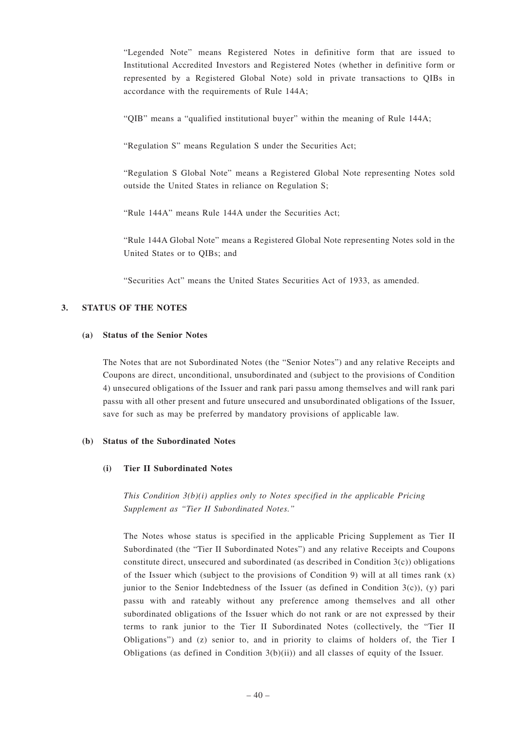"Legended Note" means Registered Notes in definitive form that are issued to Institutional Accredited Investors and Registered Notes (whether in definitive form or represented by a Registered Global Note) sold in private transactions to QIBs in accordance with the requirements of Rule 144A;

"QIB" means a "qualified institutional buyer" within the meaning of Rule 144A;

"Regulation S" means Regulation S under the Securities Act;

"Regulation S Global Note" means a Registered Global Note representing Notes sold outside the United States in reliance on Regulation S;

"Rule 144A" means Rule 144A under the Securities Act;

"Rule 144A Global Note" means a Registered Global Note representing Notes sold in the United States or to QIBs; and

"Securities Act" means the United States Securities Act of 1933, as amended.

## 3. STATUS OF THE NOTES

### (a) Status of the Senior Notes

The Notes that are not Subordinated Notes (the "Senior Notes") and any relative Receipts and Coupons are direct, unconditional, unsubordinated and (subject to the provisions of Condition 4) unsecured obligations of the Issuer and rank pari passu among themselves and will rank pari passu with all other present and future unsecured and unsubordinated obligations of the Issuer, save for such as may be preferred by mandatory provisions of applicable law.

### (b) Status of the Subordinated Notes

#### (i) Tier II Subordinated Notes

*This Condition 3(b)(i) applies only to Notes specified in the applicable Pricing Supplement as "Tier II Subordinated Notes."*

The Notes whose status is specified in the applicable Pricing Supplement as Tier II Subordinated (the "Tier II Subordinated Notes") and any relative Receipts and Coupons constitute direct, unsecured and subordinated (as described in Condition 3(c)) obligations of the Issuer which (subject to the provisions of Condition 9) will at all times rank (x) junior to the Senior Indebtedness of the Issuer (as defined in Condition 3(c)), (y) pari passu with and rateably without any preference among themselves and all other subordinated obligations of the Issuer which do not rank or are not expressed by their terms to rank junior to the Tier II Subordinated Notes (collectively, the "Tier II Obligations") and (z) senior to, and in priority to claims of holders of, the Tier I Obligations (as defined in Condition 3(b)(ii)) and all classes of equity of the Issuer.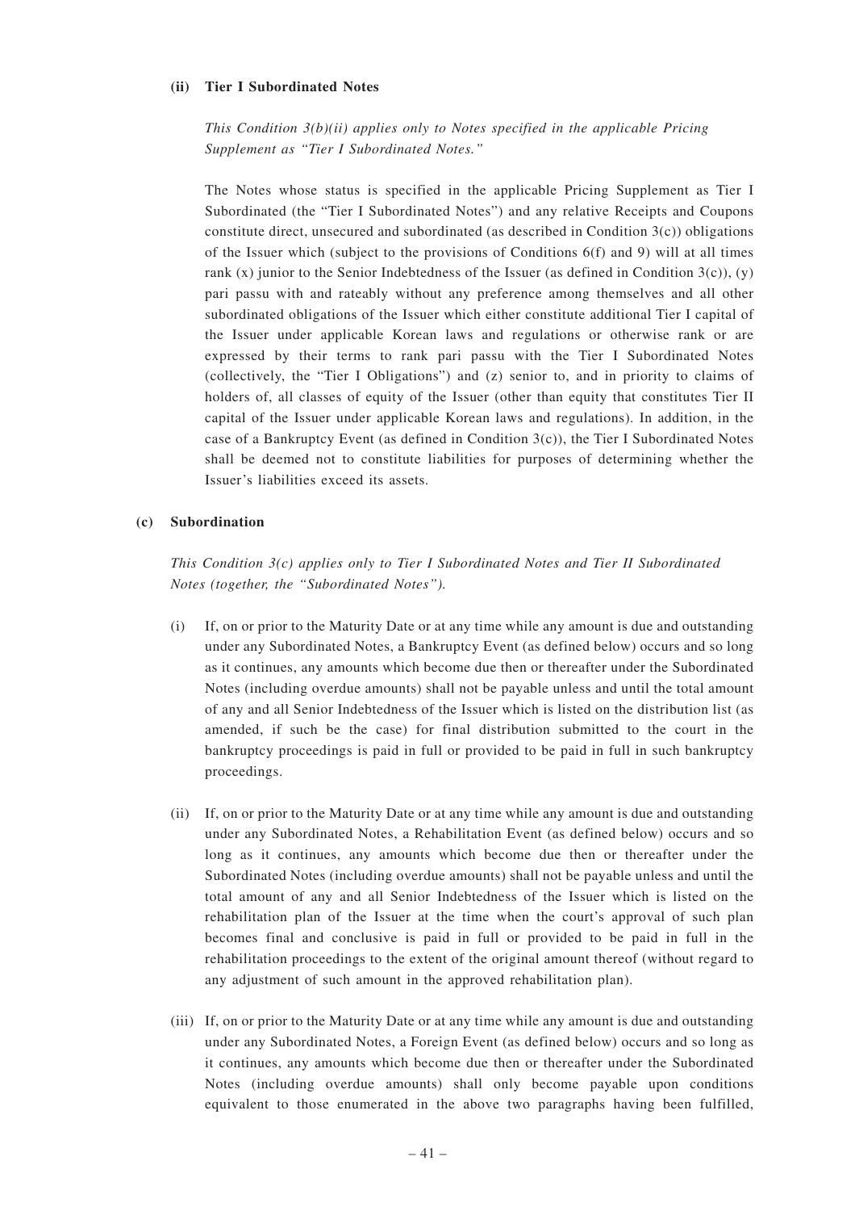**(ii) Tier I Subordinated Notes**

*This Condition 3(b)(ii) applies only to Notes specified in the applicable Pricing Supplement as "Tier I Subordinated Notes."*

The Notes whose status is specified in the applicable Pricing Supplement as Tier I Subordinated (the "Tier I Subordinated Notes") and any relative Receipts and Coupons constitute direct, unsecured and subordinated (as described in Condition 3(c)) obligations of the Issuer which (subject to the provisions of Conditions 6(f) and 9) will at all times rank (x) junior to the Senior Indebtedness of the Issuer (as defined in Condition 3(c)), (y) pari passu with and rateably without any preference among themselves and all other subordinated obligations of the Issuer which either constitute additional Tier I capital of the Issuer under applicable Korean laws and regulations or otherwise rank or are expressed by their terms to rank pari passu with the Tier I Subordinated Notes (collectively, the "Tier I Obligations") and (z) senior to, and in priority to claims of holders of, all classes of equity of the Issuer (other than equity that constitutes Tier II capital of the Issuer under applicable Korean laws and regulations). In addition, in the case of a Bankruptcy Event (as defined in Condition 3(c)), the Tier I Subordinated Notes shall be deemed not to constitute liabilities for purposes of determining whether the Issuer's liabilities exceed its assets.

**(c) Subordination**

*This Condition 3(c) applies only to Tier I Subordinated Notes and Tier II Subordinated Notes (together, the "Subordinated Notes").*

(i) If, on or prior to the Maturity Date or at any time while any amount is due and outstanding under any Subordinated Notes, a Bankruptcy Event (as defined below) occurs and so long as it continues, any amounts which become due then or thereafter under the Subordinated Notes (including overdue amounts) shall not be payable unless and until the total amount of any and all Senior Indebtedness of the Issuer which is listed on the distribution list (as amended, if such be the case) for final distribution submitted to the court in the bankruptcy proceedings is paid in full or provided to be paid in full in such bankruptcy proceedings.

(ii) If, on or prior to the Maturity Date or at any time while any amount is due and outstanding under any Subordinated Notes, a Rehabilitation Event (as defined below) occurs and so long as it continues, any amounts which become due then or thereafter under the Subordinated Notes (including overdue amounts) shall not be payable unless and until the total amount of any and all Senior Indebtedness of the Issuer which is listed on the rehabilitation plan of the Issuer at the time when the court's approval of such plan becomes final and conclusive is paid in full or provided to be paid in full in the rehabilitation proceedings to the extent of the original amount thereof (without regard to any adjustment of such amount in the approved rehabilitation plan).

(iii) If, on or prior to the Maturity Date or at any time while any amount is due and outstanding under any Subordinated Notes, a Foreign Event (as defined below) occurs and so long as it continues, any amounts which become due then or thereafter under the Subordinated Notes (including overdue amounts) shall only become payable upon conditions equivalent to those enumerated in the above two paragraphs having been fulfilled,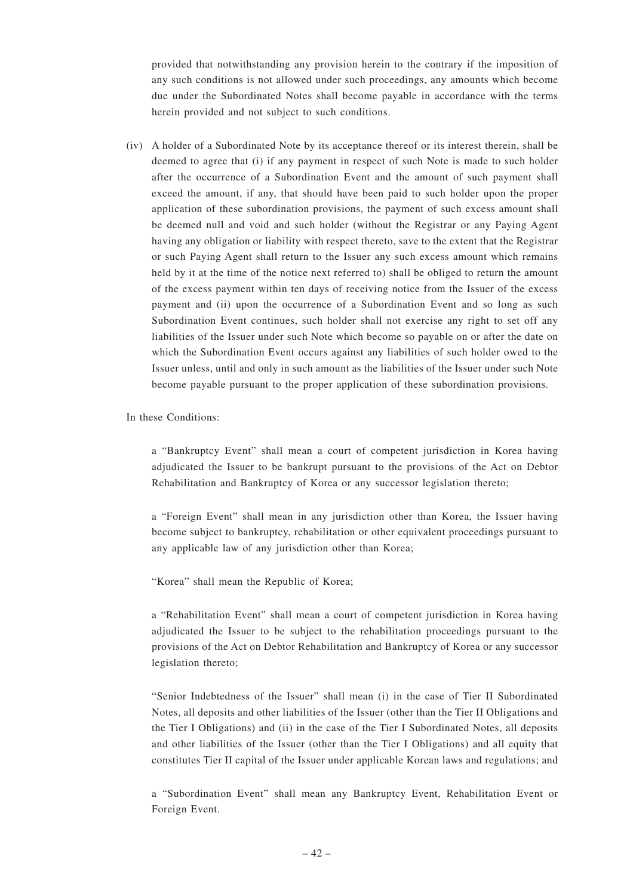provided that notwithstanding any provision herein to the contrary if the imposition of any such conditions is not allowed under such proceedings, any amounts which become due under the Subordinated Notes shall become payable in accordance with the terms herein provided and not subject to such conditions.

(iv) A holder of a Subordinated Note by its acceptance thereof or its interest therein, shall be deemed to agree that (i) if any payment in respect of such Note is made to such holder after the occurrence of a Subordination Event and the amount of such payment shall exceed the amount, if any, that should have been paid to such holder upon the proper application of these subordination provisions, the payment of such excess amount shall be deemed null and void and such holder (without the Registrar or any Paying Agent having any obligation or liability with respect thereto, save to the extent that the Registrar or such Paying Agent shall return to the Issuer any such excess amount which remains held by it at the time of the notice next referred to) shall be obliged to return the amount of the excess payment within ten days of receiving notice from the Issuer of the excess payment and (ii) upon the occurrence of a Subordination Event and so long as such Subordination Event continues, such holder shall not exercise any right to set off any liabilities of the Issuer under such Note which become so payable on or after the date on which the Subordination Event occurs against any liabilities of such holder owed to the Issuer unless, until and only in such amount as the liabilities of the Issuer under such Note become payable pursuant to the proper application of these subordination provisions.

In these Conditions:

a "Bankruptcy Event" shall mean a court of competent jurisdiction in Korea having adjudicated the Issuer to be bankrupt pursuant to the provisions of the Act on Debtor Rehabilitation and Bankruptcy of Korea or any successor legislation thereto;

a "Foreign Event" shall mean in any jurisdiction other than Korea, the Issuer having become subject to bankruptcy, rehabilitation or other equivalent proceedings pursuant to any applicable law of any jurisdiction other than Korea;

"Korea" shall mean the Republic of Korea;

a "Rehabilitation Event" shall mean a court of competent jurisdiction in Korea having adjudicated the Issuer to be subject to the rehabilitation proceedings pursuant to the provisions of the Act on Debtor Rehabilitation and Bankruptcy of Korea or any successor legislation thereto;

"Senior Indebtedness of the Issuer" shall mean (i) in the case of Tier II Subordinated Notes, all deposits and other liabilities of the Issuer (other than the Tier II Obligations and the Tier I Obligations) and (ii) in the case of the Tier I Subordinated Notes, all deposits and other liabilities of the Issuer (other than the Tier I Obligations) and all equity that constitutes Tier II capital of the Issuer under applicable Korean laws and regulations; and

a "Subordination Event" shall mean any Bankruptcy Event, Rehabilitation Event or Foreign Event.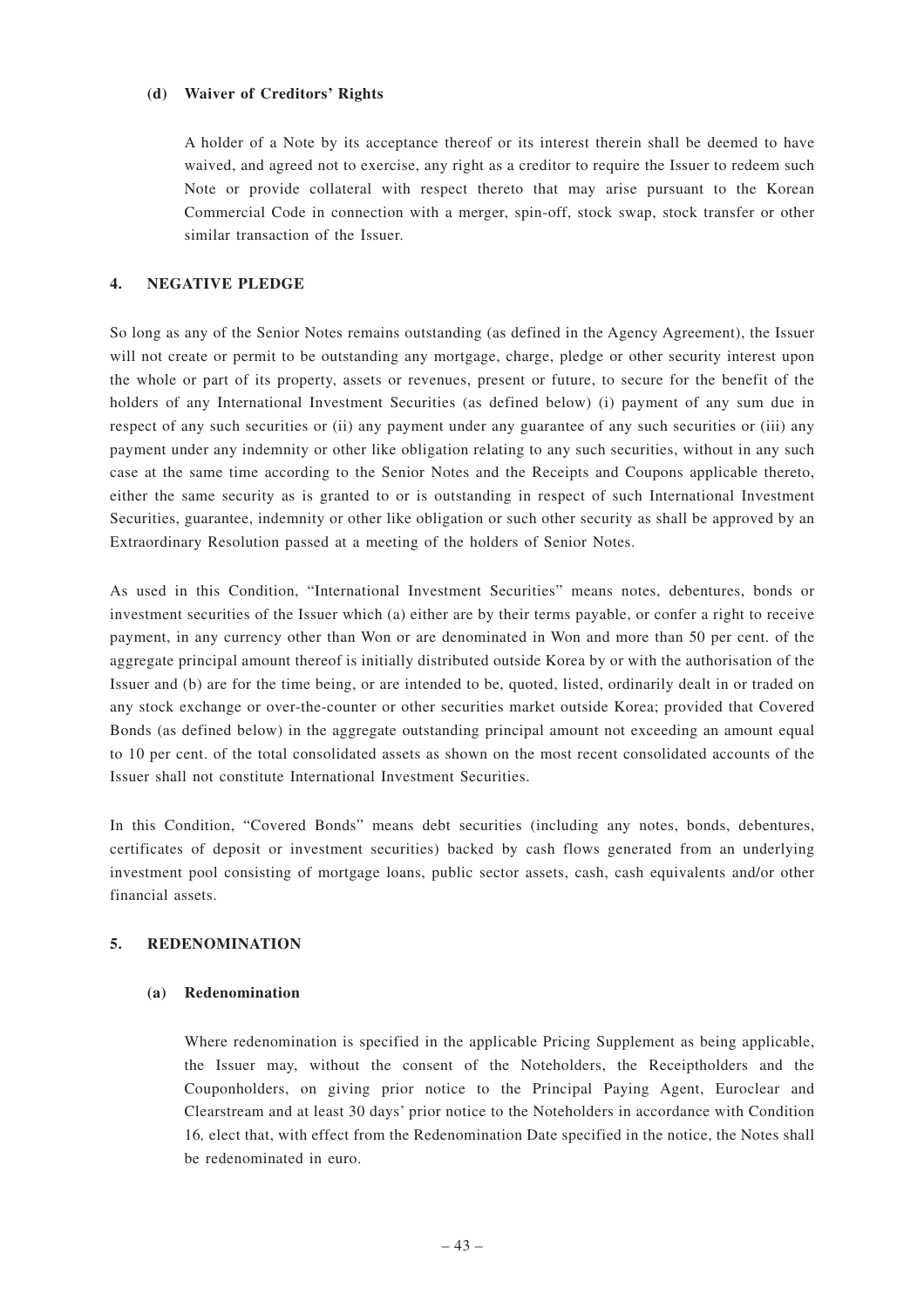#### (d) Waiver of Creditors' Rights

A holder of a Note by its acceptance thereof or its interest therein shall be deemed to have waived, and agreed not to exercise, any right as a creditor to require the Issuer to redeem such Note or provide collateral with respect thereto that may arise pursuant to the Korean Commercial Code in connection with a merger, spin-off, stock swap, stock transfer or other similar transaction of the Issuer.

## 4. NEGATIVE PLEDGE

So long as any of the Senior Notes remains outstanding (as defined in the Agency Agreement), the Issuer will not create or permit to be outstanding any mortgage, charge, pledge or other security interest upon the whole or part of its property, assets or revenues, present or future, to secure for the benefit of the holders of any International Investment Securities (as defined below) (i) payment of any sum due in respect of any such securities or (ii) any payment under any guarantee of any such securities or (iii) any payment under any indemnity or other like obligation relating to any such securities, without in any such case at the same time according to the Senior Notes and the Receipts and Coupons applicable thereto, either the same security as is granted to or is outstanding in respect of such International Investment Securities, guarantee, indemnity or other like obligation or such other security as shall be approved by an Extraordinary Resolution passed at a meeting of the holders of Senior Notes.

As used in this Condition, "International Investment Securities" means notes, debentures, bonds or investment securities of the Issuer which (a) either are by their terms payable, or confer a right to receive payment, in any currency other than Won or are denominated in Won and more than 50 per cent. of the aggregate principal amount thereof is initially distributed outside Korea by or with the authorisation of the Issuer and (b) are for the time being, or are intended to be, quoted, listed, ordinarily dealt in or traded on any stock exchange or over-the-counter or other securities market outside Korea; provided that Covered Bonds (as defined below) in the aggregate outstanding principal amount not exceeding an amount equal to 10 per cent. of the total consolidated assets as shown on the most recent consolidated accounts of the Issuer shall not constitute International Investment Securities.

In this Condition, "Covered Bonds" means debt securities (including any notes, bonds, debentures, certificates of deposit or investment securities) backed by cash flows generated from an underlying investment pool consisting of mortgage loans, public sector assets, cash, cash equivalents and/or other financial assets.

## 5. REDENOMINATION

#### (a) Redenomination

Where redenomination is specified in the applicable Pricing Supplement as being applicable, the Issuer may, without the consent of the Noteholders, the Receiptholders and the Couponholders, on giving prior notice to the Principal Paying Agent, Euroclear and Clearstream and at least 30 days' prior notice to the Noteholders in accordance with Condition 16, elect that, with effect from the Redenomination Date specified in the notice, the Notes shall be redenominated in euro.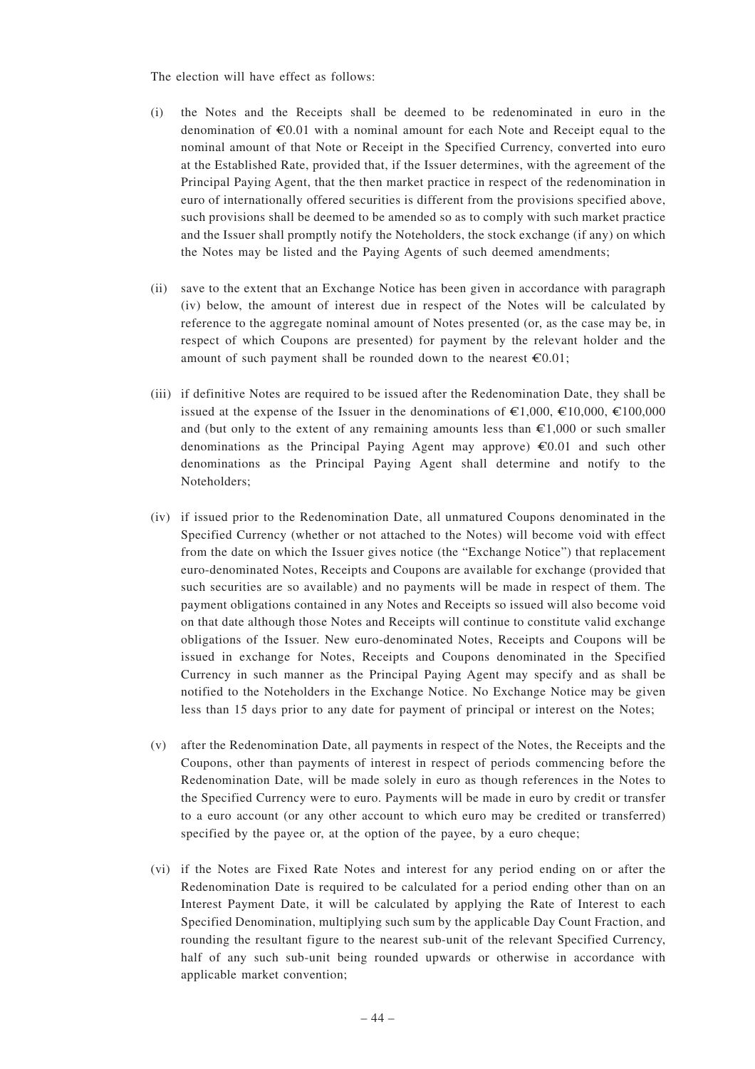The election will have effect as follows:

(i) the Notes and the Receipts shall be deemed to be redenominated in euro in the denomination of €0.01 with a nominal amount for each Note and Receipt equal to the nominal amount of that Note or Receipt in the Specified Currency, converted into euro at the Established Rate, provided that, if the Issuer determines, with the agreement of the Principal Paying Agent, that the then market practice in respect of the redenomination in euro of internationally offered securities is different from the provisions specified above, such provisions shall be deemed to be amended so as to comply with such market practice and the Issuer shall promptly notify the Noteholders, the stock exchange (if any) on which the Notes may be listed and the Paying Agents of such deemed amendments;

(ii) save to the extent that an Exchange Notice has been given in accordance with paragraph (iv) below, the amount of interest due in respect of the Notes will be calculated by reference to the aggregate nominal amount of Notes presented (or, as the case may be, in respect of which Coupons are presented) for payment by the relevant holder and the amount of such payment shall be rounded down to the nearest €0.01;

(iii) if definitive Notes are required to be issued after the Redenomination Date, they shall be issued at the expense of the Issuer in the denominations of €1,000, €10,000, €100,000 and (but only to the extent of any remaining amounts less than €1,000 or such smaller denominations as the Principal Paying Agent may approve) €0.01 and such other denominations as the Principal Paying Agent shall determine and notify to the Noteholders;

(iv) if issued prior to the Redenomination Date, all unmatured Coupons denominated in the Specified Currency (whether or not attached to the Notes) will become void with effect from the date on which the Issuer gives notice (the "Exchange Notice") that replacement euro-denominated Notes, Receipts and Coupons are available for exchange (provided that such securities are so available) and no payments will be made in respect of them. The payment obligations contained in any Notes and Receipts so issued will also become void on that date although those Notes and Receipts will continue to constitute valid exchange obligations of the Issuer. New euro-denominated Notes, Receipts and Coupons will be issued in exchange for Notes, Receipts and Coupons denominated in the Specified Currency in such manner as the Principal Paying Agent may specify and as shall be notified to the Noteholders in the Exchange Notice. No Exchange Notice may be given less than 15 days prior to any date for payment of principal or interest on the Notes;

(v) after the Redenomination Date, all payments in respect of the Notes, the Receipts and the Coupons, other than payments of interest in respect of periods commencing before the Redenomination Date, will be made solely in euro as though references in the Notes to the Specified Currency were to euro. Payments will be made in euro by credit or transfer to a euro account (or any other account to which euro may be credited or transferred) specified by the payee or, at the option of the payee, by a euro cheque;

(vi) if the Notes are Fixed Rate Notes and interest for any period ending on or after the Redenomination Date is required to be calculated for a period ending other than on an Interest Payment Date, it will be calculated by applying the Rate of Interest to each Specified Denomination, multiplying such sum by the applicable Day Count Fraction, and rounding the resultant figure to the nearest sub-unit of the relevant Specified Currency, half of any such sub-unit being rounded upwards or otherwise in accordance with applicable market convention;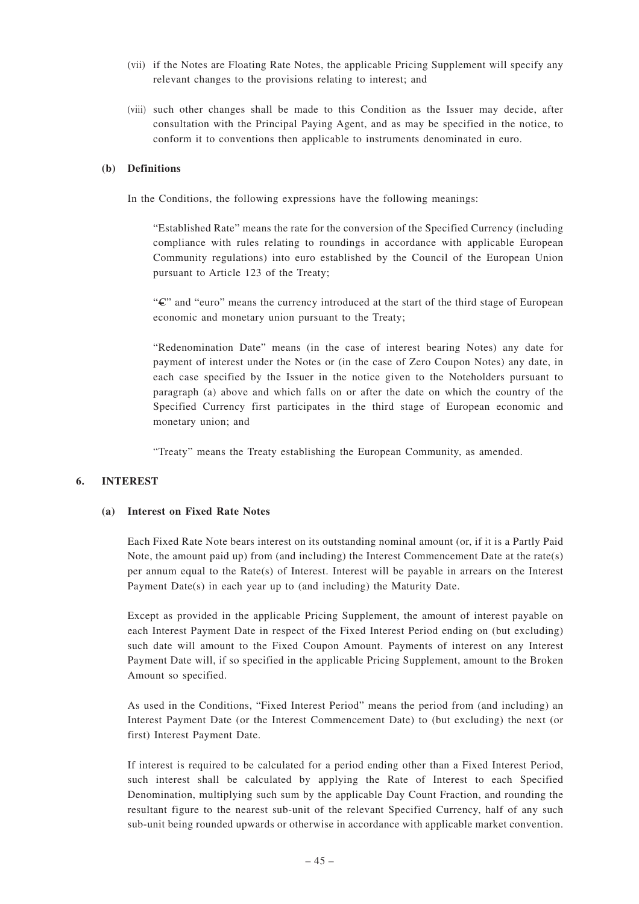(vii) if the Notes are Floating Rate Notes, the applicable Pricing Supplement will specify any relevant changes to the provisions relating to interest; and

(viii) such other changes shall be made to this Condition as the Issuer may decide, after consultation with the Principal Paying Agent, and as may be specified in the notice, to conform it to conventions then applicable to instruments denominated in euro.

**(b) Definitions**

In the Conditions, the following expressions have the following meanings:

"Established Rate" means the rate for the conversion of the Specified Currency (including compliance with rules relating to roundings in accordance with applicable European Community regulations) into euro established by the Council of the European Union pursuant to Article 123 of the Treaty;

"€" and "euro" means the currency introduced at the start of the third stage of European economic and monetary union pursuant to the Treaty;

"Redenomination Date" means (in the case of interest bearing Notes) any date for payment of interest under the Notes or (in the case of Zero Coupon Notes) any date, in each case specified by the Issuer in the notice given to the Noteholders pursuant to paragraph (a) above and which falls on or after the date on which the country of the Specified Currency first participates in the third stage of European economic and monetary union; and

"Treaty" means the Treaty establishing the European Community, as amended.

## 6. INTEREST

**(a) Interest on Fixed Rate Notes**

Each Fixed Rate Note bears interest on its outstanding nominal amount (or, if it is a Partly Paid Note, the amount paid up) from (and including) the Interest Commencement Date at the rate(s) per annum equal to the Rate(s) of Interest. Interest will be payable in arrears on the Interest Payment Date(s) in each year up to (and including) the Maturity Date.

Except as provided in the applicable Pricing Supplement, the amount of interest payable on each Interest Payment Date in respect of the Fixed Interest Period ending on (but excluding) such date will amount to the Fixed Coupon Amount. Payments of interest on any Interest Payment Date will, if so specified in the applicable Pricing Supplement, amount to the Broken Amount so specified.

As used in the Conditions, "Fixed Interest Period" means the period from (and including) an Interest Payment Date (or the Interest Commencement Date) to (but excluding) the next (or first) Interest Payment Date.

If interest is required to be calculated for a period ending other than a Fixed Interest Period, such interest shall be calculated by applying the Rate of Interest to each Specified Denomination, multiplying such sum by the applicable Day Count Fraction, and rounding the resultant figure to the nearest sub-unit of the relevant Specified Currency, half of any such sub-unit being rounded upwards or otherwise in accordance with applicable market convention.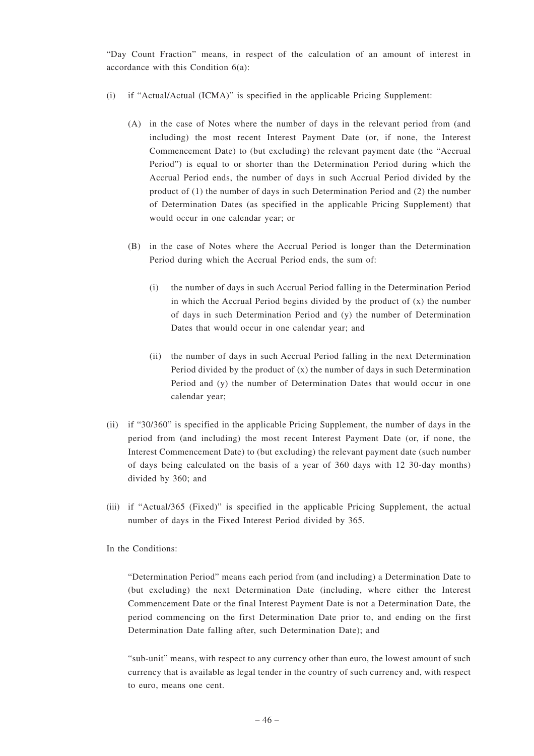"Day Count Fraction" means, in respect of the calculation of an amount of interest in accordance with this Condition 6(a):

(i) if "Actual/Actual (ICMA)" is specified in the applicable Pricing Supplement:

  (A) in the case of Notes where the number of days in the relevant period from (and including) the most recent Interest Payment Date (or, if none, the Interest Commencement Date) to (but excluding) the relevant payment date (the "Accrual Period") is equal to or shorter than the Determination Period during which the Accrual Period ends, the number of days in such Accrual Period divided by the product of (1) the number of days in such Determination Period and (2) the number of Determination Dates (as specified in the applicable Pricing Supplement) that would occur in one calendar year; or

  (B) in the case of Notes where the Accrual Period is longer than the Determination Period during which the Accrual Period ends, the sum of:

    (i) the number of days in such Accrual Period falling in the Determination Period in which the Accrual Period begins divided by the product of (x) the number of days in such Determination Period and (y) the number of Determination Dates that would occur in one calendar year; and

    (ii) the number of days in such Accrual Period falling in the next Determination Period divided by the product of (x) the number of days in such Determination Period and (y) the number of Determination Dates that would occur in one calendar year;

(ii) if "30/360" is specified in the applicable Pricing Supplement, the number of days in the period from (and including) the most recent Interest Payment Date (or, if none, the Interest Commencement Date) to (but excluding) the relevant payment date (such number of days being calculated on the basis of a year of 360 days with 12 30-day months) divided by 360; and

(iii) if "Actual/365 (Fixed)" is specified in the applicable Pricing Supplement, the actual number of days in the Fixed Interest Period divided by 365.

In the Conditions:

"Determination Period" means each period from (and including) a Determination Date to (but excluding) the next Determination Date (including, where either the Interest Commencement Date or the final Interest Payment Date is not a Determination Date, the period commencing on the first Determination Date prior to, and ending on the first Determination Date falling after, such Determination Date); and

"sub-unit" means, with respect to any currency other than euro, the lowest amount of such currency that is available as legal tender in the country of such currency and, with respect to euro, means one cent.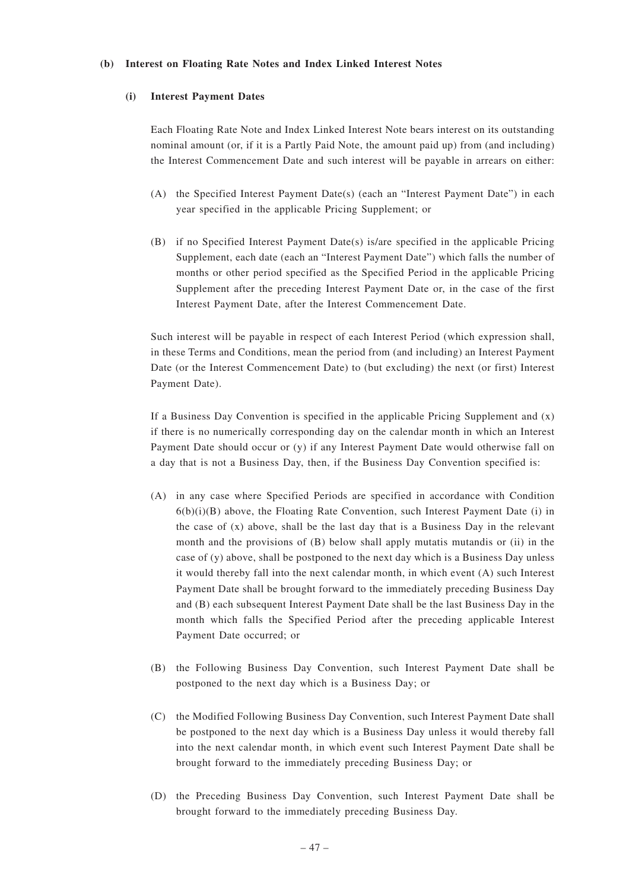**(b) Interest on Floating Rate Notes and Index Linked Interest Notes**

**(i) Interest Payment Dates**

Each Floating Rate Note and Index Linked Interest Note bears interest on its outstanding nominal amount (or, if it is a Partly Paid Note, the amount paid up) from (and including) the Interest Commencement Date and such interest will be payable in arrears on either:

(A) the Specified Interest Payment Date(s) (each an "Interest Payment Date") in each year specified in the applicable Pricing Supplement; or

(B) if no Specified Interest Payment Date(s) is/are specified in the applicable Pricing Supplement, each date (each an "Interest Payment Date") which falls the number of months or other period specified as the Specified Period in the applicable Pricing Supplement after the preceding Interest Payment Date or, in the case of the first Interest Payment Date, after the Interest Commencement Date.

Such interest will be payable in respect of each Interest Period (which expression shall, in these Terms and Conditions, mean the period from (and including) an Interest Payment Date (or the Interest Commencement Date) to (but excluding) the next (or first) Interest Payment Date).

If a Business Day Convention is specified in the applicable Pricing Supplement and (x) if there is no numerically corresponding day on the calendar month in which an Interest Payment Date should occur or (y) if any Interest Payment Date would otherwise fall on a day that is not a Business Day, then, if the Business Day Convention specified is:

(A) in any case where Specified Periods are specified in accordance with Condition 6(b)(i)(B) above, the Floating Rate Convention, such Interest Payment Date (i) in the case of (x) above, shall be the last day that is a Business Day in the relevant month and the provisions of (B) below shall apply mutatis mutandis or (ii) in the case of (y) above, shall be postponed to the next day which is a Business Day unless it would thereby fall into the next calendar month, in which event (A) such Interest Payment Date shall be brought forward to the immediately preceding Business Day and (B) each subsequent Interest Payment Date shall be the last Business Day in the month which falls the Specified Period after the preceding applicable Interest Payment Date occurred; or

(B) the Following Business Day Convention, such Interest Payment Date shall be postponed to the next day which is a Business Day; or

(C) the Modified Following Business Day Convention, such Interest Payment Date shall be postponed to the next day which is a Business Day unless it would thereby fall into the next calendar month, in which event such Interest Payment Date shall be brought forward to the immediately preceding Business Day; or

(D) the Preceding Business Day Convention, such Interest Payment Date shall be brought forward to the immediately preceding Business Day.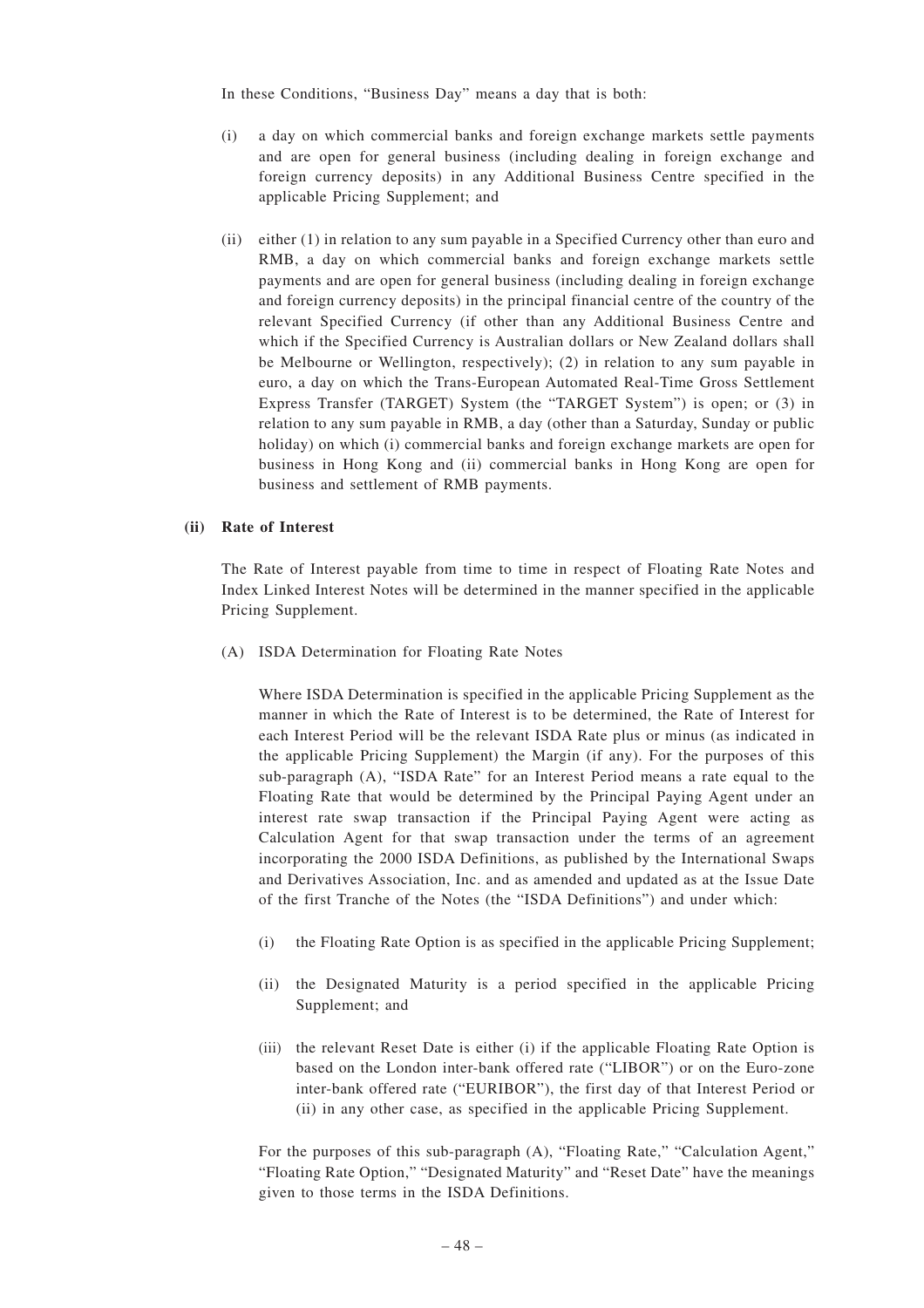In these Conditions, "Business Day" means a day that is both:

(i) a day on which commercial banks and foreign exchange markets settle payments and are open for general business (including dealing in foreign exchange and foreign currency deposits) in any Additional Business Centre specified in the applicable Pricing Supplement; and

(ii) either (1) in relation to any sum payable in a Specified Currency other than euro and RMB, a day on which commercial banks and foreign exchange markets settle payments and are open for general business (including dealing in foreign exchange and foreign currency deposits) in the principal financial centre of the country of the relevant Specified Currency (if other than any Additional Business Centre and which if the Specified Currency is Australian dollars or New Zealand dollars shall be Melbourne or Wellington, respectively); (2) in relation to any sum payable in euro, a day on which the Trans-European Automated Real-Time Gross Settlement Express Transfer (TARGET) System (the "TARGET System") is open; or (3) in relation to any sum payable in RMB, a day (other than a Saturday, Sunday or public holiday) on which (i) commercial banks and foreign exchange markets are open for business in Hong Kong and (ii) commercial banks in Hong Kong are open for business and settlement of RMB payments.

**(ii) Rate of Interest**

The Rate of Interest payable from time to time in respect of Floating Rate Notes and Index Linked Interest Notes will be determined in the manner specified in the applicable Pricing Supplement.

(A) ISDA Determination for Floating Rate Notes

Where ISDA Determination is specified in the applicable Pricing Supplement as the manner in which the Rate of Interest is to be determined, the Rate of Interest for each Interest Period will be the relevant ISDA Rate plus or minus (as indicated in the applicable Pricing Supplement) the Margin (if any). For the purposes of this sub-paragraph (A), "ISDA Rate" for an Interest Period means a rate equal to the Floating Rate that would be determined by the Principal Paying Agent under an interest rate swap transaction if the Principal Paying Agent were acting as Calculation Agent for that swap transaction under the terms of an agreement incorporating the 2000 ISDA Definitions, as published by the International Swaps and Derivatives Association, Inc. and as amended and updated as at the Issue Date of the first Tranche of the Notes (the "ISDA Definitions") and under which:

(i) the Floating Rate Option is as specified in the applicable Pricing Supplement;

(ii) the Designated Maturity is a period specified in the applicable Pricing Supplement; and

(iii) the relevant Reset Date is either (i) if the applicable Floating Rate Option is based on the London inter-bank offered rate ("LIBOR") or on the Euro-zone inter-bank offered rate ("EURIBOR"), the first day of that Interest Period or (ii) in any other case, as specified in the applicable Pricing Supplement.

For the purposes of this sub-paragraph (A), "Floating Rate," "Calculation Agent," "Floating Rate Option," "Designated Maturity" and "Reset Date" have the meanings given to those terms in the ISDA Definitions.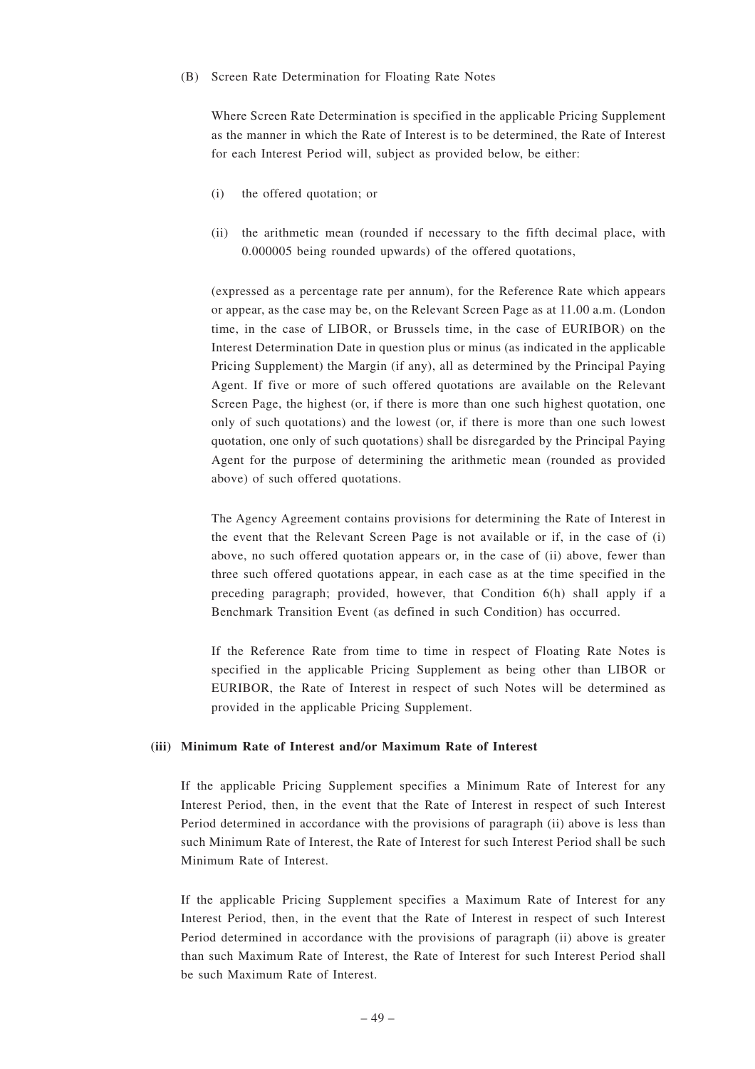(B) Screen Rate Determination for Floating Rate Notes

Where Screen Rate Determination is specified in the applicable Pricing Supplement as the manner in which the Rate of Interest is to be determined, the Rate of Interest for each Interest Period will, subject as provided below, be either:

(i) the offered quotation; or

(ii) the arithmetic mean (rounded if necessary to the fifth decimal place, with 0.000005 being rounded upwards) of the offered quotations,

(expressed as a percentage rate per annum), for the Reference Rate which appears or appear, as the case may be, on the Relevant Screen Page as at 11.00 a.m. (London time, in the case of LIBOR, or Brussels time, in the case of EURIBOR) on the Interest Determination Date in question plus or minus (as indicated in the applicable Pricing Supplement) the Margin (if any), all as determined by the Principal Paying Agent. If five or more of such offered quotations are available on the Relevant Screen Page, the highest (or, if there is more than one such highest quotation, one only of such quotations) and the lowest (or, if there is more than one such lowest quotation, one only of such quotations) shall be disregarded by the Principal Paying Agent for the purpose of determining the arithmetic mean (rounded as provided above) of such offered quotations.

The Agency Agreement contains provisions for determining the Rate of Interest in the event that the Relevant Screen Page is not available or if, in the case of (i) above, no such offered quotation appears or, in the case of (ii) above, fewer than three such offered quotations appear, in each case as at the time specified in the preceding paragraph; provided, however, that Condition 6(h) shall apply if a Benchmark Transition Event (as defined in such Condition) has occurred.

If the Reference Rate from time to time in respect of Floating Rate Notes is specified in the applicable Pricing Supplement as being other than LIBOR or EURIBOR, the Rate of Interest in respect of such Notes will be determined as provided in the applicable Pricing Supplement.

**(iii) Minimum Rate of Interest and/or Maximum Rate of Interest**

If the applicable Pricing Supplement specifies a Minimum Rate of Interest for any Interest Period, then, in the event that the Rate of Interest in respect of such Interest Period determined in accordance with the provisions of paragraph (ii) above is less than such Minimum Rate of Interest, the Rate of Interest for such Interest Period shall be such Minimum Rate of Interest.

If the applicable Pricing Supplement specifies a Maximum Rate of Interest for any Interest Period, then, in the event that the Rate of Interest in respect of such Interest Period determined in accordance with the provisions of paragraph (ii) above is greater than such Maximum Rate of Interest, the Rate of Interest for such Interest Period shall be such Maximum Rate of Interest.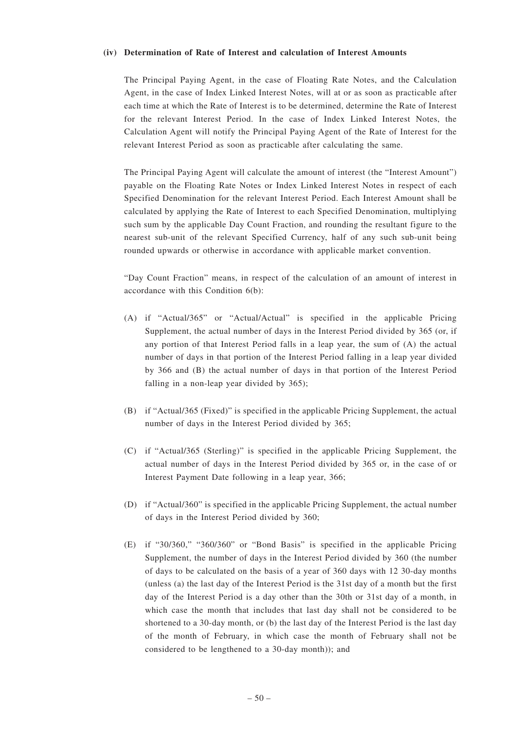**(iv) Determination of Rate of Interest and calculation of Interest Amounts**

The Principal Paying Agent, in the case of Floating Rate Notes, and the Calculation Agent, in the case of Index Linked Interest Notes, will at or as soon as practicable after each time at which the Rate of Interest is to be determined, determine the Rate of Interest for the relevant Interest Period. In the case of Index Linked Interest Notes, the Calculation Agent will notify the Principal Paying Agent of the Rate of Interest for the relevant Interest Period as soon as practicable after calculating the same.

The Principal Paying Agent will calculate the amount of interest (the "Interest Amount") payable on the Floating Rate Notes or Index Linked Interest Notes in respect of each Specified Denomination for the relevant Interest Period. Each Interest Amount shall be calculated by applying the Rate of Interest to each Specified Denomination, multiplying such sum by the applicable Day Count Fraction, and rounding the resultant figure to the nearest sub-unit of the relevant Specified Currency, half of any such sub-unit being rounded upwards or otherwise in accordance with applicable market convention.

"Day Count Fraction" means, in respect of the calculation of an amount of interest in accordance with this Condition 6(b):

(A) if "Actual/365" or "Actual/Actual" is specified in the applicable Pricing Supplement, the actual number of days in the Interest Period divided by 365 (or, if any portion of that Interest Period falls in a leap year, the sum of (A) the actual number of days in that portion of the Interest Period falling in a leap year divided by 366 and (B) the actual number of days in that portion of the Interest Period falling in a non-leap year divided by 365);

(B) if "Actual/365 (Fixed)" is specified in the applicable Pricing Supplement, the actual number of days in the Interest Period divided by 365;

(C) if "Actual/365 (Sterling)" is specified in the applicable Pricing Supplement, the actual number of days in the Interest Period divided by 365 or, in the case of or Interest Payment Date following in a leap year, 366;

(D) if "Actual/360" is specified in the applicable Pricing Supplement, the actual number of days in the Interest Period divided by 360;

(E) if "30/360," "360/360" or "Bond Basis" is specified in the applicable Pricing Supplement, the number of days in the Interest Period divided by 360 (the number of days to be calculated on the basis of a year of 360 days with 12 30-day months (unless (a) the last day of the Interest Period is the 31st day of a month but the first day of the Interest Period is a day other than the 30th or 31st day of a month, in which case the month that includes that last day shall not be considered to be shortened to a 30-day month, or (b) the last day of the Interest Period is the last day of the month of February, in which case the month of February shall not be considered to be lengthened to a 30-day month)); and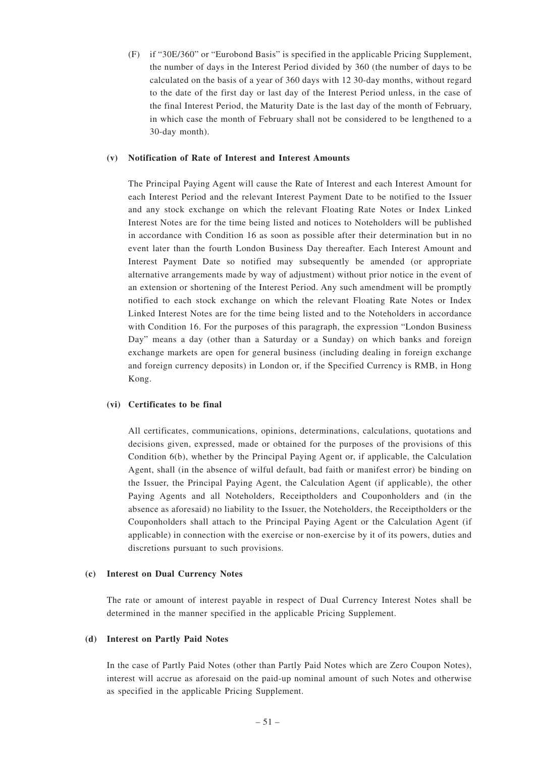(F) if "30E/360" or "Eurobond Basis" is specified in the applicable Pricing Supplement, the number of days in the Interest Period divided by 360 (the number of days to be calculated on the basis of a year of 360 days with 12 30-day months, without regard to the date of the first day or last day of the Interest Period unless, in the case of the final Interest Period, the Maturity Date is the last day of the month of February, in which case the month of February shall not be considered to be lengthened to a 30-day month).

**(v) Notification of Rate of Interest and Interest Amounts**

The Principal Paying Agent will cause the Rate of Interest and each Interest Amount for each Interest Period and the relevant Interest Payment Date to be notified to the Issuer and any stock exchange on which the relevant Floating Rate Notes or Index Linked Interest Notes are for the time being listed and notices to Noteholders will be published in accordance with Condition 16 as soon as possible after their determination but in no event later than the fourth London Business Day thereafter. Each Interest Amount and Interest Payment Date so notified may subsequently be amended (or appropriate alternative arrangements made by way of adjustment) without prior notice in the event of an extension or shortening of the Interest Period. Any such amendment will be promptly notified to each stock exchange on which the relevant Floating Rate Notes or Index Linked Interest Notes are for the time being listed and to the Noteholders in accordance with Condition 16. For the purposes of this paragraph, the expression "London Business Day" means a day (other than a Saturday or a Sunday) on which banks and foreign exchange markets are open for general business (including dealing in foreign exchange and foreign currency deposits) in London or, if the Specified Currency is RMB, in Hong Kong.

**(vi) Certificates to be final**

All certificates, communications, opinions, determinations, calculations, quotations and decisions given, expressed, made or obtained for the purposes of the provisions of this Condition 6(b), whether by the Principal Paying Agent or, if applicable, the Calculation Agent, shall (in the absence of wilful default, bad faith or manifest error) be binding on the Issuer, the Principal Paying Agent, the Calculation Agent (if applicable), the other Paying Agents and all Noteholders, Receiptholders and Couponholders and (in the absence as aforesaid) no liability to the Issuer, the Noteholders, the Receiptholders or the Couponholders shall attach to the Principal Paying Agent or the Calculation Agent (if applicable) in connection with the exercise or non-exercise by it of its powers, duties and discretions pursuant to such provisions.

**(c) Interest on Dual Currency Notes**

The rate or amount of interest payable in respect of Dual Currency Interest Notes shall be determined in the manner specified in the applicable Pricing Supplement.

**(d) Interest on Partly Paid Notes**

In the case of Partly Paid Notes (other than Partly Paid Notes which are Zero Coupon Notes), interest will accrue as aforesaid on the paid-up nominal amount of such Notes and otherwise as specified in the applicable Pricing Supplement.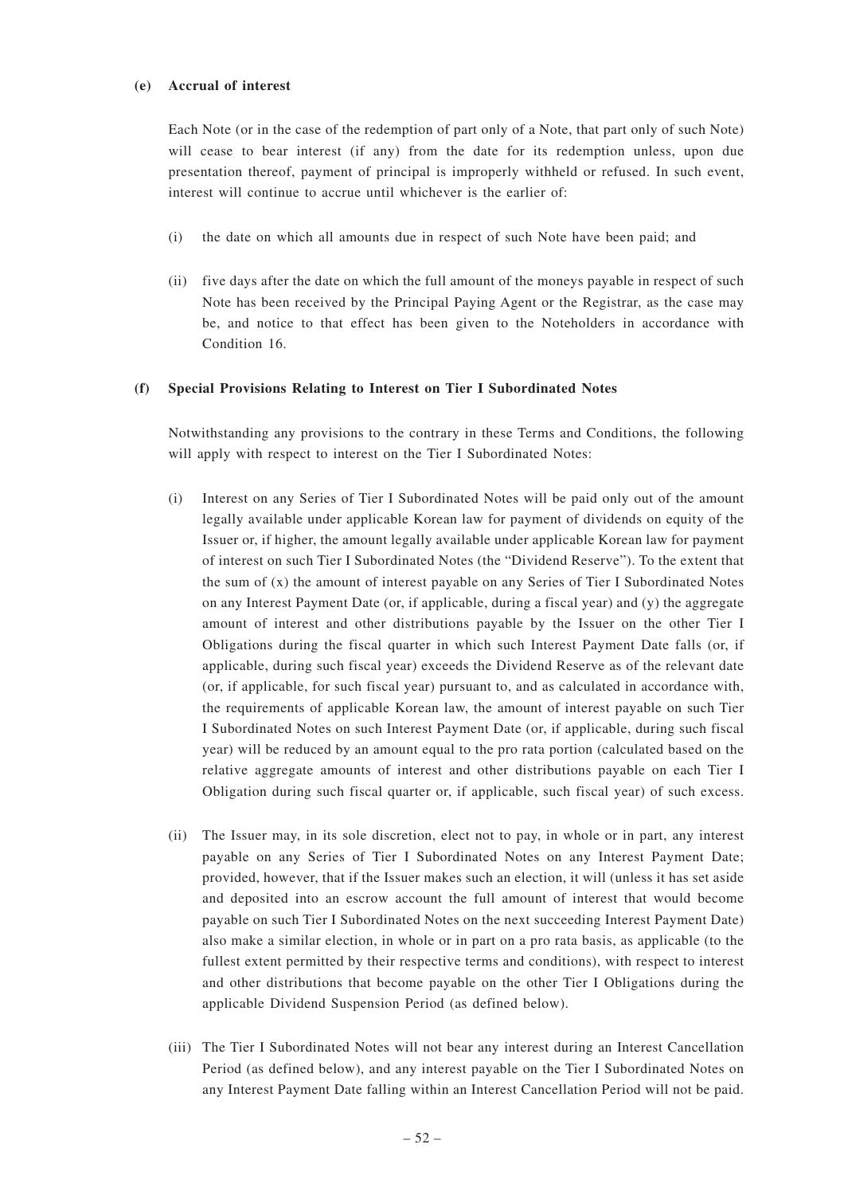**(e) Accrual of interest**

Each Note (or in the case of the redemption of part only of a Note, that part only of such Note) will cease to bear interest (if any) from the date for its redemption unless, upon due presentation thereof, payment of principal is improperly withheld or refused. In such event, interest will continue to accrue until whichever is the earlier of:

(i) the date on which all amounts due in respect of such Note have been paid; and

(ii) five days after the date on which the full amount of the moneys payable in respect of such Note has been received by the Principal Paying Agent or the Registrar, as the case may be, and notice to that effect has been given to the Noteholders in accordance with Condition 16.

**(f) Special Provisions Relating to Interest on Tier I Subordinated Notes**

Notwithstanding any provisions to the contrary in these Terms and Conditions, the following will apply with respect to interest on the Tier I Subordinated Notes:

(i) Interest on any Series of Tier I Subordinated Notes will be paid only out of the amount legally available under applicable Korean law for payment of dividends on equity of the Issuer or, if higher, the amount legally available under applicable Korean law for payment of interest on such Tier I Subordinated Notes (the "Dividend Reserve"). To the extent that the sum of (x) the amount of interest payable on any Series of Tier I Subordinated Notes on any Interest Payment Date (or, if applicable, during a fiscal year) and (y) the aggregate amount of interest and other distributions payable by the Issuer on the other Tier I Obligations during the fiscal quarter in which such Interest Payment Date falls (or, if applicable, during such fiscal year) exceeds the Dividend Reserve as of the relevant date (or, if applicable, for such fiscal year) pursuant to, and as calculated in accordance with, the requirements of applicable Korean law, the amount of interest payable on such Tier I Subordinated Notes on such Interest Payment Date (or, if applicable, during such fiscal year) will be reduced by an amount equal to the pro rata portion (calculated based on the relative aggregate amounts of interest and other distributions payable on each Tier I Obligation during such fiscal quarter or, if applicable, such fiscal year) of such excess.

(ii) The Issuer may, in its sole discretion, elect not to pay, in whole or in part, any interest payable on any Series of Tier I Subordinated Notes on any Interest Payment Date; provided, however, that if the Issuer makes such an election, it will (unless it has set aside and deposited into an escrow account the full amount of interest that would become payable on such Tier I Subordinated Notes on the next succeeding Interest Payment Date) also make a similar election, in whole or in part on a pro rata basis, as applicable (to the fullest extent permitted by their respective terms and conditions), with respect to interest and other distributions that become payable on the other Tier I Obligations during the applicable Dividend Suspension Period (as defined below).

(iii) The Tier I Subordinated Notes will not bear any interest during an Interest Cancellation Period (as defined below), and any interest payable on the Tier I Subordinated Notes on any Interest Payment Date falling within an Interest Cancellation Period will not be paid.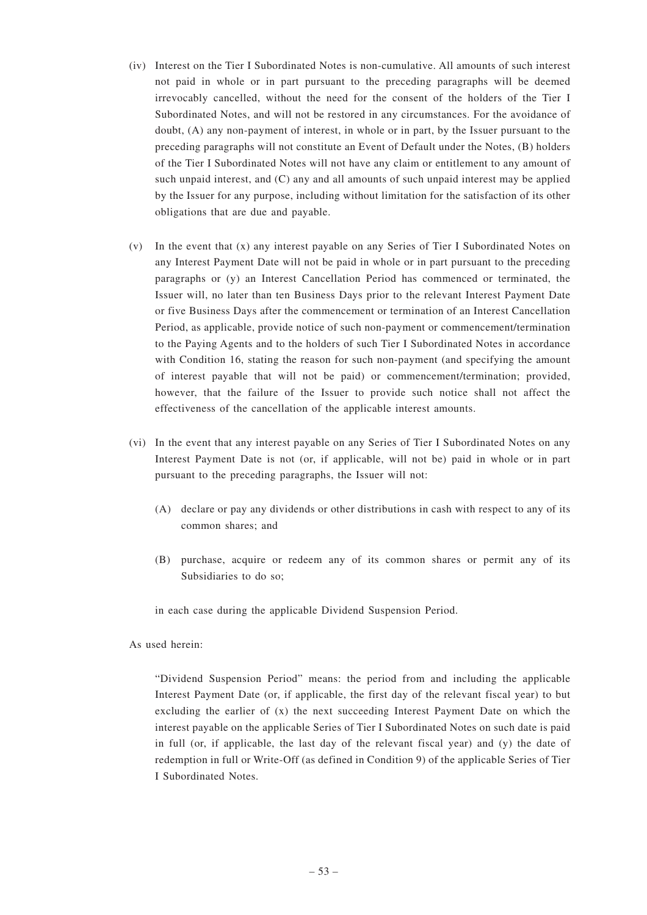(iv) Interest on the Tier I Subordinated Notes is non-cumulative. All amounts of such interest not paid in whole or in part pursuant to the preceding paragraphs will be deemed irrevocably cancelled, without the need for the consent of the holders of the Tier I Subordinated Notes, and will not be restored in any circumstances. For the avoidance of doubt, (A) any non-payment of interest, in whole or in part, by the Issuer pursuant to the preceding paragraphs will not constitute an Event of Default under the Notes, (B) holders of the Tier I Subordinated Notes will not have any claim or entitlement to any amount of such unpaid interest, and (C) any and all amounts of such unpaid interest may be applied by the Issuer for any purpose, including without limitation for the satisfaction of its other obligations that are due and payable.

(v) In the event that (x) any interest payable on any Series of Tier I Subordinated Notes on any Interest Payment Date will not be paid in whole or in part pursuant to the preceding paragraphs or (y) an Interest Cancellation Period has commenced or terminated, the Issuer will, no later than ten Business Days prior to the relevant Interest Payment Date or five Business Days after the commencement or termination of an Interest Cancellation Period, as applicable, provide notice of such non-payment or commencement/termination to the Paying Agents and to the holders of such Tier I Subordinated Notes in accordance with Condition 16, stating the reason for such non-payment (and specifying the amount of interest payable that will not be paid) or commencement/termination; provided, however, that the failure of the Issuer to provide such notice shall not affect the effectiveness of the cancellation of the applicable interest amounts.

(vi) In the event that any interest payable on any Series of Tier I Subordinated Notes on any Interest Payment Date is not (or, if applicable, will not be) paid in whole or in part pursuant to the preceding paragraphs, the Issuer will not:

(A) declare or pay any dividends or other distributions in cash with respect to any of its common shares; and

(B) purchase, acquire or redeem any of its common shares or permit any of its Subsidiaries to do so;

in each case during the applicable Dividend Suspension Period.

As used herein:

"Dividend Suspension Period" means: the period from and including the applicable Interest Payment Date (or, if applicable, the first day of the relevant fiscal year) to but excluding the earlier of (x) the next succeeding Interest Payment Date on which the interest payable on the applicable Series of Tier I Subordinated Notes on such date is paid in full (or, if applicable, the last day of the relevant fiscal year) and (y) the date of redemption in full or Write-Off (as defined in Condition 9) of the applicable Series of Tier I Subordinated Notes.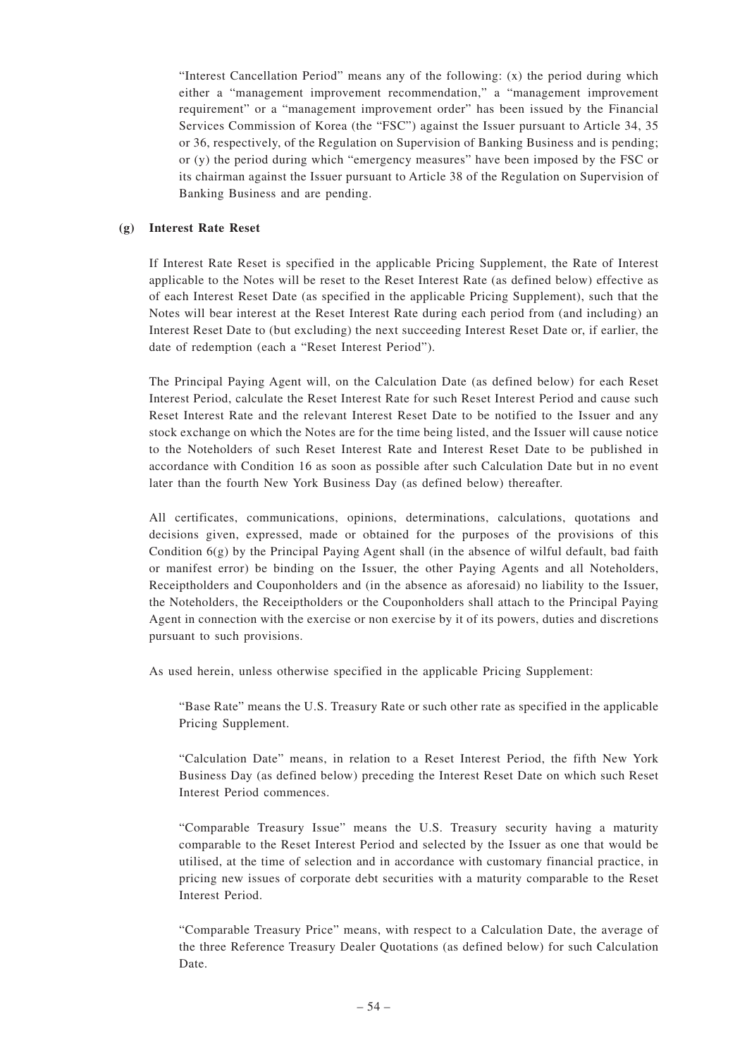"Interest Cancellation Period" means any of the following: (x) the period during which either a "management improvement recommendation," a "management improvement requirement" or a "management improvement order" has been issued by the Financial Services Commission of Korea (the "FSC") against the Issuer pursuant to Article 34, 35 or 36, respectively, of the Regulation on Supervision of Banking Business and is pending; or (y) the period during which "emergency measures" have been imposed by the FSC or its chairman against the Issuer pursuant to Article 38 of the Regulation on Supervision of Banking Business and are pending.

**(g) Interest Rate Reset**

If Interest Rate Reset is specified in the applicable Pricing Supplement, the Rate of Interest applicable to the Notes will be reset to the Reset Interest Rate (as defined below) effective as of each Interest Reset Date (as specified in the applicable Pricing Supplement), such that the Notes will bear interest at the Reset Interest Rate during each period from (and including) an Interest Reset Date to (but excluding) the next succeeding Interest Reset Date or, if earlier, the date of redemption (each a "Reset Interest Period").

The Principal Paying Agent will, on the Calculation Date (as defined below) for each Reset Interest Period, calculate the Reset Interest Rate for such Reset Interest Period and cause such Reset Interest Rate and the relevant Interest Reset Date to be notified to the Issuer and any stock exchange on which the Notes are for the time being listed, and the Issuer will cause notice to the Noteholders of such Reset Interest Rate and Interest Reset Date to be published in accordance with Condition 16 as soon as possible after such Calculation Date but in no event later than the fourth New York Business Day (as defined below) thereafter.

All certificates, communications, opinions, determinations, calculations, quotations and decisions given, expressed, made or obtained for the purposes of the provisions of this Condition 6(g) by the Principal Paying Agent shall (in the absence of wilful default, bad faith or manifest error) be binding on the Issuer, the other Paying Agents and all Noteholders, Receiptholders and Couponholders and (in the absence as aforesaid) no liability to the Issuer, the Noteholders, the Receiptholders or the Couponholders shall attach to the Principal Paying Agent in connection with the exercise or non exercise by it of its powers, duties and discretions pursuant to such provisions.

As used herein, unless otherwise specified in the applicable Pricing Supplement:

"Base Rate" means the U.S. Treasury Rate or such other rate as specified in the applicable Pricing Supplement.

"Calculation Date" means, in relation to a Reset Interest Period, the fifth New York Business Day (as defined below) preceding the Interest Reset Date on which such Reset Interest Period commences.

"Comparable Treasury Issue" means the U.S. Treasury security having a maturity comparable to the Reset Interest Period and selected by the Issuer as one that would be utilised, at the time of selection and in accordance with customary financial practice, in pricing new issues of corporate debt securities with a maturity comparable to the Reset Interest Period.

"Comparable Treasury Price" means, with respect to a Calculation Date, the average of the three Reference Treasury Dealer Quotations (as defined below) for such Calculation Date.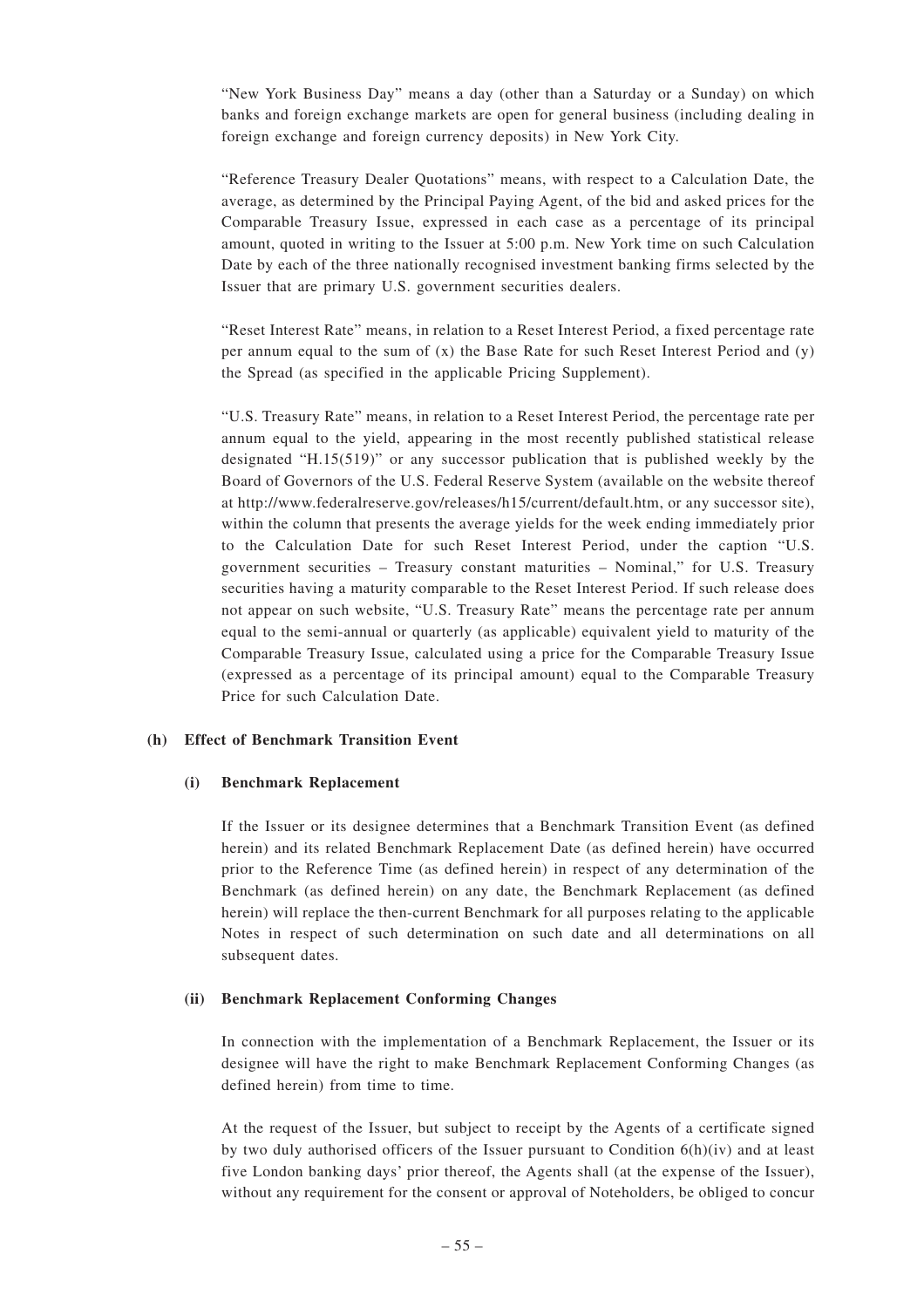"New York Business Day" means a day (other than a Saturday or a Sunday) on which banks and foreign exchange markets are open for general business (including dealing in foreign exchange and foreign currency deposits) in New York City.

"Reference Treasury Dealer Quotations" means, with respect to a Calculation Date, the average, as determined by the Principal Paying Agent, of the bid and asked prices for the Comparable Treasury Issue, expressed in each case as a percentage of its principal amount, quoted in writing to the Issuer at 5:00 p.m. New York time on such Calculation Date by each of the three nationally recognised investment banking firms selected by the Issuer that are primary U.S. government securities dealers.

"Reset Interest Rate" means, in relation to a Reset Interest Period, a fixed percentage rate per annum equal to the sum of (x) the Base Rate for such Reset Interest Period and (y) the Spread (as specified in the applicable Pricing Supplement).

"U.S. Treasury Rate" means, in relation to a Reset Interest Period, the percentage rate per annum equal to the yield, appearing in the most recently published statistical release designated "H.15(519)" or any successor publication that is published weekly by the Board of Governors of the U.S. Federal Reserve System (available on the website thereof at http://www.federalreserve.gov/releases/h15/current/default.htm, or any successor site), within the column that presents the average yields for the week ending immediately prior to the Calculation Date for such Reset Interest Period, under the caption "U.S. government securities – Treasury constant maturities – Nominal," for U.S. Treasury securities having a maturity comparable to the Reset Interest Period. If such release does not appear on such website, "U.S. Treasury Rate" means the percentage rate per annum equal to the semi-annual or quarterly (as applicable) equivalent yield to maturity of the Comparable Treasury Issue, calculated using a price for the Comparable Treasury Issue (expressed as a percentage of its principal amount) equal to the Comparable Treasury Price for such Calculation Date.

**(h) Effect of Benchmark Transition Event**

**(i) Benchmark Replacement**

If the Issuer or its designee determines that a Benchmark Transition Event (as defined herein) and its related Benchmark Replacement Date (as defined herein) have occurred prior to the Reference Time (as defined herein) in respect of any determination of the Benchmark (as defined herein) on any date, the Benchmark Replacement (as defined herein) will replace the then-current Benchmark for all purposes relating to the applicable Notes in respect of such determination on such date and all determinations on all subsequent dates.

**(ii) Benchmark Replacement Conforming Changes**

In connection with the implementation of a Benchmark Replacement, the Issuer or its designee will have the right to make Benchmark Replacement Conforming Changes (as defined herein) from time to time.

At the request of the Issuer, but subject to receipt by the Agents of a certificate signed by two duly authorised officers of the Issuer pursuant to Condition 6(h)(iv) and at least five London banking days' prior thereof, the Agents shall (at the expense of the Issuer), without any requirement for the consent or approval of Noteholders, be obliged to concur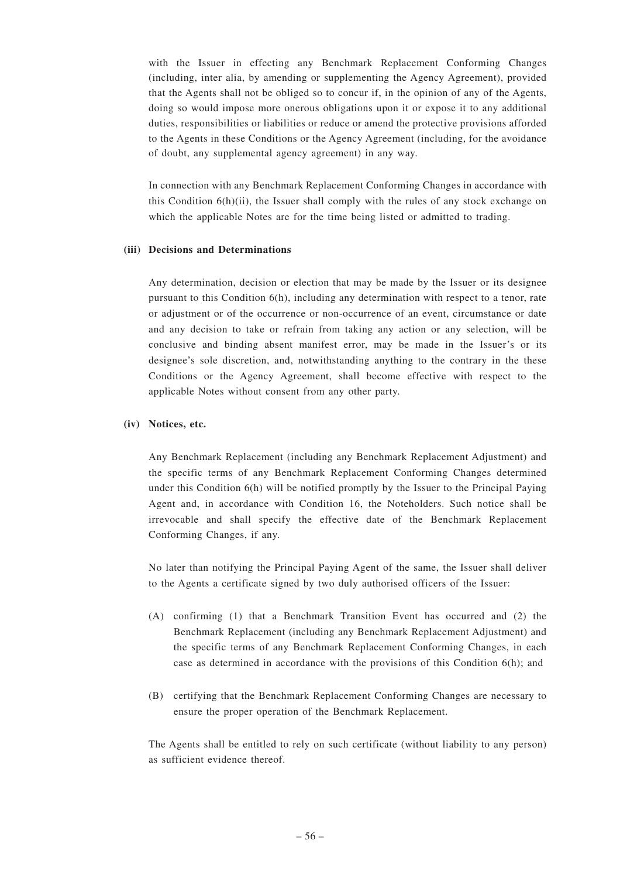with the Issuer in effecting any Benchmark Replacement Conforming Changes (including, inter alia, by amending or supplementing the Agency Agreement), provided that the Agents shall not be obliged so to concur if, in the opinion of any of the Agents, doing so would impose more onerous obligations upon it or expose it to any additional duties, responsibilities or liabilities or reduce or amend the protective provisions afforded to the Agents in these Conditions or the Agency Agreement (including, for the avoidance of doubt, any supplemental agency agreement) in any way.

In connection with any Benchmark Replacement Conforming Changes in accordance with this Condition 6(h)(ii), the Issuer shall comply with the rules of any stock exchange on which the applicable Notes are for the time being listed or admitted to trading.

**(iii) Decisions and Determinations**

Any determination, decision or election that may be made by the Issuer or its designee pursuant to this Condition 6(h), including any determination with respect to a tenor, rate or adjustment or of the occurrence or non-occurrence of an event, circumstance or date and any decision to take or refrain from taking any action or any selection, will be conclusive and binding absent manifest error, may be made in the Issuer's or its designee's sole discretion, and, notwithstanding anything to the contrary in the these Conditions or the Agency Agreement, shall become effective with respect to the applicable Notes without consent from any other party.

**(iv) Notices, etc.**

Any Benchmark Replacement (including any Benchmark Replacement Adjustment) and the specific terms of any Benchmark Replacement Conforming Changes determined under this Condition 6(h) will be notified promptly by the Issuer to the Principal Paying Agent and, in accordance with Condition 16, the Noteholders. Such notice shall be irrevocable and shall specify the effective date of the Benchmark Replacement Conforming Changes, if any.

No later than notifying the Principal Paying Agent of the same, the Issuer shall deliver to the Agents a certificate signed by two duly authorised officers of the Issuer:

(A) confirming (1) that a Benchmark Transition Event has occurred and (2) the Benchmark Replacement (including any Benchmark Replacement Adjustment) and the specific terms of any Benchmark Replacement Conforming Changes, in each case as determined in accordance with the provisions of this Condition 6(h); and

(B) certifying that the Benchmark Replacement Conforming Changes are necessary to ensure the proper operation of the Benchmark Replacement.

The Agents shall be entitled to rely on such certificate (without liability to any person) as sufficient evidence thereof.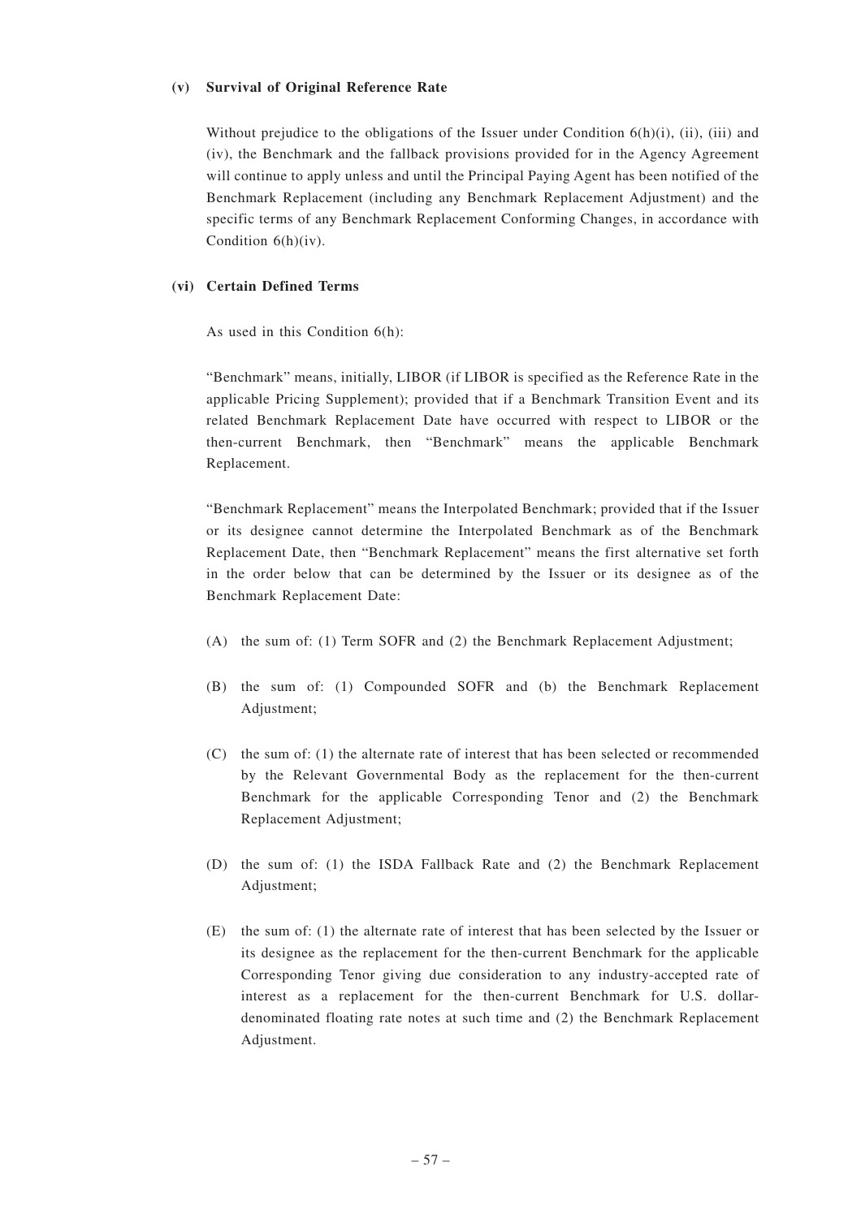**(v) Survival of Original Reference Rate**

Without prejudice to the obligations of the Issuer under Condition 6(h)(i), (ii), (iii) and (iv), the Benchmark and the fallback provisions provided for in the Agency Agreement will continue to apply unless and until the Principal Paying Agent has been notified of the Benchmark Replacement (including any Benchmark Replacement Adjustment) and the specific terms of any Benchmark Replacement Conforming Changes, in accordance with Condition 6(h)(iv).

**(vi) Certain Defined Terms**

As used in this Condition 6(h):

"Benchmark" means, initially, LIBOR (if LIBOR is specified as the Reference Rate in the applicable Pricing Supplement); provided that if a Benchmark Transition Event and its related Benchmark Replacement Date have occurred with respect to LIBOR or the then-current Benchmark, then "Benchmark" means the applicable Benchmark Replacement.

"Benchmark Replacement" means the Interpolated Benchmark; provided that if the Issuer or its designee cannot determine the Interpolated Benchmark as of the Benchmark Replacement Date, then "Benchmark Replacement" means the first alternative set forth in the order below that can be determined by the Issuer or its designee as of the Benchmark Replacement Date:

(A) the sum of: (1) Term SOFR and (2) the Benchmark Replacement Adjustment;

(B) the sum of: (1) Compounded SOFR and (b) the Benchmark Replacement Adjustment;

(C) the sum of: (1) the alternate rate of interest that has been selected or recommended by the Relevant Governmental Body as the replacement for the then-current Benchmark for the applicable Corresponding Tenor and (2) the Benchmark Replacement Adjustment;

(D) the sum of: (1) the ISDA Fallback Rate and (2) the Benchmark Replacement Adjustment;

(E) the sum of: (1) the alternate rate of interest that has been selected by the Issuer or its designee as the replacement for the then-current Benchmark for the applicable Corresponding Tenor giving due consideration to any industry-accepted rate of interest as a replacement for the then-current Benchmark for U.S. dollar-denominated floating rate notes at such time and (2) the Benchmark Replacement Adjustment.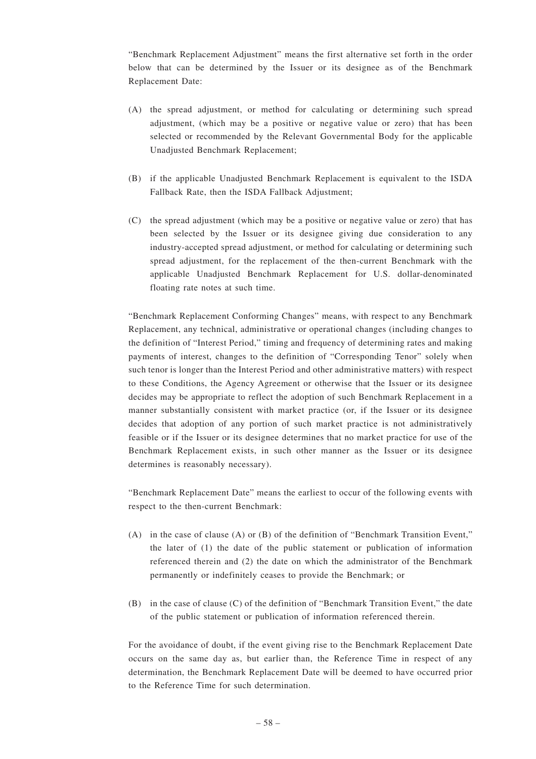"Benchmark Replacement Adjustment" means the first alternative set forth in the order below that can be determined by the Issuer or its designee as of the Benchmark Replacement Date:

(A) the spread adjustment, or method for calculating or determining such spread adjustment, (which may be a positive or negative value or zero) that has been selected or recommended by the Relevant Governmental Body for the applicable Unadjusted Benchmark Replacement;

(B) if the applicable Unadjusted Benchmark Replacement is equivalent to the ISDA Fallback Rate, then the ISDA Fallback Adjustment;

(C) the spread adjustment (which may be a positive or negative value or zero) that has been selected by the Issuer or its designee giving due consideration to any industry-accepted spread adjustment, or method for calculating or determining such spread adjustment, for the replacement of the then-current Benchmark with the applicable Unadjusted Benchmark Replacement for U.S. dollar-denominated floating rate notes at such time.

"Benchmark Replacement Conforming Changes" means, with respect to any Benchmark Replacement, any technical, administrative or operational changes (including changes to the definition of "Interest Period," timing and frequency of determining rates and making payments of interest, changes to the definition of "Corresponding Tenor" solely when such tenor is longer than the Interest Period and other administrative matters) with respect to these Conditions, the Agency Agreement or otherwise that the Issuer or its designee decides may be appropriate to reflect the adoption of such Benchmark Replacement in a manner substantially consistent with market practice (or, if the Issuer or its designee decides that adoption of any portion of such market practice is not administratively feasible or if the Issuer or its designee determines that no market practice for use of the Benchmark Replacement exists, in such other manner as the Issuer or its designee determines is reasonably necessary).

"Benchmark Replacement Date" means the earliest to occur of the following events with respect to the then-current Benchmark:

(A) in the case of clause (A) or (B) of the definition of "Benchmark Transition Event," the later of (1) the date of the public statement or publication of information referenced therein and (2) the date on which the administrator of the Benchmark permanently or indefinitely ceases to provide the Benchmark; or

(B) in the case of clause (C) of the definition of "Benchmark Transition Event," the date of the public statement or publication of information referenced therein.

For the avoidance of doubt, if the event giving rise to the Benchmark Replacement Date occurs on the same day as, but earlier than, the Reference Time in respect of any determination, the Benchmark Replacement Date will be deemed to have occurred prior to the Reference Time for such determination.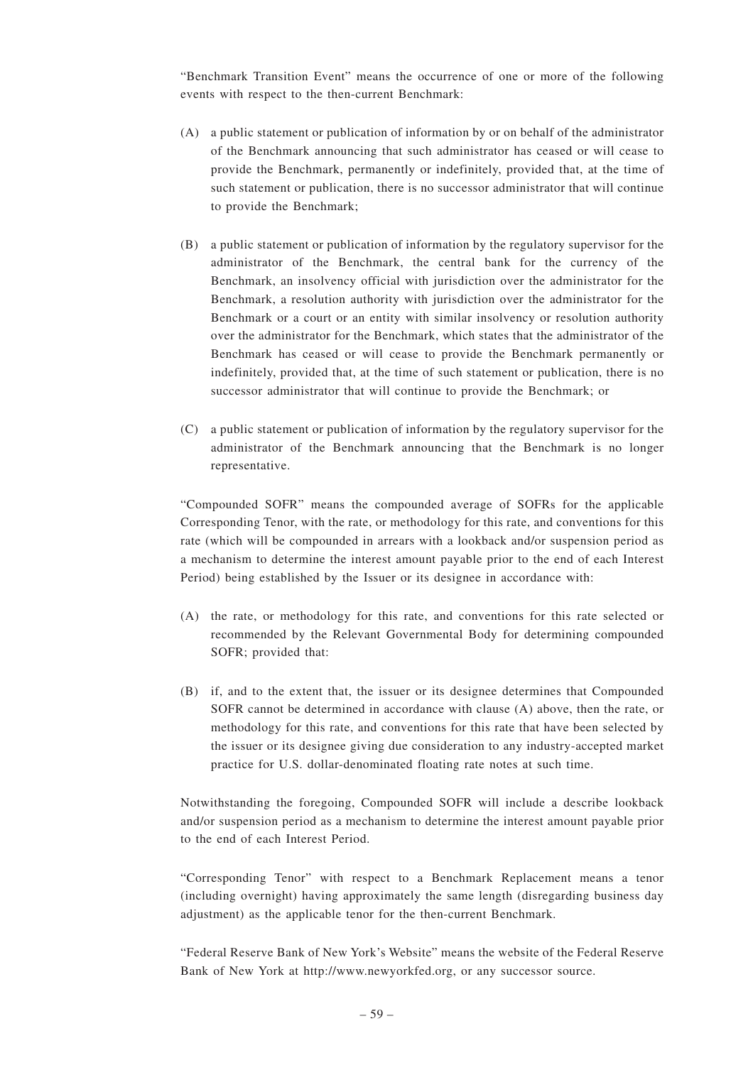"Benchmark Transition Event" means the occurrence of one or more of the following events with respect to the then-current Benchmark:

(A) a public statement or publication of information by or on behalf of the administrator of the Benchmark announcing that such administrator has ceased or will cease to provide the Benchmark, permanently or indefinitely, provided that, at the time of such statement or publication, there is no successor administrator that will continue to provide the Benchmark;

(B) a public statement or publication of information by the regulatory supervisor for the administrator of the Benchmark, the central bank for the currency of the Benchmark, an insolvency official with jurisdiction over the administrator for the Benchmark, a resolution authority with jurisdiction over the administrator for the Benchmark or a court or an entity with similar insolvency or resolution authority over the administrator for the Benchmark, which states that the administrator of the Benchmark has ceased or will cease to provide the Benchmark permanently or indefinitely, provided that, at the time of such statement or publication, there is no successor administrator that will continue to provide the Benchmark; or

(C) a public statement or publication of information by the regulatory supervisor for the administrator of the Benchmark announcing that the Benchmark is no longer representative.

"Compounded SOFR" means the compounded average of SOFRs for the applicable Corresponding Tenor, with the rate, or methodology for this rate, and conventions for this rate (which will be compounded in arrears with a lookback and/or suspension period as a mechanism to determine the interest amount payable prior to the end of each Interest Period) being established by the Issuer or its designee in accordance with:

(A) the rate, or methodology for this rate, and conventions for this rate selected or recommended by the Relevant Governmental Body for determining compounded SOFR; provided that:

(B) if, and to the extent that, the issuer or its designee determines that Compounded SOFR cannot be determined in accordance with clause (A) above, then the rate, or methodology for this rate, and conventions for this rate that have been selected by the issuer or its designee giving due consideration to any industry-accepted market practice for U.S. dollar-denominated floating rate notes at such time.

Notwithstanding the foregoing, Compounded SOFR will include a describe lookback and/or suspension period as a mechanism to determine the interest amount payable prior to the end of each Interest Period.

"Corresponding Tenor" with respect to a Benchmark Replacement means a tenor (including overnight) having approximately the same length (disregarding business day adjustment) as the applicable tenor for the then-current Benchmark.

"Federal Reserve Bank of New York's Website" means the website of the Federal Reserve Bank of New York at http://www.newyorkfed.org, or any successor source.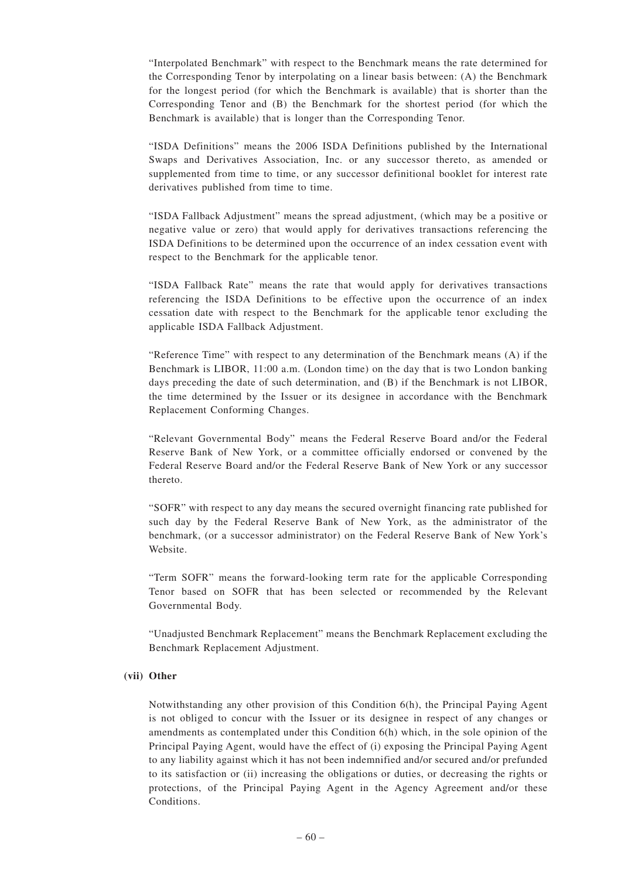"Interpolated Benchmark" with respect to the Benchmark means the rate determined for the Corresponding Tenor by interpolating on a linear basis between: (A) the Benchmark for the longest period (for which the Benchmark is available) that is shorter than the Corresponding Tenor and (B) the Benchmark for the shortest period (for which the Benchmark is available) that is longer than the Corresponding Tenor.

"ISDA Definitions" means the 2006 ISDA Definitions published by the International Swaps and Derivatives Association, Inc. or any successor thereto, as amended or supplemented from time to time, or any successor definitional booklet for interest rate derivatives published from time to time.

"ISDA Fallback Adjustment" means the spread adjustment, (which may be a positive or negative value or zero) that would apply for derivatives transactions referencing the ISDA Definitions to be determined upon the occurrence of an index cessation event with respect to the Benchmark for the applicable tenor.

"ISDA Fallback Rate" means the rate that would apply for derivatives transactions referencing the ISDA Definitions to be effective upon the occurrence of an index cessation date with respect to the Benchmark for the applicable tenor excluding the applicable ISDA Fallback Adjustment.

"Reference Time" with respect to any determination of the Benchmark means (A) if the Benchmark is LIBOR, 11:00 a.m. (London time) on the day that is two London banking days preceding the date of such determination, and (B) if the Benchmark is not LIBOR, the time determined by the Issuer or its designee in accordance with the Benchmark Replacement Conforming Changes.

"Relevant Governmental Body" means the Federal Reserve Board and/or the Federal Reserve Bank of New York, or a committee officially endorsed or convened by the Federal Reserve Board and/or the Federal Reserve Bank of New York or any successor thereto.

"SOFR" with respect to any day means the secured overnight financing rate published for such day by the Federal Reserve Bank of New York, as the administrator of the benchmark, (or a successor administrator) on the Federal Reserve Bank of New York's Website.

"Term SOFR" means the forward-looking term rate for the applicable Corresponding Tenor based on SOFR that has been selected or recommended by the Relevant Governmental Body.

"Unadjusted Benchmark Replacement" means the Benchmark Replacement excluding the Benchmark Replacement Adjustment.

**(vii) Other**

Notwithstanding any other provision of this Condition 6(h), the Principal Paying Agent is not obliged to concur with the Issuer or its designee in respect of any changes or amendments as contemplated under this Condition 6(h) which, in the sole opinion of the Principal Paying Agent, would have the effect of (i) exposing the Principal Paying Agent to any liability against which it has not been indemnified and/or secured and/or prefunded to its satisfaction or (ii) increasing the obligations or duties, or decreasing the rights or protections, of the Principal Paying Agent in the Agency Agreement and/or these Conditions.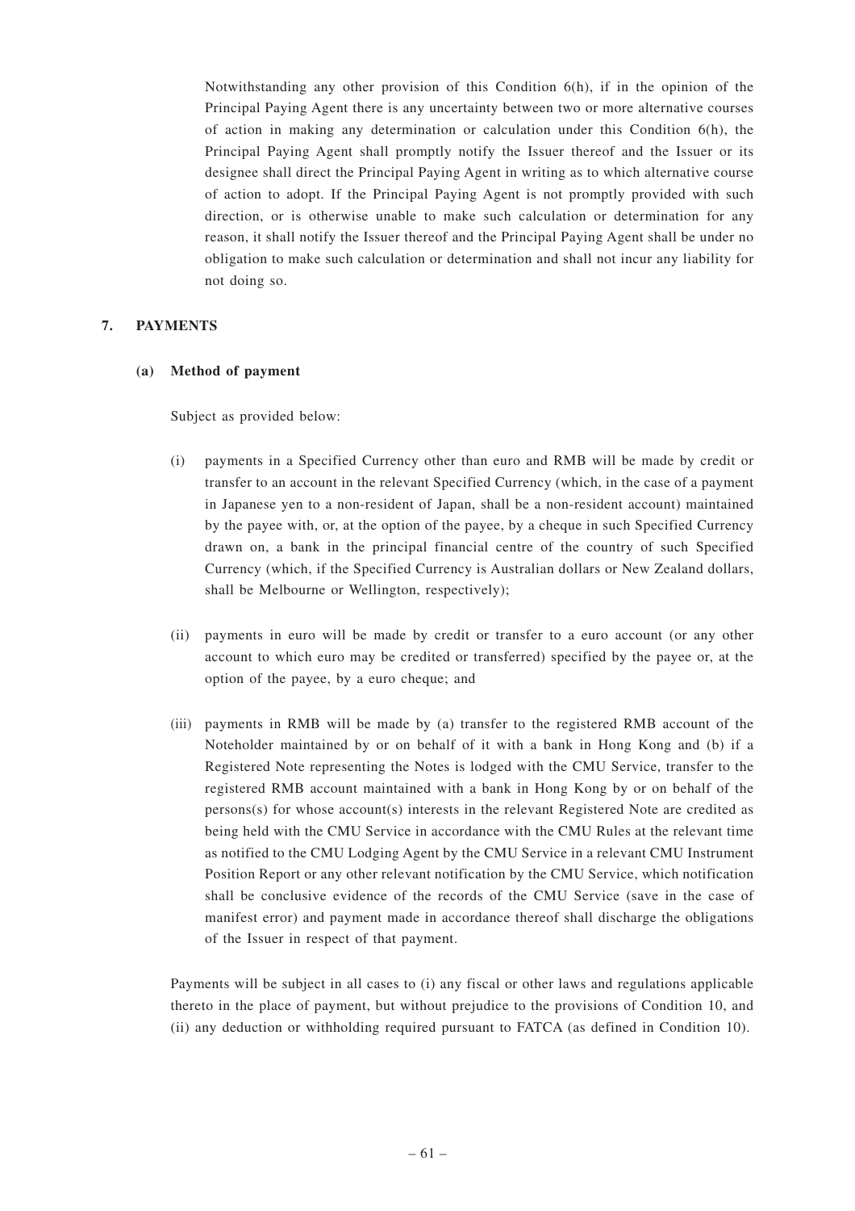Notwithstanding any other provision of this Condition 6(h), if in the opinion of the Principal Paying Agent there is any uncertainty between two or more alternative courses of action in making any determination or calculation under this Condition 6(h), the Principal Paying Agent shall promptly notify the Issuer thereof and the Issuer or its designee shall direct the Principal Paying Agent in writing as to which alternative course of action to adopt. If the Principal Paying Agent is not promptly provided with such direction, or is otherwise unable to make such calculation or determination for any reason, it shall notify the Issuer thereof and the Principal Paying Agent shall be under no obligation to make such calculation or determination and shall not incur any liability for not doing so.

## 7. PAYMENTS

### (a) Method of payment

Subject as provided below:

(i) payments in a Specified Currency other than euro and RMB will be made by credit or transfer to an account in the relevant Specified Currency (which, in the case of a payment in Japanese yen to a non-resident of Japan, shall be a non-resident account) maintained by the payee with, or, at the option of the payee, by a cheque in such Specified Currency drawn on, a bank in the principal financial centre of the country of such Specified Currency (which, if the Specified Currency is Australian dollars or New Zealand dollars, shall be Melbourne or Wellington, respectively);

(ii) payments in euro will be made by credit or transfer to a euro account (or any other account to which euro may be credited or transferred) specified by the payee or, at the option of the payee, by a euro cheque; and

(iii) payments in RMB will be made by (a) transfer to the registered RMB account of the Noteholder maintained by or on behalf of it with a bank in Hong Kong and (b) if a Registered Note representing the Notes is lodged with the CMU Service, transfer to the registered RMB account maintained with a bank in Hong Kong by or on behalf of the persons(s) for whose account(s) interests in the relevant Registered Note are credited as being held with the CMU Service in accordance with the CMU Rules at the relevant time as notified to the CMU Lodging Agent by the CMU Service in a relevant CMU Instrument Position Report or any other relevant notification by the CMU Service, which notification shall be conclusive evidence of the records of the CMU Service (save in the case of manifest error) and payment made in accordance thereof shall discharge the obligations of the Issuer in respect of that payment.

Payments will be subject in all cases to (i) any fiscal or other laws and regulations applicable thereto in the place of payment, but without prejudice to the provisions of Condition 10, and (ii) any deduction or withholding required pursuant to FATCA (as defined in Condition 10).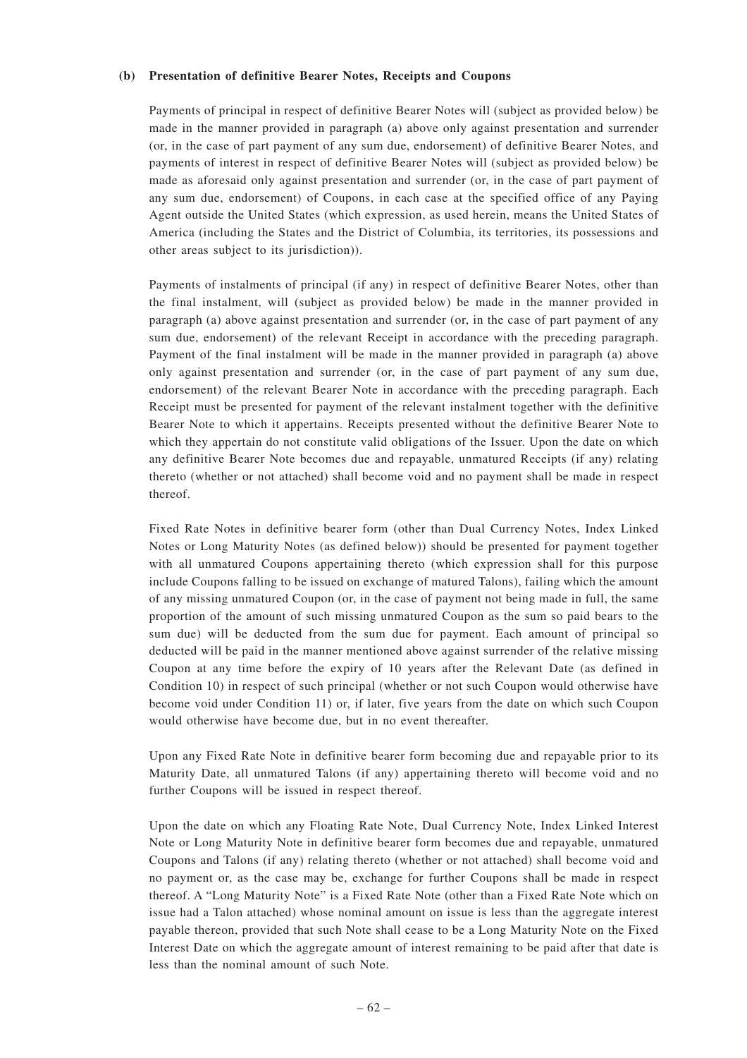**(b) Presentation of definitive Bearer Notes, Receipts and Coupons**

Payments of principal in respect of definitive Bearer Notes will (subject as provided below) be made in the manner provided in paragraph (a) above only against presentation and surrender (or, in the case of part payment of any sum due, endorsement) of definitive Bearer Notes, and payments of interest in respect of definitive Bearer Notes will (subject as provided below) be made as aforesaid only against presentation and surrender (or, in the case of part payment of any sum due, endorsement) of Coupons, in each case at the specified office of any Paying Agent outside the United States (which expression, as used herein, means the United States of America (including the States and the District of Columbia, its territories, its possessions and other areas subject to its jurisdiction)).

Payments of instalments of principal (if any) in respect of definitive Bearer Notes, other than the final instalment, will (subject as provided below) be made in the manner provided in paragraph (a) above against presentation and surrender (or, in the case of part payment of any sum due, endorsement) of the relevant Receipt in accordance with the preceding paragraph. Payment of the final instalment will be made in the manner provided in paragraph (a) above only against presentation and surrender (or, in the case of part payment of any sum due, endorsement) of the relevant Bearer Note in accordance with the preceding paragraph. Each Receipt must be presented for payment of the relevant instalment together with the definitive Bearer Note to which it appertains. Receipts presented without the definitive Bearer Note to which they appertain do not constitute valid obligations of the Issuer. Upon the date on which any definitive Bearer Note becomes due and repayable, unmatured Receipts (if any) relating thereto (whether or not attached) shall become void and no payment shall be made in respect thereof.

Fixed Rate Notes in definitive bearer form (other than Dual Currency Notes, Index Linked Notes or Long Maturity Notes (as defined below)) should be presented for payment together with all unmatured Coupons appertaining thereto (which expression shall for this purpose include Coupons falling to be issued on exchange of matured Talons), failing which the amount of any missing unmatured Coupon (or, in the case of payment not being made in full, the same proportion of the amount of such missing unmatured Coupon as the sum so paid bears to the sum due) will be deducted from the sum due for payment. Each amount of principal so deducted will be paid in the manner mentioned above against surrender of the relative missing Coupon at any time before the expiry of 10 years after the Relevant Date (as defined in Condition 10) in respect of such principal (whether or not such Coupon would otherwise have become void under Condition 11) or, if later, five years from the date on which such Coupon would otherwise have become due, but in no event thereafter.

Upon any Fixed Rate Note in definitive bearer form becoming due and repayable prior to its Maturity Date, all unmatured Talons (if any) appertaining thereto will become void and no further Coupons will be issued in respect thereof.

Upon the date on which any Floating Rate Note, Dual Currency Note, Index Linked Interest Note or Long Maturity Note in definitive bearer form becomes due and repayable, unmatured Coupons and Talons (if any) relating thereto (whether or not attached) shall become void and no payment or, as the case may be, exchange for further Coupons shall be made in respect thereof. A "Long Maturity Note" is a Fixed Rate Note (other than a Fixed Rate Note which on issue had a Talon attached) whose nominal amount on issue is less than the aggregate interest payable thereon, provided that such Note shall cease to be a Long Maturity Note on the Fixed Interest Date on which the aggregate amount of interest remaining to be paid after that date is less than the nominal amount of such Note.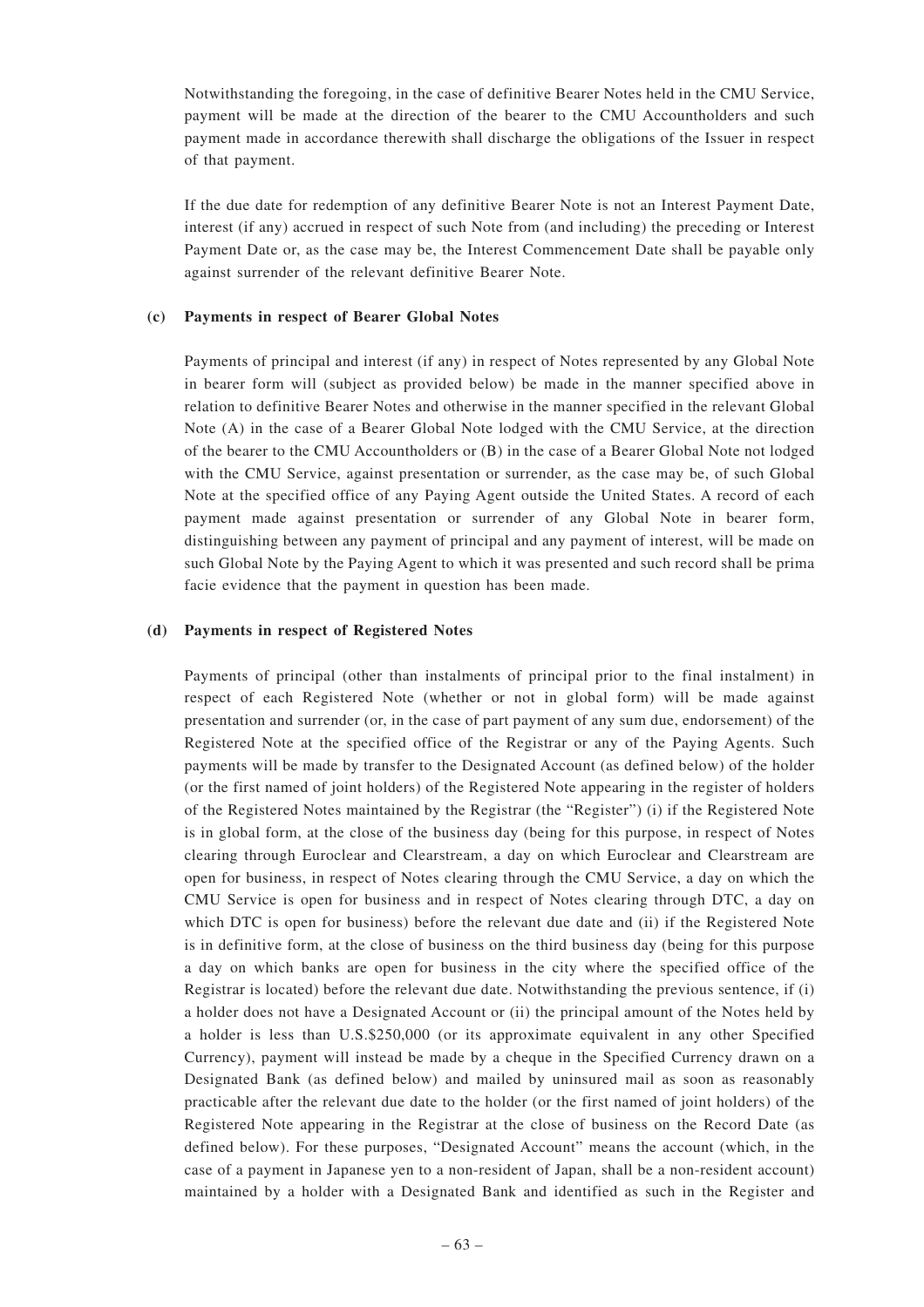Notwithstanding the foregoing, in the case of definitive Bearer Notes held in the CMU Service, payment will be made at the direction of the bearer to the CMU Accountholders and such payment made in accordance therewith shall discharge the obligations of the Issuer in respect of that payment.

If the due date for redemption of any definitive Bearer Note is not an Interest Payment Date, interest (if any) accrued in respect of such Note from (and including) the preceding or Interest Payment Date or, as the case may be, the Interest Commencement Date shall be payable only against surrender of the relevant definitive Bearer Note.

**(c) Payments in respect of Bearer Global Notes**

Payments of principal and interest (if any) in respect of Notes represented by any Global Note in bearer form will (subject as provided below) be made in the manner specified above in relation to definitive Bearer Notes and otherwise in the manner specified in the relevant Global Note (A) in the case of a Bearer Global Note lodged with the CMU Service, at the direction of the bearer to the CMU Accountholders or (B) in the case of a Bearer Global Note not lodged with the CMU Service, against presentation or surrender, as the case may be, of such Global Note at the specified office of any Paying Agent outside the United States. A record of each payment made against presentation or surrender of any Global Note in bearer form, distinguishing between any payment of principal and any payment of interest, will be made on such Global Note by the Paying Agent to which it was presented and such record shall be prima facie evidence that the payment in question has been made.

**(d) Payments in respect of Registered Notes**

Payments of principal (other than instalments of principal prior to the final instalment) in respect of each Registered Note (whether or not in global form) will be made against presentation and surrender (or, in the case of part payment of any sum due, endorsement) of the Registered Note at the specified office of the Registrar or any of the Paying Agents. Such payments will be made by transfer to the Designated Account (as defined below) of the holder (or the first named of joint holders) of the Registered Note appearing in the register of holders of the Registered Notes maintained by the Registrar (the "Register") (i) if the Registered Note is in global form, at the close of the business day (being for this purpose, in respect of Notes clearing through Euroclear and Clearstream, a day on which Euroclear and Clearstream are open for business, in respect of Notes clearing through the CMU Service, a day on which the CMU Service is open for business and in respect of Notes clearing through DTC, a day on which DTC is open for business) before the relevant due date and (ii) if the Registered Note is in definitive form, at the close of business on the third business day (being for this purpose a day on which banks are open for business in the city where the specified office of the Registrar is located) before the relevant due date. Notwithstanding the previous sentence, if (i) a holder does not have a Designated Account or (ii) the principal amount of the Notes held by a holder is less than U.S.$250,000 (or its approximate equivalent in any other Specified Currency), payment will instead be made by a cheque in the Specified Currency drawn on a Designated Bank (as defined below) and mailed by uninsured mail as soon as reasonably practicable after the relevant due date to the holder (or the first named of joint holders) of the Registered Note appearing in the Registrar at the close of business on the Record Date (as defined below). For these purposes, "Designated Account" means the account (which, in the case of a payment in Japanese yen to a non-resident of Japan, shall be a non-resident account) maintained by a holder with a Designated Bank and identified as such in the Register and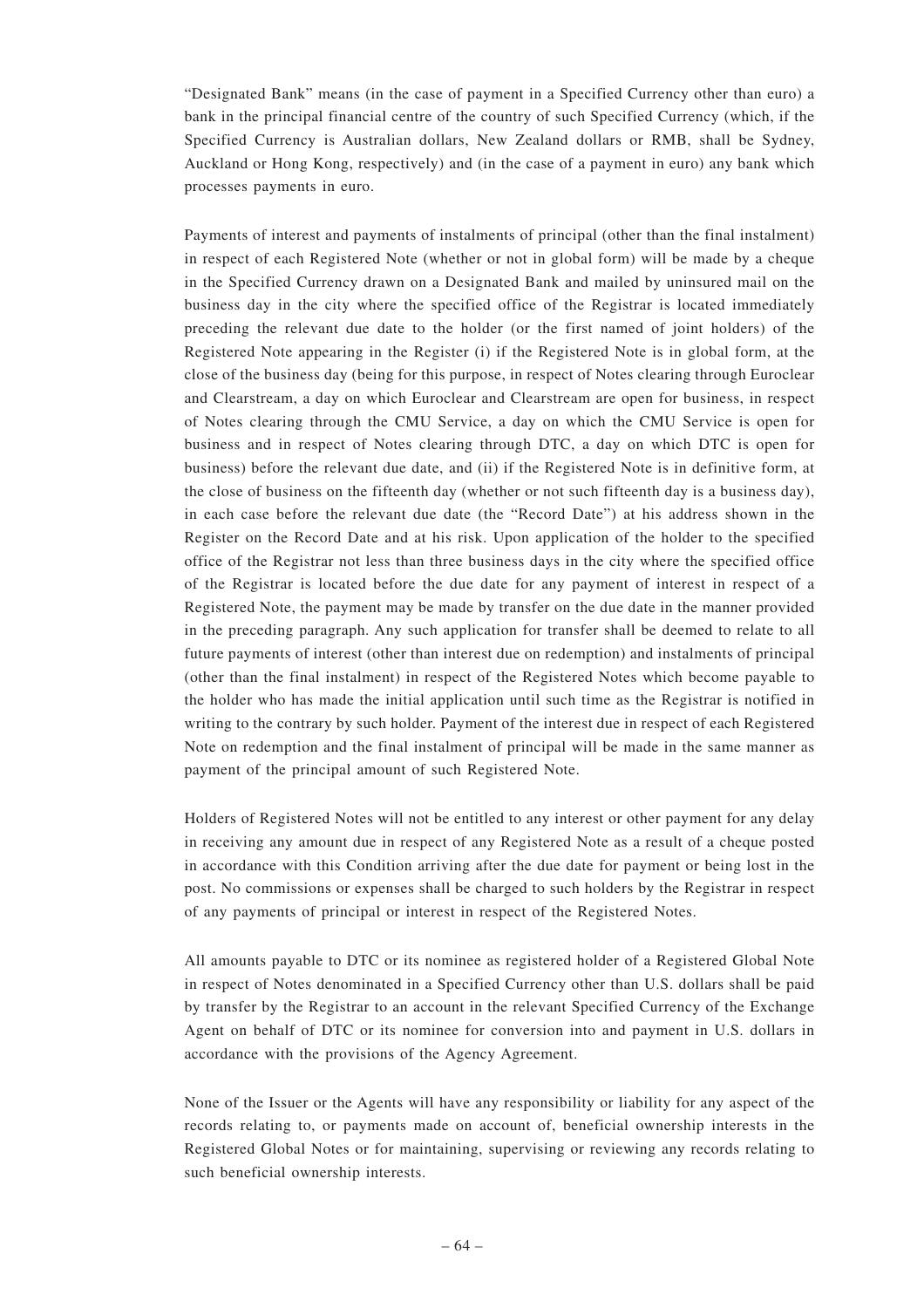"Designated Bank" means (in the case of payment in a Specified Currency other than euro) a bank in the principal financial centre of the country of such Specified Currency (which, if the Specified Currency is Australian dollars, New Zealand dollars or RMB, shall be Sydney, Auckland or Hong Kong, respectively) and (in the case of a payment in euro) any bank which processes payments in euro.

Payments of interest and payments of instalments of principal (other than the final instalment) in respect of each Registered Note (whether or not in global form) will be made by a cheque in the Specified Currency drawn on a Designated Bank and mailed by uninsured mail on the business day in the city where the specified office of the Registrar is located immediately preceding the relevant due date to the holder (or the first named of joint holders) of the Registered Note appearing in the Register (i) if the Registered Note is in global form, at the close of the business day (being for this purpose, in respect of Notes clearing through Euroclear and Clearstream, a day on which Euroclear and Clearstream are open for business, in respect of Notes clearing through the CMU Service, a day on which the CMU Service is open for business and in respect of Notes clearing through DTC, a day on which DTC is open for business) before the relevant due date, and (ii) if the Registered Note is in definitive form, at the close of business on the fifteenth day (whether or not such fifteenth day is a business day), in each case before the relevant due date (the "Record Date") at his address shown in the Register on the Record Date and at his risk. Upon application of the holder to the specified office of the Registrar not less than three business days in the city where the specified office of the Registrar is located before the due date for any payment of interest in respect of a Registered Note, the payment may be made by transfer on the due date in the manner provided in the preceding paragraph. Any such application for transfer shall be deemed to relate to all future payments of interest (other than interest due on redemption) and instalments of principal (other than the final instalment) in respect of the Registered Notes which become payable to the holder who has made the initial application until such time as the Registrar is notified in writing to the contrary by such holder. Payment of the interest due in respect of each Registered Note on redemption and the final instalment of principal will be made in the same manner as payment of the principal amount of such Registered Note.

Holders of Registered Notes will not be entitled to any interest or other payment for any delay in receiving any amount due in respect of any Registered Note as a result of a cheque posted in accordance with this Condition arriving after the due date for payment or being lost in the post. No commissions or expenses shall be charged to such holders by the Registrar in respect of any payments of principal or interest in respect of the Registered Notes.

All amounts payable to DTC or its nominee as registered holder of a Registered Global Note in respect of Notes denominated in a Specified Currency other than U.S. dollars shall be paid by transfer by the Registrar to an account in the relevant Specified Currency of the Exchange Agent on behalf of DTC or its nominee for conversion into and payment in U.S. dollars in accordance with the provisions of the Agency Agreement.

None of the Issuer or the Agents will have any responsibility or liability for any aspect of the records relating to, or payments made on account of, beneficial ownership interests in the Registered Global Notes or for maintaining, supervising or reviewing any records relating to such beneficial ownership interests.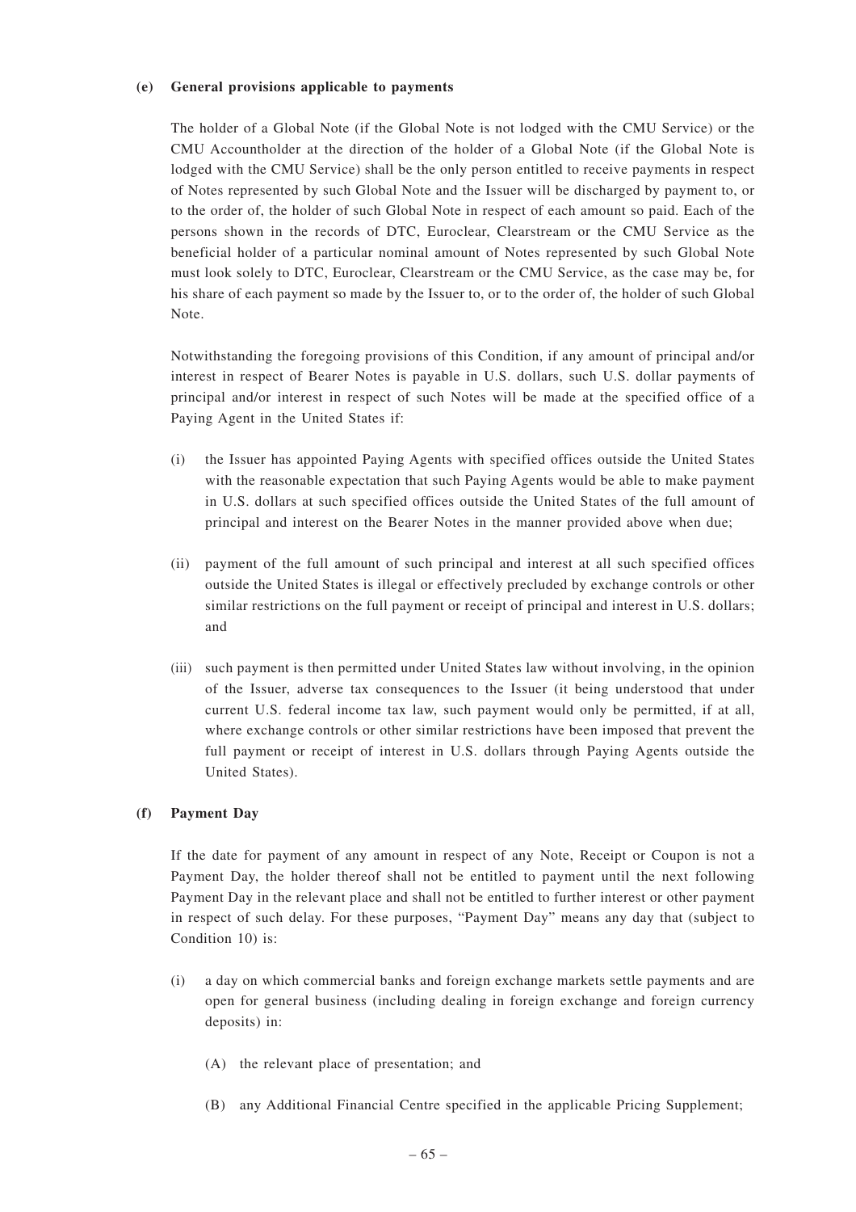**(e) General provisions applicable to payments**

The holder of a Global Note (if the Global Note is not lodged with the CMU Service) or the CMU Accountholder at the direction of the holder of a Global Note (if the Global Note is lodged with the CMU Service) shall be the only person entitled to receive payments in respect of Notes represented by such Global Note and the Issuer will be discharged by payment to, or to the order of, the holder of such Global Note in respect of each amount so paid. Each of the persons shown in the records of DTC, Euroclear, Clearstream or the CMU Service as the beneficial holder of a particular nominal amount of Notes represented by such Global Note must look solely to DTC, Euroclear, Clearstream or the CMU Service, as the case may be, for his share of each payment so made by the Issuer to, or to the order of, the holder of such Global Note.

Notwithstanding the foregoing provisions of this Condition, if any amount of principal and/or interest in respect of Bearer Notes is payable in U.S. dollars, such U.S. dollar payments of principal and/or interest in respect of such Notes will be made at the specified office of a Paying Agent in the United States if:

(i) the Issuer has appointed Paying Agents with specified offices outside the United States with the reasonable expectation that such Paying Agents would be able to make payment in U.S. dollars at such specified offices outside the United States of the full amount of principal and interest on the Bearer Notes in the manner provided above when due;

(ii) payment of the full amount of such principal and interest at all such specified offices outside the United States is illegal or effectively precluded by exchange controls or other similar restrictions on the full payment or receipt of principal and interest in U.S. dollars; and

(iii) such payment is then permitted under United States law without involving, in the opinion of the Issuer, adverse tax consequences to the Issuer (it being understood that under current U.S. federal income tax law, such payment would only be permitted, if at all, where exchange controls or other similar restrictions have been imposed that prevent the full payment or receipt of interest in U.S. dollars through Paying Agents outside the United States).

**(f) Payment Day**

If the date for payment of any amount in respect of any Note, Receipt or Coupon is not a Payment Day, the holder thereof shall not be entitled to payment until the next following Payment Day in the relevant place and shall not be entitled to further interest or other payment in respect of such delay. For these purposes, "Payment Day" means any day that (subject to Condition 10) is:

(i) a day on which commercial banks and foreign exchange markets settle payments and are open for general business (including dealing in foreign exchange and foreign currency deposits) in:

(A) the relevant place of presentation; and

(B) any Additional Financial Centre specified in the applicable Pricing Supplement;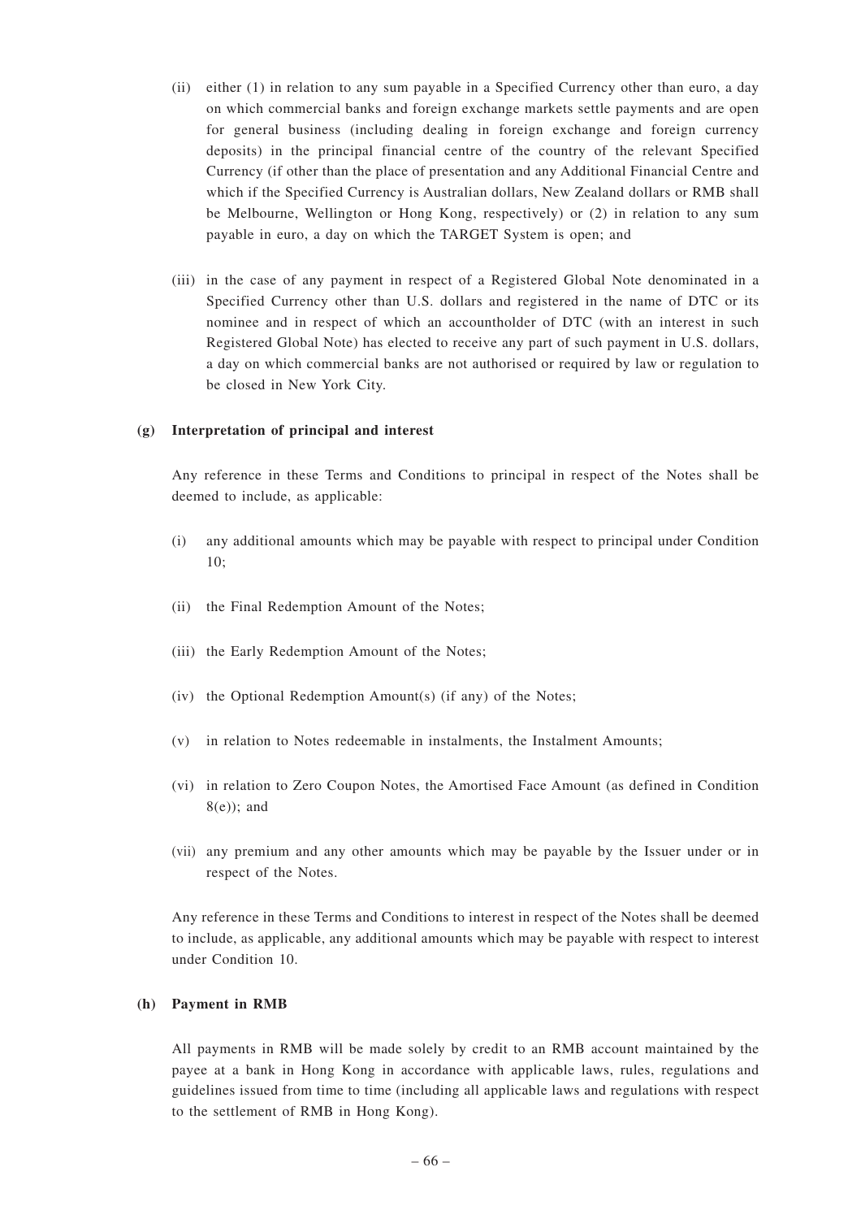(ii) either (1) in relation to any sum payable in a Specified Currency other than euro, a day on which commercial banks and foreign exchange markets settle payments and are open for general business (including dealing in foreign exchange and foreign currency deposits) in the principal financial centre of the country of the relevant Specified Currency (if other than the place of presentation and any Additional Financial Centre and which if the Specified Currency is Australian dollars, New Zealand dollars or RMB shall be Melbourne, Wellington or Hong Kong, respectively) or (2) in relation to any sum payable in euro, a day on which the TARGET System is open; and

(iii) in the case of any payment in respect of a Registered Global Note denominated in a Specified Currency other than U.S. dollars and registered in the name of DTC or its nominee and in respect of which an accountholder of DTC (with an interest in such Registered Global Note) has elected to receive any part of such payment in U.S. dollars, a day on which commercial banks are not authorised or required by law or regulation to be closed in New York City.

**(g) Interpretation of principal and interest**

Any reference in these Terms and Conditions to principal in respect of the Notes shall be deemed to include, as applicable:

(i) any additional amounts which may be payable with respect to principal under Condition 10;

(ii) the Final Redemption Amount of the Notes;

(iii) the Early Redemption Amount of the Notes;

(iv) the Optional Redemption Amount(s) (if any) of the Notes;

(v) in relation to Notes redeemable in instalments, the Instalment Amounts;

(vi) in relation to Zero Coupon Notes, the Amortised Face Amount (as defined in Condition 8(e)); and

(vii) any premium and any other amounts which may be payable by the Issuer under or in respect of the Notes.

Any reference in these Terms and Conditions to interest in respect of the Notes shall be deemed to include, as applicable, any additional amounts which may be payable with respect to interest under Condition 10.

**(h) Payment in RMB**

All payments in RMB will be made solely by credit to an RMB account maintained by the payee at a bank in Hong Kong in accordance with applicable laws, rules, regulations and guidelines issued from time to time (including all applicable laws and regulations with respect to the settlement of RMB in Hong Kong).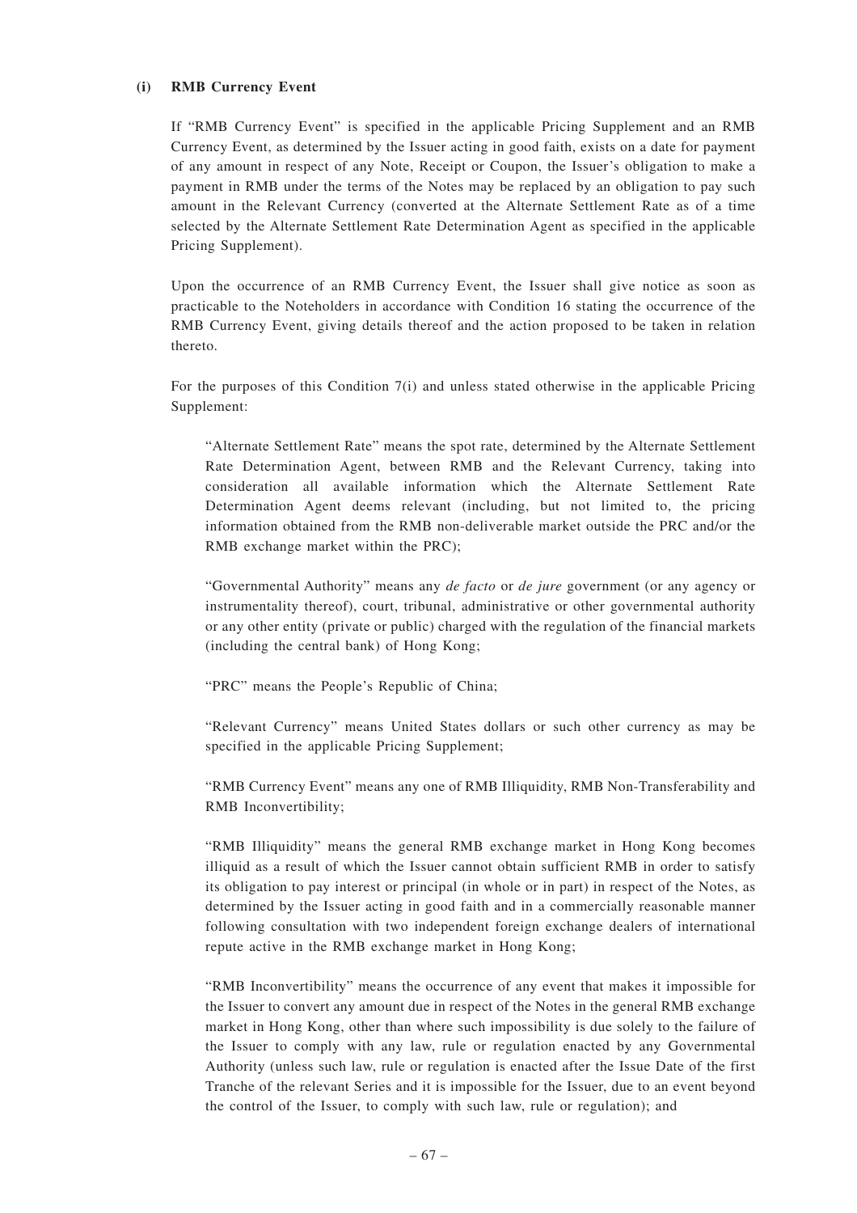**(i) RMB Currency Event**

If "RMB Currency Event" is specified in the applicable Pricing Supplement and an RMB Currency Event, as determined by the Issuer acting in good faith, exists on a date for payment of any amount in respect of any Note, Receipt or Coupon, the Issuer's obligation to make a payment in RMB under the terms of the Notes may be replaced by an obligation to pay such amount in the Relevant Currency (converted at the Alternate Settlement Rate as of a time selected by the Alternate Settlement Rate Determination Agent as specified in the applicable Pricing Supplement).

Upon the occurrence of an RMB Currency Event, the Issuer shall give notice as soon as practicable to the Noteholders in accordance with Condition 16 stating the occurrence of the RMB Currency Event, giving details thereof and the action proposed to be taken in relation thereto.

For the purposes of this Condition 7(i) and unless stated otherwise in the applicable Pricing Supplement:

"Alternate Settlement Rate" means the spot rate, determined by the Alternate Settlement Rate Determination Agent, between RMB and the Relevant Currency, taking into consideration all available information which the Alternate Settlement Rate Determination Agent deems relevant (including, but not limited to, the pricing information obtained from the RMB non-deliverable market outside the PRC and/or the RMB exchange market within the PRC);

"Governmental Authority" means any *de facto* or *de jure* government (or any agency or instrumentality thereof), court, tribunal, administrative or other governmental authority or any other entity (private or public) charged with the regulation of the financial markets (including the central bank) of Hong Kong;

"PRC" means the People's Republic of China;

"Relevant Currency" means United States dollars or such other currency as may be specified in the applicable Pricing Supplement;

"RMB Currency Event" means any one of RMB Illiquidity, RMB Non-Transferability and RMB Inconvertibility;

"RMB Illiquidity" means the general RMB exchange market in Hong Kong becomes illiquid as a result of which the Issuer cannot obtain sufficient RMB in order to satisfy its obligation to pay interest or principal (in whole or in part) in respect of the Notes, as determined by the Issuer acting in good faith and in a commercially reasonable manner following consultation with two independent foreign exchange dealers of international repute active in the RMB exchange market in Hong Kong;

"RMB Inconvertibility" means the occurrence of any event that makes it impossible for the Issuer to convert any amount due in respect of the Notes in the general RMB exchange market in Hong Kong, other than where such impossibility is due solely to the failure of the Issuer to comply with any law, rule or regulation enacted by any Governmental Authority (unless such law, rule or regulation is enacted after the Issue Date of the first Tranche of the relevant Series and it is impossible for the Issuer, due to an event beyond the control of the Issuer, to comply with such law, rule or regulation); and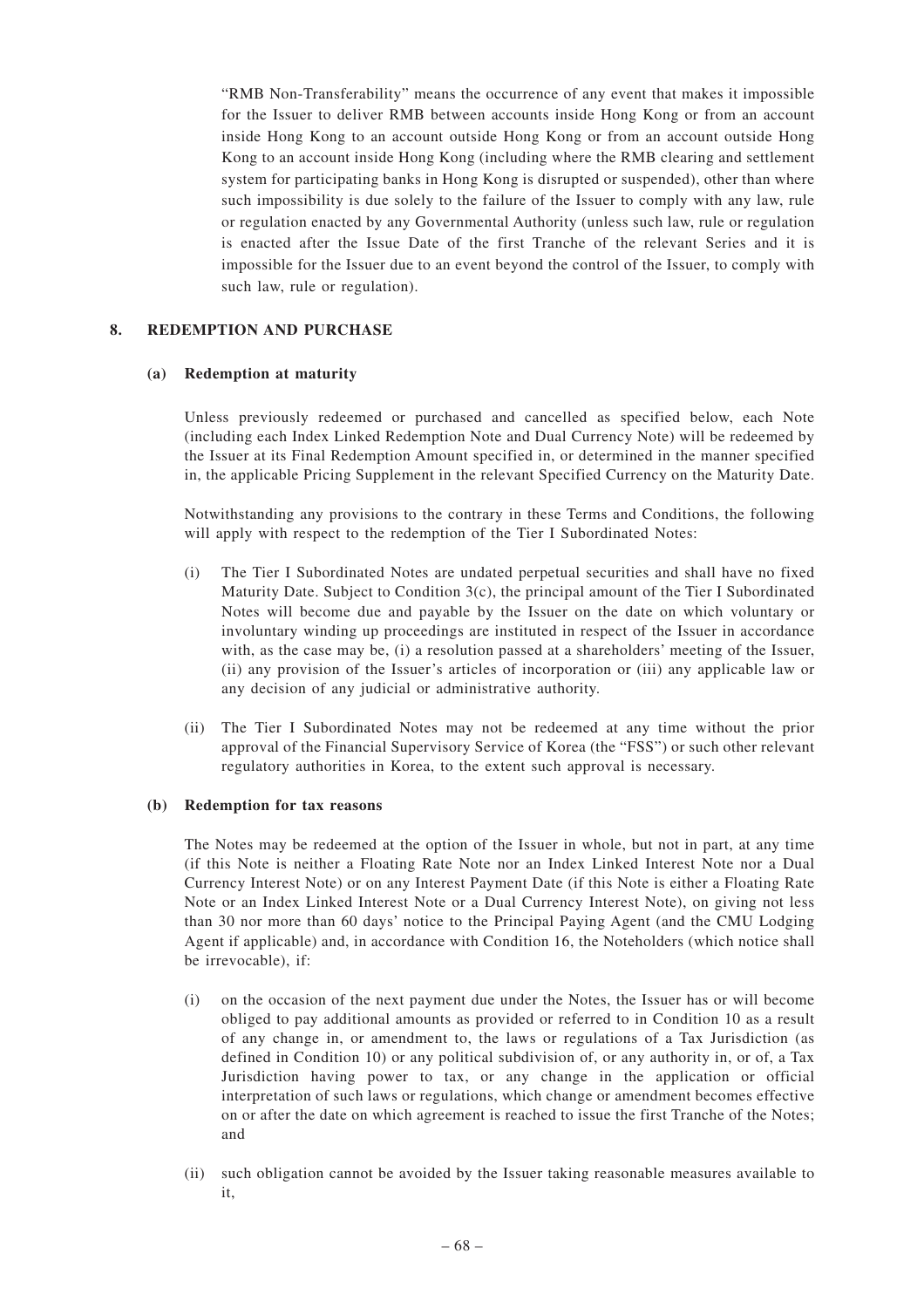"RMB Non-Transferability" means the occurrence of any event that makes it impossible for the Issuer to deliver RMB between accounts inside Hong Kong or from an account inside Hong Kong to an account outside Hong Kong or from an account outside Hong Kong to an account inside Hong Kong (including where the RMB clearing and settlement system for participating banks in Hong Kong is disrupted or suspended), other than where such impossibility is due solely to the failure of the Issuer to comply with any law, rule or regulation enacted by any Governmental Authority (unless such law, rule or regulation is enacted after the Issue Date of the first Tranche of the relevant Series and it is impossible for the Issuer due to an event beyond the control of the Issuer, to comply with such law, rule or regulation).

## 8. REDEMPTION AND PURCHASE

### (a) Redemption at maturity

Unless previously redeemed or purchased and cancelled as specified below, each Note (including each Index Linked Redemption Note and Dual Currency Note) will be redeemed by the Issuer at its Final Redemption Amount specified in, or determined in the manner specified in, the applicable Pricing Supplement in the relevant Specified Currency on the Maturity Date.

Notwithstanding any provisions to the contrary in these Terms and Conditions, the following will apply with respect to the redemption of the Tier I Subordinated Notes:

(i) The Tier I Subordinated Notes are undated perpetual securities and shall have no fixed Maturity Date. Subject to Condition 3(c), the principal amount of the Tier I Subordinated Notes will become due and payable by the Issuer on the date on which voluntary or involuntary winding up proceedings are instituted in respect of the Issuer in accordance with, as the case may be, (i) a resolution passed at a shareholders' meeting of the Issuer, (ii) any provision of the Issuer's articles of incorporation or (iii) any applicable law or any decision of any judicial or administrative authority.

(ii) The Tier I Subordinated Notes may not be redeemed at any time without the prior approval of the Financial Supervisory Service of Korea (the "FSS") or such other relevant regulatory authorities in Korea, to the extent such approval is necessary.

### (b) Redemption for tax reasons

The Notes may be redeemed at the option of the Issuer in whole, but not in part, at any time (if this Note is neither a Floating Rate Note nor an Index Linked Interest Note nor a Dual Currency Interest Note) or on any Interest Payment Date (if this Note is either a Floating Rate Note or an Index Linked Interest Note or a Dual Currency Interest Note), on giving not less than 30 nor more than 60 days' notice to the Principal Paying Agent (and the CMU Lodging Agent if applicable) and, in accordance with Condition 16, the Noteholders (which notice shall be irrevocable), if:

(i) on the occasion of the next payment due under the Notes, the Issuer has or will become obliged to pay additional amounts as provided or referred to in Condition 10 as a result of any change in, or amendment to, the laws or regulations of a Tax Jurisdiction (as defined in Condition 10) or any political subdivision of, or any authority in, or of, a Tax Jurisdiction having power to tax, or any change in the application or official interpretation of such laws or regulations, which change or amendment becomes effective on or after the date on which agreement is reached to issue the first Tranche of the Notes; and

(ii) such obligation cannot be avoided by the Issuer taking reasonable measures available to it,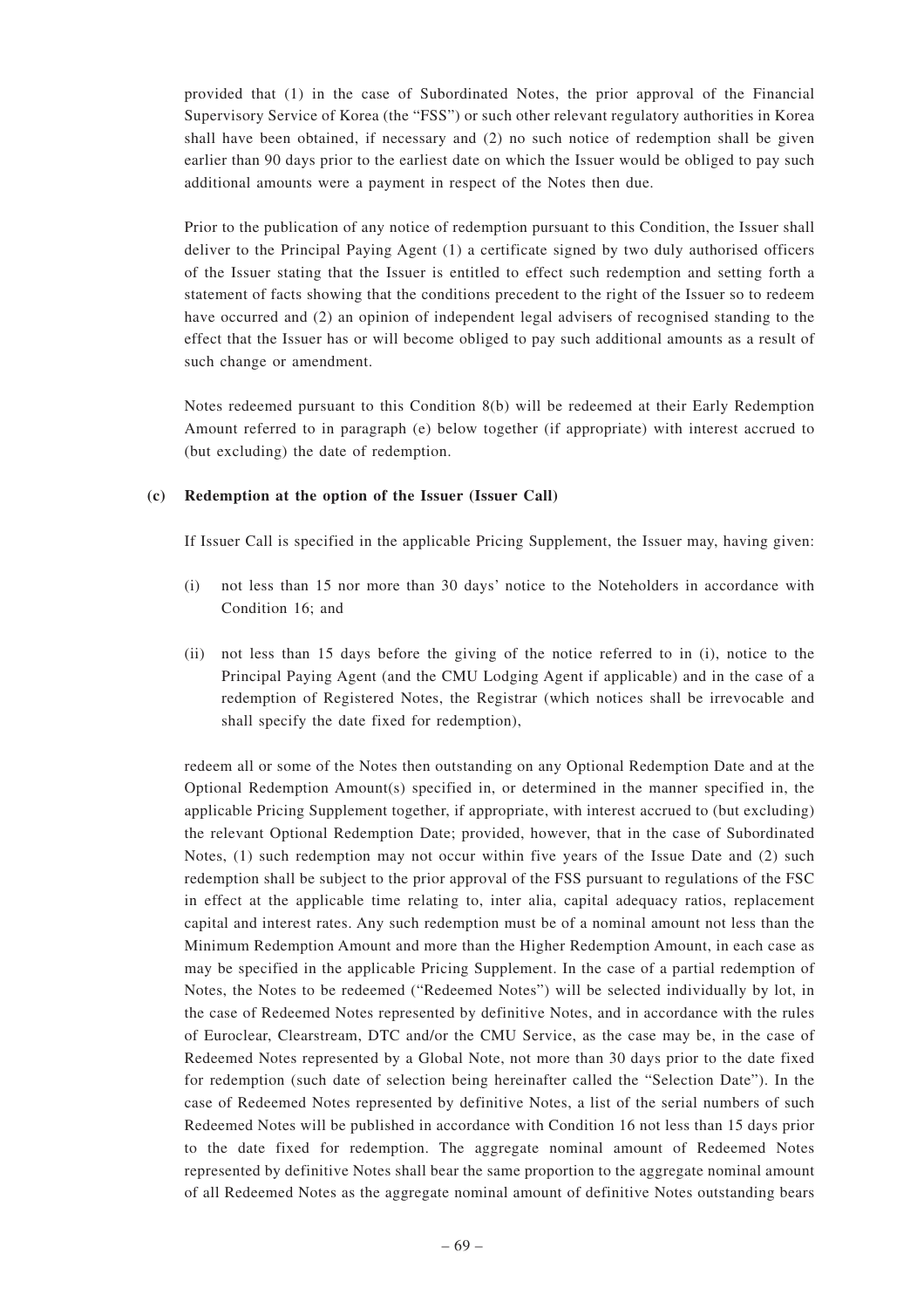provided that (1) in the case of Subordinated Notes, the prior approval of the Financial Supervisory Service of Korea (the "FSS") or such other relevant regulatory authorities in Korea shall have been obtained, if necessary and (2) no such notice of redemption shall be given earlier than 90 days prior to the earliest date on which the Issuer would be obliged to pay such additional amounts were a payment in respect of the Notes then due.

Prior to the publication of any notice of redemption pursuant to this Condition, the Issuer shall deliver to the Principal Paying Agent (1) a certificate signed by two duly authorised officers of the Issuer stating that the Issuer is entitled to effect such redemption and setting forth a statement of facts showing that the conditions precedent to the right of the Issuer so to redeem have occurred and (2) an opinion of independent legal advisers of recognised standing to the effect that the Issuer has or will become obliged to pay such additional amounts as a result of such change or amendment.

Notes redeemed pursuant to this Condition 8(b) will be redeemed at their Early Redemption Amount referred to in paragraph (e) below together (if appropriate) with interest accrued to (but excluding) the date of redemption.

**(c) Redemption at the option of the Issuer (Issuer Call)**

If Issuer Call is specified in the applicable Pricing Supplement, the Issuer may, having given:

(i) not less than 15 nor more than 30 days' notice to the Noteholders in accordance with Condition 16; and

(ii) not less than 15 days before the giving of the notice referred to in (i), notice to the Principal Paying Agent (and the CMU Lodging Agent if applicable) and in the case of a redemption of Registered Notes, the Registrar (which notices shall be irrevocable and shall specify the date fixed for redemption),

redeem all or some of the Notes then outstanding on any Optional Redemption Date and at the Optional Redemption Amount(s) specified in, or determined in the manner specified in, the applicable Pricing Supplement together, if appropriate, with interest accrued to (but excluding) the relevant Optional Redemption Date; provided, however, that in the case of Subordinated Notes, (1) such redemption may not occur within five years of the Issue Date and (2) such redemption shall be subject to the prior approval of the FSS pursuant to regulations of the FSC in effect at the applicable time relating to, inter alia, capital adequacy ratios, replacement capital and interest rates. Any such redemption must be of a nominal amount not less than the Minimum Redemption Amount and more than the Higher Redemption Amount, in each case as may be specified in the applicable Pricing Supplement. In the case of a partial redemption of Notes, the Notes to be redeemed ("Redeemed Notes") will be selected individually by lot, in the case of Redeemed Notes represented by definitive Notes, and in accordance with the rules of Euroclear, Clearstream, DTC and/or the CMU Service, as the case may be, in the case of Redeemed Notes represented by a Global Note, not more than 30 days prior to the date fixed for redemption (such date of selection being hereinafter called the "Selection Date"). In the case of Redeemed Notes represented by definitive Notes, a list of the serial numbers of such Redeemed Notes will be published in accordance with Condition 16 not less than 15 days prior to the date fixed for redemption. The aggregate nominal amount of Redeemed Notes represented by definitive Notes shall bear the same proportion to the aggregate nominal amount of all Redeemed Notes as the aggregate nominal amount of definitive Notes outstanding bears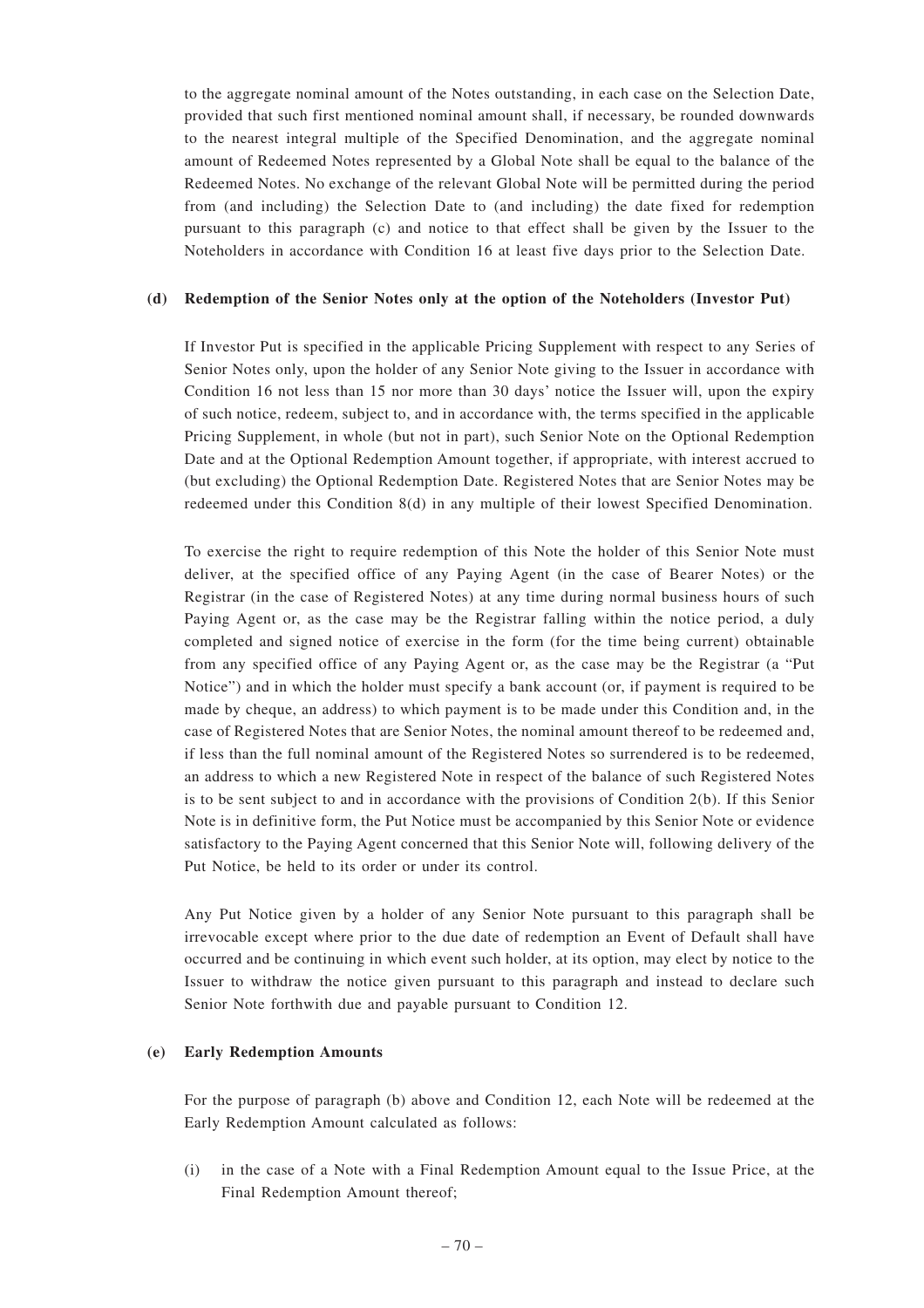to the aggregate nominal amount of the Notes outstanding, in each case on the Selection Date, provided that such first mentioned nominal amount shall, if necessary, be rounded downwards to the nearest integral multiple of the Specified Denomination, and the aggregate nominal amount of Redeemed Notes represented by a Global Note shall be equal to the balance of the Redeemed Notes. No exchange of the relevant Global Note will be permitted during the period from (and including) the Selection Date to (and including) the date fixed for redemption pursuant to this paragraph (c) and notice to that effect shall be given by the Issuer to the Noteholders in accordance with Condition 16 at least five days prior to the Selection Date.

**(d) Redemption of the Senior Notes only at the option of the Noteholders (Investor Put)**

If Investor Put is specified in the applicable Pricing Supplement with respect to any Series of Senior Notes only, upon the holder of any Senior Note giving to the Issuer in accordance with Condition 16 not less than 15 nor more than 30 days' notice the Issuer will, upon the expiry of such notice, redeem, subject to, and in accordance with, the terms specified in the applicable Pricing Supplement, in whole (but not in part), such Senior Note on the Optional Redemption Date and at the Optional Redemption Amount together, if appropriate, with interest accrued to (but excluding) the Optional Redemption Date. Registered Notes that are Senior Notes may be redeemed under this Condition 8(d) in any multiple of their lowest Specified Denomination.

To exercise the right to require redemption of this Note the holder of this Senior Note must deliver, at the specified office of any Paying Agent (in the case of Bearer Notes) or the Registrar (in the case of Registered Notes) at any time during normal business hours of such Paying Agent or, as the case may be the Registrar falling within the notice period, a duly completed and signed notice of exercise in the form (for the time being current) obtainable from any specified office of any Paying Agent or, as the case may be the Registrar (a "Put Notice") and in which the holder must specify a bank account (or, if payment is required to be made by cheque, an address) to which payment is to be made under this Condition and, in the case of Registered Notes that are Senior Notes, the nominal amount thereof to be redeemed and, if less than the full nominal amount of the Registered Notes so surrendered is to be redeemed, an address to which a new Registered Note in respect of the balance of such Registered Notes is to be sent subject to and in accordance with the provisions of Condition 2(b). If this Senior Note is in definitive form, the Put Notice must be accompanied by this Senior Note or evidence satisfactory to the Paying Agent concerned that this Senior Note will, following delivery of the Put Notice, be held to its order or under its control.

Any Put Notice given by a holder of any Senior Note pursuant to this paragraph shall be irrevocable except where prior to the due date of redemption an Event of Default shall have occurred and be continuing in which event such holder, at its option, may elect by notice to the Issuer to withdraw the notice given pursuant to this paragraph and instead to declare such Senior Note forthwith due and payable pursuant to Condition 12.

**(e) Early Redemption Amounts**

For the purpose of paragraph (b) above and Condition 12, each Note will be redeemed at the Early Redemption Amount calculated as follows:

(i) in the case of a Note with a Final Redemption Amount equal to the Issue Price, at the Final Redemption Amount thereof;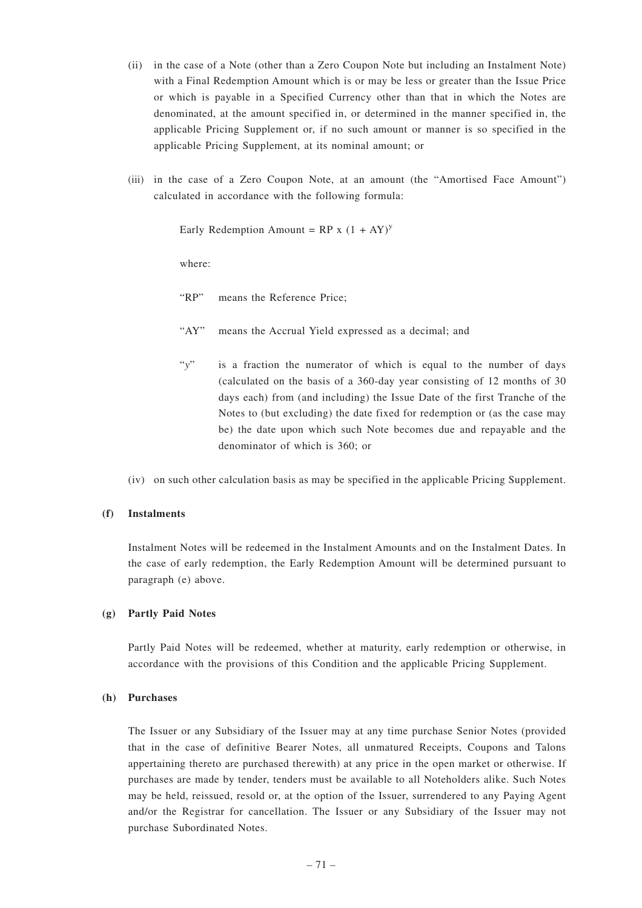(ii) in the case of a Note (other than a Zero Coupon Note but including an Instalment Note) with a Final Redemption Amount which is or may be less or greater than the Issue Price or which is payable in a Specified Currency other than that in which the Notes are denominated, at the amount specified in, or determined in the manner specified in, the applicable Pricing Supplement or, if no such amount or manner is so specified in the applicable Pricing Supplement, at its nominal amount; or

(iii) in the case of a Zero Coupon Note, at an amount (the "Amortised Face Amount") calculated in accordance with the following formula:

$$\text{Early Redemption Amount} = RP \times (1 + AY)^{y}$$

where:

"RP" means the Reference Price;

"AY" means the Accrual Yield expressed as a decimal; and

"$y$" is a fraction the numerator of which is equal to the number of days (calculated on the basis of a 360-day year consisting of 12 months of 30 days each) from (and including) the Issue Date of the first Tranche of the Notes to (but excluding) the date fixed for redemption or (as the case may be) the date upon which such Note becomes due and repayable and the denominator of which is 360; or

(iv) on such other calculation basis as may be specified in the applicable Pricing Supplement.

**(f) Instalments**

Instalment Notes will be redeemed in the Instalment Amounts and on the Instalment Dates. In the case of early redemption, the Early Redemption Amount will be determined pursuant to paragraph (e) above.

**(g) Partly Paid Notes**

Partly Paid Notes will be redeemed, whether at maturity, early redemption or otherwise, in accordance with the provisions of this Condition and the applicable Pricing Supplement.

**(h) Purchases**

The Issuer or any Subsidiary of the Issuer may at any time purchase Senior Notes (provided that in the case of definitive Bearer Notes, all unmatured Receipts, Coupons and Talons appertaining thereto are purchased therewith) at any price in the open market or otherwise. If purchases are made by tender, tenders must be available to all Noteholders alike. Such Notes may be held, reissued, resold or, at the option of the Issuer, surrendered to any Paying Agent and/or the Registrar for cancellation. The Issuer or any Subsidiary of the Issuer may not purchase Subordinated Notes.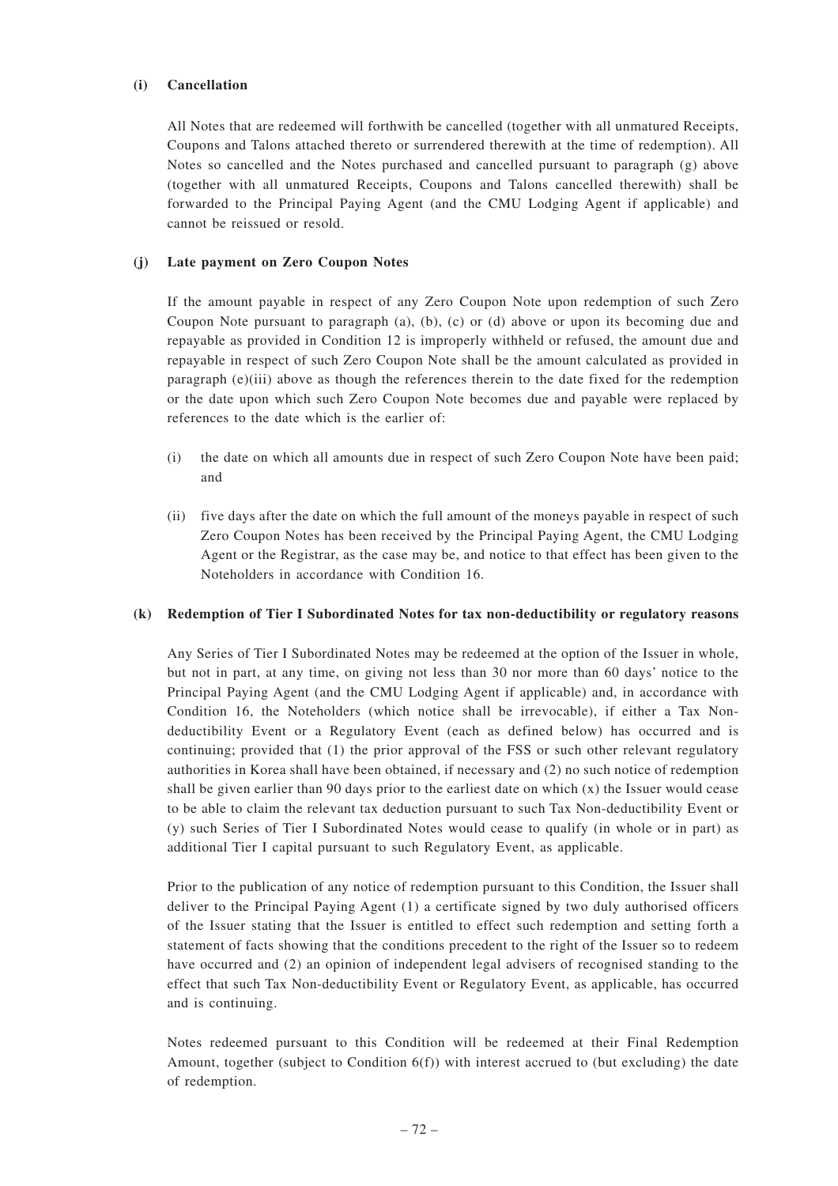**(i) Cancellation**

All Notes that are redeemed will forthwith be cancelled (together with all unmatured Receipts, Coupons and Talons attached thereto or surrendered therewith at the time of redemption). All Notes so cancelled and the Notes purchased and cancelled pursuant to paragraph (g) above (together with all unmatured Receipts, Coupons and Talons cancelled therewith) shall be forwarded to the Principal Paying Agent (and the CMU Lodging Agent if applicable) and cannot be reissued or resold.

**(j) Late payment on Zero Coupon Notes**

If the amount payable in respect of any Zero Coupon Note upon redemption of such Zero Coupon Note pursuant to paragraph (a), (b), (c) or (d) above or upon its becoming due and repayable as provided in Condition 12 is improperly withheld or refused, the amount due and repayable in respect of such Zero Coupon Note shall be the amount calculated as provided in paragraph (e)(iii) above as though the references therein to the date fixed for the redemption or the date upon which such Zero Coupon Note becomes due and payable were replaced by references to the date which is the earlier of:

(i) the date on which all amounts due in respect of such Zero Coupon Note have been paid; and

(ii) five days after the date on which the full amount of the moneys payable in respect of such Zero Coupon Notes has been received by the Principal Paying Agent, the CMU Lodging Agent or the Registrar, as the case may be, and notice to that effect has been given to the Noteholders in accordance with Condition 16.

**(k) Redemption of Tier I Subordinated Notes for tax non-deductibility or regulatory reasons**

Any Series of Tier I Subordinated Notes may be redeemed at the option of the Issuer in whole, but not in part, at any time, on giving not less than 30 nor more than 60 days' notice to the Principal Paying Agent (and the CMU Lodging Agent if applicable) and, in accordance with Condition 16, the Noteholders (which notice shall be irrevocable), if either a Tax Non-deductibility Event or a Regulatory Event (each as defined below) has occurred and is continuing; provided that (1) the prior approval of the FSS or such other relevant regulatory authorities in Korea shall have been obtained, if necessary and (2) no such notice of redemption shall be given earlier than 90 days prior to the earliest date on which (x) the Issuer would cease to be able to claim the relevant tax deduction pursuant to such Tax Non-deductibility Event or (y) such Series of Tier I Subordinated Notes would cease to qualify (in whole or in part) as additional Tier I capital pursuant to such Regulatory Event, as applicable.

Prior to the publication of any notice of redemption pursuant to this Condition, the Issuer shall deliver to the Principal Paying Agent (1) a certificate signed by two duly authorised officers of the Issuer stating that the Issuer is entitled to effect such redemption and setting forth a statement of facts showing that the conditions precedent to the right of the Issuer so to redeem have occurred and (2) an opinion of independent legal advisers of recognised standing to the effect that such Tax Non-deductibility Event or Regulatory Event, as applicable, has occurred and is continuing.

Notes redeemed pursuant to this Condition will be redeemed at their Final Redemption Amount, together (subject to Condition 6(f)) with interest accrued to (but excluding) the date of redemption.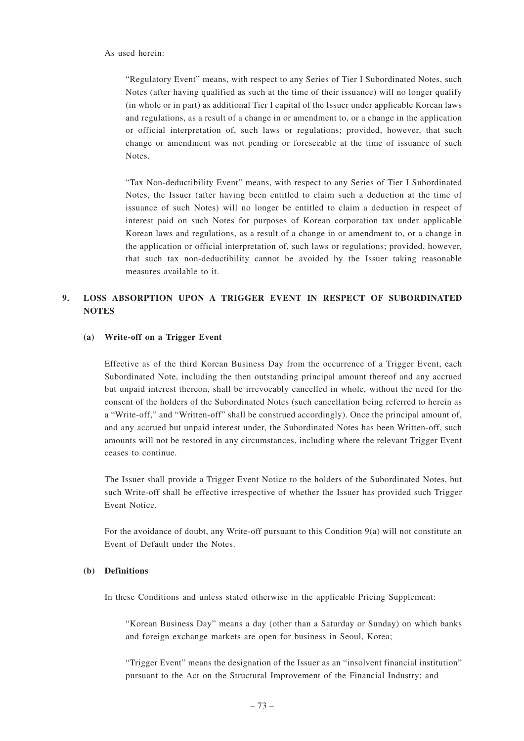As used herein:

"Regulatory Event" means, with respect to any Series of Tier I Subordinated Notes, such Notes (after having qualified as such at the time of their issuance) will no longer qualify (in whole or in part) as additional Tier I capital of the Issuer under applicable Korean laws and regulations, as a result of a change in or amendment to, or a change in the application or official interpretation of, such laws or regulations; provided, however, that such change or amendment was not pending or foreseeable at the time of issuance of such Notes.

"Tax Non-deductibility Event" means, with respect to any Series of Tier I Subordinated Notes, the Issuer (after having been entitled to claim such a deduction at the time of issuance of such Notes) will no longer be entitled to claim a deduction in respect of interest paid on such Notes for purposes of Korean corporation tax under applicable Korean laws and regulations, as a result of a change in or amendment to, or a change in the application or official interpretation of, such laws or regulations; provided, however, that such tax non-deductibility cannot be avoided by the Issuer taking reasonable measures available to it.

## 9. LOSS ABSORPTION UPON A TRIGGER EVENT IN RESPECT OF SUBORDINATED NOTES

### (a) Write-off on a Trigger Event

Effective as of the third Korean Business Day from the occurrence of a Trigger Event, each Subordinated Note, including the then outstanding principal amount thereof and any accrued but unpaid interest thereon, shall be irrevocably cancelled in whole, without the need for the consent of the holders of the Subordinated Notes (such cancellation being referred to herein as a "Write-off," and "Written-off" shall be construed accordingly). Once the principal amount of, and any accrued but unpaid interest under, the Subordinated Notes has been Written-off, such amounts will not be restored in any circumstances, including where the relevant Trigger Event ceases to continue.

The Issuer shall provide a Trigger Event Notice to the holders of the Subordinated Notes, but such Write-off shall be effective irrespective of whether the Issuer has provided such Trigger Event Notice.

For the avoidance of doubt, any Write-off pursuant to this Condition 9(a) will not constitute an Event of Default under the Notes.

### (b) Definitions

In these Conditions and unless stated otherwise in the applicable Pricing Supplement:

"Korean Business Day" means a day (other than a Saturday or Sunday) on which banks and foreign exchange markets are open for business in Seoul, Korea;

"Trigger Event" means the designation of the Issuer as an "insolvent financial institution" pursuant to the Act on the Structural Improvement of the Financial Industry; and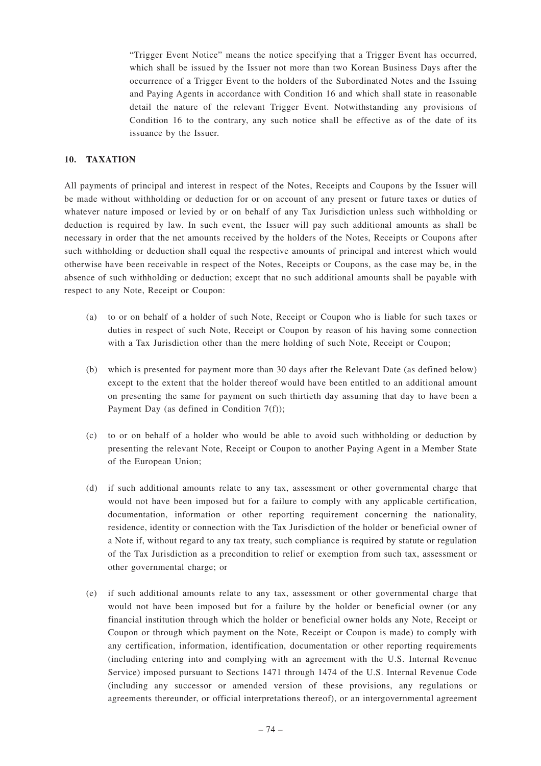"Trigger Event Notice" means the notice specifying that a Trigger Event has occurred, which shall be issued by the Issuer not more than two Korean Business Days after the occurrence of a Trigger Event to the holders of the Subordinated Notes and the Issuing and Paying Agents in accordance with Condition 16 and which shall state in reasonable detail the nature of the relevant Trigger Event. Notwithstanding any provisions of Condition 16 to the contrary, any such notice shall be effective as of the date of its issuance by the Issuer.

## 10. TAXATION

All payments of principal and interest in respect of the Notes, Receipts and Coupons by the Issuer will be made without withholding or deduction for or on account of any present or future taxes or duties of whatever nature imposed or levied by or on behalf of any Tax Jurisdiction unless such withholding or deduction is required by law. In such event, the Issuer will pay such additional amounts as shall be necessary in order that the net amounts received by the holders of the Notes, Receipts or Coupons after such withholding or deduction shall equal the respective amounts of principal and interest which would otherwise have been receivable in respect of the Notes, Receipts or Coupons, as the case may be, in the absence of such withholding or deduction; except that no such additional amounts shall be payable with respect to any Note, Receipt or Coupon:

(a) to or on behalf of a holder of such Note, Receipt or Coupon who is liable for such taxes or duties in respect of such Note, Receipt or Coupon by reason of his having some connection with a Tax Jurisdiction other than the mere holding of such Note, Receipt or Coupon;

(b) which is presented for payment more than 30 days after the Relevant Date (as defined below) except to the extent that the holder thereof would have been entitled to an additional amount on presenting the same for payment on such thirtieth day assuming that day to have been a Payment Day (as defined in Condition 7(f));

(c) to or on behalf of a holder who would be able to avoid such withholding or deduction by presenting the relevant Note, Receipt or Coupon to another Paying Agent in a Member State of the European Union;

(d) if such additional amounts relate to any tax, assessment or other governmental charge that would not have been imposed but for a failure to comply with any applicable certification, documentation, information or other reporting requirement concerning the nationality, residence, identity or connection with the Tax Jurisdiction of the holder or beneficial owner of a Note if, without regard to any tax treaty, such compliance is required by statute or regulation of the Tax Jurisdiction as a precondition to relief or exemption from such tax, assessment or other governmental charge; or

(e) if such additional amounts relate to any tax, assessment or other governmental charge that would not have been imposed but for a failure by the holder or beneficial owner (or any financial institution through which the holder or beneficial owner holds any Note, Receipt or Coupon or through which payment on the Note, Receipt or Coupon is made) to comply with any certification, information, identification, documentation or other reporting requirements (including entering into and complying with an agreement with the U.S. Internal Revenue Service) imposed pursuant to Sections 1471 through 1474 of the U.S. Internal Revenue Code (including any successor or amended version of these provisions, any regulations or agreements thereunder, or official interpretations thereof), or an intergovernmental agreement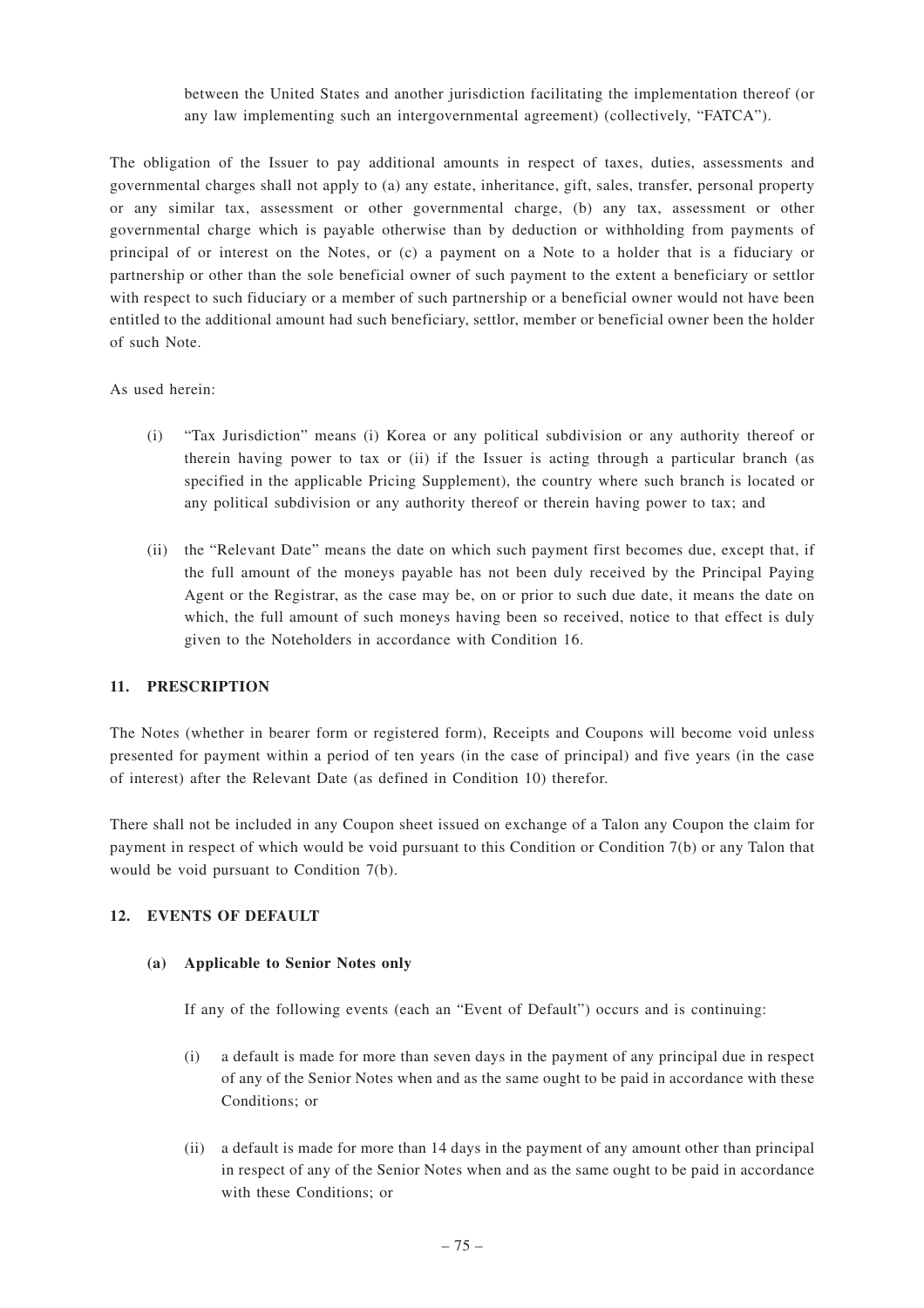between the United States and another jurisdiction facilitating the implementation thereof (or any law implementing such an intergovernmental agreement) (collectively, "FATCA").

The obligation of the Issuer to pay additional amounts in respect of taxes, duties, assessments and governmental charges shall not apply to (a) any estate, inheritance, gift, sales, transfer, personal property or any similar tax, assessment or other governmental charge, (b) any tax, assessment or other governmental charge which is payable otherwise than by deduction or withholding from payments of principal of or interest on the Notes, or (c) a payment on a Note to a holder that is a fiduciary or partnership or other than the sole beneficial owner of such payment to the extent a beneficiary or settlor with respect to such fiduciary or a member of such partnership or a beneficial owner would not have been entitled to the additional amount had such beneficiary, settlor, member or beneficial owner been the holder of such Note.

As used herein:

(i) "Tax Jurisdiction" means (i) Korea or any political subdivision or any authority thereof or therein having power to tax or (ii) if the Issuer is acting through a particular branch (as specified in the applicable Pricing Supplement), the country where such branch is located or any political subdivision or any authority thereof or therein having power to tax; and

(ii) the "Relevant Date" means the date on which such payment first becomes due, except that, if the full amount of the moneys payable has not been duly received by the Principal Paying Agent or the Registrar, as the case may be, on or prior to such due date, it means the date on which, the full amount of such moneys having been so received, notice to that effect is duly given to the Noteholders in accordance with Condition 16.

## 11. PRESCRIPTION

The Notes (whether in bearer form or registered form), Receipts and Coupons will become void unless presented for payment within a period of ten years (in the case of principal) and five years (in the case of interest) after the Relevant Date (as defined in Condition 10) therefor.

There shall not be included in any Coupon sheet issued on exchange of a Talon any Coupon the claim for payment in respect of which would be void pursuant to this Condition or Condition 7(b) or any Talon that would be void pursuant to Condition 7(b).

## 12. EVENTS OF DEFAULT

### (a) Applicable to Senior Notes only

If any of the following events (each an "Event of Default") occurs and is continuing:

(i) a default is made for more than seven days in the payment of any principal due in respect of any of the Senior Notes when and as the same ought to be paid in accordance with these Conditions; or

(ii) a default is made for more than 14 days in the payment of any amount other than principal in respect of any of the Senior Notes when and as the same ought to be paid in accordance with these Conditions; or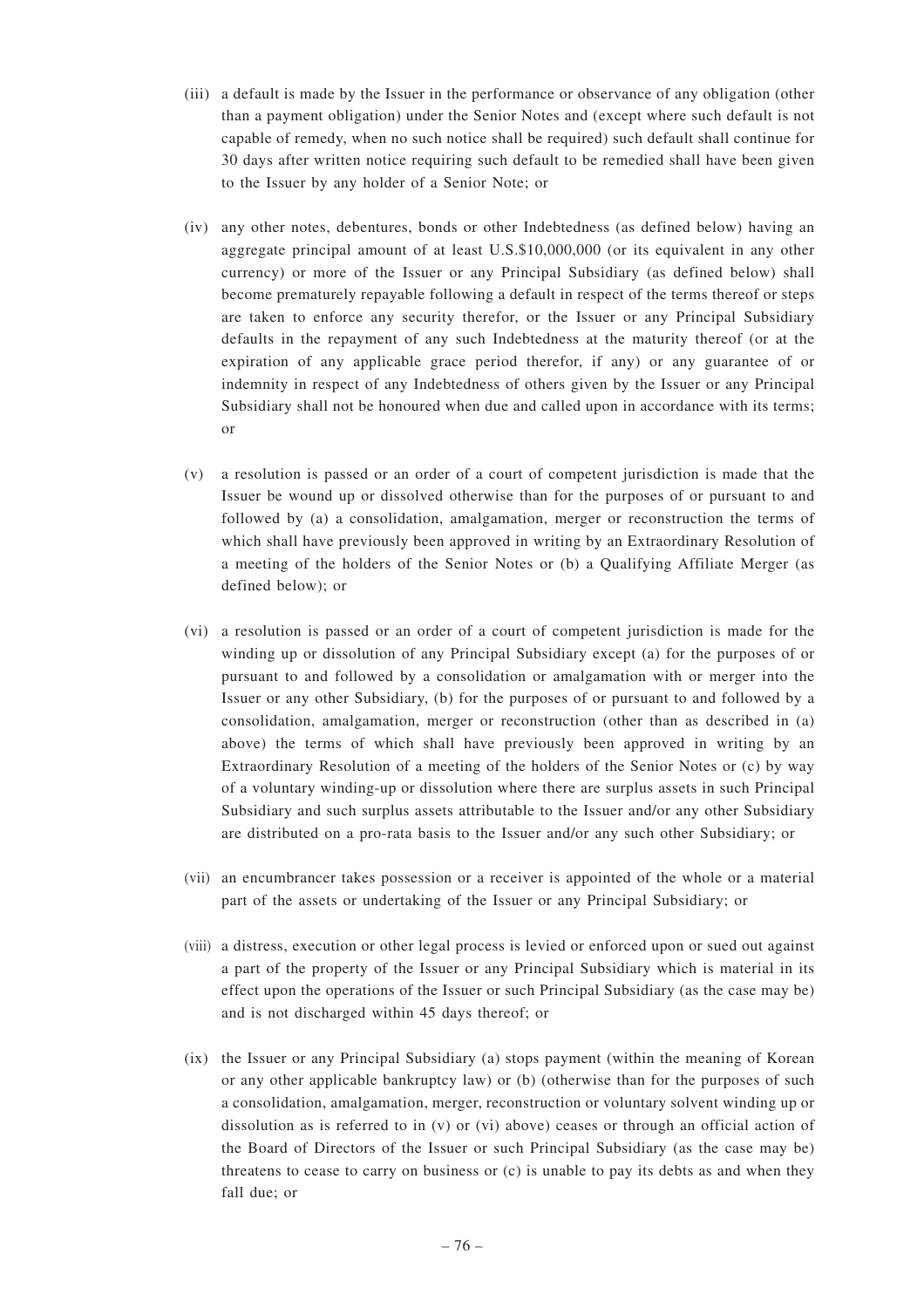(iii) a default is made by the Issuer in the performance or observance of any obligation (other than a payment obligation) under the Senior Notes and (except where such default is not capable of remedy, when no such notice shall be required) such default shall continue for 30 days after written notice requiring such default to be remedied shall have been given to the Issuer by any holder of a Senior Note; or

(iv) any other notes, debentures, bonds or other Indebtedness (as defined below) having an aggregate principal amount of at least U.S.$10,000,000 (or its equivalent in any other currency) or more of the Issuer or any Principal Subsidiary (as defined below) shall become prematurely repayable following a default in respect of the terms thereof or steps are taken to enforce any security therefor, or the Issuer or any Principal Subsidiary defaults in the repayment of any such Indebtedness at the maturity thereof (or at the expiration of any applicable grace period therefor, if any) or any guarantee of or indemnity in respect of any Indebtedness of others given by the Issuer or any Principal Subsidiary shall not be honoured when due and called upon in accordance with its terms; or

(v) a resolution is passed or an order of a court of competent jurisdiction is made that the Issuer be wound up or dissolved otherwise than for the purposes of or pursuant to and followed by (a) a consolidation, amalgamation, merger or reconstruction the terms of which shall have previously been approved in writing by an Extraordinary Resolution of a meeting of the holders of the Senior Notes or (b) a Qualifying Affiliate Merger (as defined below); or

(vi) a resolution is passed or an order of a court of competent jurisdiction is made for the winding up or dissolution of any Principal Subsidiary except (a) for the purposes of or pursuant to and followed by a consolidation or amalgamation with or merger into the Issuer or any other Subsidiary, (b) for the purposes of or pursuant to and followed by a consolidation, amalgamation, merger or reconstruction (other than as described in (a) above) the terms of which shall have previously been approved in writing by an Extraordinary Resolution of a meeting of the holders of the Senior Notes or (c) by way of a voluntary winding-up or dissolution where there are surplus assets in such Principal Subsidiary and such surplus assets attributable to the Issuer and/or any other Subsidiary are distributed on a pro-rata basis to the Issuer and/or any such other Subsidiary; or

(vii) an encumbrancer takes possession or a receiver is appointed of the whole or a material part of the assets or undertaking of the Issuer or any Principal Subsidiary; or

(viii) a distress, execution or other legal process is levied or enforced upon or sued out against a part of the property of the Issuer or any Principal Subsidiary which is material in its effect upon the operations of the Issuer or such Principal Subsidiary (as the case may be) and is not discharged within 45 days thereof; or

(ix) the Issuer or any Principal Subsidiary (a) stops payment (within the meaning of Korean or any other applicable bankruptcy law) or (b) (otherwise than for the purposes of such a consolidation, amalgamation, merger, reconstruction or voluntary solvent winding up or dissolution as is referred to in (v) or (vi) above) ceases or through an official action of the Board of Directors of the Issuer or such Principal Subsidiary (as the case may be) threatens to cease to carry on business or (c) is unable to pay its debts as and when they fall due; or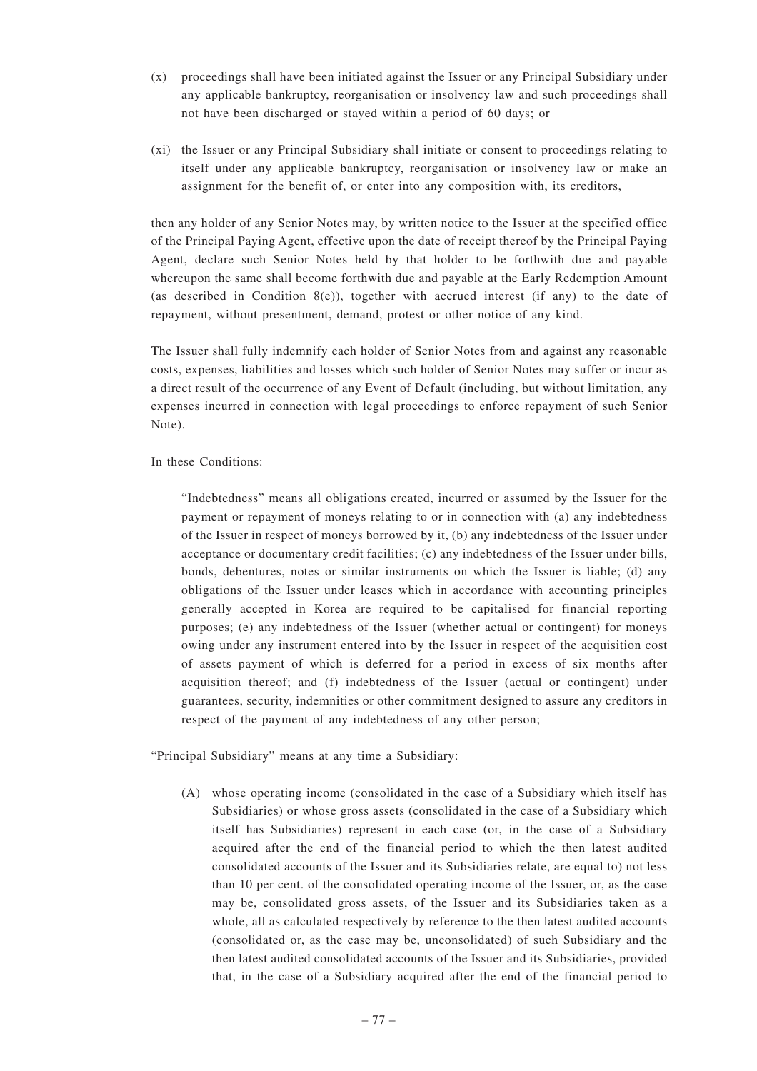(x) proceedings shall have been initiated against the Issuer or any Principal Subsidiary under any applicable bankruptcy, reorganisation or insolvency law and such proceedings shall not have been discharged or stayed within a period of 60 days; or

(xi) the Issuer or any Principal Subsidiary shall initiate or consent to proceedings relating to itself under any applicable bankruptcy, reorganisation or insolvency law or make an assignment for the benefit of, or enter into any composition with, its creditors,

then any holder of any Senior Notes may, by written notice to the Issuer at the specified office of the Principal Paying Agent, effective upon the date of receipt thereof by the Principal Paying Agent, declare such Senior Notes held by that holder to be forthwith due and payable whereupon the same shall become forthwith due and payable at the Early Redemption Amount (as described in Condition 8(e)), together with accrued interest (if any) to the date of repayment, without presentment, demand, protest or other notice of any kind.

The Issuer shall fully indemnify each holder of Senior Notes from and against any reasonable costs, expenses, liabilities and losses which such holder of Senior Notes may suffer or incur as a direct result of the occurrence of any Event of Default (including, but without limitation, any expenses incurred in connection with legal proceedings to enforce repayment of such Senior Note).

In these Conditions:

> "Indebtedness" means all obligations created, incurred or assumed by the Issuer for the payment or repayment of moneys relating to or in connection with (a) any indebtedness of the Issuer in respect of moneys borrowed by it, (b) any indebtedness of the Issuer under acceptance or documentary credit facilities; (c) any indebtedness of the Issuer under bills, bonds, debentures, notes or similar instruments on which the Issuer is liable; (d) any obligations of the Issuer under leases which in accordance with accounting principles generally accepted in Korea are required to be capitalised for financial reporting purposes; (e) any indebtedness of the Issuer (whether actual or contingent) for moneys owing under any instrument entered into by the Issuer in respect of the acquisition cost of assets payment of which is deferred for a period in excess of six months after acquisition thereof; and (f) indebtedness of the Issuer (actual or contingent) under guarantees, security, indemnities or other commitment designed to assure any creditors in respect of the payment of any indebtedness of any other person;

"Principal Subsidiary" means at any time a Subsidiary:

(A) whose operating income (consolidated in the case of a Subsidiary which itself has Subsidiaries) or whose gross assets (consolidated in the case of a Subsidiary which itself has Subsidiaries) represent in each case (or, in the case of a Subsidiary acquired after the end of the financial period to which the then latest audited consolidated accounts of the Issuer and its Subsidiaries relate, are equal to) not less than 10 per cent. of the consolidated operating income of the Issuer, or, as the case may be, consolidated gross assets, of the Issuer and its Subsidiaries taken as a whole, all as calculated respectively by reference to the then latest audited accounts (consolidated or, as the case may be, unconsolidated) of such Subsidiary and the then latest audited consolidated accounts of the Issuer and its Subsidiaries, provided that, in the case of a Subsidiary acquired after the end of the financial period to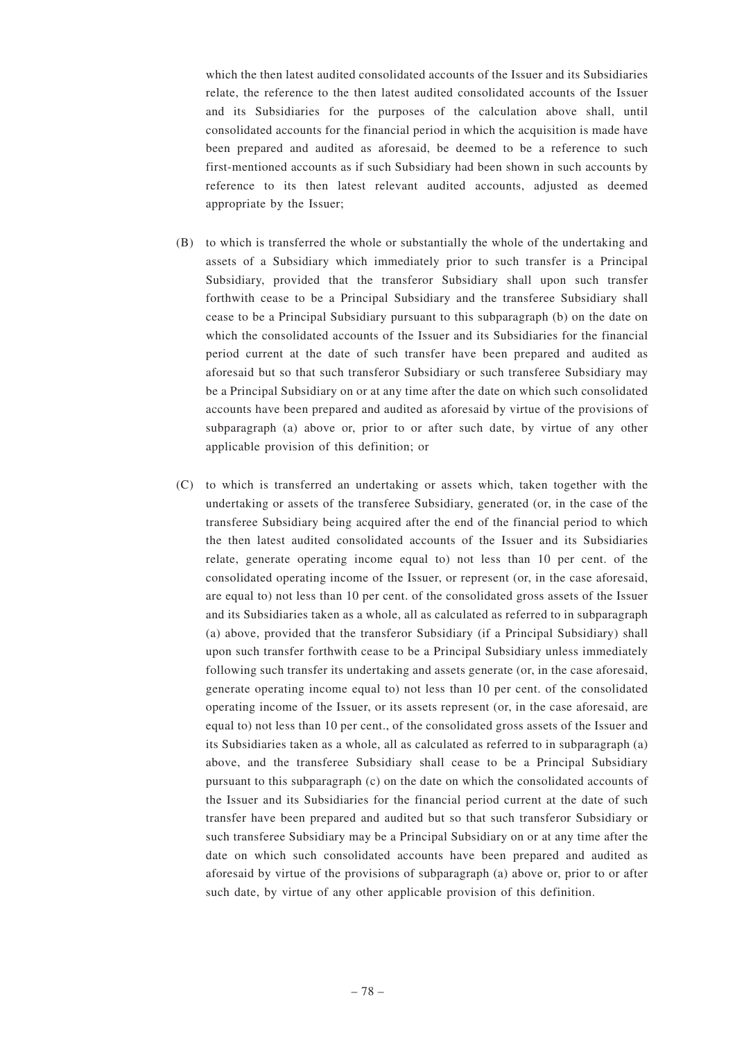which the then latest audited consolidated accounts of the Issuer and its Subsidiaries relate, the reference to the then latest audited consolidated accounts of the Issuer and its Subsidiaries for the purposes of the calculation above shall, until consolidated accounts for the financial period in which the acquisition is made have been prepared and audited as aforesaid, be deemed to be a reference to such first-mentioned accounts as if such Subsidiary had been shown in such accounts by reference to its then latest relevant audited accounts, adjusted as deemed appropriate by the Issuer;

(B) to which is transferred the whole or substantially the whole of the undertaking and assets of a Subsidiary which immediately prior to such transfer is a Principal Subsidiary, provided that the transferor Subsidiary shall upon such transfer forthwith cease to be a Principal Subsidiary and the transferee Subsidiary shall cease to be a Principal Subsidiary pursuant to this subparagraph (b) on the date on which the consolidated accounts of the Issuer and its Subsidiaries for the financial period current at the date of such transfer have been prepared and audited as aforesaid but so that such transferor Subsidiary or such transferee Subsidiary may be a Principal Subsidiary on or at any time after the date on which such consolidated accounts have been prepared and audited as aforesaid by virtue of the provisions of subparagraph (a) above or, prior to or after such date, by virtue of any other applicable provision of this definition; or

(C) to which is transferred an undertaking or assets which, taken together with the undertaking or assets of the transferee Subsidiary, generated (or, in the case of the transferee Subsidiary being acquired after the end of the financial period to which the then latest audited consolidated accounts of the Issuer and its Subsidiaries relate, generate operating income equal to) not less than 10 per cent. of the consolidated operating income of the Issuer, or represent (or, in the case aforesaid, are equal to) not less than 10 per cent. of the consolidated gross assets of the Issuer and its Subsidiaries taken as a whole, all as calculated as referred to in subparagraph (a) above, provided that the transferor Subsidiary (if a Principal Subsidiary) shall upon such transfer forthwith cease to be a Principal Subsidiary unless immediately following such transfer its undertaking and assets generate (or, in the case aforesaid, generate operating income equal to) not less than 10 per cent. of the consolidated operating income of the Issuer, or its assets represent (or, in the case aforesaid, are equal to) not less than 10 per cent., of the consolidated gross assets of the Issuer and its Subsidiaries taken as a whole, all as calculated as referred to in subparagraph (a) above, and the transferee Subsidiary shall cease to be a Principal Subsidiary pursuant to this subparagraph (c) on the date on which the consolidated accounts of the Issuer and its Subsidiaries for the financial period current at the date of such transfer have been prepared and audited but so that such transferor Subsidiary or such transferee Subsidiary may be a Principal Subsidiary on or at any time after the date on which such consolidated accounts have been prepared and audited as aforesaid by virtue of the provisions of subparagraph (a) above or, prior to or after such date, by virtue of any other applicable provision of this definition.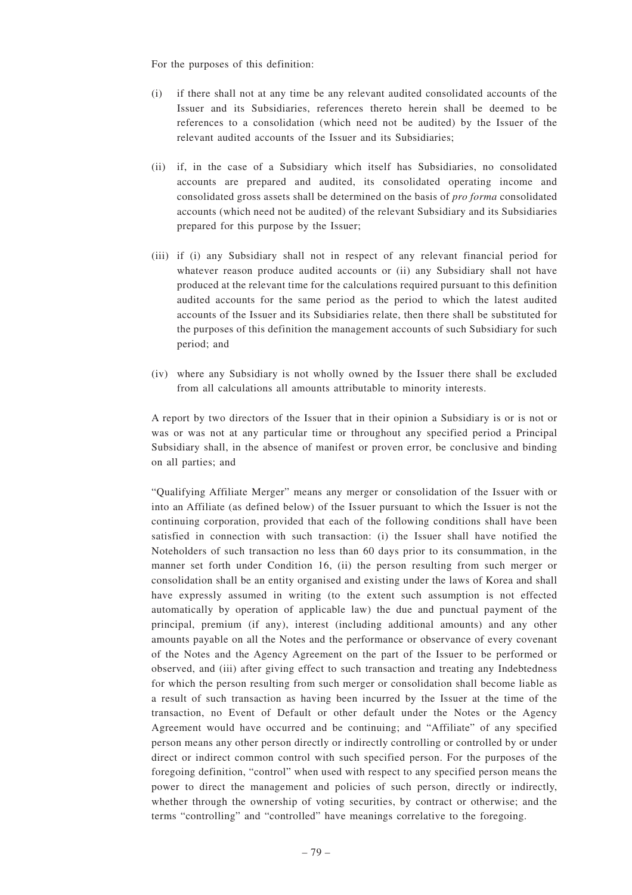For the purposes of this definition:

(i) if there shall not at any time be any relevant audited consolidated accounts of the Issuer and its Subsidiaries, references thereto herein shall be deemed to be references to a consolidation (which need not be audited) by the Issuer of the relevant audited accounts of the Issuer and its Subsidiaries;

(ii) if, in the case of a Subsidiary which itself has Subsidiaries, no consolidated accounts are prepared and audited, its consolidated operating income and consolidated gross assets shall be determined on the basis of *pro forma* consolidated accounts (which need not be audited) of the relevant Subsidiary and its Subsidiaries prepared for this purpose by the Issuer;

(iii) if (i) any Subsidiary shall not in respect of any relevant financial period for whatever reason produce audited accounts or (ii) any Subsidiary shall not have produced at the relevant time for the calculations required pursuant to this definition audited accounts for the same period as the period to which the latest audited accounts of the Issuer and its Subsidiaries relate, then there shall be substituted for the purposes of this definition the management accounts of such Subsidiary for such period; and

(iv) where any Subsidiary is not wholly owned by the Issuer there shall be excluded from all calculations all amounts attributable to minority interests.

A report by two directors of the Issuer that in their opinion a Subsidiary is or is not or was or was not at any particular time or throughout any specified period a Principal Subsidiary shall, in the absence of manifest or proven error, be conclusive and binding on all parties; and

"Qualifying Affiliate Merger" means any merger or consolidation of the Issuer with or into an Affiliate (as defined below) of the Issuer pursuant to which the Issuer is not the continuing corporation, provided that each of the following conditions shall have been satisfied in connection with such transaction: (i) the Issuer shall have notified the Noteholders of such transaction no less than 60 days prior to its consummation, in the manner set forth under Condition 16, (ii) the person resulting from such merger or consolidation shall be an entity organised and existing under the laws of Korea and shall have expressly assumed in writing (to the extent such assumption is not effected automatically by operation of applicable law) the due and punctual payment of the principal, premium (if any), interest (including additional amounts) and any other amounts payable on all the Notes and the performance or observance of every covenant of the Notes and the Agency Agreement on the part of the Issuer to be performed or observed, and (iii) after giving effect to such transaction and treating any Indebtedness for which the person resulting from such merger or consolidation shall become liable as a result of such transaction as having been incurred by the Issuer at the time of the transaction, no Event of Default or other default under the Notes or the Agency Agreement would have occurred and be continuing; and "Affiliate" of any specified person means any other person directly or indirectly controlling or controlled by or under direct or indirect common control with such specified person. For the purposes of the foregoing definition, "control" when used with respect to any specified person means the power to direct the management and policies of such person, directly or indirectly, whether through the ownership of voting securities, by contract or otherwise; and the terms "controlling" and "controlled" have meanings correlative to the foregoing.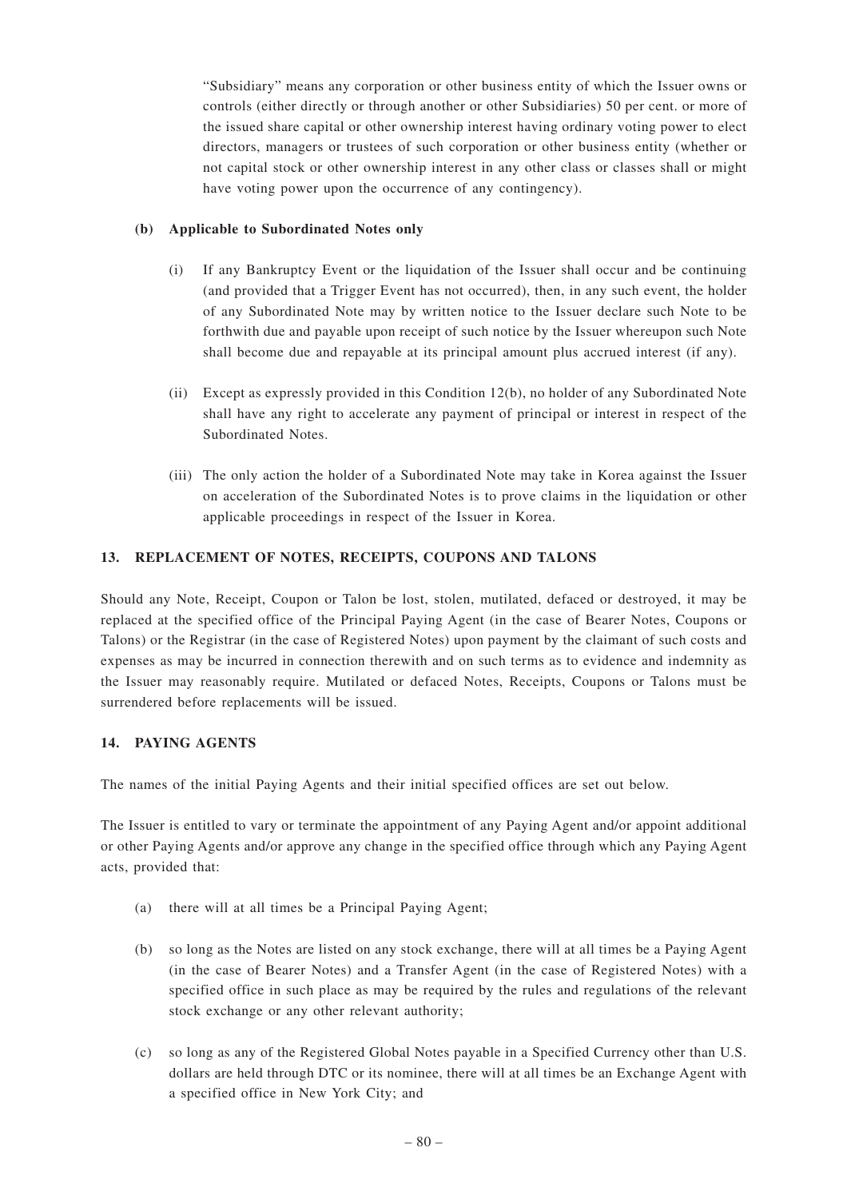"Subsidiary" means any corporation or other business entity of which the Issuer owns or controls (either directly or through another or other Subsidiaries) 50 per cent. or more of the issued share capital or other ownership interest having ordinary voting power to elect directors, managers or trustees of such corporation or other business entity (whether or not capital stock or other ownership interest in any other class or classes shall or might have voting power upon the occurrence of any contingency).

**(b) Applicable to Subordinated Notes only**

(i) If any Bankruptcy Event or the liquidation of the Issuer shall occur and be continuing (and provided that a Trigger Event has not occurred), then, in any such event, the holder of any Subordinated Note may by written notice to the Issuer declare such Note to be forthwith due and payable upon receipt of such notice by the Issuer whereupon such Note shall become due and repayable at its principal amount plus accrued interest (if any).

(ii) Except as expressly provided in this Condition 12(b), no holder of any Subordinated Note shall have any right to accelerate any payment of principal or interest in respect of the Subordinated Notes.

(iii) The only action the holder of a Subordinated Note may take in Korea against the Issuer on acceleration of the Subordinated Notes is to prove claims in the liquidation or other applicable proceedings in respect of the Issuer in Korea.

## 13. REPLACEMENT OF NOTES, RECEIPTS, COUPONS AND TALONS

Should any Note, Receipt, Coupon or Talon be lost, stolen, mutilated, defaced or destroyed, it may be replaced at the specified office of the Principal Paying Agent (in the case of Bearer Notes, Coupons or Talons) or the Registrar (in the case of Registered Notes) upon payment by the claimant of such costs and expenses as may be incurred in connection therewith and on such terms as to evidence and indemnity as the Issuer may reasonably require. Mutilated or defaced Notes, Receipts, Coupons or Talons must be surrendered before replacements will be issued.

## 14. PAYING AGENTS

The names of the initial Paying Agents and their initial specified offices are set out below.

The Issuer is entitled to vary or terminate the appointment of any Paying Agent and/or appoint additional or other Paying Agents and/or approve any change in the specified office through which any Paying Agent acts, provided that:

(a) there will at all times be a Principal Paying Agent;

(b) so long as the Notes are listed on any stock exchange, there will at all times be a Paying Agent (in the case of Bearer Notes) and a Transfer Agent (in the case of Registered Notes) with a specified office in such place as may be required by the rules and regulations of the relevant stock exchange or any other relevant authority;

(c) so long as any of the Registered Global Notes payable in a Specified Currency other than U.S. dollars are held through DTC or its nominee, there will at all times be an Exchange Agent with a specified office in New York City; and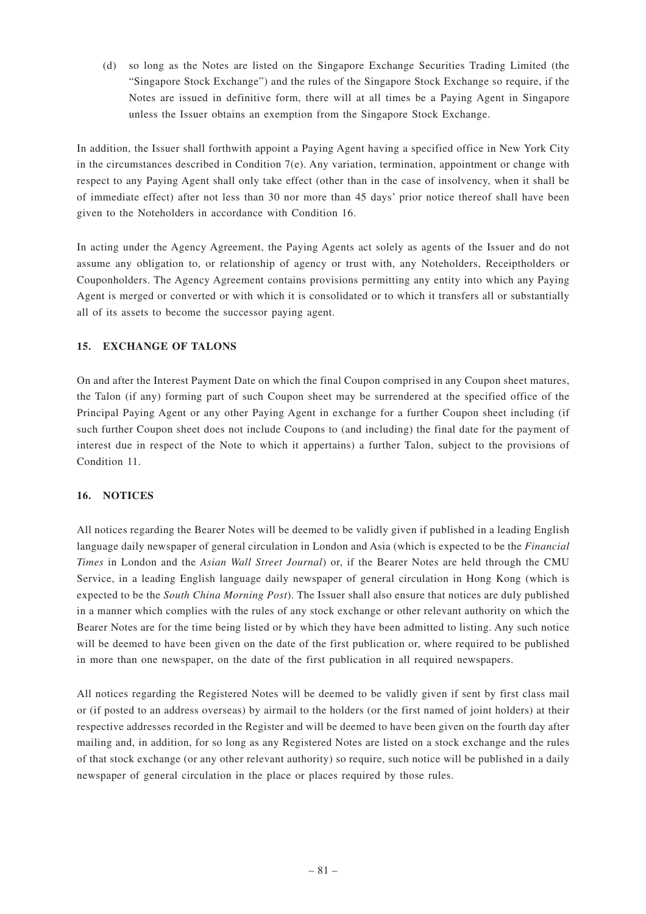(d) so long as the Notes are listed on the Singapore Exchange Securities Trading Limited (the "Singapore Stock Exchange") and the rules of the Singapore Stock Exchange so require, if the Notes are issued in definitive form, there will at all times be a Paying Agent in Singapore unless the Issuer obtains an exemption from the Singapore Stock Exchange.

In addition, the Issuer shall forthwith appoint a Paying Agent having a specified office in New York City in the circumstances described in Condition 7(e). Any variation, termination, appointment or change with respect to any Paying Agent shall only take effect (other than in the case of insolvency, when it shall be of immediate effect) after not less than 30 nor more than 45 days' prior notice thereof shall have been given to the Noteholders in accordance with Condition 16.

In acting under the Agency Agreement, the Paying Agents act solely as agents of the Issuer and do not assume any obligation to, or relationship of agency or trust with, any Noteholders, Receiptholders or Couponholders. The Agency Agreement contains provisions permitting any entity into which any Paying Agent is merged or converted or with which it is consolidated or to which it transfers all or substantially all of its assets to become the successor paying agent.

## 15. EXCHANGE OF TALONS

On and after the Interest Payment Date on which the final Coupon comprised in any Coupon sheet matures, the Talon (if any) forming part of such Coupon sheet may be surrendered at the specified office of the Principal Paying Agent or any other Paying Agent in exchange for a further Coupon sheet including (if such further Coupon sheet does not include Coupons to (and including) the final date for the payment of interest due in respect of the Note to which it appertains) a further Talon, subject to the provisions of Condition 11.

## 16. NOTICES

All notices regarding the Bearer Notes will be deemed to be validly given if published in a leading English language daily newspaper of general circulation in London and Asia (which is expected to be the *Financial Times* in London and the *Asian Wall Street Journal*) or, if the Bearer Notes are held through the CMU Service, in a leading English language daily newspaper of general circulation in Hong Kong (which is expected to be the *South China Morning Post*). The Issuer shall also ensure that notices are duly published in a manner which complies with the rules of any stock exchange or other relevant authority on which the Bearer Notes are for the time being listed or by which they have been admitted to listing. Any such notice will be deemed to have been given on the date of the first publication or, where required to be published in more than one newspaper, on the date of the first publication in all required newspapers.

All notices regarding the Registered Notes will be deemed to be validly given if sent by first class mail or (if posted to an address overseas) by airmail to the holders (or the first named of joint holders) at their respective addresses recorded in the Register and will be deemed to have been given on the fourth day after mailing and, in addition, for so long as any Registered Notes are listed on a stock exchange and the rules of that stock exchange (or any other relevant authority) so require, such notice will be published in a daily newspaper of general circulation in the place or places required by those rules.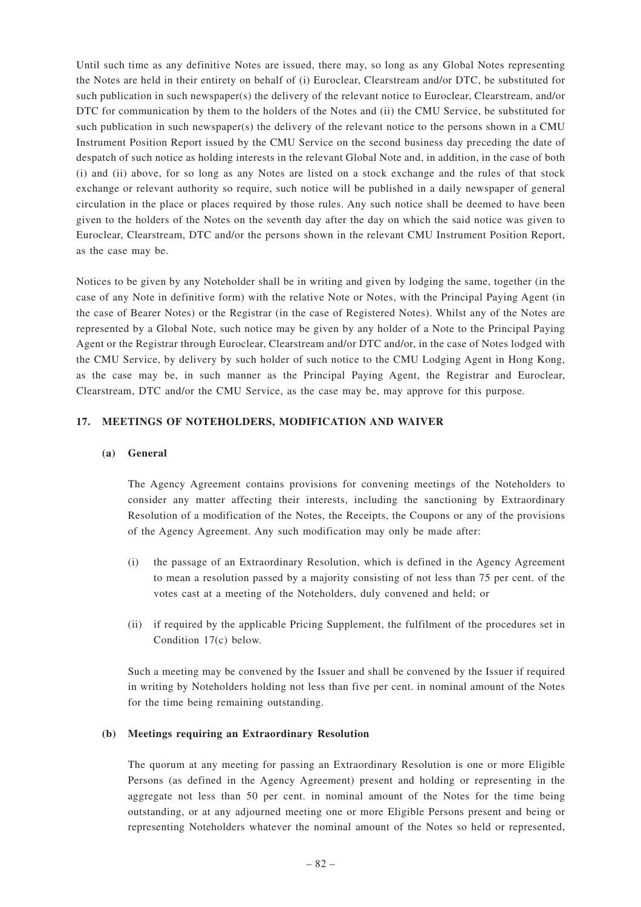Until such time as any definitive Notes are issued, there may, so long as any Global Notes representing the Notes are held in their entirety on behalf of (i) Euroclear, Clearstream and/or DTC, be substituted for such publication in such newspaper(s) the delivery of the relevant notice to Euroclear, Clearstream, and/or DTC for communication by them to the holders of the Notes and (ii) the CMU Service, be substituted for such publication in such newspaper(s) the delivery of the relevant notice to the persons shown in a CMU Instrument Position Report issued by the CMU Service on the second business day preceding the date of despatch of such notice as holding interests in the relevant Global Note and, in addition, in the case of both (i) and (ii) above, for so long as any Notes are listed on a stock exchange and the rules of that stock exchange or relevant authority so require, such notice will be published in a daily newspaper of general circulation in the place or places required by those rules. Any such notice shall be deemed to have been given to the holders of the Notes on the seventh day after the day on which the said notice was given to Euroclear, Clearstream, DTC and/or the persons shown in the relevant CMU Instrument Position Report, as the case may be.

Notices to be given by any Noteholder shall be in writing and given by lodging the same, together (in the case of any Note in definitive form) with the relative Note or Notes, with the Principal Paying Agent (in the case of Bearer Notes) or the Registrar (in the case of Registered Notes). Whilst any of the Notes are represented by a Global Note, such notice may be given by any holder of a Note to the Principal Paying Agent or the Registrar through Euroclear, Clearstream and/or DTC and/or, in the case of Notes lodged with the CMU Service, by delivery by such holder of such notice to the CMU Lodging Agent in Hong Kong, as the case may be, in such manner as the Principal Paying Agent, the Registrar and Euroclear, Clearstream, DTC and/or the CMU Service, as the case may be, may approve for this purpose.

## 17. MEETINGS OF NOTEHOLDERS, MODIFICATION AND WAIVER

### (a) General

The Agency Agreement contains provisions for convening meetings of the Noteholders to consider any matter affecting their interests, including the sanctioning by Extraordinary Resolution of a modification of the Notes, the Receipts, the Coupons or any of the provisions of the Agency Agreement. Any such modification may only be made after:

(i) the passage of an Extraordinary Resolution, which is defined in the Agency Agreement to mean a resolution passed by a majority consisting of not less than 75 per cent. of the votes cast at a meeting of the Noteholders, duly convened and held; or

(ii) if required by the applicable Pricing Supplement, the fulfilment of the procedures set in Condition 17(c) below.

Such a meeting may be convened by the Issuer and shall be convened by the Issuer if required in writing by Noteholders holding not less than five per cent. in nominal amount of the Notes for the time being remaining outstanding.

### (b) Meetings requiring an Extraordinary Resolution

The quorum at any meeting for passing an Extraordinary Resolution is one or more Eligible Persons (as defined in the Agency Agreement) present and holding or representing in the aggregate not less than 50 per cent. in nominal amount of the Notes for the time being outstanding, or at any adjourned meeting one or more Eligible Persons present and being or representing Noteholders whatever the nominal amount of the Notes so held or represented,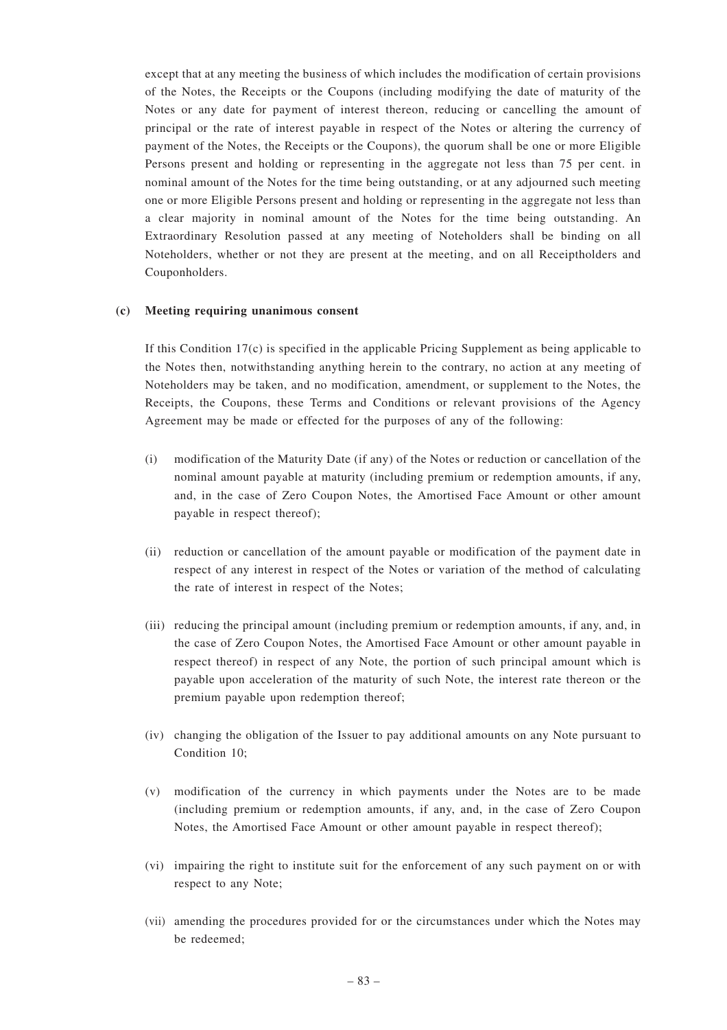except that at any meeting the business of which includes the modification of certain provisions of the Notes, the Receipts or the Coupons (including modifying the date of maturity of the Notes or any date for payment of interest thereon, reducing or cancelling the amount of principal or the rate of interest payable in respect of the Notes or altering the currency of payment of the Notes, the Receipts or the Coupons), the quorum shall be one or more Eligible Persons present and holding or representing in the aggregate not less than 75 per cent. in nominal amount of the Notes for the time being outstanding, or at any adjourned such meeting one or more Eligible Persons present and holding or representing in the aggregate not less than a clear majority in nominal amount of the Notes for the time being outstanding. An Extraordinary Resolution passed at any meeting of Noteholders shall be binding on all Noteholders, whether or not they are present at the meeting, and on all Receiptholders and Couponholders.

**(c) Meeting requiring unanimous consent**

If this Condition 17(c) is specified in the applicable Pricing Supplement as being applicable to the Notes then, notwithstanding anything herein to the contrary, no action at any meeting of Noteholders may be taken, and no modification, amendment, or supplement to the Notes, the Receipts, the Coupons, these Terms and Conditions or relevant provisions of the Agency Agreement may be made or effected for the purposes of any of the following:

(i) modification of the Maturity Date (if any) of the Notes or reduction or cancellation of the nominal amount payable at maturity (including premium or redemption amounts, if any, and, in the case of Zero Coupon Notes, the Amortised Face Amount or other amount payable in respect thereof);

(ii) reduction or cancellation of the amount payable or modification of the payment date in respect of any interest in respect of the Notes or variation of the method of calculating the rate of interest in respect of the Notes;

(iii) reducing the principal amount (including premium or redemption amounts, if any, and, in the case of Zero Coupon Notes, the Amortised Face Amount or other amount payable in respect thereof) in respect of any Note, the portion of such principal amount which is payable upon acceleration of the maturity of such Note, the interest rate thereon or the premium payable upon redemption thereof;

(iv) changing the obligation of the Issuer to pay additional amounts on any Note pursuant to Condition 10;

(v) modification of the currency in which payments under the Notes are to be made (including premium or redemption amounts, if any, and, in the case of Zero Coupon Notes, the Amortised Face Amount or other amount payable in respect thereof);

(vi) impairing the right to institute suit for the enforcement of any such payment on or with respect to any Note;

(vii) amending the procedures provided for or the circumstances under which the Notes may be redeemed;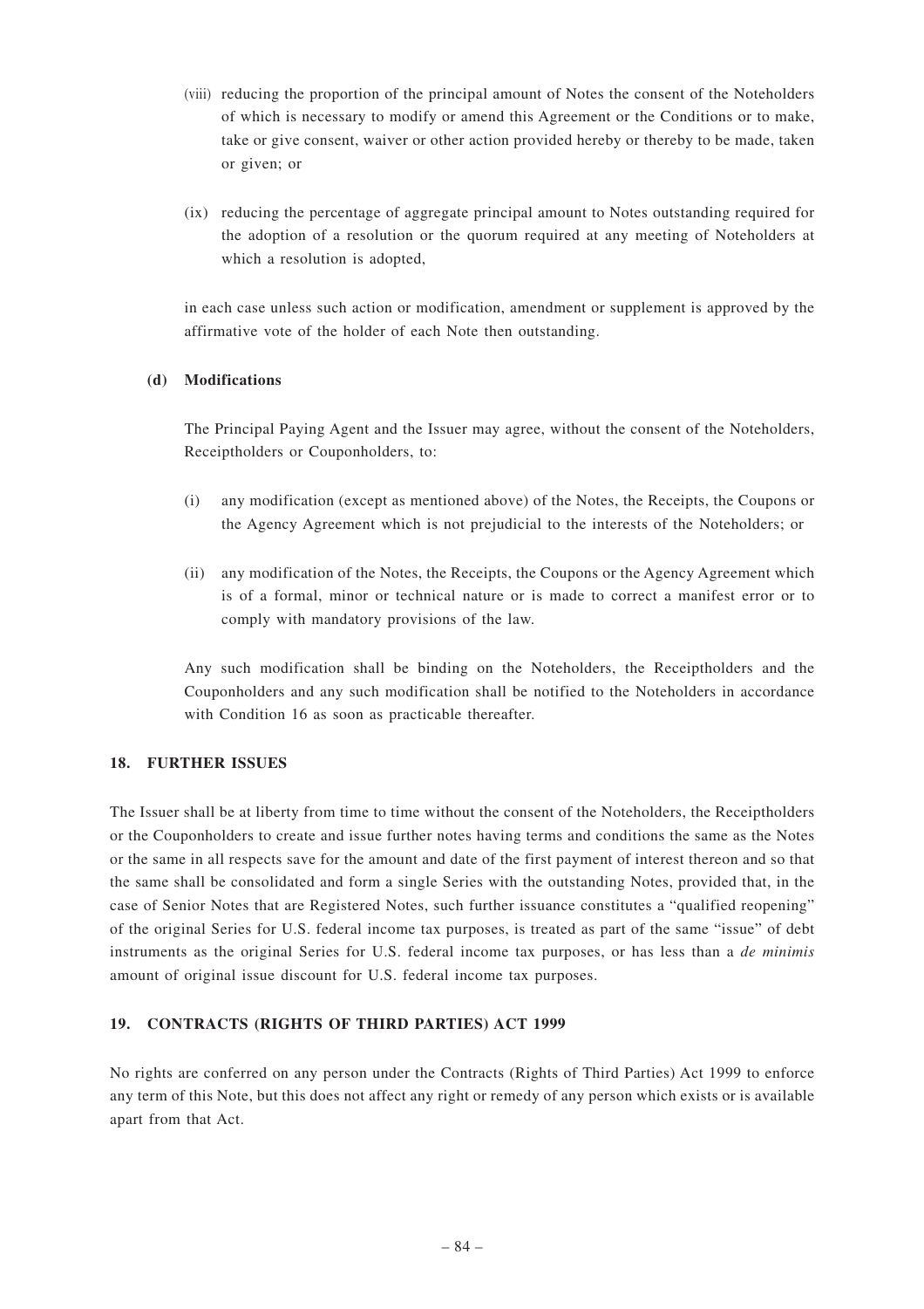(viii) reducing the proportion of the principal amount of Notes the consent of the Noteholders of which is necessary to modify or amend this Agreement or the Conditions or to make, take or give consent, waiver or other action provided hereby or thereby to be made, taken or given; or

(ix) reducing the percentage of aggregate principal amount to Notes outstanding required for the adoption of a resolution or the quorum required at any meeting of Noteholders at which a resolution is adopted,

in each case unless such action or modification, amendment or supplement is approved by the affirmative vote of the holder of each Note then outstanding.

**(d) Modifications**

The Principal Paying Agent and the Issuer may agree, without the consent of the Noteholders, Receiptholders or Couponholders, to:

(i) any modification (except as mentioned above) of the Notes, the Receipts, the Coupons or the Agency Agreement which is not prejudicial to the interests of the Noteholders; or

(ii) any modification of the Notes, the Receipts, the Coupons or the Agency Agreement which is of a formal, minor or technical nature or is made to correct a manifest error or to comply with mandatory provisions of the law.

Any such modification shall be binding on the Noteholders, the Receiptholders and the Couponholders and any such modification shall be notified to the Noteholders in accordance with Condition 16 as soon as practicable thereafter.

## 18. FURTHER ISSUES

The Issuer shall be at liberty from time to time without the consent of the Noteholders, the Receiptholders or the Couponholders to create and issue further notes having terms and conditions the same as the Notes or the same in all respects save for the amount and date of the first payment of interest thereon and so that the same shall be consolidated and form a single Series with the outstanding Notes, provided that, in the case of Senior Notes that are Registered Notes, such further issuance constitutes a "qualified reopening" of the original Series for U.S. federal income tax purposes, is treated as part of the same "issue" of debt instruments as the original Series for U.S. federal income tax purposes, or has less than a *de minimis* amount of original issue discount for U.S. federal income tax purposes.

## 19. CONTRACTS (RIGHTS OF THIRD PARTIES) ACT 1999

No rights are conferred on any person under the Contracts (Rights of Third Parties) Act 1999 to enforce any term of this Note, but this does not affect any right or remedy of any person which exists or is available apart from that Act.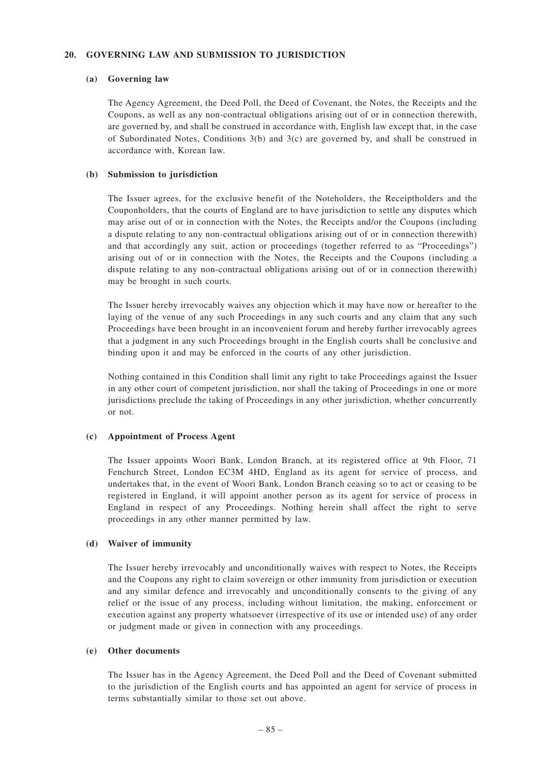## 20. GOVERNING LAW AND SUBMISSION TO JURISDICTION

### (a) Governing law

The Agency Agreement, the Deed Poll, the Deed of Covenant, the Notes, the Receipts and the Coupons, as well as any non-contractual obligations arising out of or in connection therewith, are governed by, and shall be construed in accordance with, English law except that, in the case of Subordinated Notes, Conditions 3(b) and 3(c) are governed by, and shall be construed in accordance with, Korean law.

### (b) Submission to jurisdiction

The Issuer agrees, for the exclusive benefit of the Noteholders, the Receiptholders and the Couponholders, that the courts of England are to have jurisdiction to settle any disputes which may arise out of or in connection with the Notes, the Receipts and/or the Coupons (including a dispute relating to any non-contractual obligations arising out of or in connection therewith) and that accordingly any suit, action or proceedings (together referred to as "Proceedings") arising out of or in connection with the Notes, the Receipts and the Coupons (including a dispute relating to any non-contractual obligations arising out of or in connection therewith) may be brought in such courts.

The Issuer hereby irrevocably waives any objection which it may have now or hereafter to the laying of the venue of any such Proceedings in any such courts and any claim that any such Proceedings have been brought in an inconvenient forum and hereby further irrevocably agrees that a judgment in any such Proceedings brought in the English courts shall be conclusive and binding upon it and may be enforced in the courts of any other jurisdiction.

Nothing contained in this Condition shall limit any right to take Proceedings against the Issuer in any other court of competent jurisdiction, nor shall the taking of Proceedings in one or more jurisdictions preclude the taking of Proceedings in any other jurisdiction, whether concurrently or not.

### (c) Appointment of Process Agent

The Issuer appoints Woori Bank, London Branch, at its registered office at 9th Floor, 71 Fenchurch Street, London EC3M 4HD, England as its agent for service of process, and undertakes that, in the event of Woori Bank, London Branch ceasing so to act or ceasing to be registered in England, it will appoint another person as its agent for service of process in England in respect of any Proceedings. Nothing herein shall affect the right to serve proceedings in any other manner permitted by law.

### (d) Waiver of immunity

The Issuer hereby irrevocably and unconditionally waives with respect to Notes, the Receipts and the Coupons any right to claim sovereign or other immunity from jurisdiction or execution and any similar defence and irrevocably and unconditionally consents to the giving of any relief or the issue of any process, including without limitation, the making, enforcement or execution against any property whatsoever (irrespective of its use or intended use) of any order or judgment made or given in connection with any proceedings.

### (e) Other documents

The Issuer has in the Agency Agreement, the Deed Poll and the Deed of Covenant submitted to the jurisdiction of the English courts and has appointed an agent for service of process in terms substantially similar to those set out above.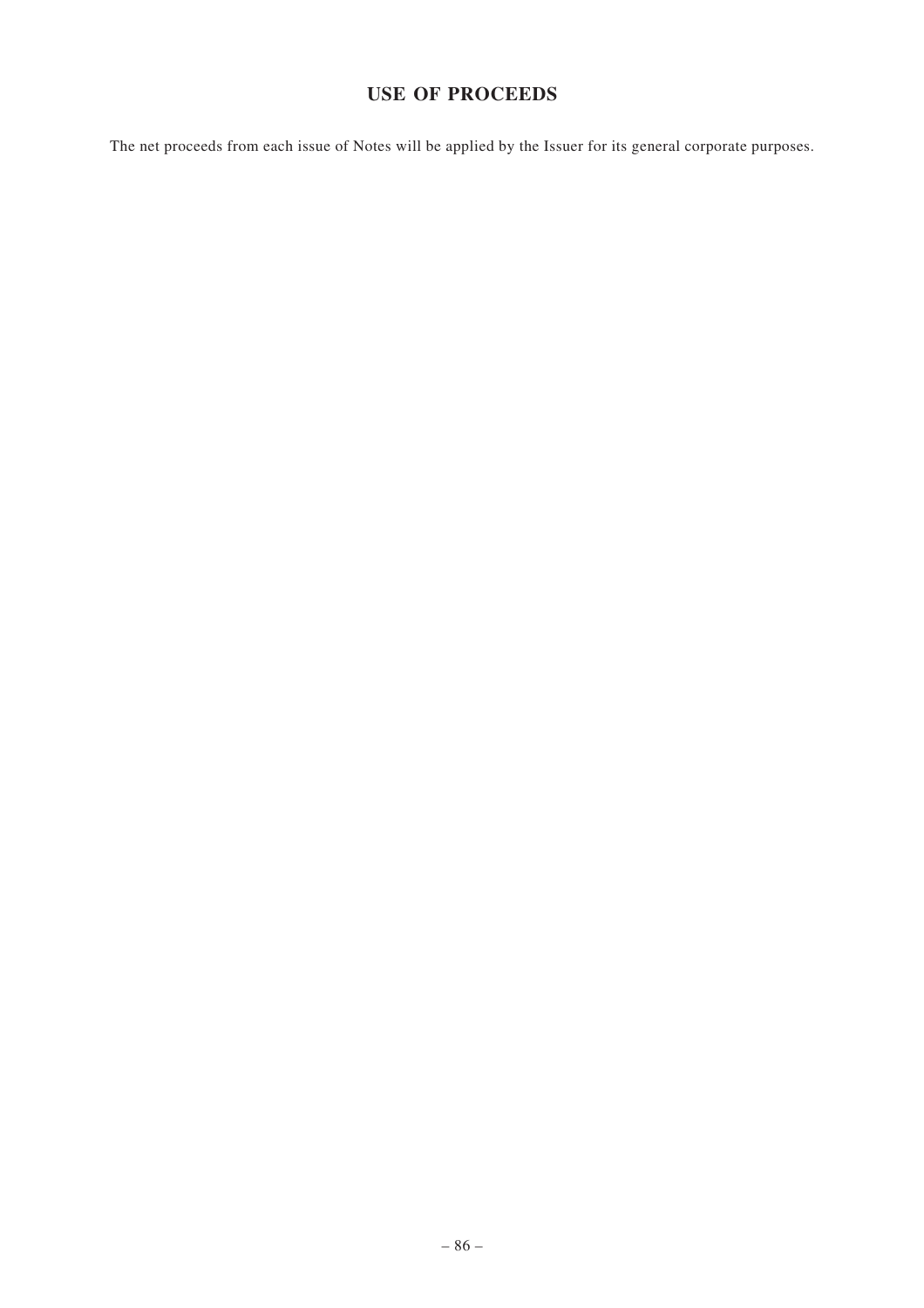# USE OF PROCEEDS

The net proceeds from each issue of Notes will be applied by the Issuer for its general corporate purposes.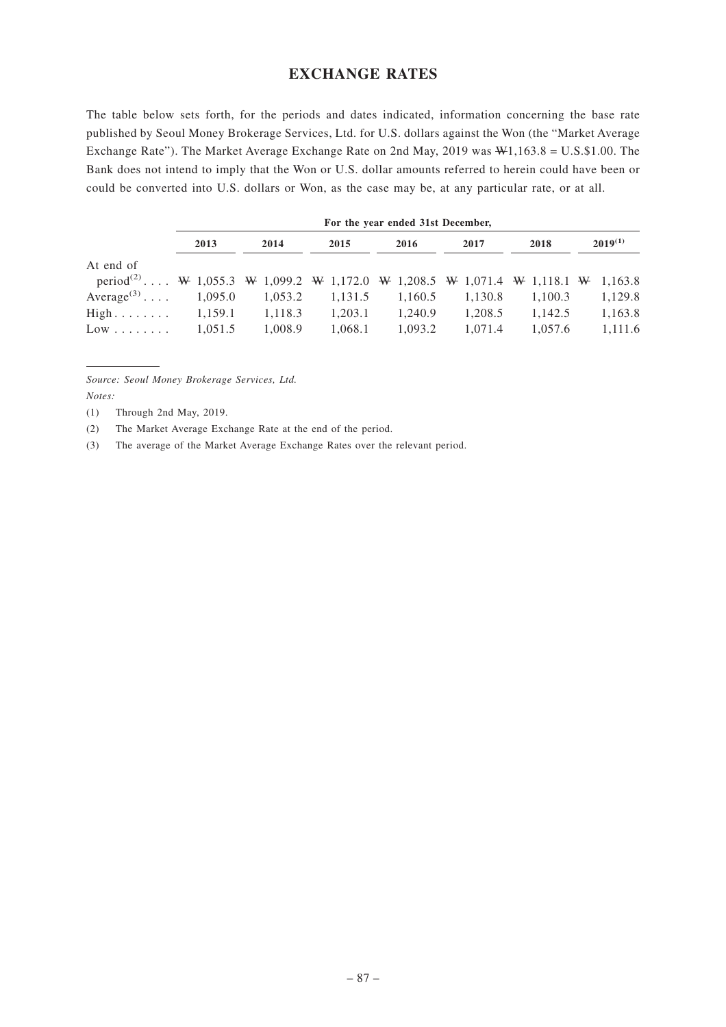# EXCHANGE RATES

The table below sets forth, for the periods and dates indicated, information concerning the base rate published by Seoul Money Brokerage Services, Ltd. for U.S. dollars against the Won (the "Market Average Exchange Rate"). The Market Average Exchange Rate on 2nd May, 2019 was ₩1,163.8 = U.S.$1.00. The Bank does not intend to imply that the Won or U.S. dollar amounts referred to herein could have been or could be converted into U.S. dollars or Won, as the case may be, at any particular rate, or at all.

| | For the year ended 31st December, | | | | | | |
|---|---|---|---|---|---|---|---|
| | 2013 | 2014 | 2015 | 2016 | 2017 | 2018 | 2019[(1)] |
| At end of period[(2)] | ₩ 1,055.3 | ₩ 1,099.2 | ₩ 1,172.0 | ₩ 1,208.5 | ₩ 1,071.4 | ₩ 1,118.1 | ₩ 1,163.8 |
| Average[(3)] | 1,095.0 | 1,053.2 | 1,131.5 | 1,160.5 | 1,130.8 | 1,100.3 | 1,129.8 |
| High | 1,159.1 | 1,118.3 | 1,203.1 | 1,240.9 | 1,208.5 | 1,142.5 | 1,163.8 |
| Low | 1,051.5 | 1,008.9 | 1,068.1 | 1,093.2 | 1,071.4 | 1,057.6 | 1,111.6 |

*Source: Seoul Money Brokerage Services, Ltd.*

*Notes:*

(1) Through 2nd May, 2019.

(2) The Market Average Exchange Rate at the end of the period.

(3) The average of the Market Average Exchange Rates over the relevant period.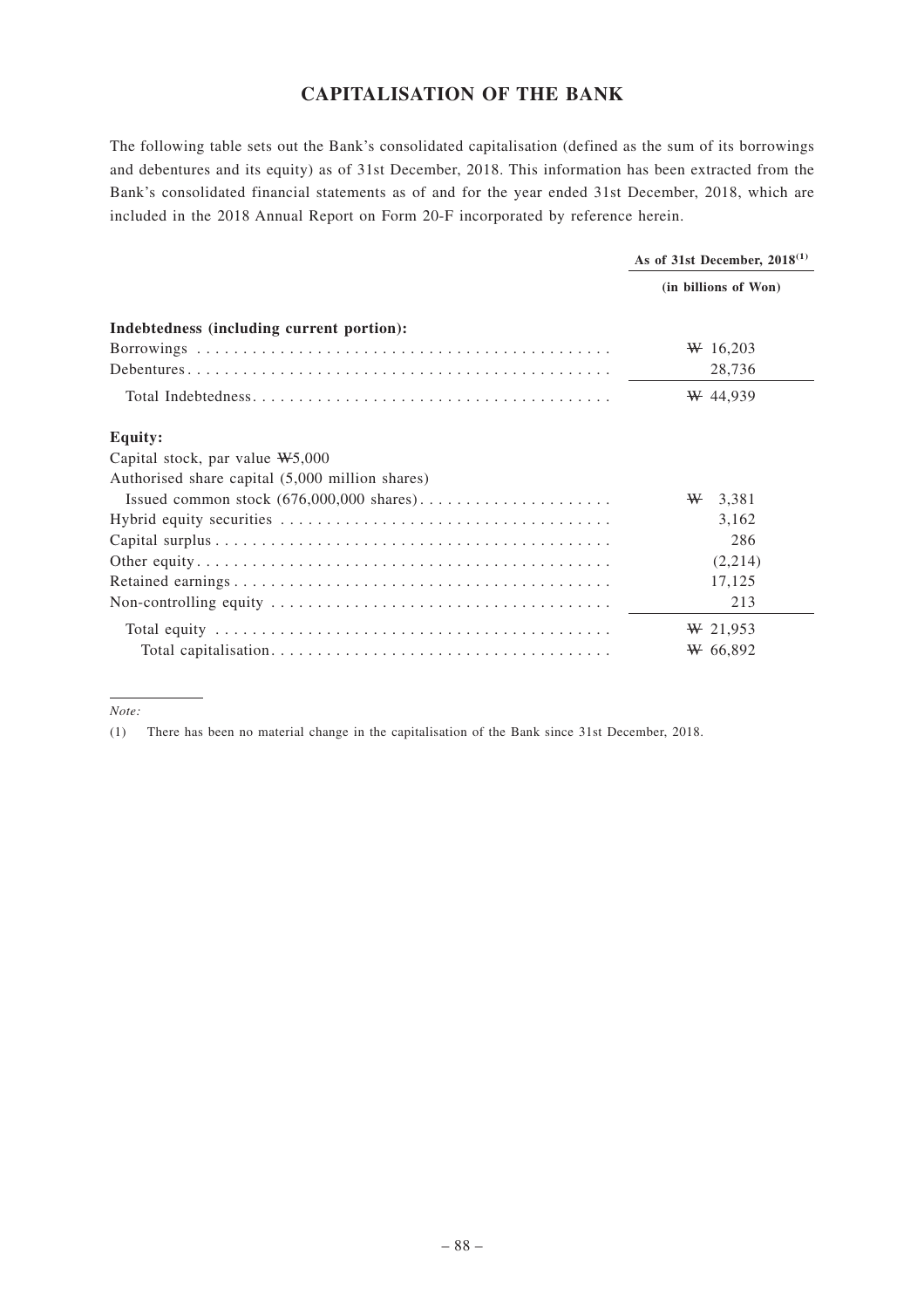# CAPITALISATION OF THE BANK

The following table sets out the Bank's consolidated capitalisation (defined as the sum of its borrowings and debentures and its equity) as of 31st December, 2018. This information has been extracted from the Bank's consolidated financial statements as of and for the year ended 31st December, 2018, which are included in the 2018 Annual Report on Form 20-F incorporated by reference herein.

| | As of 31st December, 2018[1] |
|---|---|
| | (in billions of Won) |
| **Indebtedness (including current portion):** | |
| Borrowings | ₩ 16,203 |
| Debentures | 28,736 |
| Total Indebtedness | ₩ 44,939 |
| **Equity:** | |
| Capital stock, par value ₩5,000 | |
| Authorised share capital (5,000 million shares) | |
| Issued common stock (676,000,000 shares) | ₩ 3,381 |
| Hybrid equity securities | 3,162 |
| Capital surplus | 286 |
| Other equity | (2,214) |
| Retained earnings | 17,125 |
| Non-controlling equity | 213 |
| Total equity | ₩ 21,953 |
| Total capitalisation | ₩ 66,892 |

*Note:*

(1) There has been no material change in the capitalisation of the Bank since 31st December, 2018.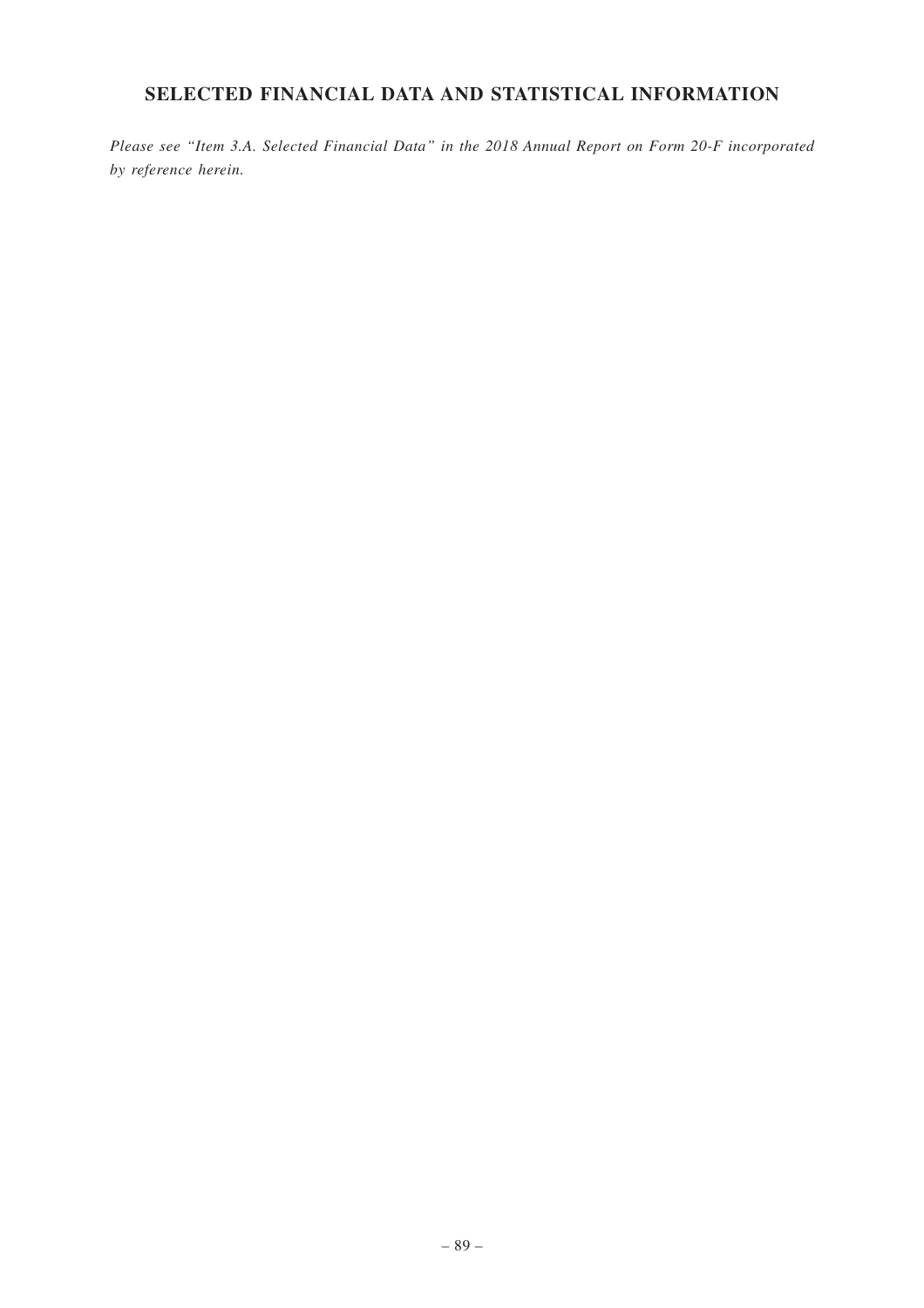# SELECTED FINANCIAL DATA AND STATISTICAL INFORMATION

*Please see "Item 3.A. Selected Financial Data" in the 2018 Annual Report on Form 20-F incorporated by reference herein.*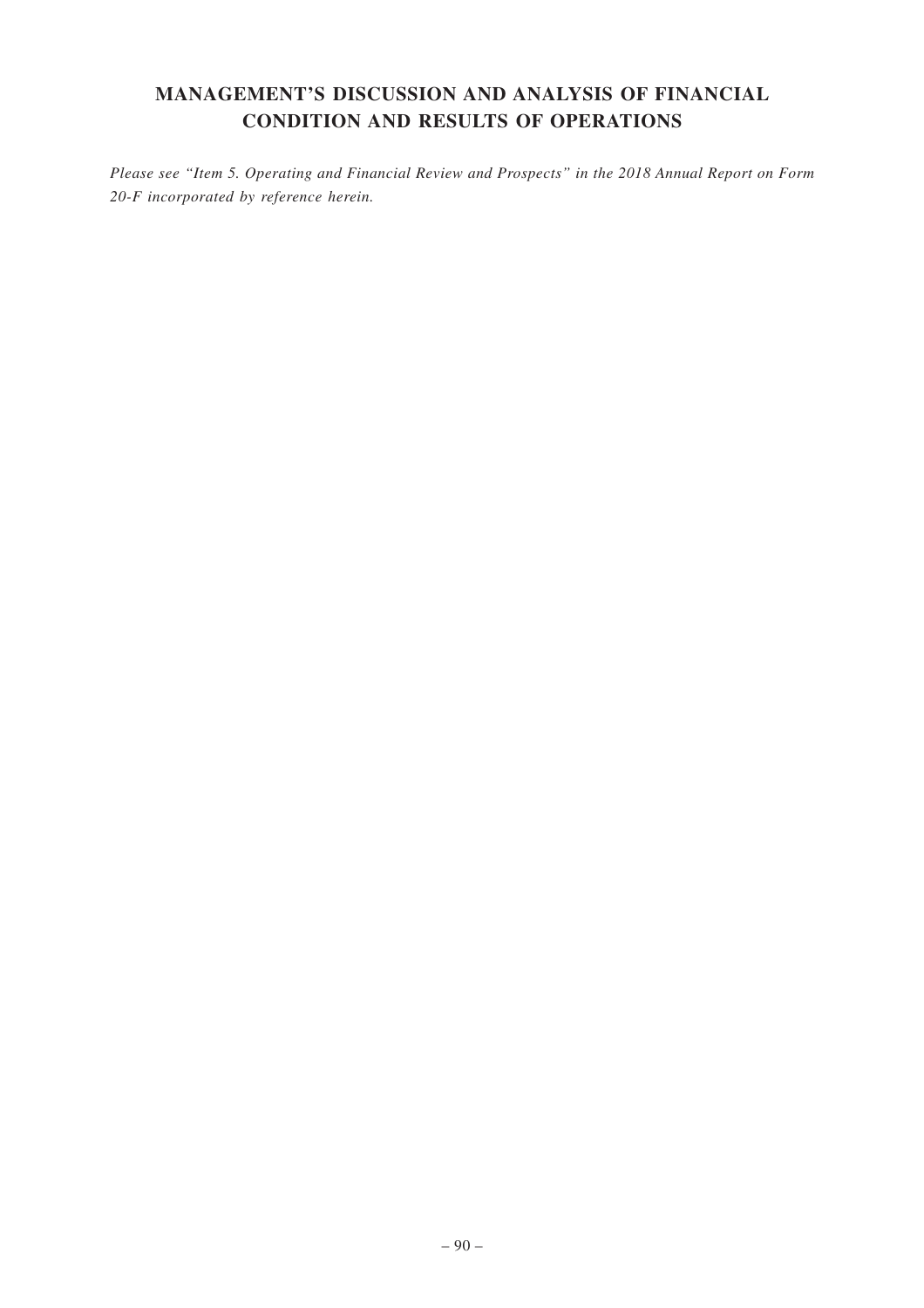# MANAGEMENT'S DISCUSSION AND ANALYSIS OF FINANCIAL CONDITION AND RESULTS OF OPERATIONS

*Please see "Item 5. Operating and Financial Review and Prospects" in the 2018 Annual Report on Form 20-F incorporated by reference herein.*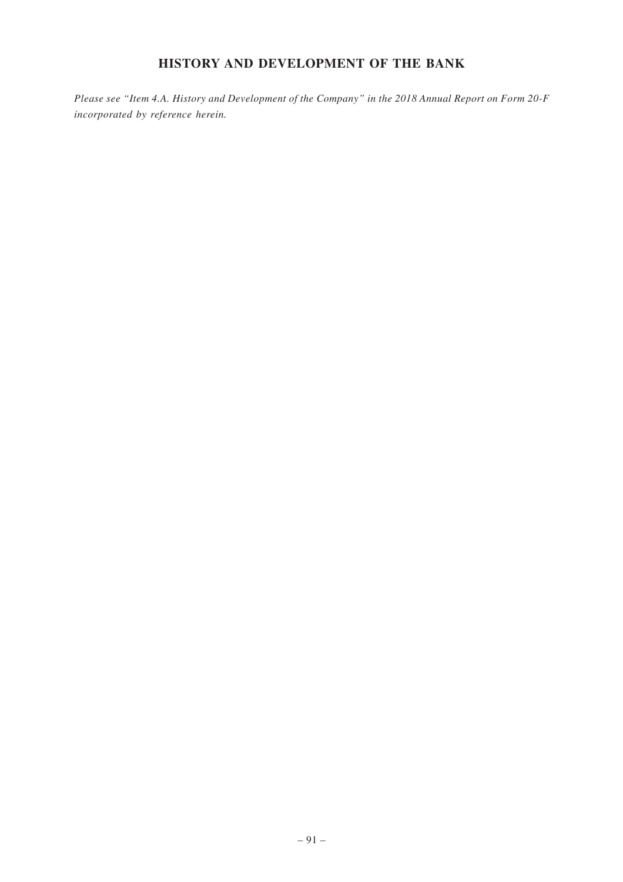# HISTORY AND DEVELOPMENT OF THE BANK

*Please see "Item 4.A. History and Development of the Company" in the 2018 Annual Report on Form 20-F incorporated by reference herein.*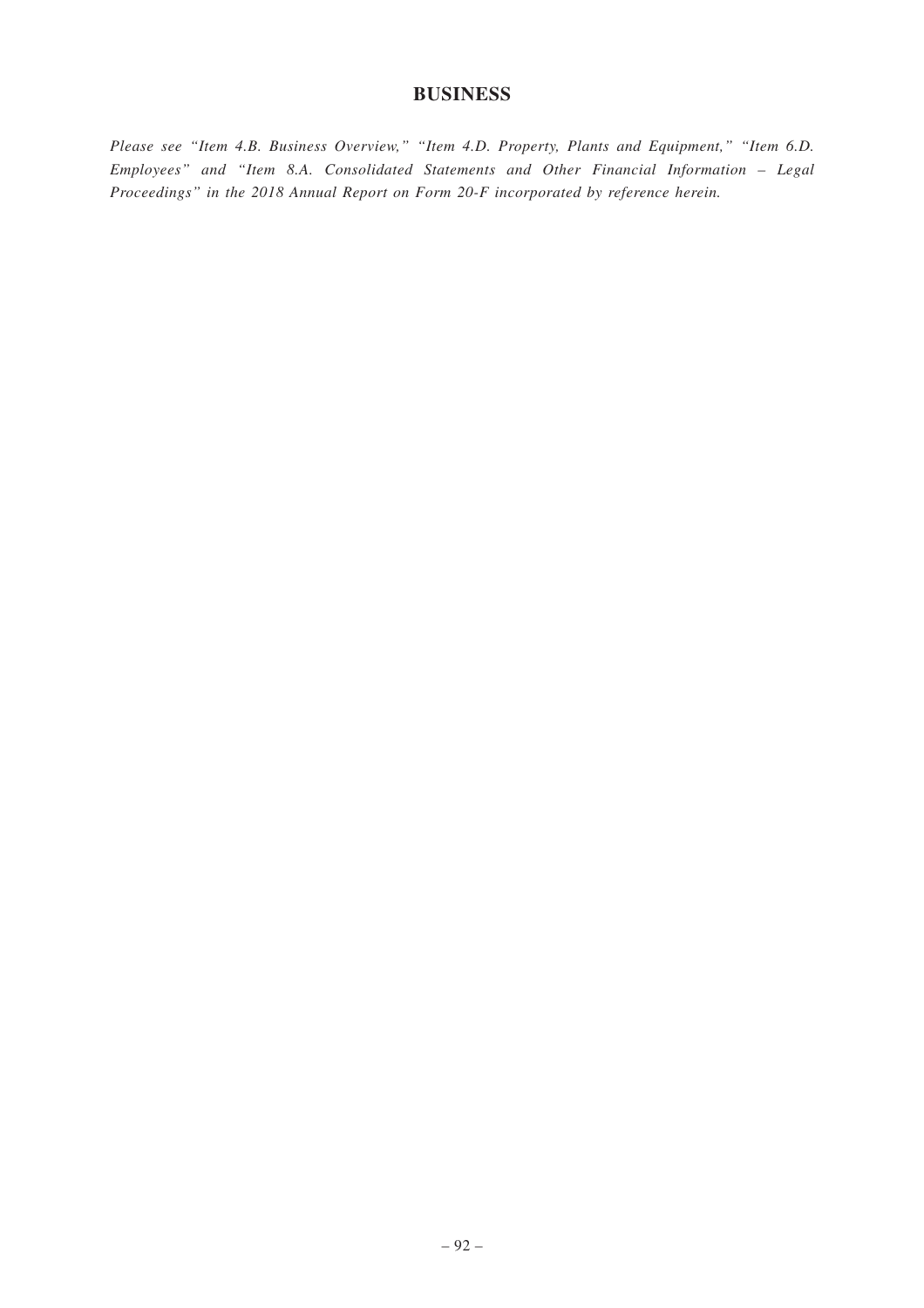# BUSINESS

*Please see "Item 4.B. Business Overview," "Item 4.D. Property, Plants and Equipment," "Item 6.D. Employees" and "Item 8.A. Consolidated Statements and Other Financial Information – Legal Proceedings" in the 2018 Annual Report on Form 20-F incorporated by reference herein.*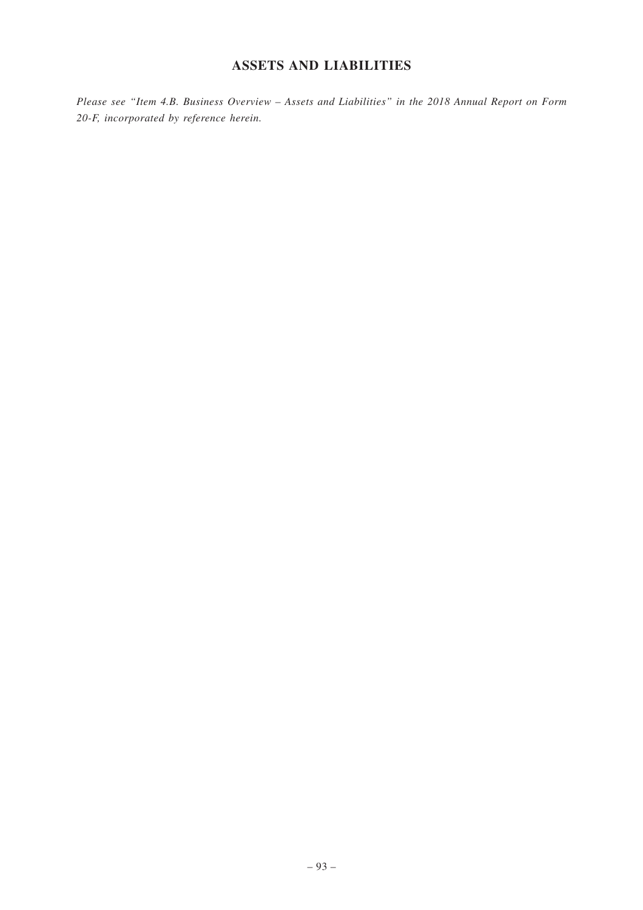# ASSETS AND LIABILITIES

*Please see "Item 4.B. Business Overview – Assets and Liabilities" in the 2018 Annual Report on Form 20-F, incorporated by reference herein.*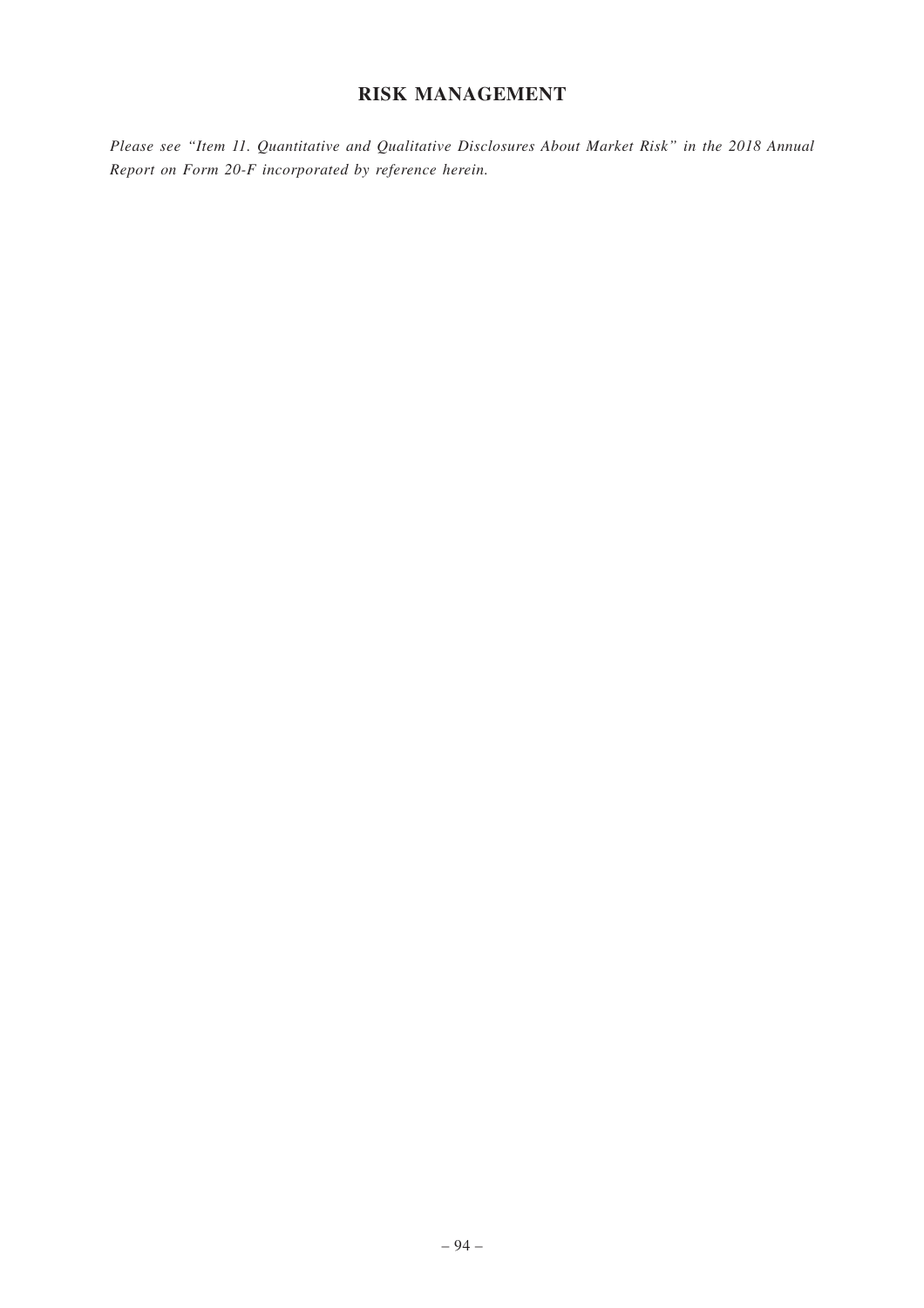# RISK MANAGEMENT

*Please see "Item 11. Quantitative and Qualitative Disclosures About Market Risk" in the 2018 Annual Report on Form 20-F incorporated by reference herein.*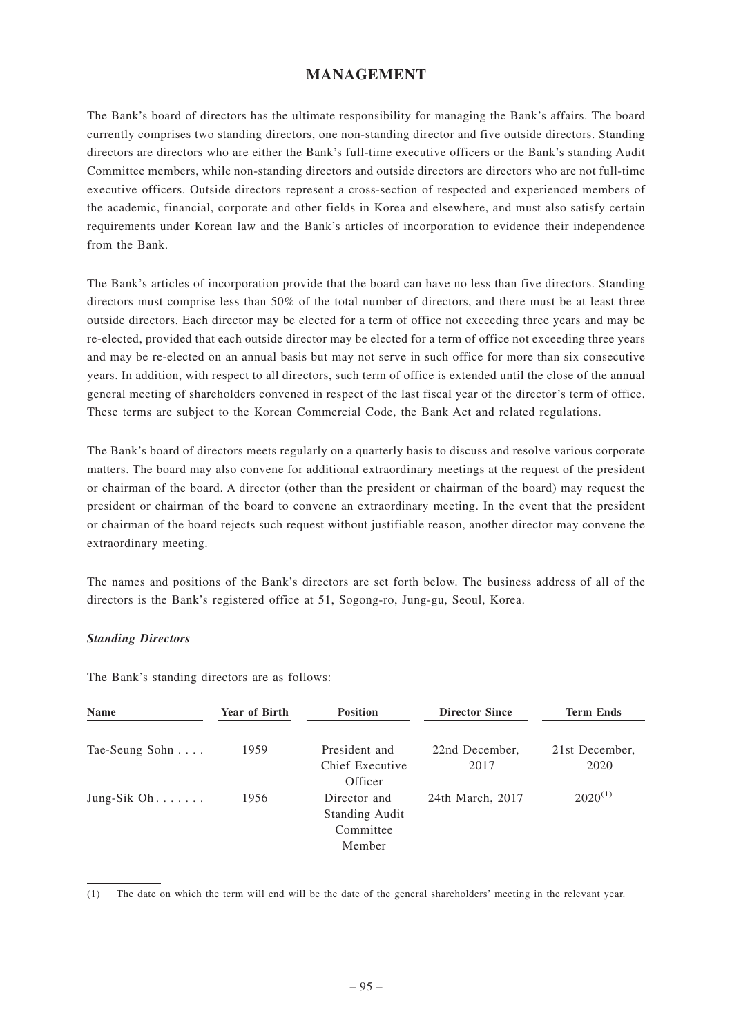# MANAGEMENT

The Bank's board of directors has the ultimate responsibility for managing the Bank's affairs. The board currently comprises two standing directors, one non-standing director and five outside directors. Standing directors are directors who are either the Bank's full-time executive officers or the Bank's standing Audit Committee members, while non-standing directors and outside directors are directors who are not full-time executive officers. Outside directors represent a cross-section of respected and experienced members of the academic, financial, corporate and other fields in Korea and elsewhere, and must also satisfy certain requirements under Korean law and the Bank's articles of incorporation to evidence their independence from the Bank.

The Bank's articles of incorporation provide that the board can have no less than five directors. Standing directors must comprise less than 50% of the total number of directors, and there must be at least three outside directors. Each director may be elected for a term of office not exceeding three years and may be re-elected, provided that each outside director may be elected for a term of office not exceeding three years and may be re-elected on an annual basis but may not serve in such office for more than six consecutive years. In addition, with respect to all directors, such term of office is extended until the close of the annual general meeting of shareholders convened in respect of the last fiscal year of the director's term of office. These terms are subject to the Korean Commercial Code, the Bank Act and related regulations.

The Bank's board of directors meets regularly on a quarterly basis to discuss and resolve various corporate matters. The board may also convene for additional extraordinary meetings at the request of the president or chairman of the board. A director (other than the president or chairman of the board) may request the president or chairman of the board to convene an extraordinary meeting. In the event that the president or chairman of the board rejects such request without justifiable reason, another director may convene the extraordinary meeting.

The names and positions of the Bank's directors are set forth below. The business address of all of the directors is the Bank's registered office at 51, Sogong-ro, Jung-gu, Seoul, Korea.

***Standing Directors***

The Bank's standing directors are as follows:

| Name | Year of Birth | Position | Director Since | Term Ends |
|---|---|---|---|---|
| Tae-Seung Sohn | 1959 | President and Chief Executive Officer | 22nd December, 2017 | 21st December, 2020 |
| Jung-Sik Oh | 1956 | Director and Standing Audit Committee Member | 24th March, 2017 | 2020[(1)] |

(1) The date on which the term will end will be the date of the general shareholders' meeting in the relevant year.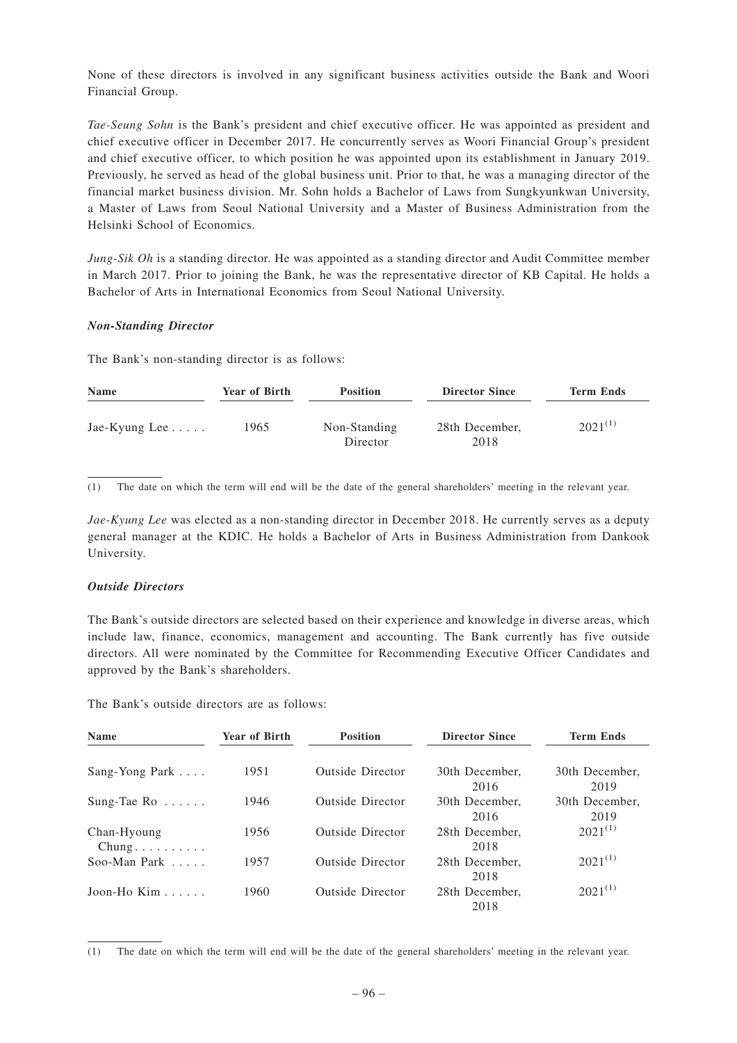None of these directors is involved in any significant business activities outside the Bank and Woori Financial Group.

*Tae-Seung Sohn* is the Bank's president and chief executive officer. He was appointed as president and chief executive officer in December 2017. He concurrently serves as Woori Financial Group's president and chief executive officer, to which position he was appointed upon its establishment in January 2019. Previously, he served as head of the global business unit. Prior to that, he was a managing director of the financial market business division. Mr. Sohn holds a Bachelor of Laws from Sungkyunkwan University, a Master of Laws from Seoul National University and a Master of Business Administration from the Helsinki School of Economics.

*Jung-Sik Oh* is a standing director. He was appointed as a standing director and Audit Committee member in March 2017. Prior to joining the Bank, he was the representative director of KB Capital. He holds a Bachelor of Arts in International Economics from Seoul National University.

***Non-Standing Director***

The Bank's non-standing director is as follows:

| Name | Year of Birth | Position | Director Since | Term Ends |
|---|---|---|---|---|
| Jae-Kyung Lee | 1965 | Non-Standing Director | 28th December, 2018 | 2021[1] |

(1) The date on which the term will end will be the date of the general shareholders' meeting in the relevant year.

*Jae-Kyung Lee* was elected as a non-standing director in December 2018. He currently serves as a deputy general manager at the KDIC. He holds a Bachelor of Arts in Business Administration from Dankook University.

***Outside Directors***

The Bank's outside directors are selected based on their experience and knowledge in diverse areas, which include law, finance, economics, management and accounting. The Bank currently has five outside directors. All were nominated by the Committee for Recommending Executive Officer Candidates and approved by the Bank's shareholders.

The Bank's outside directors are as follows:

| Name | Year of Birth | Position | Director Since | Term Ends |
|---|---|---|---|---|
| Sang-Yong Park | 1951 | Outside Director | 30th December, 2016 | 30th December, 2019 |
| Sung-Tae Ro | 1946 | Outside Director | 30th December, 2016 | 30th December, 2019 |
| Chan-Hyoung Chung | 1956 | Outside Director | 28th December, 2018 | 2021[1] |
| Soo-Man Park | 1957 | Outside Director | 28th December, 2018 | 2021[1] |
| Joon-Ho Kim | 1960 | Outside Director | 28th December, 2018 | 2021[1] |

(1) The date on which the term will end will be the date of the general shareholders' meeting in the relevant year.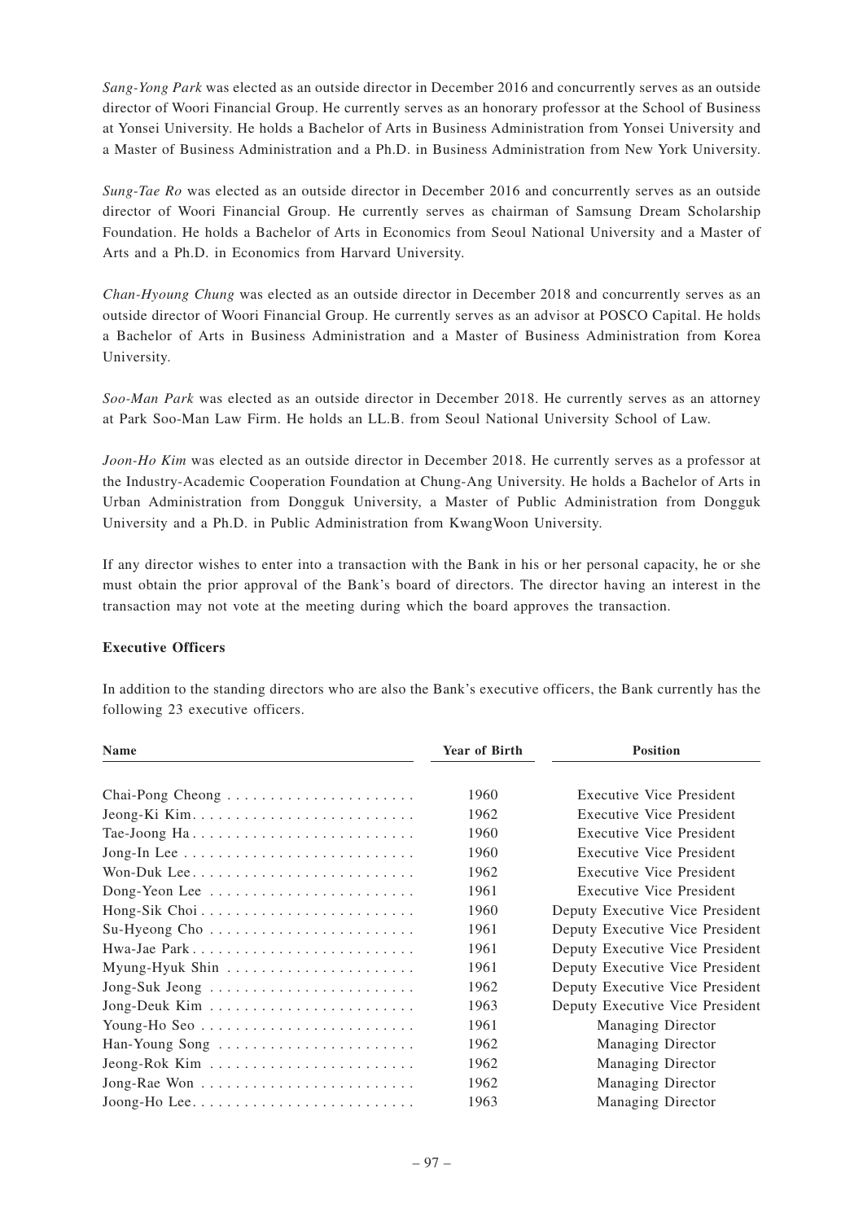*Sang-Yong Park* was elected as an outside director in December 2016 and concurrently serves as an outside director of Woori Financial Group. He currently serves as an honorary professor at the School of Business at Yonsei University. He holds a Bachelor of Arts in Business Administration from Yonsei University and a Master of Business Administration and a Ph.D. in Business Administration from New York University.

*Sung-Tae Ro* was elected as an outside director in December 2016 and concurrently serves as an outside director of Woori Financial Group. He currently serves as chairman of Samsung Dream Scholarship Foundation. He holds a Bachelor of Arts in Economics from Seoul National University and a Master of Arts and a Ph.D. in Economics from Harvard University.

*Chan-Hyoung Chung* was elected as an outside director in December 2018 and concurrently serves as an outside director of Woori Financial Group. He currently serves as an advisor at POSCO Capital. He holds a Bachelor of Arts in Business Administration and a Master of Business Administration from Korea University.

*Soo-Man Park* was elected as an outside director in December 2018. He currently serves as an attorney at Park Soo-Man Law Firm. He holds an LL.B. from Seoul National University School of Law.

*Joon-Ho Kim* was elected as an outside director in December 2018. He currently serves as a professor at the Industry-Academic Cooperation Foundation at Chung-Ang University. He holds a Bachelor of Arts in Urban Administration from Dongguk University, a Master of Public Administration from Dongguk University and a Ph.D. in Public Administration from KwangWoon University.

If any director wishes to enter into a transaction with the Bank in his or her personal capacity, he or she must obtain the prior approval of the Bank's board of directors. The director having an interest in the transaction may not vote at the meeting during which the board approves the transaction.

**Executive Officers**

In addition to the standing directors who are also the Bank's executive officers, the Bank currently has the following 23 executive officers.

| Name | Year of Birth | Position |
|---|---|---|
| Chai-Pong Cheong | 1960 | Executive Vice President |
| Jeong-Ki Kim | 1962 | Executive Vice President |
| Tae-Joong Ha | 1960 | Executive Vice President |
| Jong-In Lee | 1960 | Executive Vice President |
| Won-Duk Lee | 1962 | Executive Vice President |
| Dong-Yeon Lee | 1961 | Executive Vice President |
| Hong-Sik Choi | 1960 | Deputy Executive Vice President |
| Su-Hyeong Cho | 1961 | Deputy Executive Vice President |
| Hwa-Jae Park | 1961 | Deputy Executive Vice President |
| Myung-Hyuk Shin | 1961 | Deputy Executive Vice President |
| Jong-Suk Jeong | 1962 | Deputy Executive Vice President |
| Jong-Deuk Kim | 1963 | Deputy Executive Vice President |
| Young-Ho Seo | 1961 | Managing Director |
| Han-Young Song | 1962 | Managing Director |
| Jeong-Rok Kim | 1962 | Managing Director |
| Jong-Rae Won | 1962 | Managing Director |
| Joong-Ho Lee | 1963 | Managing Director |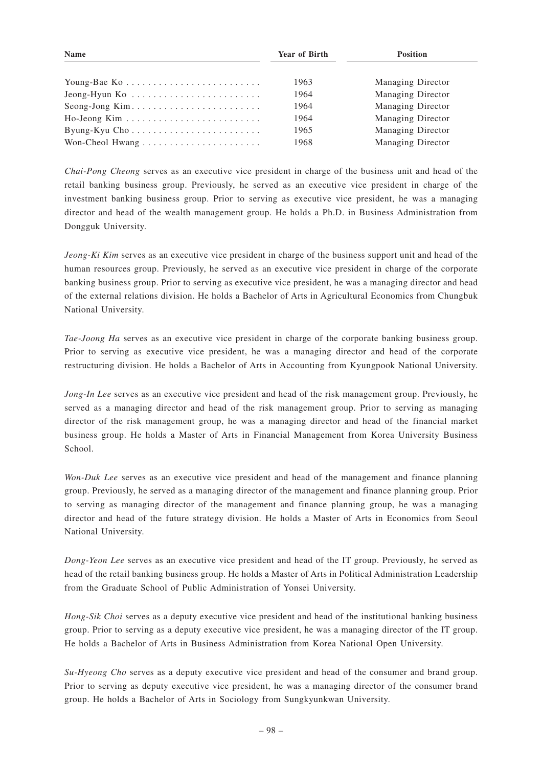| Name | Year of Birth | Position |
|---|---|---|
| Young-Bae Ko | 1963 | Managing Director |
| Jeong-Hyun Ko | 1964 | Managing Director |
| Seong-Jong Kim | 1964 | Managing Director |
| Ho-Jeong Kim | 1964 | Managing Director |
| Byung-Kyu Cho | 1965 | Managing Director |
| Won-Cheol Hwang | 1968 | Managing Director |

*Chai-Pong Cheong* serves as an executive vice president in charge of the business unit and head of the retail banking business group. Previously, he served as an executive vice president in charge of the investment banking business group. Prior to serving as executive vice president, he was a managing director and head of the wealth management group. He holds a Ph.D. in Business Administration from Dongguk University.

*Jeong-Ki Kim* serves as an executive vice president in charge of the business support unit and head of the human resources group. Previously, he served as an executive vice president in charge of the corporate banking business group. Prior to serving as executive vice president, he was a managing director and head of the external relations division. He holds a Bachelor of Arts in Agricultural Economics from Chungbuk National University.

*Tae-Joong Ha* serves as an executive vice president in charge of the corporate banking business group. Prior to serving as executive vice president, he was a managing director and head of the corporate restructuring division. He holds a Bachelor of Arts in Accounting from Kyungpook National University.

*Jong-In Lee* serves as an executive vice president and head of the risk management group. Previously, he served as a managing director and head of the risk management group. Prior to serving as managing director of the risk management group, he was a managing director and head of the financial market business group. He holds a Master of Arts in Financial Management from Korea University Business School.

*Won-Duk Lee* serves as an executive vice president and head of the management and finance planning group. Previously, he served as a managing director of the management and finance planning group. Prior to serving as managing director of the management and finance planning group, he was a managing director and head of the future strategy division. He holds a Master of Arts in Economics from Seoul National University.

*Dong-Yeon Lee* serves as an executive vice president and head of the IT group. Previously, he served as head of the retail banking business group. He holds a Master of Arts in Political Administration Leadership from the Graduate School of Public Administration of Yonsei University.

*Hong-Sik Choi* serves as a deputy executive vice president and head of the institutional banking business group. Prior to serving as a deputy executive vice president, he was a managing director of the IT group. He holds a Bachelor of Arts in Business Administration from Korea National Open University.

*Su-Hyeong Cho* serves as a deputy executive vice president and head of the consumer and brand group. Prior to serving as deputy executive vice president, he was a managing director of the consumer brand group. He holds a Bachelor of Arts in Sociology from Sungkyunkwan University.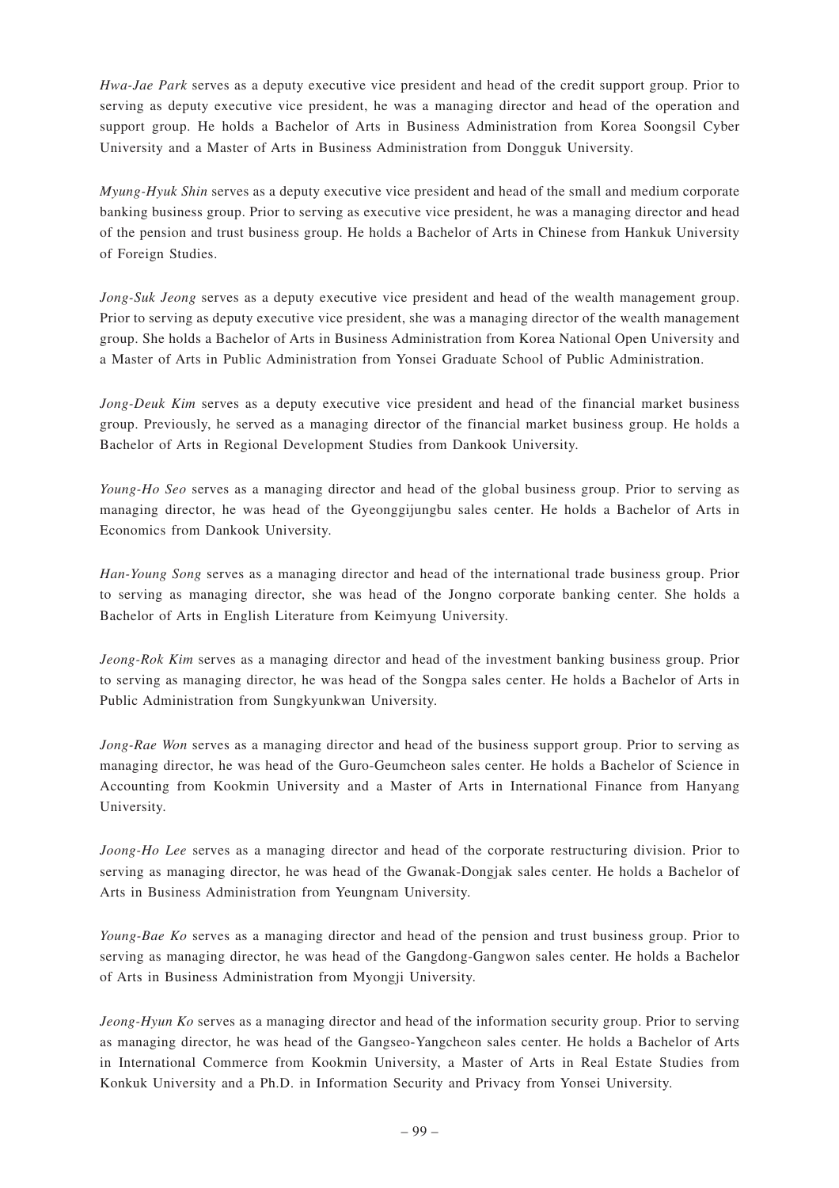*Hwa-Jae Park* serves as a deputy executive vice president and head of the credit support group. Prior to serving as deputy executive vice president, he was a managing director and head of the operation and support group. He holds a Bachelor of Arts in Business Administration from Korea Soongsil Cyber University and a Master of Arts in Business Administration from Dongguk University.

*Myung-Hyuk Shin* serves as a deputy executive vice president and head of the small and medium corporate banking business group. Prior to serving as executive vice president, he was a managing director and head of the pension and trust business group. He holds a Bachelor of Arts in Chinese from Hankuk University of Foreign Studies.

*Jong-Suk Jeong* serves as a deputy executive vice president and head of the wealth management group. Prior to serving as deputy executive vice president, she was a managing director of the wealth management group. She holds a Bachelor of Arts in Business Administration from Korea National Open University and a Master of Arts in Public Administration from Yonsei Graduate School of Public Administration.

*Jong-Deuk Kim* serves as a deputy executive vice president and head of the financial market business group. Previously, he served as a managing director of the financial market business group. He holds a Bachelor of Arts in Regional Development Studies from Dankook University.

*Young-Ho Seo* serves as a managing director and head of the global business group. Prior to serving as managing director, he was head of the Gyeonggijungbu sales center. He holds a Bachelor of Arts in Economics from Dankook University.

*Han-Young Song* serves as a managing director and head of the international trade business group. Prior to serving as managing director, she was head of the Jongno corporate banking center. She holds a Bachelor of Arts in English Literature from Keimyung University.

*Jeong-Rok Kim* serves as a managing director and head of the investment banking business group. Prior to serving as managing director, he was head of the Songpa sales center. He holds a Bachelor of Arts in Public Administration from Sungkyunkwan University.

*Jong-Rae Won* serves as a managing director and head of the business support group. Prior to serving as managing director, he was head of the Guro-Geumcheon sales center. He holds a Bachelor of Science in Accounting from Kookmin University and a Master of Arts in International Finance from Hanyang University.

*Joong-Ho Lee* serves as a managing director and head of the corporate restructuring division. Prior to serving as managing director, he was head of the Gwanak-Dongjak sales center. He holds a Bachelor of Arts in Business Administration from Yeungnam University.

*Young-Bae Ko* serves as a managing director and head of the pension and trust business group. Prior to serving as managing director, he was head of the Gangdong-Gangwon sales center. He holds a Bachelor of Arts in Business Administration from Myongji University.

*Jeong-Hyun Ko* serves as a managing director and head of the information security group. Prior to serving as managing director, he was head of the Gangseo-Yangcheon sales center. He holds a Bachelor of Arts in International Commerce from Kookmin University, a Master of Arts in Real Estate Studies from Konkuk University and a Ph.D. in Information Security and Privacy from Yonsei University.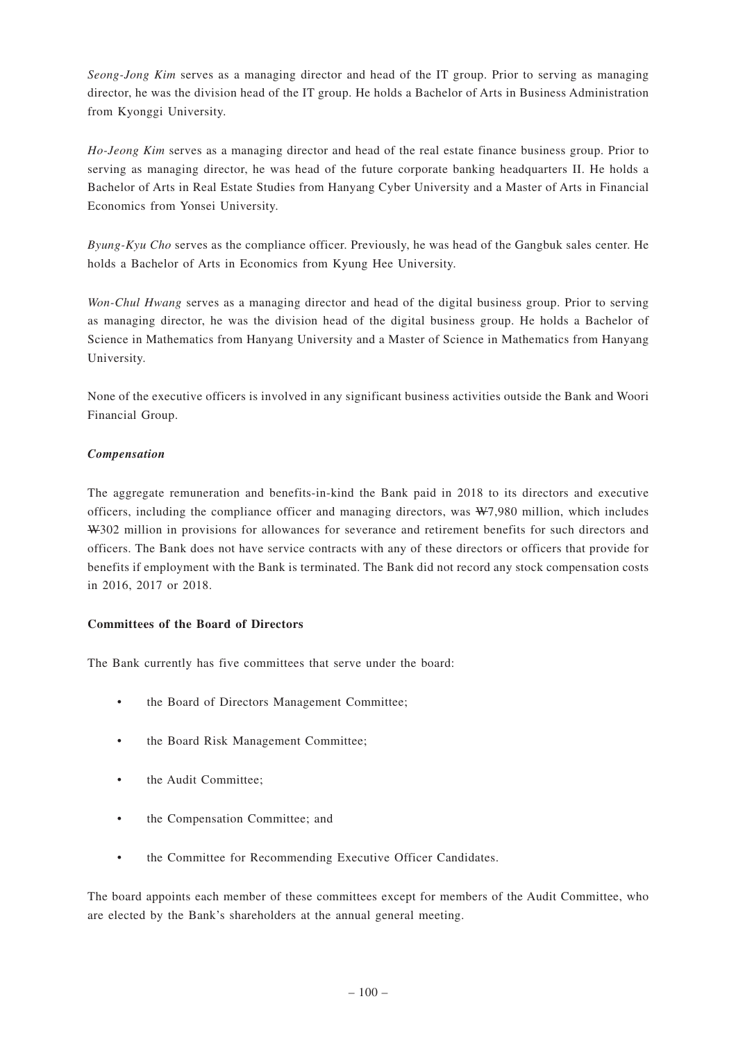*Seong-Jong Kim* serves as a managing director and head of the IT group. Prior to serving as managing director, he was the division head of the IT group. He holds a Bachelor of Arts in Business Administration from Kyonggi University.

*Ho-Jeong Kim* serves as a managing director and head of the real estate finance business group. Prior to serving as managing director, he was head of the future corporate banking headquarters II. He holds a Bachelor of Arts in Real Estate Studies from Hanyang Cyber University and a Master of Arts in Financial Economics from Yonsei University.

*Byung-Kyu Cho* serves as the compliance officer. Previously, he was head of the Gangbuk sales center. He holds a Bachelor of Arts in Economics from Kyung Hee University.

*Won-Chul Hwang* serves as a managing director and head of the digital business group. Prior to serving as managing director, he was the division head of the digital business group. He holds a Bachelor of Science in Mathematics from Hanyang University and a Master of Science in Mathematics from Hanyang University.

None of the executive officers is involved in any significant business activities outside the Bank and Woori Financial Group.

***Compensation***

The aggregate remuneration and benefits-in-kind the Bank paid in 2018 to its directors and executive officers, including the compliance officer and managing directors, was ₩7,980 million, which includes ₩302 million in provisions for allowances for severance and retirement benefits for such directors and officers. The Bank does not have service contracts with any of these directors or officers that provide for benefits if employment with the Bank is terminated. The Bank did not record any stock compensation costs in 2016, 2017 or 2018.

**Committees of the Board of Directors**

The Bank currently has five committees that serve under the board:

- the Board of Directors Management Committee;
- the Board Risk Management Committee;
- the Audit Committee;
- the Compensation Committee; and
- the Committee for Recommending Executive Officer Candidates.

The board appoints each member of these committees except for members of the Audit Committee, who are elected by the Bank's shareholders at the annual general meeting.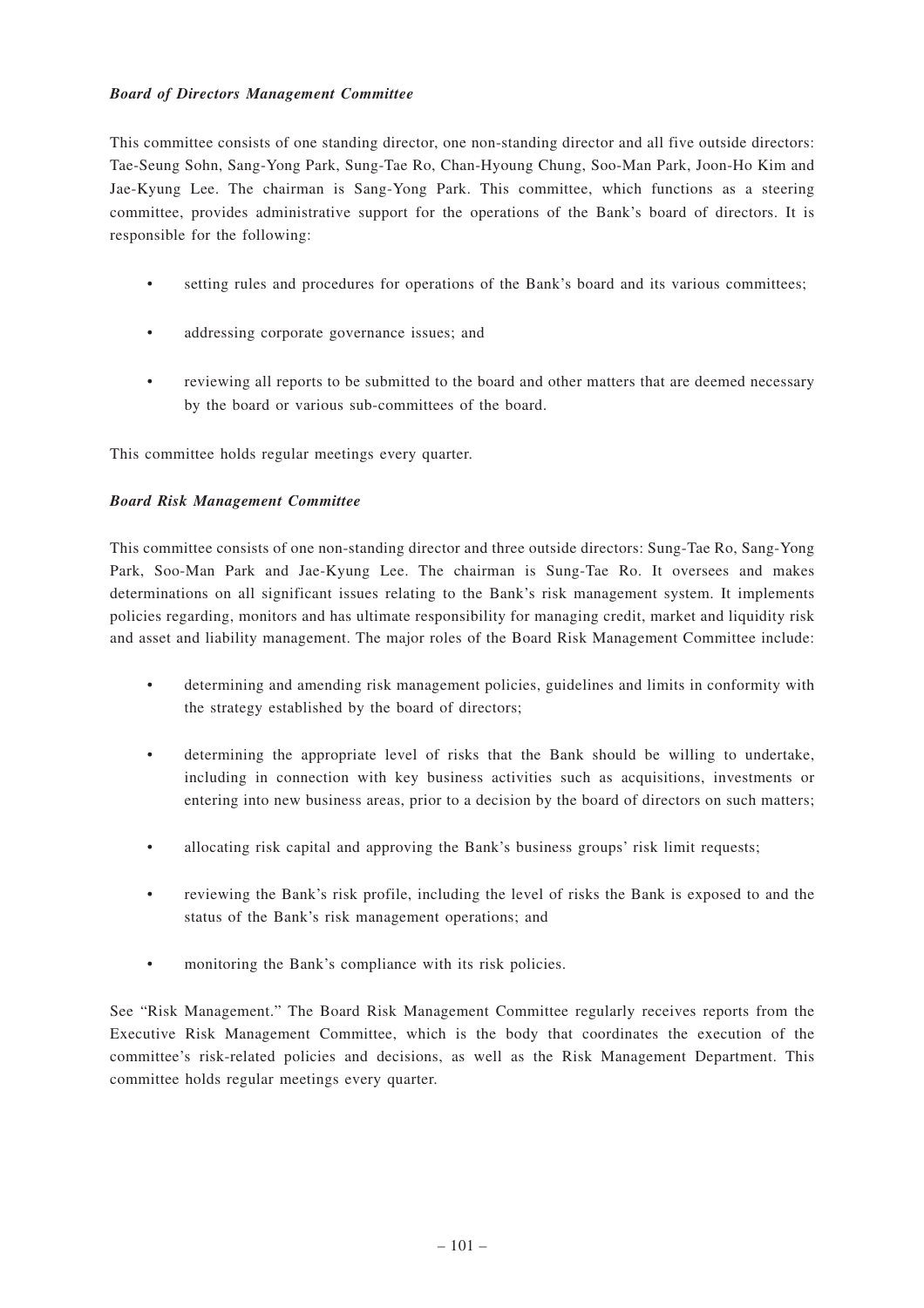***Board of Directors Management Committee***

This committee consists of one standing director, one non-standing director and all five outside directors: Tae-Seung Sohn, Sang-Yong Park, Sung-Tae Ro, Chan-Hyoung Chung, Soo-Man Park, Joon-Ho Kim and Jae-Kyung Lee. The chairman is Sang-Yong Park. This committee, which functions as a steering committee, provides administrative support for the operations of the Bank's board of directors. It is responsible for the following:

- setting rules and procedures for operations of the Bank's board and its various committees;
- addressing corporate governance issues; and
- reviewing all reports to be submitted to the board and other matters that are deemed necessary by the board or various sub-committees of the board.

This committee holds regular meetings every quarter.

***Board Risk Management Committee***

This committee consists of one non-standing director and three outside directors: Sung-Tae Ro, Sang-Yong Park, Soo-Man Park and Jae-Kyung Lee. The chairman is Sung-Tae Ro. It oversees and makes determinations on all significant issues relating to the Bank's risk management system. It implements policies regarding, monitors and has ultimate responsibility for managing credit, market and liquidity risk and asset and liability management. The major roles of the Board Risk Management Committee include:

- determining and amending risk management policies, guidelines and limits in conformity with the strategy established by the board of directors;
- determining the appropriate level of risks that the Bank should be willing to undertake, including in connection with key business activities such as acquisitions, investments or entering into new business areas, prior to a decision by the board of directors on such matters;
- allocating risk capital and approving the Bank's business groups' risk limit requests;
- reviewing the Bank's risk profile, including the level of risks the Bank is exposed to and the status of the Bank's risk management operations; and
- monitoring the Bank's compliance with its risk policies.

See "Risk Management." The Board Risk Management Committee regularly receives reports from the Executive Risk Management Committee, which is the body that coordinates the execution of the committee's risk-related policies and decisions, as well as the Risk Management Department. This committee holds regular meetings every quarter.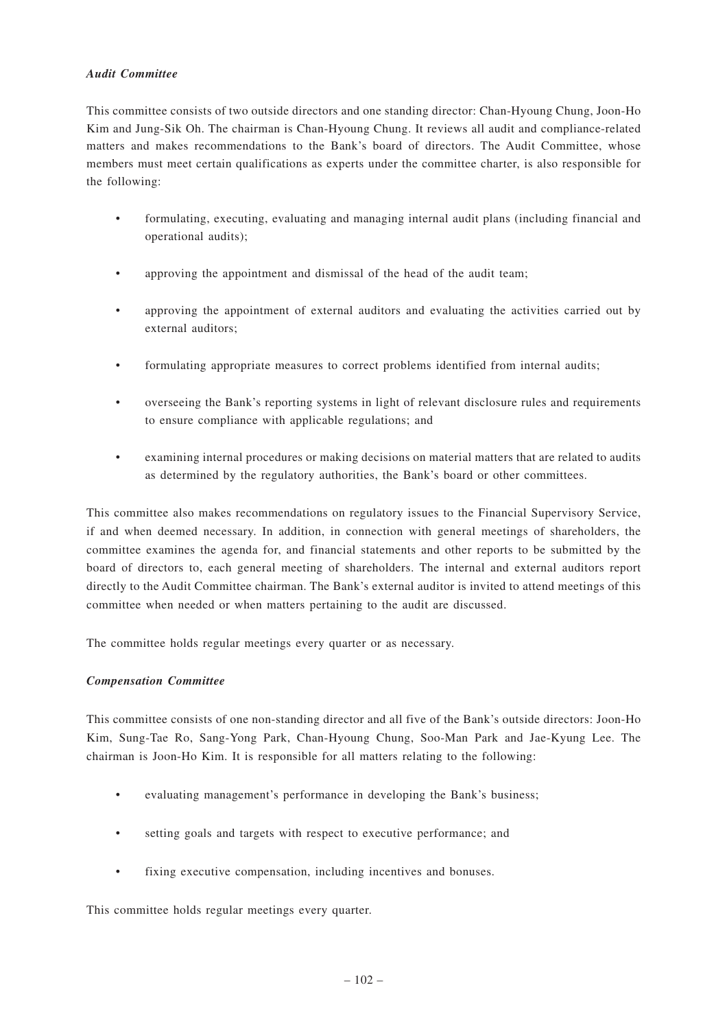***Audit Committee***

This committee consists of two outside directors and one standing director: Chan-Hyoung Chung, Joon-Ho Kim and Jung-Sik Oh. The chairman is Chan-Hyoung Chung. It reviews all audit and compliance-related matters and makes recommendations to the Bank's board of directors. The Audit Committee, whose members must meet certain qualifications as experts under the committee charter, is also responsible for the following:

- formulating, executing, evaluating and managing internal audit plans (including financial and operational audits);
- approving the appointment and dismissal of the head of the audit team;
- approving the appointment of external auditors and evaluating the activities carried out by external auditors;
- formulating appropriate measures to correct problems identified from internal audits;
- overseeing the Bank's reporting systems in light of relevant disclosure rules and requirements to ensure compliance with applicable regulations; and
- examining internal procedures or making decisions on material matters that are related to audits as determined by the regulatory authorities, the Bank's board or other committees.

This committee also makes recommendations on regulatory issues to the Financial Supervisory Service, if and when deemed necessary. In addition, in connection with general meetings of shareholders, the committee examines the agenda for, and financial statements and other reports to be submitted by the board of directors to, each general meeting of shareholders. The internal and external auditors report directly to the Audit Committee chairman. The Bank's external auditor is invited to attend meetings of this committee when needed or when matters pertaining to the audit are discussed.

The committee holds regular meetings every quarter or as necessary.

***Compensation Committee***

This committee consists of one non-standing director and all five of the Bank's outside directors: Joon-Ho Kim, Sung-Tae Ro, Sang-Yong Park, Chan-Hyoung Chung, Soo-Man Park and Jae-Kyung Lee. The chairman is Joon-Ho Kim. It is responsible for all matters relating to the following:

- evaluating management's performance in developing the Bank's business;
- setting goals and targets with respect to executive performance; and
- fixing executive compensation, including incentives and bonuses.

This committee holds regular meetings every quarter.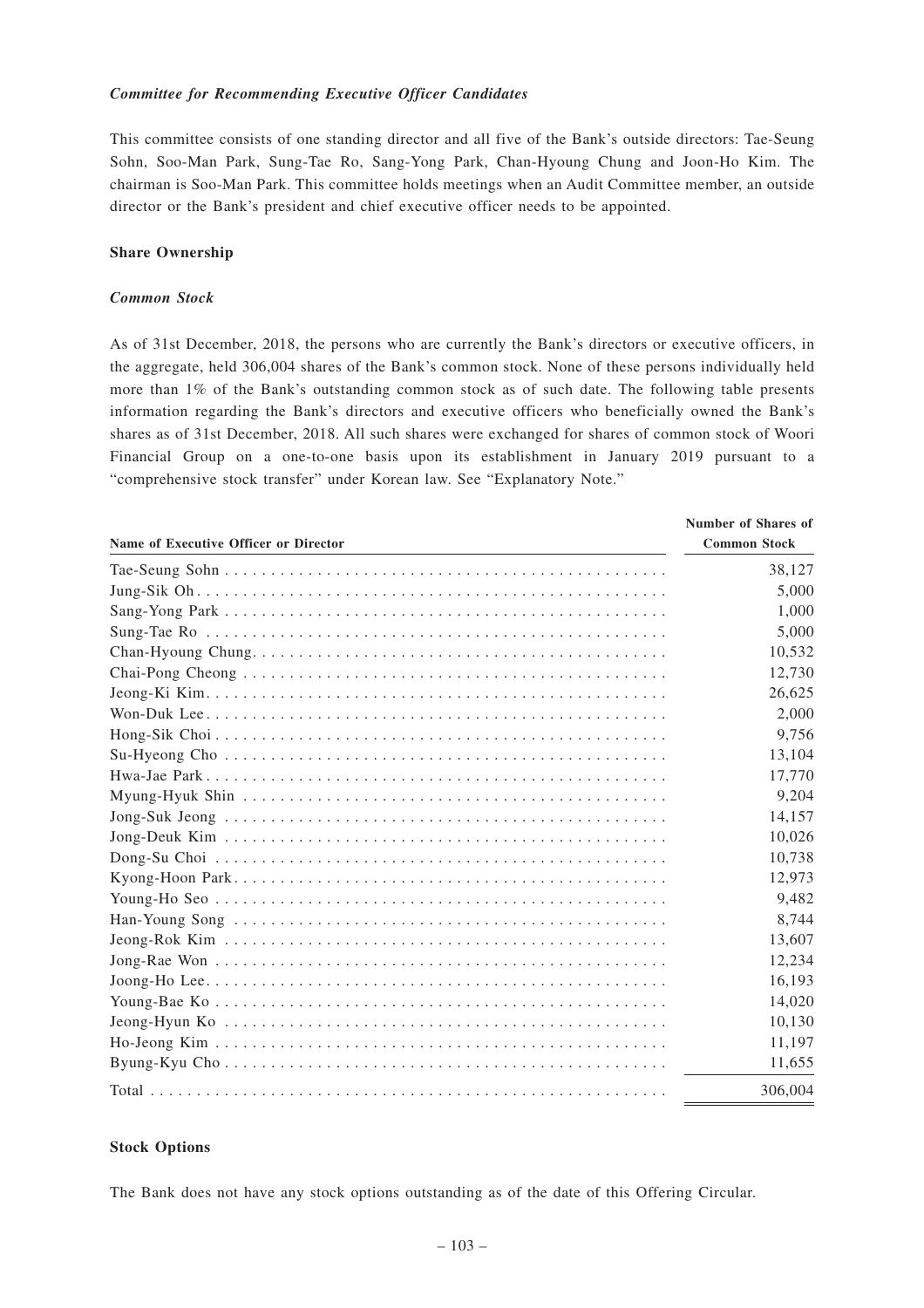### *Committee for Recommending Executive Officer Candidates*

This committee consists of one standing director and all five of the Bank's outside directors: Tae-Seung Sohn, Soo-Man Park, Sung-Tae Ro, Sang-Yong Park, Chan-Hyoung Chung and Joon-Ho Kim. The chairman is Soo-Man Park. This committee holds meetings when an Audit Committee member, an outside director or the Bank's president and chief executive officer needs to be appointed.

## Share Ownership

### *Common Stock*

As of 31st December, 2018, the persons who are currently the Bank's directors or executive officers, in the aggregate, held 306,004 shares of the Bank's common stock. None of these persons individually held more than 1% of the Bank's outstanding common stock as of such date. The following table presents information regarding the Bank's directors and executive officers who beneficially owned the Bank's shares as of 31st December, 2018. All such shares were exchanged for shares of common stock of Woori Financial Group on a one-to-one basis upon its establishment in January 2019 pursuant to a "comprehensive stock transfer" under Korean law. See "Explanatory Note."

| Name of Executive Officer or Director | Number of Shares of Common Stock |
|---|---|
| Tae-Seung Sohn | 38,127 |
| Jung-Sik Oh | 5,000 |
| Sang-Yong Park | 1,000 |
| Sung-Tae Ro | 5,000 |
| Chan-Hyoung Chung | 10,532 |
| Chai-Pong Cheong | 12,730 |
| Jeong-Ki Kim | 26,625 |
| Won-Duk Lee | 2,000 |
| Hong-Sik Choi | 9,756 |
| Su-Hyeong Cho | 13,104 |
| Hwa-Jae Park | 17,770 |
| Myung-Hyuk Shin | 9,204 |
| Jong-Suk Jeong | 14,157 |
| Jong-Deuk Kim | 10,026 |
| Dong-Su Choi | 10,738 |
| Kyong-Hoon Park | 12,973 |
| Young-Ho Seo | 9,482 |
| Han-Young Song | 8,744 |
| Jeong-Rok Kim | 13,607 |
| Jong-Rae Won | 12,234 |
| Joong-Ho Lee | 16,193 |
| Young-Bae Ko | 14,020 |
| Jeong-Hyun Ko | 10,130 |
| Ho-Jeong Kim | 11,197 |
| Byung-Kyu Cho | 11,655 |
| Total | 306,004 |

## Stock Options

The Bank does not have any stock options outstanding as of the date of this Offering Circular.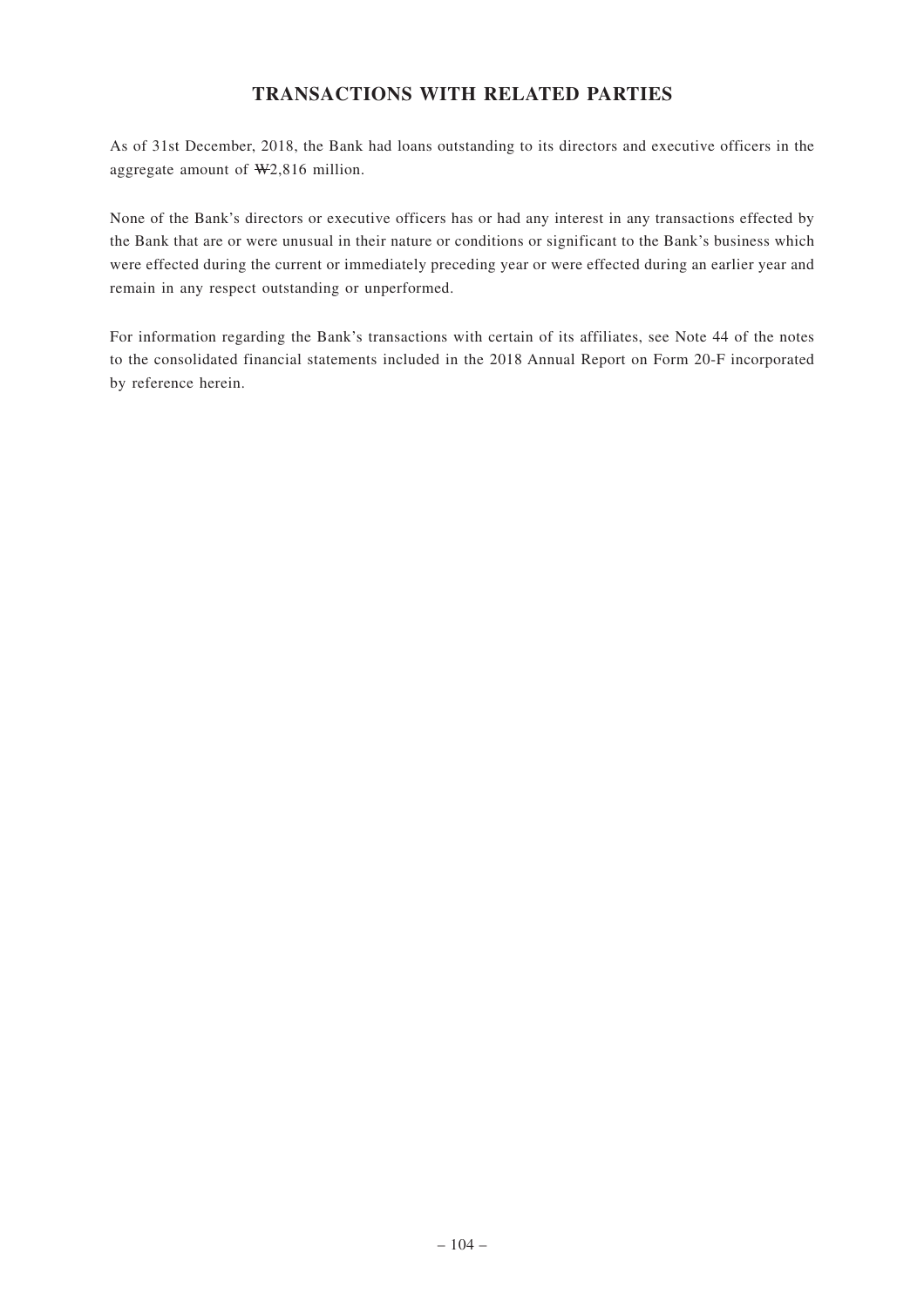## TRANSACTIONS WITH RELATED PARTIES

As of 31st December, 2018, the Bank had loans outstanding to its directors and executive officers in the aggregate amount of ₩2,816 million.

None of the Bank's directors or executive officers has or had any interest in any transactions effected by the Bank that are or were unusual in their nature or conditions or significant to the Bank's business which were effected during the current or immediately preceding year or were effected during an earlier year and remain in any respect outstanding or unperformed.

For information regarding the Bank's transactions with certain of its affiliates, see Note 44 of the notes to the consolidated financial statements included in the 2018 Annual Report on Form 20-F incorporated by reference herein.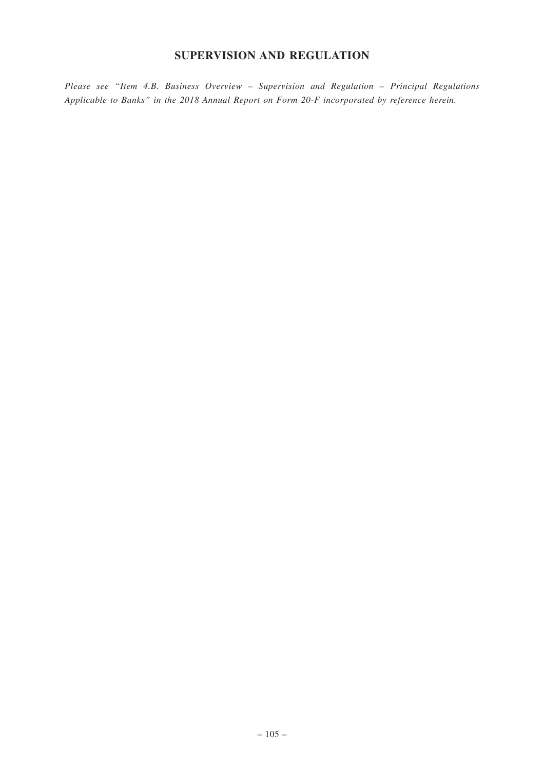# SUPERVISION AND REGULATION

*Please see "Item 4.B. Business Overview – Supervision and Regulation – Principal Regulations Applicable to Banks" in the 2018 Annual Report on Form 20-F incorporated by reference herein.*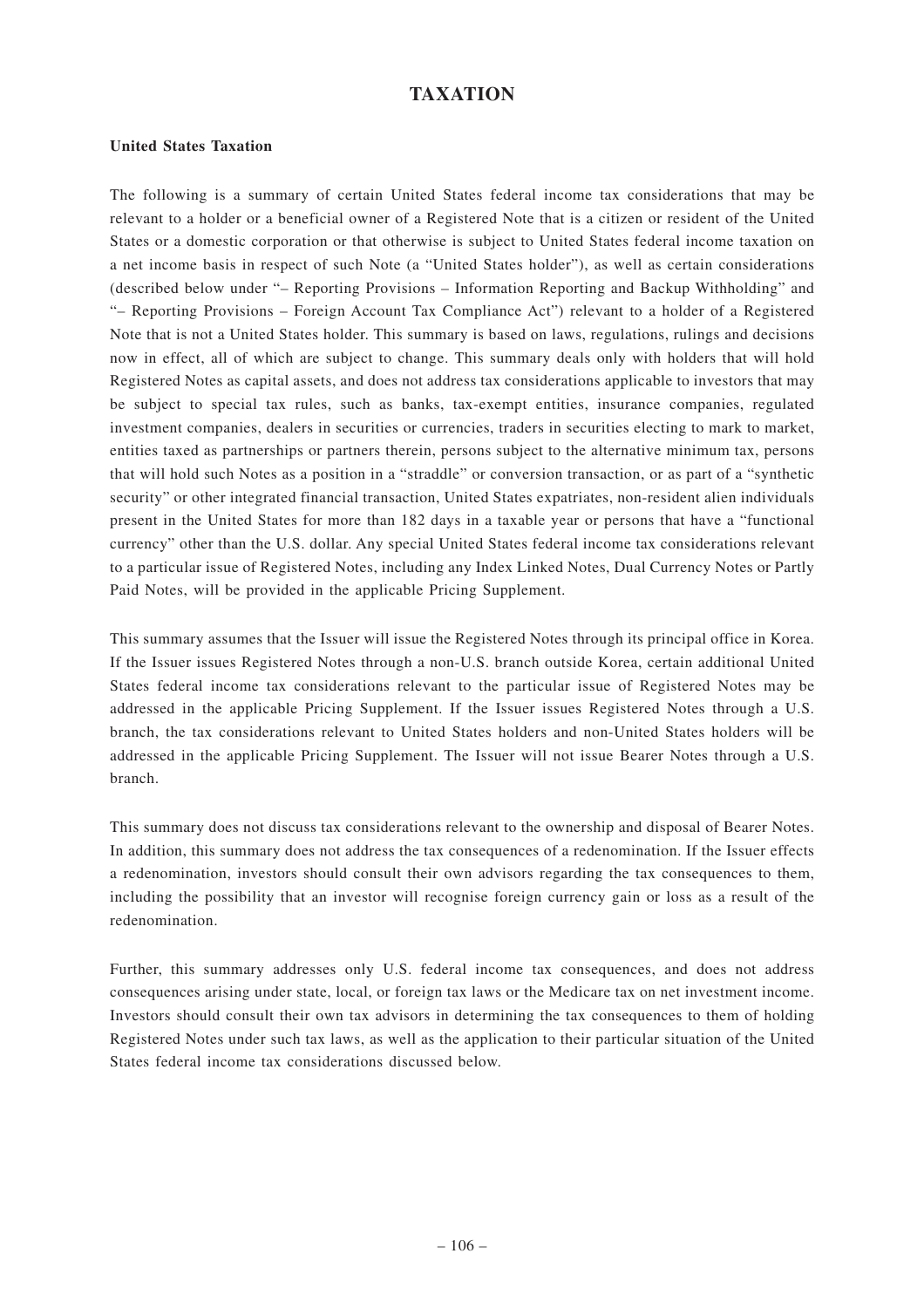# TAXATION

### United States Taxation

The following is a summary of certain United States federal income tax considerations that may be relevant to a holder or a beneficial owner of a Registered Note that is a citizen or resident of the United States or a domestic corporation or that otherwise is subject to United States federal income taxation on a net income basis in respect of such Note (a "United States holder"), as well as certain considerations (described below under "– Reporting Provisions – Information Reporting and Backup Withholding" and "– Reporting Provisions – Foreign Account Tax Compliance Act") relevant to a holder of a Registered Note that is not a United States holder. This summary is based on laws, regulations, rulings and decisions now in effect, all of which are subject to change. This summary deals only with holders that will hold Registered Notes as capital assets, and does not address tax considerations applicable to investors that may be subject to special tax rules, such as banks, tax-exempt entities, insurance companies, regulated investment companies, dealers in securities or currencies, traders in securities electing to mark to market, entities taxed as partnerships or partners therein, persons subject to the alternative minimum tax, persons that will hold such Notes as a position in a "straddle" or conversion transaction, or as part of a "synthetic security" or other integrated financial transaction, United States expatriates, non-resident alien individuals present in the United States for more than 182 days in a taxable year or persons that have a "functional currency" other than the U.S. dollar. Any special United States federal income tax considerations relevant to a particular issue of Registered Notes, including any Index Linked Notes, Dual Currency Notes or Partly Paid Notes, will be provided in the applicable Pricing Supplement.

This summary assumes that the Issuer will issue the Registered Notes through its principal office in Korea. If the Issuer issues Registered Notes through a non-U.S. branch outside Korea, certain additional United States federal income tax considerations relevant to the particular issue of Registered Notes may be addressed in the applicable Pricing Supplement. If the Issuer issues Registered Notes through a U.S. branch, the tax considerations relevant to United States holders and non-United States holders will be addressed in the applicable Pricing Supplement. The Issuer will not issue Bearer Notes through a U.S. branch.

This summary does not discuss tax considerations relevant to the ownership and disposal of Bearer Notes. In addition, this summary does not address the tax consequences of a redenomination. If the Issuer effects a redenomination, investors should consult their own advisors regarding the tax consequences to them, including the possibility that an investor will recognise foreign currency gain or loss as a result of the redenomination.

Further, this summary addresses only U.S. federal income tax consequences, and does not address consequences arising under state, local, or foreign tax laws or the Medicare tax on net investment income. Investors should consult their own tax advisors in determining the tax consequences to them of holding Registered Notes under such tax laws, as well as the application to their particular situation of the United States federal income tax considerations discussed below.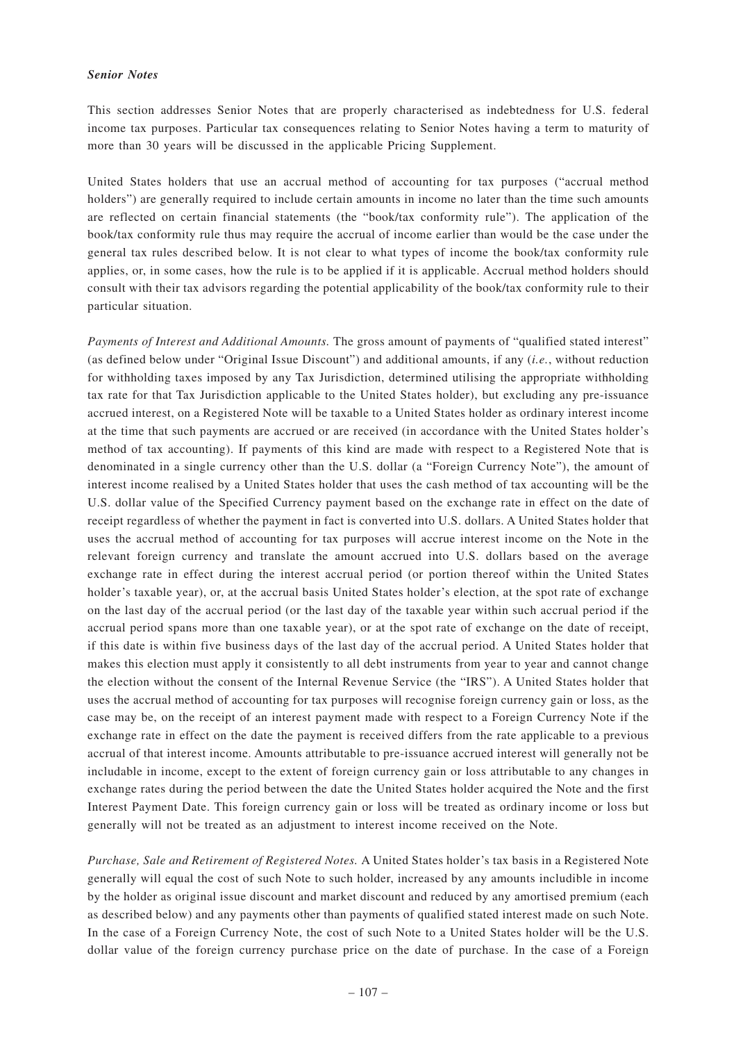***Senior Notes***

This section addresses Senior Notes that are properly characterised as indebtedness for U.S. federal income tax purposes. Particular tax consequences relating to Senior Notes having a term to maturity of more than 30 years will be discussed in the applicable Pricing Supplement.

United States holders that use an accrual method of accounting for tax purposes ("accrual method holders") are generally required to include certain amounts in income no later than the time such amounts are reflected on certain financial statements (the "book/tax conformity rule"). The application of the book/tax conformity rule thus may require the accrual of income earlier than would be the case under the general tax rules described below. It is not clear to what types of income the book/tax conformity rule applies, or, in some cases, how the rule is to be applied if it is applicable. Accrual method holders should consult with their tax advisors regarding the potential applicability of the book/tax conformity rule to their particular situation.

*Payments of Interest and Additional Amounts.* The gross amount of payments of "qualified stated interest" (as defined below under "Original Issue Discount") and additional amounts, if any (*i.e.*, without reduction for withholding taxes imposed by any Tax Jurisdiction, determined utilising the appropriate withholding tax rate for that Tax Jurisdiction applicable to the United States holder), but excluding any pre-issuance accrued interest, on a Registered Note will be taxable to a United States holder as ordinary interest income at the time that such payments are accrued or are received (in accordance with the United States holder's method of tax accounting). If payments of this kind are made with respect to a Registered Note that is denominated in a single currency other than the U.S. dollar (a "Foreign Currency Note"), the amount of interest income realised by a United States holder that uses the cash method of tax accounting will be the U.S. dollar value of the Specified Currency payment based on the exchange rate in effect on the date of receipt regardless of whether the payment in fact is converted into U.S. dollars. A United States holder that uses the accrual method of accounting for tax purposes will accrue interest income on the Note in the relevant foreign currency and translate the amount accrued into U.S. dollars based on the average exchange rate in effect during the interest accrual period (or portion thereof within the United States holder's taxable year), or, at the accrual basis United States holder's election, at the spot rate of exchange on the last day of the accrual period (or the last day of the taxable year within such accrual period if the accrual period spans more than one taxable year), or at the spot rate of exchange on the date of receipt, if this date is within five business days of the last day of the accrual period. A United States holder that makes this election must apply it consistently to all debt instruments from year to year and cannot change the election without the consent of the Internal Revenue Service (the "IRS"). A United States holder that uses the accrual method of accounting for tax purposes will recognise foreign currency gain or loss, as the case may be, on the receipt of an interest payment made with respect to a Foreign Currency Note if the exchange rate in effect on the date the payment is received differs from the rate applicable to a previous accrual of that interest income. Amounts attributable to pre-issuance accrued interest will generally not be includable in income, except to the extent of foreign currency gain or loss attributable to any changes in exchange rates during the period between the date the United States holder acquired the Note and the first Interest Payment Date. This foreign currency gain or loss will be treated as ordinary income or loss but generally will not be treated as an adjustment to interest income received on the Note.

*Purchase, Sale and Retirement of Registered Notes.* A United States holder's tax basis in a Registered Note generally will equal the cost of such Note to such holder, increased by any amounts includible in income by the holder as original issue discount and market discount and reduced by any amortised premium (each as described below) and any payments other than payments of qualified stated interest made on such Note. In the case of a Foreign Currency Note, the cost of such Note to a United States holder will be the U.S. dollar value of the foreign currency purchase price on the date of purchase. In the case of a Foreign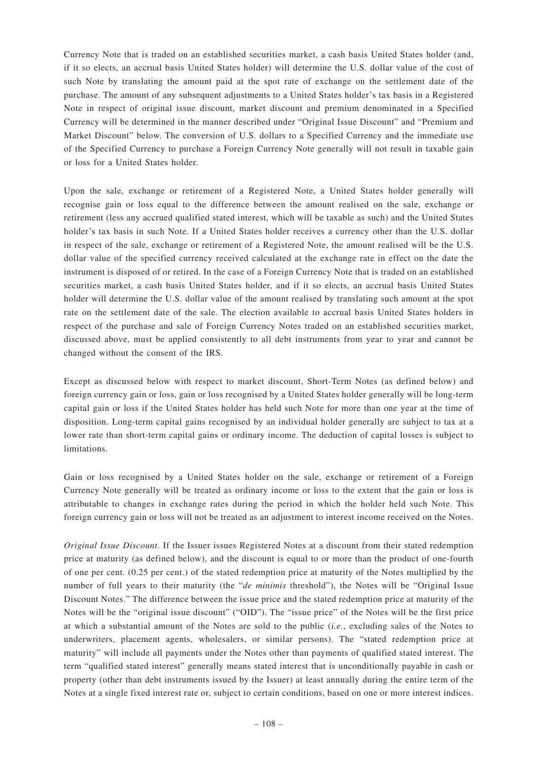Currency Note that is traded on an established securities market, a cash basis United States holder (and, if it so elects, an accrual basis United States holder) will determine the U.S. dollar value of the cost of such Note by translating the amount paid at the spot rate of exchange on the settlement date of the purchase. The amount of any subsequent adjustments to a United States holder's tax basis in a Registered Note in respect of original issue discount, market discount and premium denominated in a Specified Currency will be determined in the manner described under "Original Issue Discount" and "Premium and Market Discount" below. The conversion of U.S. dollars to a Specified Currency and the immediate use of the Specified Currency to purchase a Foreign Currency Note generally will not result in taxable gain or loss for a United States holder.

Upon the sale, exchange or retirement of a Registered Note, a United States holder generally will recognise gain or loss equal to the difference between the amount realised on the sale, exchange or retirement (less any accrued qualified stated interest, which will be taxable as such) and the United States holder's tax basis in such Note. If a United States holder receives a currency other than the U.S. dollar in respect of the sale, exchange or retirement of a Registered Note, the amount realised will be the U.S. dollar value of the specified currency received calculated at the exchange rate in effect on the date the instrument is disposed of or retired. In the case of a Foreign Currency Note that is traded on an established securities market, a cash basis United States holder, and if it so elects, an accrual basis United States holder will determine the U.S. dollar value of the amount realised by translating such amount at the spot rate on the settlement date of the sale. The election available to accrual basis United States holders in respect of the purchase and sale of Foreign Currency Notes traded on an established securities market, discussed above, must be applied consistently to all debt instruments from year to year and cannot be changed without the consent of the IRS.

Except as discussed below with respect to market discount, Short-Term Notes (as defined below) and foreign currency gain or loss, gain or loss recognised by a United States holder generally will be long-term capital gain or loss if the United States holder has held such Note for more than one year at the time of disposition. Long-term capital gains recognised by an individual holder generally are subject to tax at a lower rate than short-term capital gains or ordinary income. The deduction of capital losses is subject to limitations.

Gain or loss recognised by a United States holder on the sale, exchange or retirement of a Foreign Currency Note generally will be treated as ordinary income or loss to the extent that the gain or loss is attributable to changes in exchange rates during the period in which the holder held such Note. This foreign currency gain or loss will not be treated as an adjustment to interest income received on the Notes.

*Original Issue Discount.* If the Issuer issues Registered Notes at a discount from their stated redemption price at maturity (as defined below), and the discount is equal to or more than the product of one-fourth of one per cent. (0.25 per cent.) of the stated redemption price at maturity of the Notes multiplied by the number of full years to their maturity (the "*de minimis* threshold"), the Notes will be "Original Issue Discount Notes." The difference between the issue price and the stated redemption price at maturity of the Notes will be the "original issue discount" ("OID"). The "issue price" of the Notes will be the first price at which a substantial amount of the Notes are sold to the public (*i.e.*, excluding sales of the Notes to underwriters, placement agents, wholesalers, or similar persons). The "stated redemption price at maturity" will include all payments under the Notes other than payments of qualified stated interest. The term "qualified stated interest" generally means stated interest that is unconditionally payable in cash or property (other than debt instruments issued by the Issuer) at least annually during the entire term of the Notes at a single fixed interest rate or, subject to certain conditions, based on one or more interest indices.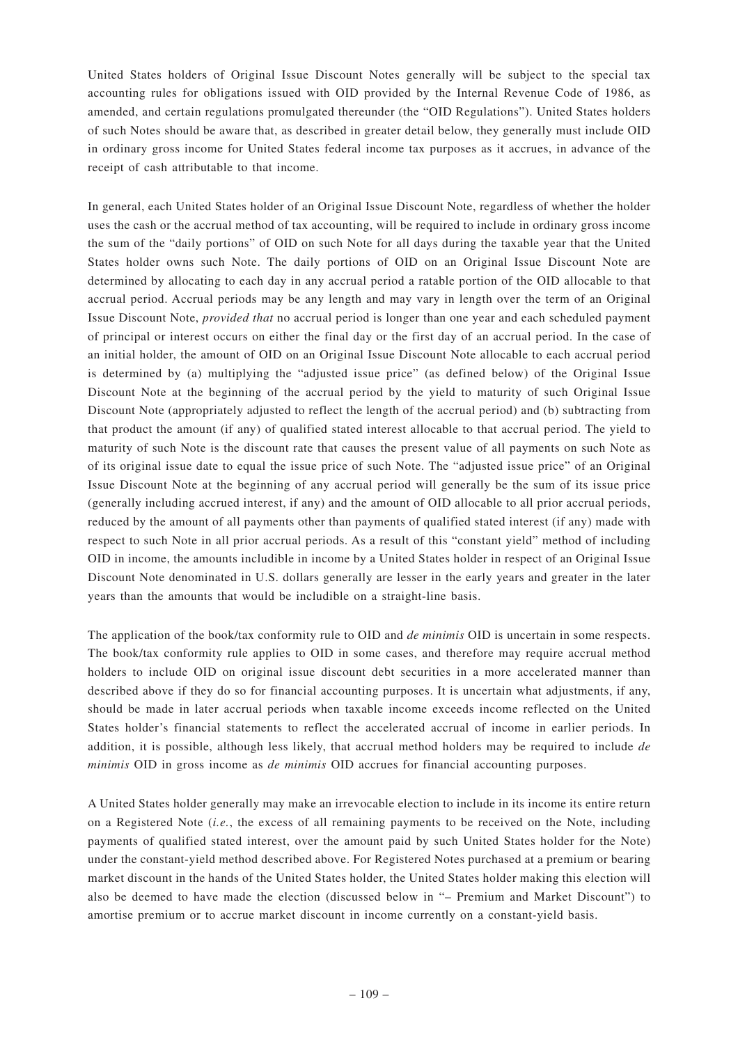United States holders of Original Issue Discount Notes generally will be subject to the special tax accounting rules for obligations issued with OID provided by the Internal Revenue Code of 1986, as amended, and certain regulations promulgated thereunder (the "OID Regulations"). United States holders of such Notes should be aware that, as described in greater detail below, they generally must include OID in ordinary gross income for United States federal income tax purposes as it accrues, in advance of the receipt of cash attributable to that income.

In general, each United States holder of an Original Issue Discount Note, regardless of whether the holder uses the cash or the accrual method of tax accounting, will be required to include in ordinary gross income the sum of the "daily portions" of OID on such Note for all days during the taxable year that the United States holder owns such Note. The daily portions of OID on an Original Issue Discount Note are determined by allocating to each day in any accrual period a ratable portion of the OID allocable to that accrual period. Accrual periods may be any length and may vary in length over the term of an Original Issue Discount Note, *provided that* no accrual period is longer than one year and each scheduled payment of principal or interest occurs on either the final day or the first day of an accrual period. In the case of an initial holder, the amount of OID on an Original Issue Discount Note allocable to each accrual period is determined by (a) multiplying the "adjusted issue price" (as defined below) of the Original Issue Discount Note at the beginning of the accrual period by the yield to maturity of such Original Issue Discount Note (appropriately adjusted to reflect the length of the accrual period) and (b) subtracting from that product the amount (if any) of qualified stated interest allocable to that accrual period. The yield to maturity of such Note is the discount rate that causes the present value of all payments on such Note as of its original issue date to equal the issue price of such Note. The "adjusted issue price" of an Original Issue Discount Note at the beginning of any accrual period will generally be the sum of its issue price (generally including accrued interest, if any) and the amount of OID allocable to all prior accrual periods, reduced by the amount of all payments other than payments of qualified stated interest (if any) made with respect to such Note in all prior accrual periods. As a result of this "constant yield" method of including OID in income, the amounts includible in income by a United States holder in respect of an Original Issue Discount Note denominated in U.S. dollars generally are lesser in the early years and greater in the later years than the amounts that would be includible on a straight-line basis.

The application of the book/tax conformity rule to OID and *de minimis* OID is uncertain in some respects. The book/tax conformity rule applies to OID in some cases, and therefore may require accrual method holders to include OID on original issue discount debt securities in a more accelerated manner than described above if they do so for financial accounting purposes. It is uncertain what adjustments, if any, should be made in later accrual periods when taxable income exceeds income reflected on the United States holder's financial statements to reflect the accelerated accrual of income in earlier periods. In addition, it is possible, although less likely, that accrual method holders may be required to include *de minimis* OID in gross income as *de minimis* OID accrues for financial accounting purposes.

A United States holder generally may make an irrevocable election to include in its income its entire return on a Registered Note (*i.e.*, the excess of all remaining payments to be received on the Note, including payments of qualified stated interest, over the amount paid by such United States holder for the Note) under the constant-yield method described above. For Registered Notes purchased at a premium or bearing market discount in the hands of the United States holder, the United States holder making this election will also be deemed to have made the election (discussed below in "– Premium and Market Discount") to amortise premium or to accrue market discount in income currently on a constant-yield basis.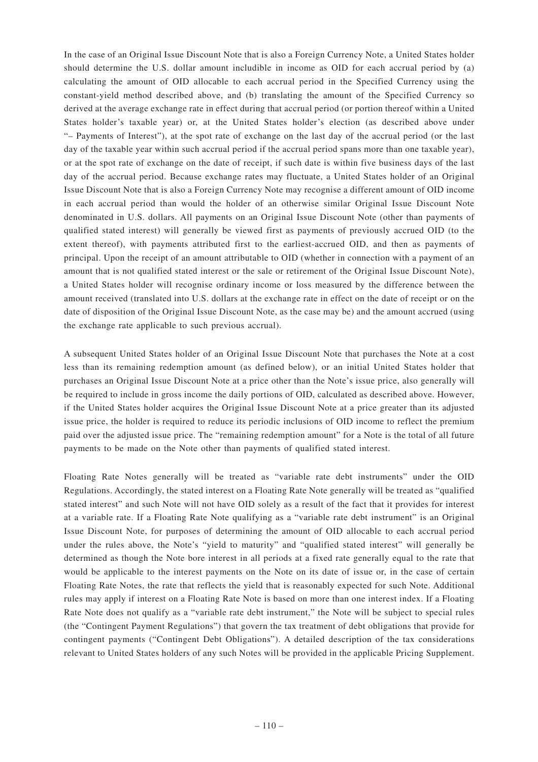In the case of an Original Issue Discount Note that is also a Foreign Currency Note, a United States holder should determine the U.S. dollar amount includible in income as OID for each accrual period by (a) calculating the amount of OID allocable to each accrual period in the Specified Currency using the constant-yield method described above, and (b) translating the amount of the Specified Currency so derived at the average exchange rate in effect during that accrual period (or portion thereof within a United States holder's taxable year) or, at the United States holder's election (as described above under "– Payments of Interest"), at the spot rate of exchange on the last day of the accrual period (or the last day of the taxable year within such accrual period if the accrual period spans more than one taxable year), or at the spot rate of exchange on the date of receipt, if such date is within five business days of the last day of the accrual period. Because exchange rates may fluctuate, a United States holder of an Original Issue Discount Note that is also a Foreign Currency Note may recognise a different amount of OID income in each accrual period than would the holder of an otherwise similar Original Issue Discount Note denominated in U.S. dollars. All payments on an Original Issue Discount Note (other than payments of qualified stated interest) will generally be viewed first as payments of previously accrued OID (to the extent thereof), with payments attributed first to the earliest-accrued OID, and then as payments of principal. Upon the receipt of an amount attributable to OID (whether in connection with a payment of an amount that is not qualified stated interest or the sale or retirement of the Original Issue Discount Note), a United States holder will recognise ordinary income or loss measured by the difference between the amount received (translated into U.S. dollars at the exchange rate in effect on the date of receipt or on the date of disposition of the Original Issue Discount Note, as the case may be) and the amount accrued (using the exchange rate applicable to such previous accrual).

A subsequent United States holder of an Original Issue Discount Note that purchases the Note at a cost less than its remaining redemption amount (as defined below), or an initial United States holder that purchases an Original Issue Discount Note at a price other than the Note's issue price, also generally will be required to include in gross income the daily portions of OID, calculated as described above. However, if the United States holder acquires the Original Issue Discount Note at a price greater than its adjusted issue price, the holder is required to reduce its periodic inclusions of OID income to reflect the premium paid over the adjusted issue price. The "remaining redemption amount" for a Note is the total of all future payments to be made on the Note other than payments of qualified stated interest.

Floating Rate Notes generally will be treated as "variable rate debt instruments" under the OID Regulations. Accordingly, the stated interest on a Floating Rate Note generally will be treated as "qualified stated interest" and such Note will not have OID solely as a result of the fact that it provides for interest at a variable rate. If a Floating Rate Note qualifying as a "variable rate debt instrument" is an Original Issue Discount Note, for purposes of determining the amount of OID allocable to each accrual period under the rules above, the Note's "yield to maturity" and "qualified stated interest" will generally be determined as though the Note bore interest in all periods at a fixed rate generally equal to the rate that would be applicable to the interest payments on the Note on its date of issue or, in the case of certain Floating Rate Notes, the rate that reflects the yield that is reasonably expected for such Note. Additional rules may apply if interest on a Floating Rate Note is based on more than one interest index. If a Floating Rate Note does not qualify as a "variable rate debt instrument," the Note will be subject to special rules (the "Contingent Payment Regulations") that govern the tax treatment of debt obligations that provide for contingent payments ("Contingent Debt Obligations"). A detailed description of the tax considerations relevant to United States holders of any such Notes will be provided in the applicable Pricing Supplement.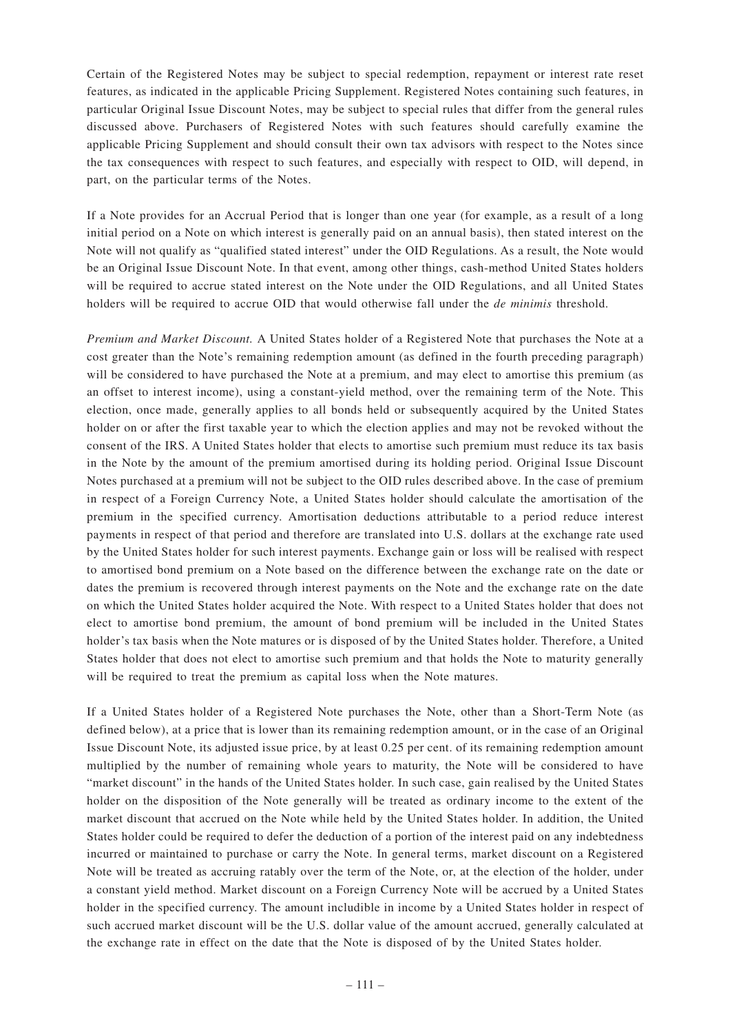Certain of the Registered Notes may be subject to special redemption, repayment or interest rate reset features, as indicated in the applicable Pricing Supplement. Registered Notes containing such features, in particular Original Issue Discount Notes, may be subject to special rules that differ from the general rules discussed above. Purchasers of Registered Notes with such features should carefully examine the applicable Pricing Supplement and should consult their own tax advisors with respect to the Notes since the tax consequences with respect to such features, and especially with respect to OID, will depend, in part, on the particular terms of the Notes.

If a Note provides for an Accrual Period that is longer than one year (for example, as a result of a long initial period on a Note on which interest is generally paid on an annual basis), then stated interest on the Note will not qualify as "qualified stated interest" under the OID Regulations. As a result, the Note would be an Original Issue Discount Note. In that event, among other things, cash-method United States holders will be required to accrue stated interest on the Note under the OID Regulations, and all United States holders will be required to accrue OID that would otherwise fall under the *de minimis* threshold.

*Premium and Market Discount.* A United States holder of a Registered Note that purchases the Note at a cost greater than the Note's remaining redemption amount (as defined in the fourth preceding paragraph) will be considered to have purchased the Note at a premium, and may elect to amortise this premium (as an offset to interest income), using a constant-yield method, over the remaining term of the Note. This election, once made, generally applies to all bonds held or subsequently acquired by the United States holder on or after the first taxable year to which the election applies and may not be revoked without the consent of the IRS. A United States holder that elects to amortise such premium must reduce its tax basis in the Note by the amount of the premium amortised during its holding period. Original Issue Discount Notes purchased at a premium will not be subject to the OID rules described above. In the case of premium in respect of a Foreign Currency Note, a United States holder should calculate the amortisation of the premium in the specified currency. Amortisation deductions attributable to a period reduce interest payments in respect of that period and therefore are translated into U.S. dollars at the exchange rate used by the United States holder for such interest payments. Exchange gain or loss will be realised with respect to amortised bond premium on a Note based on the difference between the exchange rate on the date or dates the premium is recovered through interest payments on the Note and the exchange rate on the date on which the United States holder acquired the Note. With respect to a United States holder that does not elect to amortise bond premium, the amount of bond premium will be included in the United States holder's tax basis when the Note matures or is disposed of by the United States holder. Therefore, a United States holder that does not elect to amortise such premium and that holds the Note to maturity generally will be required to treat the premium as capital loss when the Note matures.

If a United States holder of a Registered Note purchases the Note, other than a Short-Term Note (as defined below), at a price that is lower than its remaining redemption amount, or in the case of an Original Issue Discount Note, its adjusted issue price, by at least 0.25 per cent. of its remaining redemption amount multiplied by the number of remaining whole years to maturity, the Note will be considered to have "market discount" in the hands of the United States holder. In such case, gain realised by the United States holder on the disposition of the Note generally will be treated as ordinary income to the extent of the market discount that accrued on the Note while held by the United States holder. In addition, the United States holder could be required to defer the deduction of a portion of the interest paid on any indebtedness incurred or maintained to purchase or carry the Note. In general terms, market discount on a Registered Note will be treated as accruing ratably over the term of the Note, or, at the election of the holder, under a constant yield method. Market discount on a Foreign Currency Note will be accrued by a United States holder in the specified currency. The amount includible in income by a United States holder in respect of such accrued market discount will be the U.S. dollar value of the amount accrued, generally calculated at the exchange rate in effect on the date that the Note is disposed of by the United States holder.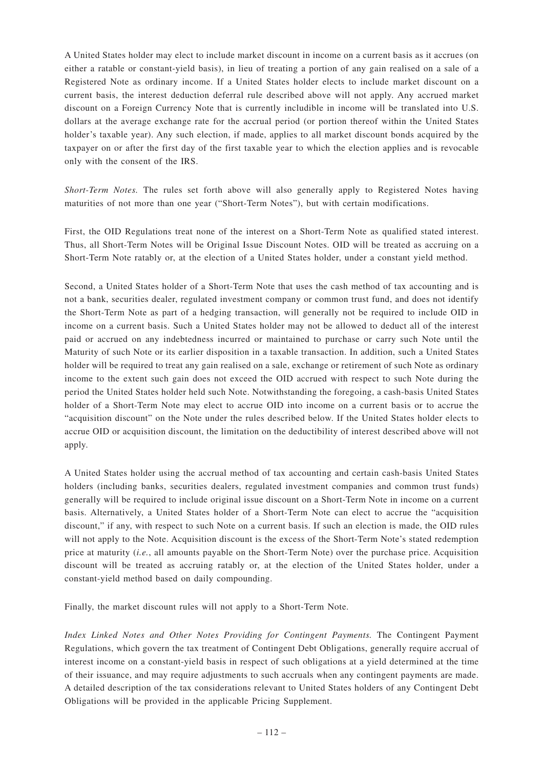A United States holder may elect to include market discount in income on a current basis as it accrues (on either a ratable or constant-yield basis), in lieu of treating a portion of any gain realised on a sale of a Registered Note as ordinary income. If a United States holder elects to include market discount on a current basis, the interest deduction deferral rule described above will not apply. Any accrued market discount on a Foreign Currency Note that is currently includible in income will be translated into U.S. dollars at the average exchange rate for the accrual period (or portion thereof within the United States holder's taxable year). Any such election, if made, applies to all market discount bonds acquired by the taxpayer on or after the first day of the first taxable year to which the election applies and is revocable only with the consent of the IRS.

*Short-Term Notes.* The rules set forth above will also generally apply to Registered Notes having maturities of not more than one year ("Short-Term Notes"), but with certain modifications.

First, the OID Regulations treat none of the interest on a Short-Term Note as qualified stated interest. Thus, all Short-Term Notes will be Original Issue Discount Notes. OID will be treated as accruing on a Short-Term Note ratably or, at the election of a United States holder, under a constant yield method.

Second, a United States holder of a Short-Term Note that uses the cash method of tax accounting and is not a bank, securities dealer, regulated investment company or common trust fund, and does not identify the Short-Term Note as part of a hedging transaction, will generally not be required to include OID in income on a current basis. Such a United States holder may not be allowed to deduct all of the interest paid or accrued on any indebtedness incurred or maintained to purchase or carry such Note until the Maturity of such Note or its earlier disposition in a taxable transaction. In addition, such a United States holder will be required to treat any gain realised on a sale, exchange or retirement of such Note as ordinary income to the extent such gain does not exceed the OID accrued with respect to such Note during the period the United States holder held such Note. Notwithstanding the foregoing, a cash-basis United States holder of a Short-Term Note may elect to accrue OID into income on a current basis or to accrue the "acquisition discount" on the Note under the rules described below. If the United States holder elects to accrue OID or acquisition discount, the limitation on the deductibility of interest described above will not apply.

A United States holder using the accrual method of tax accounting and certain cash-basis United States holders (including banks, securities dealers, regulated investment companies and common trust funds) generally will be required to include original issue discount on a Short-Term Note in income on a current basis. Alternatively, a United States holder of a Short-Term Note can elect to accrue the "acquisition discount," if any, with respect to such Note on a current basis. If such an election is made, the OID rules will not apply to the Note. Acquisition discount is the excess of the Short-Term Note's stated redemption price at maturity (*i.e.*, all amounts payable on the Short-Term Note) over the purchase price. Acquisition discount will be treated as accruing ratably or, at the election of the United States holder, under a constant-yield method based on daily compounding.

Finally, the market discount rules will not apply to a Short-Term Note.

*Index Linked Notes and Other Notes Providing for Contingent Payments.* The Contingent Payment Regulations, which govern the tax treatment of Contingent Debt Obligations, generally require accrual of interest income on a constant-yield basis in respect of such obligations at a yield determined at the time of their issuance, and may require adjustments to such accruals when any contingent payments are made. A detailed description of the tax considerations relevant to United States holders of any Contingent Debt Obligations will be provided in the applicable Pricing Supplement.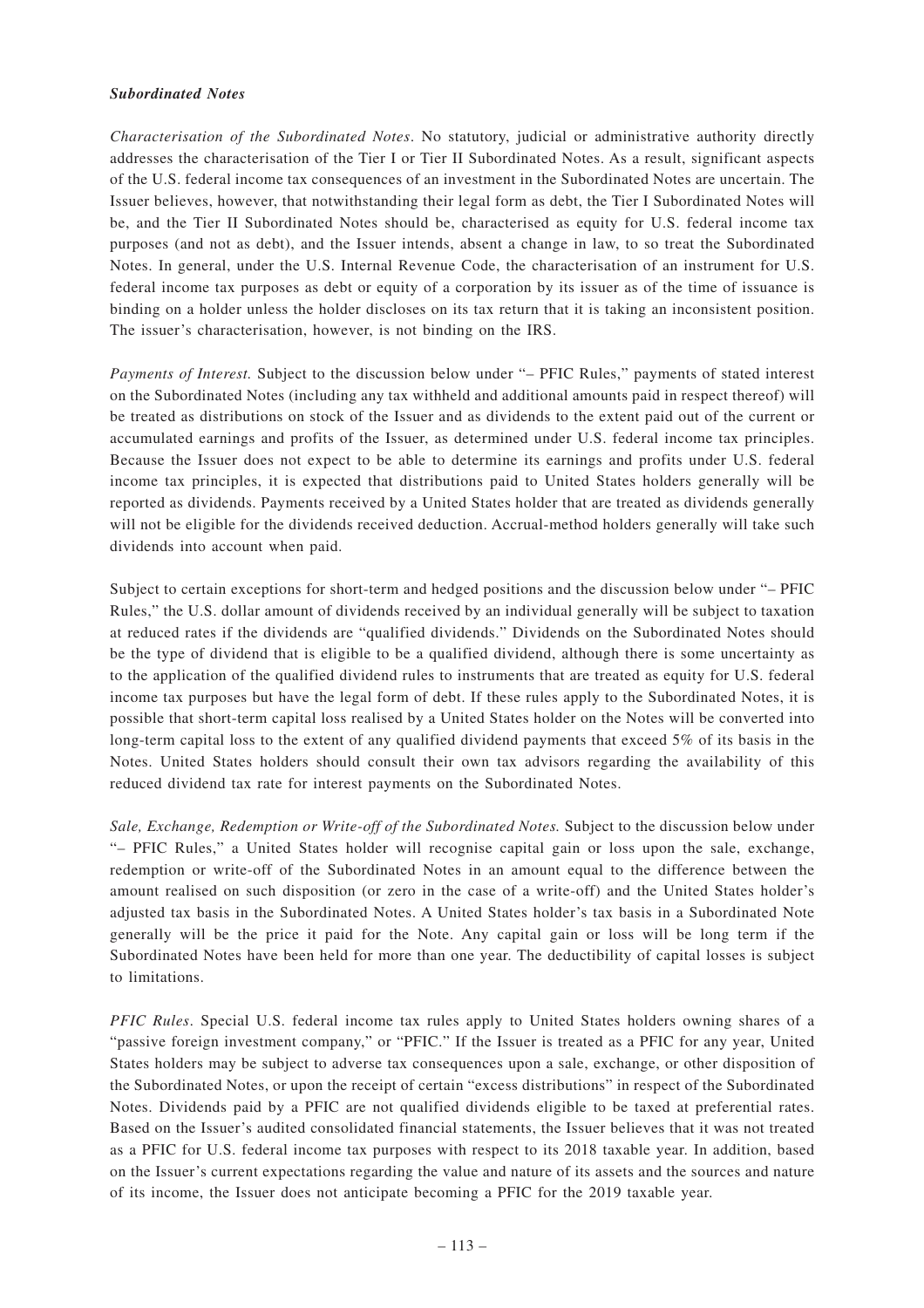***Subordinated Notes***

*Characterisation of the Subordinated Notes*. No statutory, judicial or administrative authority directly addresses the characterisation of the Tier I or Tier II Subordinated Notes. As a result, significant aspects of the U.S. federal income tax consequences of an investment in the Subordinated Notes are uncertain. The Issuer believes, however, that notwithstanding their legal form as debt, the Tier I Subordinated Notes will be, and the Tier II Subordinated Notes should be, characterised as equity for U.S. federal income tax purposes (and not as debt), and the Issuer intends, absent a change in law, to so treat the Subordinated Notes. In general, under the U.S. Internal Revenue Code, the characterisation of an instrument for U.S. federal income tax purposes as debt or equity of a corporation by its issuer as of the time of issuance is binding on a holder unless the holder discloses on its tax return that it is taking an inconsistent position. The issuer's characterisation, however, is not binding on the IRS.

*Payments of Interest.* Subject to the discussion below under "– PFIC Rules," payments of stated interest on the Subordinated Notes (including any tax withheld and additional amounts paid in respect thereof) will be treated as distributions on stock of the Issuer and as dividends to the extent paid out of the current or accumulated earnings and profits of the Issuer, as determined under U.S. federal income tax principles. Because the Issuer does not expect to be able to determine its earnings and profits under U.S. federal income tax principles, it is expected that distributions paid to United States holders generally will be reported as dividends. Payments received by a United States holder that are treated as dividends generally will not be eligible for the dividends received deduction. Accrual-method holders generally will take such dividends into account when paid.

Subject to certain exceptions for short-term and hedged positions and the discussion below under "– PFIC Rules," the U.S. dollar amount of dividends received by an individual generally will be subject to taxation at reduced rates if the dividends are "qualified dividends." Dividends on the Subordinated Notes should be the type of dividend that is eligible to be a qualified dividend, although there is some uncertainty as to the application of the qualified dividend rules to instruments that are treated as equity for U.S. federal income tax purposes but have the legal form of debt. If these rules apply to the Subordinated Notes, it is possible that short-term capital loss realised by a United States holder on the Notes will be converted into long-term capital loss to the extent of any qualified dividend payments that exceed 5% of its basis in the Notes. United States holders should consult their own tax advisors regarding the availability of this reduced dividend tax rate for interest payments on the Subordinated Notes.

*Sale, Exchange, Redemption or Write-off of the Subordinated Notes.* Subject to the discussion below under "– PFIC Rules," a United States holder will recognise capital gain or loss upon the sale, exchange, redemption or write-off of the Subordinated Notes in an amount equal to the difference between the amount realised on such disposition (or zero in the case of a write-off) and the United States holder's adjusted tax basis in the Subordinated Notes. A United States holder's tax basis in a Subordinated Note generally will be the price it paid for the Note. Any capital gain or loss will be long term if the Subordinated Notes have been held for more than one year. The deductibility of capital losses is subject to limitations.

*PFIC Rules*. Special U.S. federal income tax rules apply to United States holders owning shares of a "passive foreign investment company," or "PFIC." If the Issuer is treated as a PFIC for any year, United States holders may be subject to adverse tax consequences upon a sale, exchange, or other disposition of the Subordinated Notes, or upon the receipt of certain "excess distributions" in respect of the Subordinated Notes. Dividends paid by a PFIC are not qualified dividends eligible to be taxed at preferential rates. Based on the Issuer's audited consolidated financial statements, the Issuer believes that it was not treated as a PFIC for U.S. federal income tax purposes with respect to its 2018 taxable year. In addition, based on the Issuer's current expectations regarding the value and nature of its assets and the sources and nature of its income, the Issuer does not anticipate becoming a PFIC for the 2019 taxable year.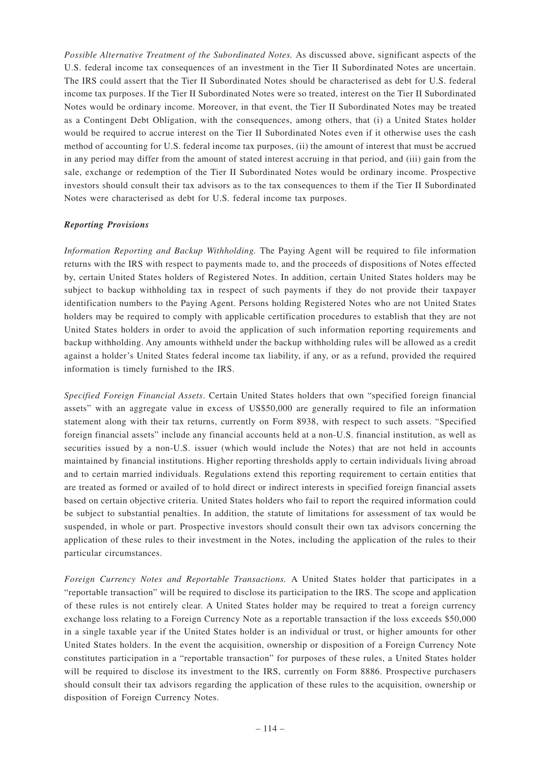*Possible Alternative Treatment of the Subordinated Notes.* As discussed above, significant aspects of the U.S. federal income tax consequences of an investment in the Tier II Subordinated Notes are uncertain. The IRS could assert that the Tier II Subordinated Notes should be characterised as debt for U.S. federal income tax purposes. If the Tier II Subordinated Notes were so treated, interest on the Tier II Subordinated Notes would be ordinary income. Moreover, in that event, the Tier II Subordinated Notes may be treated as a Contingent Debt Obligation, with the consequences, among others, that (i) a United States holder would be required to accrue interest on the Tier II Subordinated Notes even if it otherwise uses the cash method of accounting for U.S. federal income tax purposes, (ii) the amount of interest that must be accrued in any period may differ from the amount of stated interest accruing in that period, and (iii) gain from the sale, exchange or redemption of the Tier II Subordinated Notes would be ordinary income. Prospective investors should consult their tax advisors as to the tax consequences to them if the Tier II Subordinated Notes were characterised as debt for U.S. federal income tax purposes.

***Reporting Provisions***

*Information Reporting and Backup Withholding.* The Paying Agent will be required to file information returns with the IRS with respect to payments made to, and the proceeds of dispositions of Notes effected by, certain United States holders of Registered Notes. In addition, certain United States holders may be subject to backup withholding tax in respect of such payments if they do not provide their taxpayer identification numbers to the Paying Agent. Persons holding Registered Notes who are not United States holders may be required to comply with applicable certification procedures to establish that they are not United States holders in order to avoid the application of such information reporting requirements and backup withholding. Any amounts withheld under the backup withholding rules will be allowed as a credit against a holder's United States federal income tax liability, if any, or as a refund, provided the required information is timely furnished to the IRS.

*Specified Foreign Financial Assets*. Certain United States holders that own "specified foreign financial assets" with an aggregate value in excess of US$50,000 are generally required to file an information statement along with their tax returns, currently on Form 8938, with respect to such assets. "Specified foreign financial assets" include any financial accounts held at a non-U.S. financial institution, as well as securities issued by a non-U.S. issuer (which would include the Notes) that are not held in accounts maintained by financial institutions. Higher reporting thresholds apply to certain individuals living abroad and to certain married individuals. Regulations extend this reporting requirement to certain entities that are treated as formed or availed of to hold direct or indirect interests in specified foreign financial assets based on certain objective criteria. United States holders who fail to report the required information could be subject to substantial penalties. In addition, the statute of limitations for assessment of tax would be suspended, in whole or part. Prospective investors should consult their own tax advisors concerning the application of these rules to their investment in the Notes, including the application of the rules to their particular circumstances.

*Foreign Currency Notes and Reportable Transactions.* A United States holder that participates in a "reportable transaction" will be required to disclose its participation to the IRS. The scope and application of these rules is not entirely clear. A United States holder may be required to treat a foreign currency exchange loss relating to a Foreign Currency Note as a reportable transaction if the loss exceeds $50,000 in a single taxable year if the United States holder is an individual or trust, or higher amounts for other United States holders. In the event the acquisition, ownership or disposition of a Foreign Currency Note constitutes participation in a "reportable transaction" for purposes of these rules, a United States holder will be required to disclose its investment to the IRS, currently on Form 8886. Prospective purchasers should consult their tax advisors regarding the application of these rules to the acquisition, ownership or disposition of Foreign Currency Notes.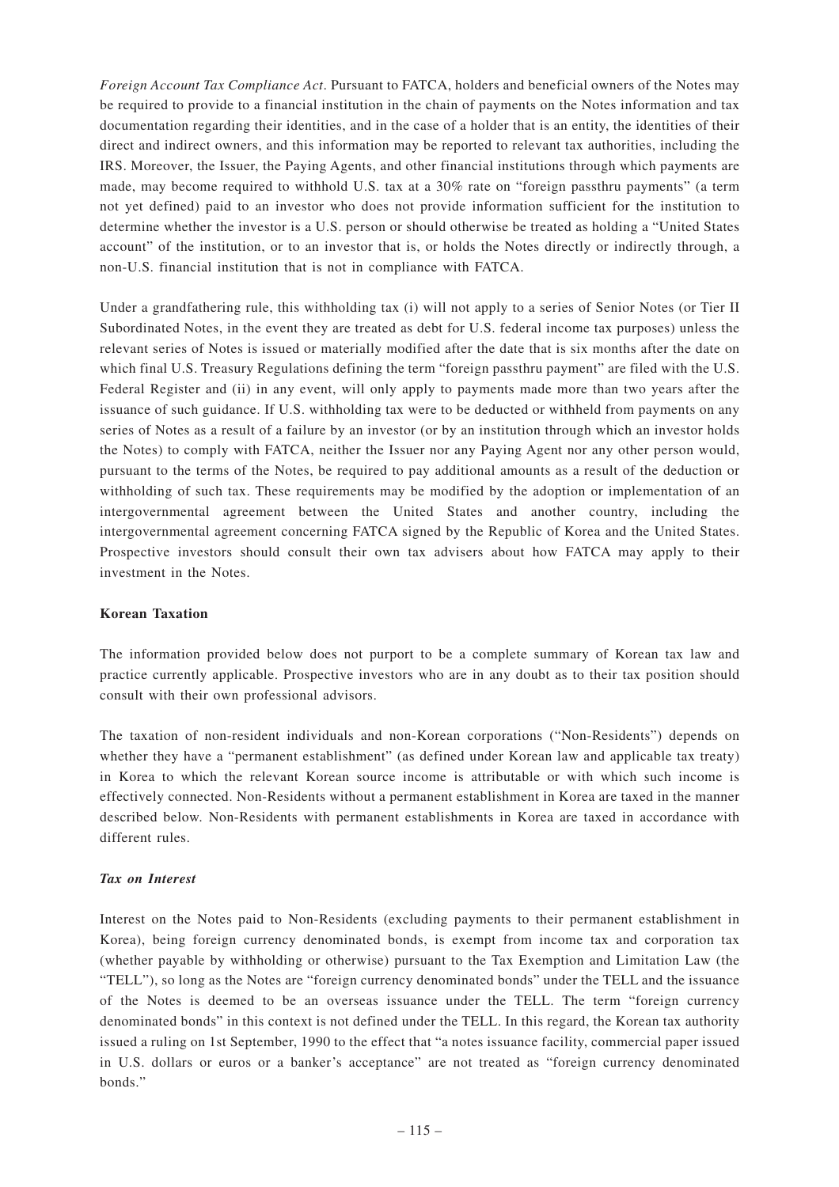*Foreign Account Tax Compliance Act*. Pursuant to FATCA, holders and beneficial owners of the Notes may be required to provide to a financial institution in the chain of payments on the Notes information and tax documentation regarding their identities, and in the case of a holder that is an entity, the identities of their direct and indirect owners, and this information may be reported to relevant tax authorities, including the IRS. Moreover, the Issuer, the Paying Agents, and other financial institutions through which payments are made, may become required to withhold U.S. tax at a 30% rate on "foreign passthru payments" (a term not yet defined) paid to an investor who does not provide information sufficient for the institution to determine whether the investor is a U.S. person or should otherwise be treated as holding a "United States account" of the institution, or to an investor that is, or holds the Notes directly or indirectly through, a non-U.S. financial institution that is not in compliance with FATCA.

Under a grandfathering rule, this withholding tax (i) will not apply to a series of Senior Notes (or Tier II Subordinated Notes, in the event they are treated as debt for U.S. federal income tax purposes) unless the relevant series of Notes is issued or materially modified after the date that is six months after the date on which final U.S. Treasury Regulations defining the term "foreign passthru payment" are filed with the U.S. Federal Register and (ii) in any event, will only apply to payments made more than two years after the issuance of such guidance. If U.S. withholding tax were to be deducted or withheld from payments on any series of Notes as a result of a failure by an investor (or by an institution through which an investor holds the Notes) to comply with FATCA, neither the Issuer nor any Paying Agent nor any other person would, pursuant to the terms of the Notes, be required to pay additional amounts as a result of the deduction or withholding of such tax. These requirements may be modified by the adoption or implementation of an intergovernmental agreement between the United States and another country, including the intergovernmental agreement concerning FATCA signed by the Republic of Korea and the United States. Prospective investors should consult their own tax advisers about how FATCA may apply to their investment in the Notes.

**Korean Taxation**

The information provided below does not purport to be a complete summary of Korean tax law and practice currently applicable. Prospective investors who are in any doubt as to their tax position should consult with their own professional advisors.

The taxation of non-resident individuals and non-Korean corporations ("Non-Residents") depends on whether they have a "permanent establishment" (as defined under Korean law and applicable tax treaty) in Korea to which the relevant Korean source income is attributable or with which such income is effectively connected. Non-Residents without a permanent establishment in Korea are taxed in the manner described below. Non-Residents with permanent establishments in Korea are taxed in accordance with different rules.

***Tax on Interest***

Interest on the Notes paid to Non-Residents (excluding payments to their permanent establishment in Korea), being foreign currency denominated bonds, is exempt from income tax and corporation tax (whether payable by withholding or otherwise) pursuant to the Tax Exemption and Limitation Law (the "TELL"), so long as the Notes are "foreign currency denominated bonds" under the TELL and the issuance of the Notes is deemed to be an overseas issuance under the TELL. The term "foreign currency denominated bonds" in this context is not defined under the TELL. In this regard, the Korean tax authority issued a ruling on 1st September, 1990 to the effect that "a notes issuance facility, commercial paper issued in U.S. dollars or euros or a banker's acceptance" are not treated as "foreign currency denominated bonds."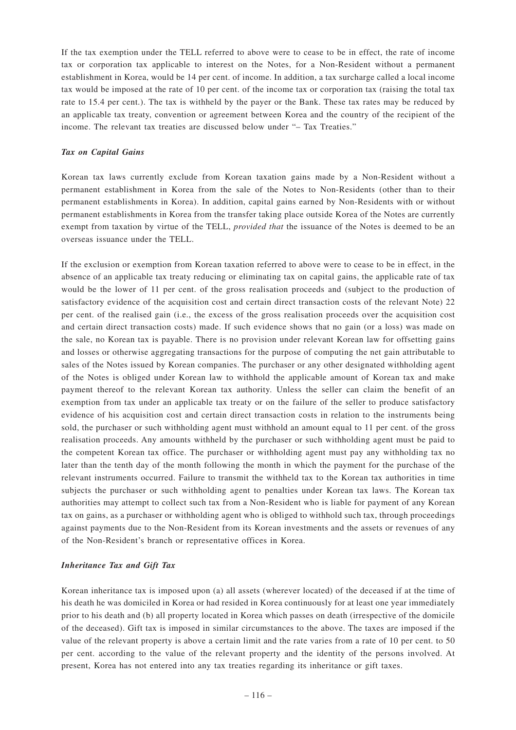If the tax exemption under the TELL referred to above were to cease to be in effect, the rate of income tax or corporation tax applicable to interest on the Notes, for a Non-Resident without a permanent establishment in Korea, would be 14 per cent. of income. In addition, a tax surcharge called a local income tax would be imposed at the rate of 10 per cent. of the income tax or corporation tax (raising the total tax rate to 15.4 per cent.). The tax is withheld by the payer or the Bank. These tax rates may be reduced by an applicable tax treaty, convention or agreement between Korea and the country of the recipient of the income. The relevant tax treaties are discussed below under "– Tax Treaties."

***Tax on Capital Gains***

Korean tax laws currently exclude from Korean taxation gains made by a Non-Resident without a permanent establishment in Korea from the sale of the Notes to Non-Residents (other than to their permanent establishments in Korea). In addition, capital gains earned by Non-Residents with or without permanent establishments in Korea from the transfer taking place outside Korea of the Notes are currently exempt from taxation by virtue of the TELL, *provided that* the issuance of the Notes is deemed to be an overseas issuance under the TELL.

If the exclusion or exemption from Korean taxation referred to above were to cease to be in effect, in the absence of an applicable tax treaty reducing or eliminating tax on capital gains, the applicable rate of tax would be the lower of 11 per cent. of the gross realisation proceeds and (subject to the production of satisfactory evidence of the acquisition cost and certain direct transaction costs of the relevant Note) 22 per cent. of the realised gain (i.e., the excess of the gross realisation proceeds over the acquisition cost and certain direct transaction costs) made. If such evidence shows that no gain (or a loss) was made on the sale, no Korean tax is payable. There is no provision under relevant Korean law for offsetting gains and losses or otherwise aggregating transactions for the purpose of computing the net gain attributable to sales of the Notes issued by Korean companies. The purchaser or any other designated withholding agent of the Notes is obliged under Korean law to withhold the applicable amount of Korean tax and make payment thereof to the relevant Korean tax authority. Unless the seller can claim the benefit of an exemption from tax under an applicable tax treaty or on the failure of the seller to produce satisfactory evidence of his acquisition cost and certain direct transaction costs in relation to the instruments being sold, the purchaser or such withholding agent must withhold an amount equal to 11 per cent. of the gross realisation proceeds. Any amounts withheld by the purchaser or such withholding agent must be paid to the competent Korean tax office. The purchaser or withholding agent must pay any withholding tax no later than the tenth day of the month following the month in which the payment for the purchase of the relevant instruments occurred. Failure to transmit the withheld tax to the Korean tax authorities in time subjects the purchaser or such withholding agent to penalties under Korean tax laws. The Korean tax authorities may attempt to collect such tax from a Non-Resident who is liable for payment of any Korean tax on gains, as a purchaser or withholding agent who is obliged to withhold such tax, through proceedings against payments due to the Non-Resident from its Korean investments and the assets or revenues of any of the Non-Resident's branch or representative offices in Korea.

***Inheritance Tax and Gift Tax***

Korean inheritance tax is imposed upon (a) all assets (wherever located) of the deceased if at the time of his death he was domiciled in Korea or had resided in Korea continuously for at least one year immediately prior to his death and (b) all property located in Korea which passes on death (irrespective of the domicile of the deceased). Gift tax is imposed in similar circumstances to the above. The taxes are imposed if the value of the relevant property is above a certain limit and the rate varies from a rate of 10 per cent. to 50 per cent. according to the value of the relevant property and the identity of the persons involved. At present, Korea has not entered into any tax treaties regarding its inheritance or gift taxes.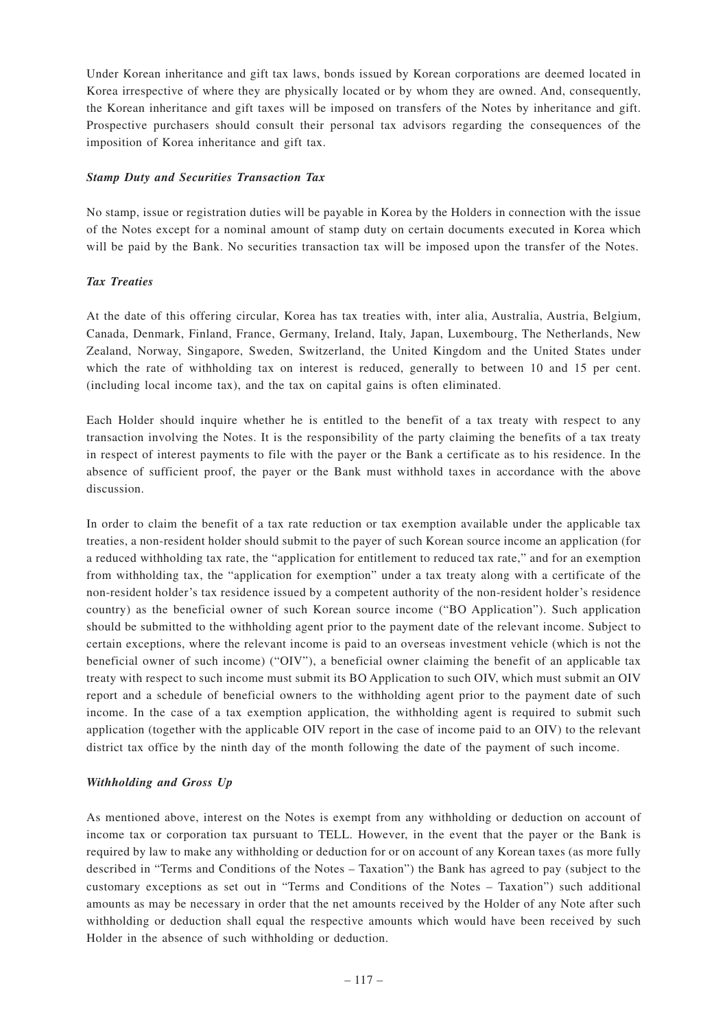Under Korean inheritance and gift tax laws, bonds issued by Korean corporations are deemed located in Korea irrespective of where they are physically located or by whom they are owned. And, consequently, the Korean inheritance and gift taxes will be imposed on transfers of the Notes by inheritance and gift. Prospective purchasers should consult their personal tax advisors regarding the consequences of the imposition of Korea inheritance and gift tax.

***Stamp Duty and Securities Transaction Tax***

No stamp, issue or registration duties will be payable in Korea by the Holders in connection with the issue of the Notes except for a nominal amount of stamp duty on certain documents executed in Korea which will be paid by the Bank. No securities transaction tax will be imposed upon the transfer of the Notes.

***Tax Treaties***

At the date of this offering circular, Korea has tax treaties with, inter alia, Australia, Austria, Belgium, Canada, Denmark, Finland, France, Germany, Ireland, Italy, Japan, Luxembourg, The Netherlands, New Zealand, Norway, Singapore, Sweden, Switzerland, the United Kingdom and the United States under which the rate of withholding tax on interest is reduced, generally to between 10 and 15 per cent. (including local income tax), and the tax on capital gains is often eliminated.

Each Holder should inquire whether he is entitled to the benefit of a tax treaty with respect to any transaction involving the Notes. It is the responsibility of the party claiming the benefits of a tax treaty in respect of interest payments to file with the payer or the Bank a certificate as to his residence. In the absence of sufficient proof, the payer or the Bank must withhold taxes in accordance with the above discussion.

In order to claim the benefit of a tax rate reduction or tax exemption available under the applicable tax treaties, a non-resident holder should submit to the payer of such Korean source income an application (for a reduced withholding tax rate, the "application for entitlement to reduced tax rate," and for an exemption from withholding tax, the "application for exemption" under a tax treaty along with a certificate of the non-resident holder's tax residence issued by a competent authority of the non-resident holder's residence country) as the beneficial owner of such Korean source income ("BO Application"). Such application should be submitted to the withholding agent prior to the payment date of the relevant income. Subject to certain exceptions, where the relevant income is paid to an overseas investment vehicle (which is not the beneficial owner of such income) ("OIV"), a beneficial owner claiming the benefit of an applicable tax treaty with respect to such income must submit its BO Application to such OIV, which must submit an OIV report and a schedule of beneficial owners to the withholding agent prior to the payment date of such income. In the case of a tax exemption application, the withholding agent is required to submit such application (together with the applicable OIV report in the case of income paid to an OIV) to the relevant district tax office by the ninth day of the month following the date of the payment of such income.

***Withholding and Gross Up***

As mentioned above, interest on the Notes is exempt from any withholding or deduction on account of income tax or corporation tax pursuant to TELL. However, in the event that the payer or the Bank is required by law to make any withholding or deduction for or on account of any Korean taxes (as more fully described in "Terms and Conditions of the Notes – Taxation") the Bank has agreed to pay (subject to the customary exceptions as set out in "Terms and Conditions of the Notes – Taxation") such additional amounts as may be necessary in order that the net amounts received by the Holder of any Note after such withholding or deduction shall equal the respective amounts which would have been received by such Holder in the absence of such withholding or deduction.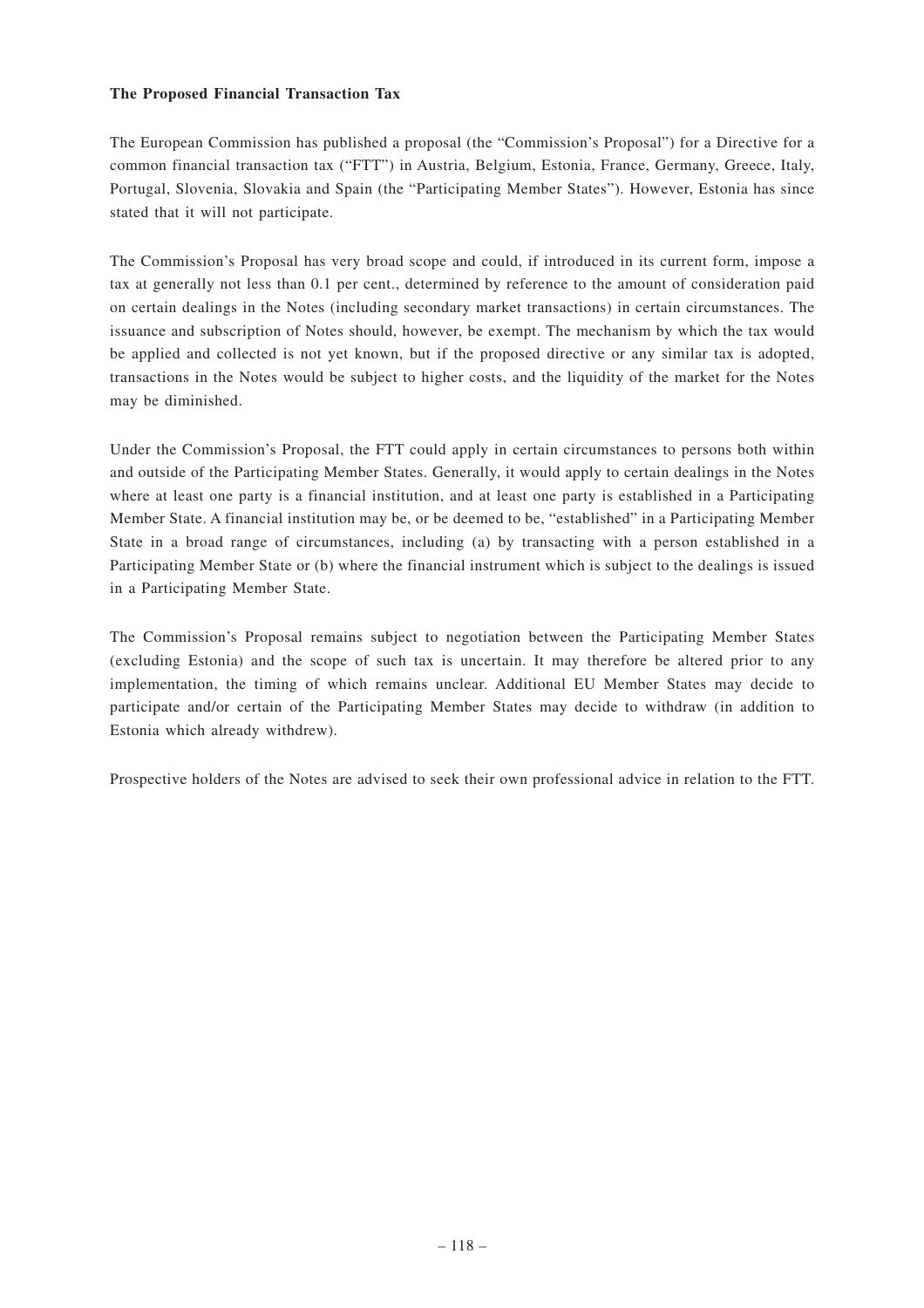**The Proposed Financial Transaction Tax**

The European Commission has published a proposal (the "Commission's Proposal") for a Directive for a common financial transaction tax ("FTT") in Austria, Belgium, Estonia, France, Germany, Greece, Italy, Portugal, Slovenia, Slovakia and Spain (the "Participating Member States"). However, Estonia has since stated that it will not participate.

The Commission's Proposal has very broad scope and could, if introduced in its current form, impose a tax at generally not less than 0.1 per cent., determined by reference to the amount of consideration paid on certain dealings in the Notes (including secondary market transactions) in certain circumstances. The issuance and subscription of Notes should, however, be exempt. The mechanism by which the tax would be applied and collected is not yet known, but if the proposed directive or any similar tax is adopted, transactions in the Notes would be subject to higher costs, and the liquidity of the market for the Notes may be diminished.

Under the Commission's Proposal, the FTT could apply in certain circumstances to persons both within and outside of the Participating Member States. Generally, it would apply to certain dealings in the Notes where at least one party is a financial institution, and at least one party is established in a Participating Member State. A financial institution may be, or be deemed to be, "established" in a Participating Member State in a broad range of circumstances, including (a) by transacting with a person established in a Participating Member State or (b) where the financial instrument which is subject to the dealings is issued in a Participating Member State.

The Commission's Proposal remains subject to negotiation between the Participating Member States (excluding Estonia) and the scope of such tax is uncertain. It may therefore be altered prior to any implementation, the timing of which remains unclear. Additional EU Member States may decide to participate and/or certain of the Participating Member States may decide to withdraw (in addition to Estonia which already withdrew).

Prospective holders of the Notes are advised to seek their own professional advice in relation to the FTT.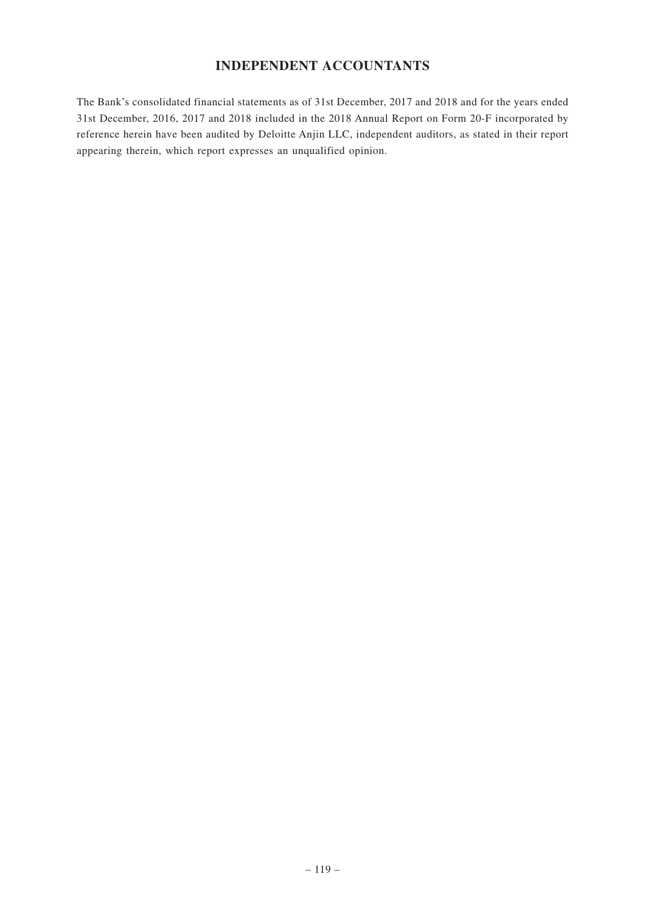# INDEPENDENT ACCOUNTANTS

The Bank's consolidated financial statements as of 31st December, 2017 and 2018 and for the years ended 31st December, 2016, 2017 and 2018 included in the 2018 Annual Report on Form 20-F incorporated by reference herein have been audited by Deloitte Anjin LLC, independent auditors, as stated in their report appearing therein, which report expresses an unqualified opinion.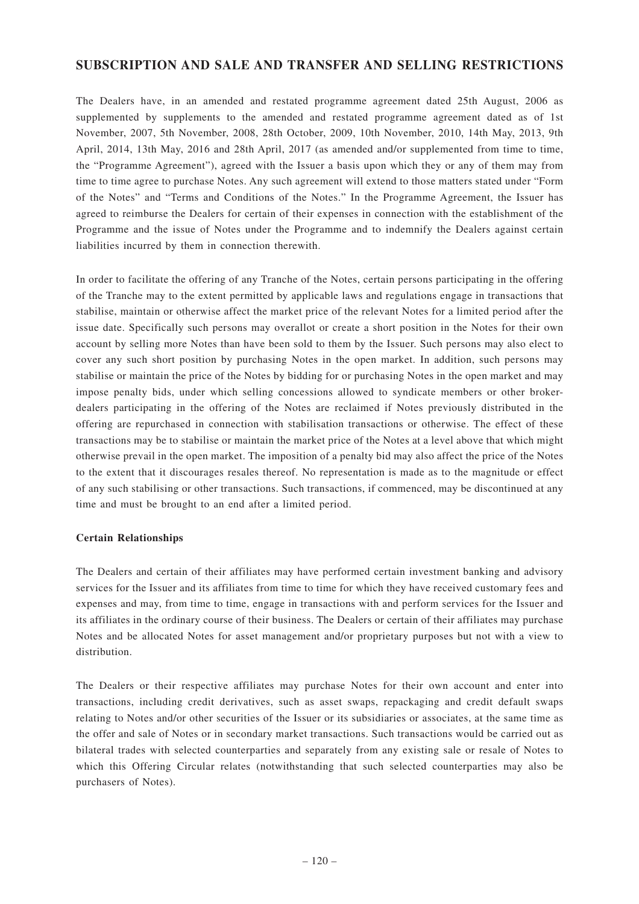## SUBSCRIPTION AND SALE AND TRANSFER AND SELLING RESTRICTIONS

The Dealers have, in an amended and restated programme agreement dated 25th August, 2006 as supplemented by supplements to the amended and restated programme agreement dated as of 1st November, 2007, 5th November, 2008, 28th October, 2009, 10th November, 2010, 14th May, 2013, 9th April, 2014, 13th May, 2016 and 28th April, 2017 (as amended and/or supplemented from time to time, the "Programme Agreement"), agreed with the Issuer a basis upon which they or any of them may from time to time agree to purchase Notes. Any such agreement will extend to those matters stated under "Form of the Notes" and "Terms and Conditions of the Notes." In the Programme Agreement, the Issuer has agreed to reimburse the Dealers for certain of their expenses in connection with the establishment of the Programme and the issue of Notes under the Programme and to indemnify the Dealers against certain liabilities incurred by them in connection therewith.

In order to facilitate the offering of any Tranche of the Notes, certain persons participating in the offering of the Tranche may to the extent permitted by applicable laws and regulations engage in transactions that stabilise, maintain or otherwise affect the market price of the relevant Notes for a limited period after the issue date. Specifically such persons may overallot or create a short position in the Notes for their own account by selling more Notes than have been sold to them by the Issuer. Such persons may also elect to cover any such short position by purchasing Notes in the open market. In addition, such persons may stabilise or maintain the price of the Notes by bidding for or purchasing Notes in the open market and may impose penalty bids, under which selling concessions allowed to syndicate members or other broker-dealers participating in the offering of the Notes are reclaimed if Notes previously distributed in the offering are repurchased in connection with stabilisation transactions or otherwise. The effect of these transactions may be to stabilise or maintain the market price of the Notes at a level above that which might otherwise prevail in the open market. The imposition of a penalty bid may also affect the price of the Notes to the extent that it discourages resales thereof. No representation is made as to the magnitude or effect of any such stabilising or other transactions. Such transactions, if commenced, may be discontinued at any time and must be brought to an end after a limited period.

### Certain Relationships

The Dealers and certain of their affiliates may have performed certain investment banking and advisory services for the Issuer and its affiliates from time to time for which they have received customary fees and expenses and may, from time to time, engage in transactions with and perform services for the Issuer and its affiliates in the ordinary course of their business. The Dealers or certain of their affiliates may purchase Notes and be allocated Notes for asset management and/or proprietary purposes but not with a view to distribution.

The Dealers or their respective affiliates may purchase Notes for their own account and enter into transactions, including credit derivatives, such as asset swaps, repackaging and credit default swaps relating to Notes and/or other securities of the Issuer or its subsidiaries or associates, at the same time as the offer and sale of Notes or in secondary market transactions. Such transactions would be carried out as bilateral trades with selected counterparties and separately from any existing sale or resale of Notes to which this Offering Circular relates (notwithstanding that such selected counterparties may also be purchasers of Notes).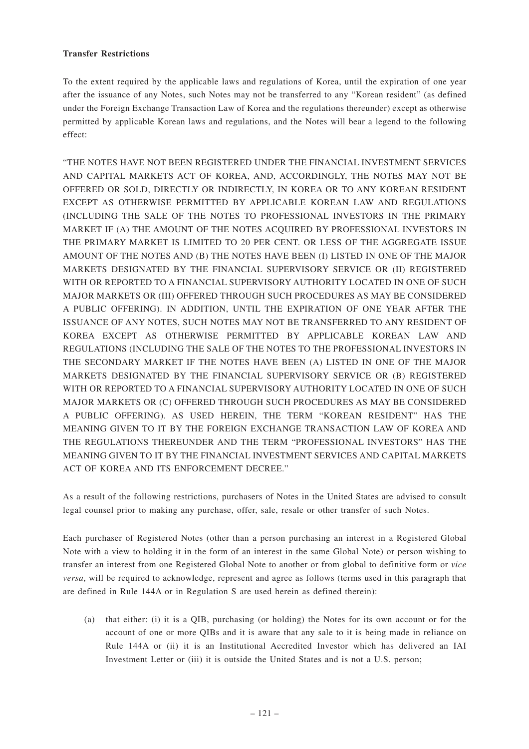**Transfer Restrictions**

To the extent required by the applicable laws and regulations of Korea, until the expiration of one year after the issuance of any Notes, such Notes may not be transferred to any "Korean resident" (as defined under the Foreign Exchange Transaction Law of Korea and the regulations thereunder) except as otherwise permitted by applicable Korean laws and regulations, and the Notes will bear a legend to the following effect:

"THE NOTES HAVE NOT BEEN REGISTERED UNDER THE FINANCIAL INVESTMENT SERVICES AND CAPITAL MARKETS ACT OF KOREA, AND, ACCORDINGLY, THE NOTES MAY NOT BE OFFERED OR SOLD, DIRECTLY OR INDIRECTLY, IN KOREA OR TO ANY KOREAN RESIDENT EXCEPT AS OTHERWISE PERMITTED BY APPLICABLE KOREAN LAW AND REGULATIONS (INCLUDING THE SALE OF THE NOTES TO PROFESSIONAL INVESTORS IN THE PRIMARY MARKET IF (A) THE AMOUNT OF THE NOTES ACQUIRED BY PROFESSIONAL INVESTORS IN THE PRIMARY MARKET IS LIMITED TO 20 PER CENT. OR LESS OF THE AGGREGATE ISSUE AMOUNT OF THE NOTES AND (B) THE NOTES HAVE BEEN (I) LISTED IN ONE OF THE MAJOR MARKETS DESIGNATED BY THE FINANCIAL SUPERVISORY SERVICE OR (II) REGISTERED WITH OR REPORTED TO A FINANCIAL SUPERVISORY AUTHORITY LOCATED IN ONE OF SUCH MAJOR MARKETS OR (III) OFFERED THROUGH SUCH PROCEDURES AS MAY BE CONSIDERED A PUBLIC OFFERING). IN ADDITION, UNTIL THE EXPIRATION OF ONE YEAR AFTER THE ISSUANCE OF ANY NOTES, SUCH NOTES MAY NOT BE TRANSFERRED TO ANY RESIDENT OF KOREA EXCEPT AS OTHERWISE PERMITTED BY APPLICABLE KOREAN LAW AND REGULATIONS (INCLUDING THE SALE OF THE NOTES TO THE PROFESSIONAL INVESTORS IN THE SECONDARY MARKET IF THE NOTES HAVE BEEN (A) LISTED IN ONE OF THE MAJOR MARKETS DESIGNATED BY THE FINANCIAL SUPERVISORY SERVICE OR (B) REGISTERED WITH OR REPORTED TO A FINANCIAL SUPERVISORY AUTHORITY LOCATED IN ONE OF SUCH MAJOR MARKETS OR (C) OFFERED THROUGH SUCH PROCEDURES AS MAY BE CONSIDERED A PUBLIC OFFERING). AS USED HEREIN, THE TERM "KOREAN RESIDENT" HAS THE MEANING GIVEN TO IT BY THE FOREIGN EXCHANGE TRANSACTION LAW OF KOREA AND THE REGULATIONS THEREUNDER AND THE TERM "PROFESSIONAL INVESTORS" HAS THE MEANING GIVEN TO IT BY THE FINANCIAL INVESTMENT SERVICES AND CAPITAL MARKETS ACT OF KOREA AND ITS ENFORCEMENT DECREE."

As a result of the following restrictions, purchasers of Notes in the United States are advised to consult legal counsel prior to making any purchase, offer, sale, resale or other transfer of such Notes.

Each purchaser of Registered Notes (other than a person purchasing an interest in a Registered Global Note with a view to holding it in the form of an interest in the same Global Note) or person wishing to transfer an interest from one Registered Global Note to another or from global to definitive form or *vice versa*, will be required to acknowledge, represent and agree as follows (terms used in this paragraph that are defined in Rule 144A or in Regulation S are used herein as defined therein):

(a) that either: (i) it is a QIB, purchasing (or holding) the Notes for its own account or for the account of one or more QIBs and it is aware that any sale to it is being made in reliance on Rule 144A or (ii) it is an Institutional Accredited Investor which has delivered an IAI Investment Letter or (iii) it is outside the United States and is not a U.S. person;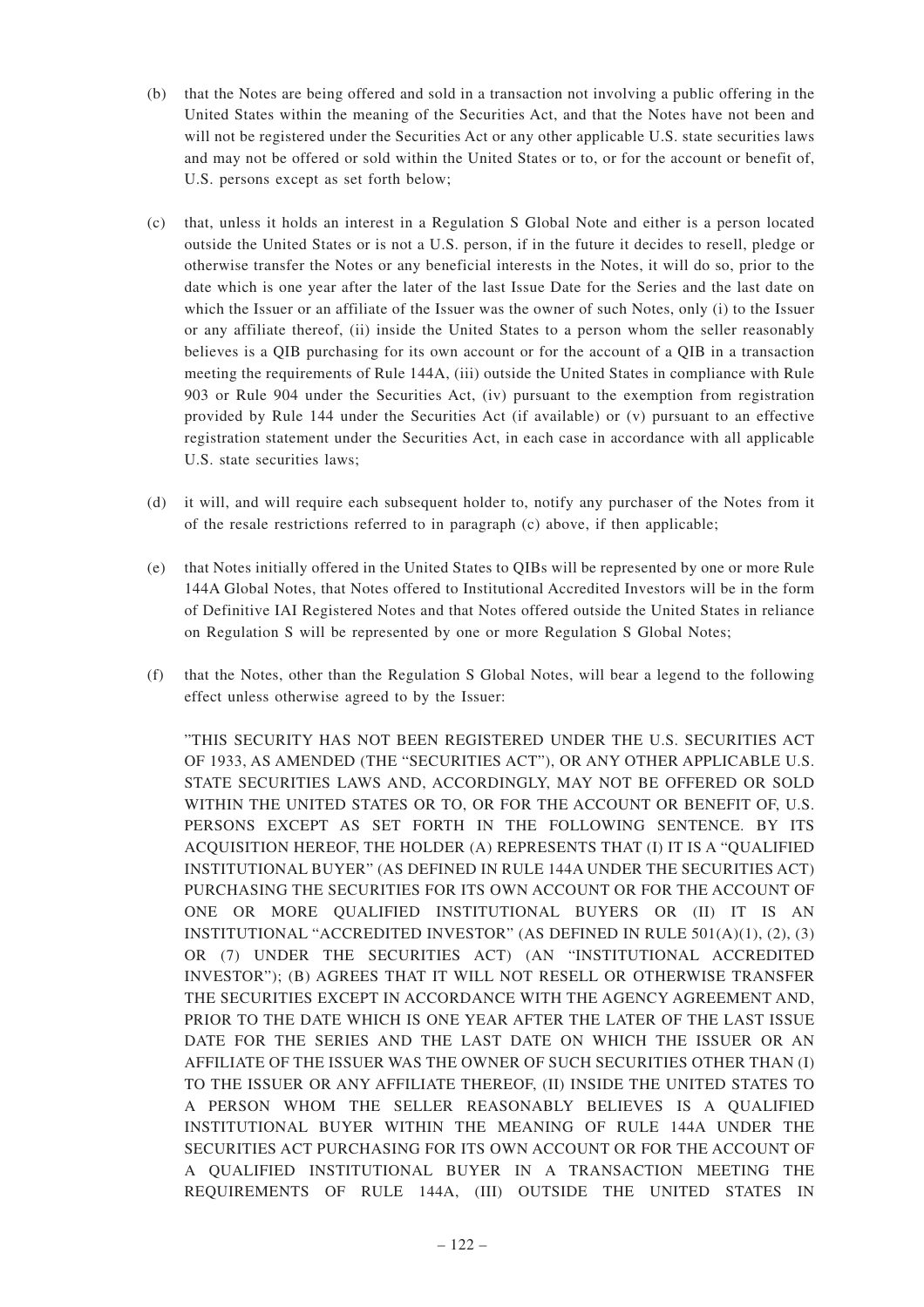(b) that the Notes are being offered and sold in a transaction not involving a public offering in the United States within the meaning of the Securities Act, and that the Notes have not been and will not be registered under the Securities Act or any other applicable U.S. state securities laws and may not be offered or sold within the United States or to, or for the account or benefit of, U.S. persons except as set forth below;

(c) that, unless it holds an interest in a Regulation S Global Note and either is a person located outside the United States or is not a U.S. person, if in the future it decides to resell, pledge or otherwise transfer the Notes or any beneficial interests in the Notes, it will do so, prior to the date which is one year after the later of the last Issue Date for the Series and the last date on which the Issuer or an affiliate of the Issuer was the owner of such Notes, only (i) to the Issuer or any affiliate thereof, (ii) inside the United States to a person whom the seller reasonably believes is a QIB purchasing for its own account or for the account of a QIB in a transaction meeting the requirements of Rule 144A, (iii) outside the United States in compliance with Rule 903 or Rule 904 under the Securities Act, (iv) pursuant to the exemption from registration provided by Rule 144 under the Securities Act (if available) or (v) pursuant to an effective registration statement under the Securities Act, in each case in accordance with all applicable U.S. state securities laws;

(d) it will, and will require each subsequent holder to, notify any purchaser of the Notes from it of the resale restrictions referred to in paragraph (c) above, if then applicable;

(e) that Notes initially offered in the United States to QIBs will be represented by one or more Rule 144A Global Notes, that Notes offered to Institutional Accredited Investors will be in the form of Definitive IAI Registered Notes and that Notes offered outside the United States in reliance on Regulation S will be represented by one or more Regulation S Global Notes;

(f) that the Notes, other than the Regulation S Global Notes, will bear a legend to the following effect unless otherwise agreed to by the Issuer:

"THIS SECURITY HAS NOT BEEN REGISTERED UNDER THE U.S. SECURITIES ACT OF 1933, AS AMENDED (THE "SECURITIES ACT"), OR ANY OTHER APPLICABLE U.S. STATE SECURITIES LAWS AND, ACCORDINGLY, MAY NOT BE OFFERED OR SOLD WITHIN THE UNITED STATES OR TO, OR FOR THE ACCOUNT OR BENEFIT OF, U.S. PERSONS EXCEPT AS SET FORTH IN THE FOLLOWING SENTENCE. BY ITS ACQUISITION HEREOF, THE HOLDER (A) REPRESENTS THAT (I) IT IS A "QUALIFIED INSTITUTIONAL BUYER" (AS DEFINED IN RULE 144A UNDER THE SECURITIES ACT) PURCHASING THE SECURITIES FOR ITS OWN ACCOUNT OR FOR THE ACCOUNT OF ONE OR MORE QUALIFIED INSTITUTIONAL BUYERS OR (II) IT IS AN INSTITUTIONAL "ACCREDITED INVESTOR" (AS DEFINED IN RULE 501(A)(1), (2), (3) OR (7) UNDER THE SECURITIES ACT) (AN "INSTITUTIONAL ACCREDITED INVESTOR"); (B) AGREES THAT IT WILL NOT RESELL OR OTHERWISE TRANSFER THE SECURITIES EXCEPT IN ACCORDANCE WITH THE AGENCY AGREEMENT AND, PRIOR TO THE DATE WHICH IS ONE YEAR AFTER THE LATER OF THE LAST ISSUE DATE FOR THE SERIES AND THE LAST DATE ON WHICH THE ISSUER OR AN AFFILIATE OF THE ISSUER WAS THE OWNER OF SUCH SECURITIES OTHER THAN (I) TO THE ISSUER OR ANY AFFILIATE THEREOF, (II) INSIDE THE UNITED STATES TO A PERSON WHOM THE SELLER REASONABLY BELIEVES IS A QUALIFIED INSTITUTIONAL BUYER WITHIN THE MEANING OF RULE 144A UNDER THE SECURITIES ACT PURCHASING FOR ITS OWN ACCOUNT OR FOR THE ACCOUNT OF A QUALIFIED INSTITUTIONAL BUYER IN A TRANSACTION MEETING THE REQUIREMENTS OF RULE 144A, (III) OUTSIDE THE UNITED STATES IN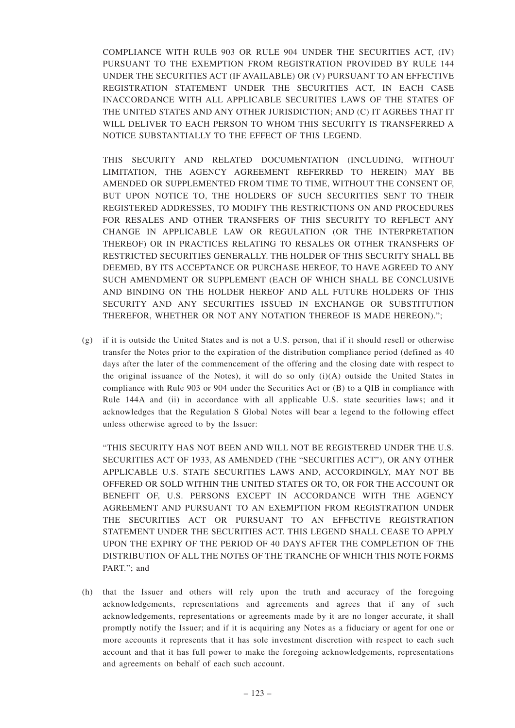COMPLIANCE WITH RULE 903 OR RULE 904 UNDER THE SECURITIES ACT, (IV) PURSUANT TO THE EXEMPTION FROM REGISTRATION PROVIDED BY RULE 144 UNDER THE SECURITIES ACT (IF AVAILABLE) OR (V) PURSUANT TO AN EFFECTIVE REGISTRATION STATEMENT UNDER THE SECURITIES ACT, IN EACH CASE INACCORDANCE WITH ALL APPLICABLE SECURITIES LAWS OF THE STATES OF THE UNITED STATES AND ANY OTHER JURISDICTION; AND (C) IT AGREES THAT IT WILL DELIVER TO EACH PERSON TO WHOM THIS SECURITY IS TRANSFERRED A NOTICE SUBSTANTIALLY TO THE EFFECT OF THIS LEGEND.

THIS SECURITY AND RELATED DOCUMENTATION (INCLUDING, WITHOUT LIMITATION, THE AGENCY AGREEMENT REFERRED TO HEREIN) MAY BE AMENDED OR SUPPLEMENTED FROM TIME TO TIME, WITHOUT THE CONSENT OF, BUT UPON NOTICE TO, THE HOLDERS OF SUCH SECURITIES SENT TO THEIR REGISTERED ADDRESSES, TO MODIFY THE RESTRICTIONS ON AND PROCEDURES FOR RESALES AND OTHER TRANSFERS OF THIS SECURITY TO REFLECT ANY CHANGE IN APPLICABLE LAW OR REGULATION (OR THE INTERPRETATION THEREOF) OR IN PRACTICES RELATING TO RESALES OR OTHER TRANSFERS OF RESTRICTED SECURITIES GENERALLY. THE HOLDER OF THIS SECURITY SHALL BE DEEMED, BY ITS ACCEPTANCE OR PURCHASE HEREOF, TO HAVE AGREED TO ANY SUCH AMENDMENT OR SUPPLEMENT (EACH OF WHICH SHALL BE CONCLUSIVE AND BINDING ON THE HOLDER HEREOF AND ALL FUTURE HOLDERS OF THIS SECURITY AND ANY SECURITIES ISSUED IN EXCHANGE OR SUBSTITUTION THEREFOR, WHETHER OR NOT ANY NOTATION THEREOF IS MADE HEREON).";

(g) if it is outside the United States and is not a U.S. person, that if it should resell or otherwise transfer the Notes prior to the expiration of the distribution compliance period (defined as 40 days after the later of the commencement of the offering and the closing date with respect to the original issuance of the Notes), it will do so only (i)(A) outside the United States in compliance with Rule 903 or 904 under the Securities Act or (B) to a QIB in compliance with Rule 144A and (ii) in accordance with all applicable U.S. state securities laws; and it acknowledges that the Regulation S Global Notes will bear a legend to the following effect unless otherwise agreed to by the Issuer:

"THIS SECURITY HAS NOT BEEN AND WILL NOT BE REGISTERED UNDER THE U.S. SECURITIES ACT OF 1933, AS AMENDED (THE "SECURITIES ACT"), OR ANY OTHER APPLICABLE U.S. STATE SECURITIES LAWS AND, ACCORDINGLY, MAY NOT BE OFFERED OR SOLD WITHIN THE UNITED STATES OR TO, OR FOR THE ACCOUNT OR BENEFIT OF, U.S. PERSONS EXCEPT IN ACCORDANCE WITH THE AGENCY AGREEMENT AND PURSUANT TO AN EXEMPTION FROM REGISTRATION UNDER THE SECURITIES ACT OR PURSUANT TO AN EFFECTIVE REGISTRATION STATEMENT UNDER THE SECURITIES ACT. THIS LEGEND SHALL CEASE TO APPLY UPON THE EXPIRY OF THE PERIOD OF 40 DAYS AFTER THE COMPLETION OF THE DISTRIBUTION OF ALL THE NOTES OF THE TRANCHE OF WHICH THIS NOTE FORMS PART."; and

(h) that the Issuer and others will rely upon the truth and accuracy of the foregoing acknowledgements, representations and agreements and agrees that if any of such acknowledgements, representations or agreements made by it are no longer accurate, it shall promptly notify the Issuer; and if it is acquiring any Notes as a fiduciary or agent for one or more accounts it represents that it has sole investment discretion with respect to each such account and that it has full power to make the foregoing acknowledgements, representations and agreements on behalf of each such account.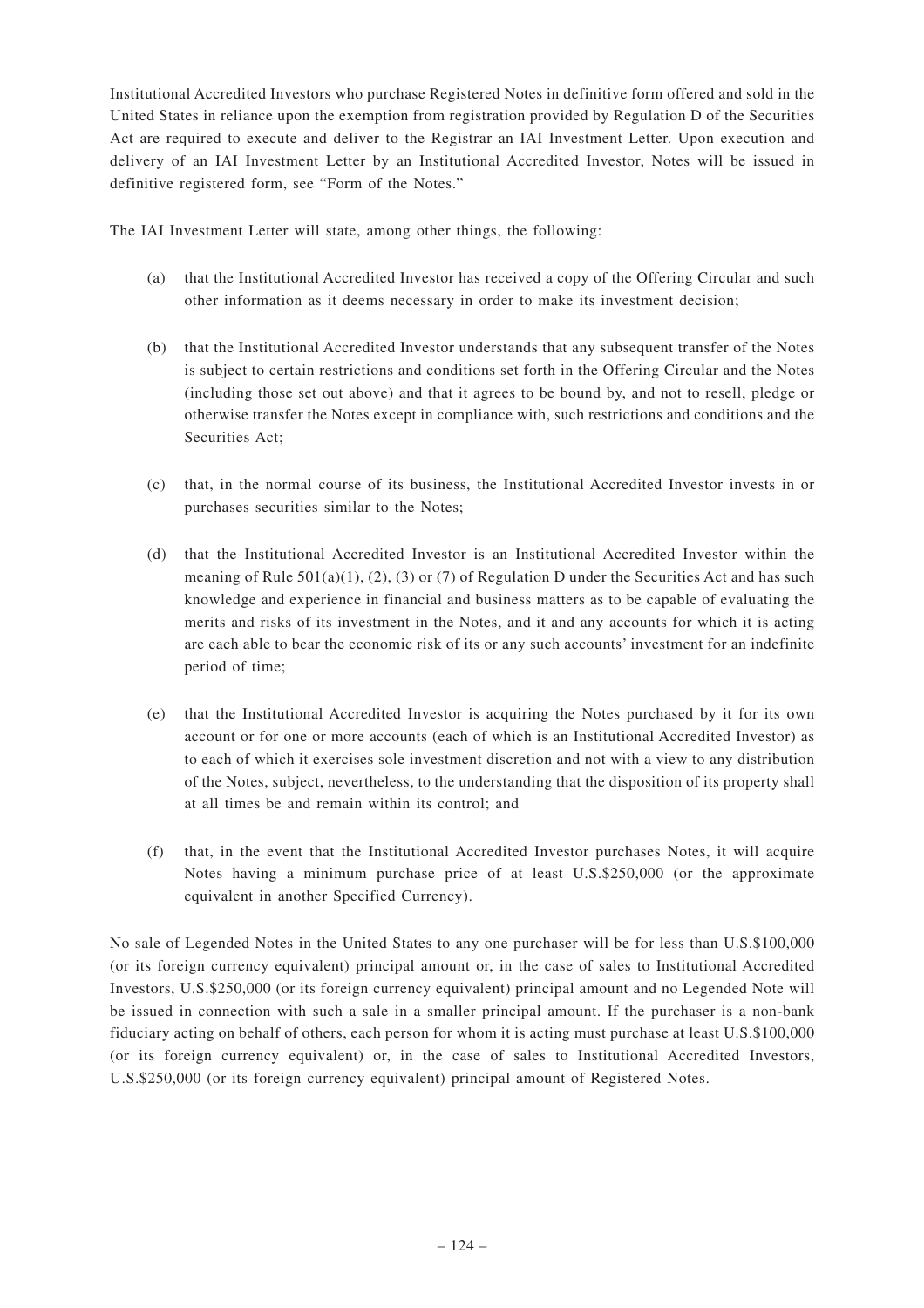Institutional Accredited Investors who purchase Registered Notes in definitive form offered and sold in the United States in reliance upon the exemption from registration provided by Regulation D of the Securities Act are required to execute and deliver to the Registrar an IAI Investment Letter. Upon execution and delivery of an IAI Investment Letter by an Institutional Accredited Investor, Notes will be issued in definitive registered form, see "Form of the Notes."

The IAI Investment Letter will state, among other things, the following:

(a) that the Institutional Accredited Investor has received a copy of the Offering Circular and such other information as it deems necessary in order to make its investment decision;

(b) that the Institutional Accredited Investor understands that any subsequent transfer of the Notes is subject to certain restrictions and conditions set forth in the Offering Circular and the Notes (including those set out above) and that it agrees to be bound by, and not to resell, pledge or otherwise transfer the Notes except in compliance with, such restrictions and conditions and the Securities Act;

(c) that, in the normal course of its business, the Institutional Accredited Investor invests in or purchases securities similar to the Notes;

(d) that the Institutional Accredited Investor is an Institutional Accredited Investor within the meaning of Rule 501(a)(1), (2), (3) or (7) of Regulation D under the Securities Act and has such knowledge and experience in financial and business matters as to be capable of evaluating the merits and risks of its investment in the Notes, and it and any accounts for which it is acting are each able to bear the economic risk of its or any such accounts' investment for an indefinite period of time;

(e) that the Institutional Accredited Investor is acquiring the Notes purchased by it for its own account or for one or more accounts (each of which is an Institutional Accredited Investor) as to each of which it exercises sole investment discretion and not with a view to any distribution of the Notes, subject, nevertheless, to the understanding that the disposition of its property shall at all times be and remain within its control; and

(f) that, in the event that the Institutional Accredited Investor purchases Notes, it will acquire Notes having a minimum purchase price of at least U.S.$250,000 (or the approximate equivalent in another Specified Currency).

No sale of Legended Notes in the United States to any one purchaser will be for less than U.S.$100,000 (or its foreign currency equivalent) principal amount or, in the case of sales to Institutional Accredited Investors, U.S.$250,000 (or its foreign currency equivalent) principal amount and no Legended Note will be issued in connection with such a sale in a smaller principal amount. If the purchaser is a non-bank fiduciary acting on behalf of others, each person for whom it is acting must purchase at least U.S.$100,000 (or its foreign currency equivalent) or, in the case of sales to Institutional Accredited Investors, U.S.$250,000 (or its foreign currency equivalent) principal amount of Registered Notes.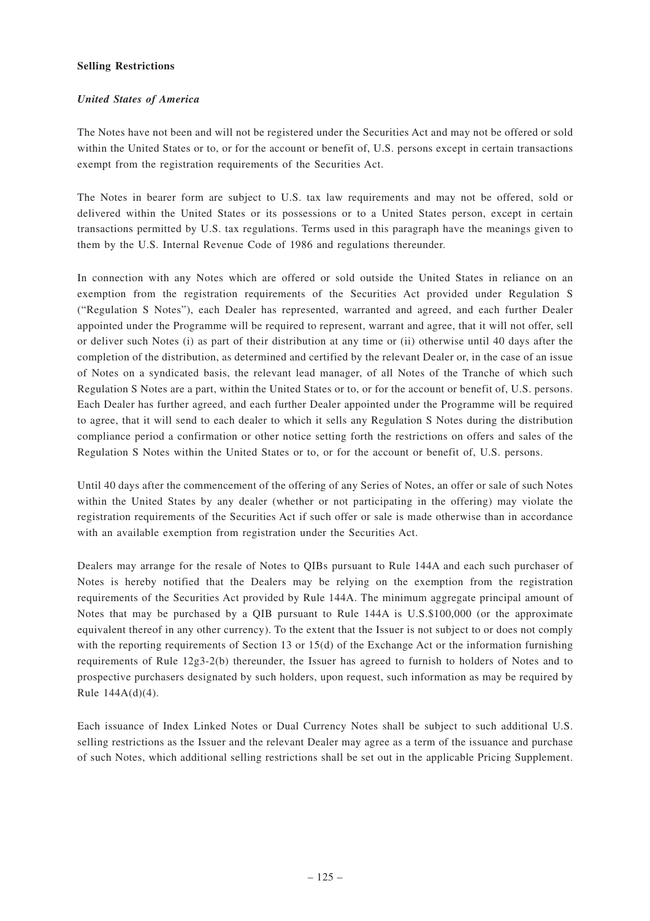**Selling Restrictions**

***United States of America***

The Notes have not been and will not be registered under the Securities Act and may not be offered or sold within the United States or to, or for the account or benefit of, U.S. persons except in certain transactions exempt from the registration requirements of the Securities Act.

The Notes in bearer form are subject to U.S. tax law requirements and may not be offered, sold or delivered within the United States or its possessions or to a United States person, except in certain transactions permitted by U.S. tax regulations. Terms used in this paragraph have the meanings given to them by the U.S. Internal Revenue Code of 1986 and regulations thereunder.

In connection with any Notes which are offered or sold outside the United States in reliance on an exemption from the registration requirements of the Securities Act provided under Regulation S ("Regulation S Notes"), each Dealer has represented, warranted and agreed, and each further Dealer appointed under the Programme will be required to represent, warrant and agree, that it will not offer, sell or deliver such Notes (i) as part of their distribution at any time or (ii) otherwise until 40 days after the completion of the distribution, as determined and certified by the relevant Dealer or, in the case of an issue of Notes on a syndicated basis, the relevant lead manager, of all Notes of the Tranche of which such Regulation S Notes are a part, within the United States or to, or for the account or benefit of, U.S. persons. Each Dealer has further agreed, and each further Dealer appointed under the Programme will be required to agree, that it will send to each dealer to which it sells any Regulation S Notes during the distribution compliance period a confirmation or other notice setting forth the restrictions on offers and sales of the Regulation S Notes within the United States or to, or for the account or benefit of, U.S. persons.

Until 40 days after the commencement of the offering of any Series of Notes, an offer or sale of such Notes within the United States by any dealer (whether or not participating in the offering) may violate the registration requirements of the Securities Act if such offer or sale is made otherwise than in accordance with an available exemption from registration under the Securities Act.

Dealers may arrange for the resale of Notes to QIBs pursuant to Rule 144A and each such purchaser of Notes is hereby notified that the Dealers may be relying on the exemption from the registration requirements of the Securities Act provided by Rule 144A. The minimum aggregate principal amount of Notes that may be purchased by a QIB pursuant to Rule 144A is U.S.$100,000 (or the approximate equivalent thereof in any other currency). To the extent that the Issuer is not subject to or does not comply with the reporting requirements of Section 13 or 15(d) of the Exchange Act or the information furnishing requirements of Rule 12g3-2(b) thereunder, the Issuer has agreed to furnish to holders of Notes and to prospective purchasers designated by such holders, upon request, such information as may be required by Rule 144A(d)(4).

Each issuance of Index Linked Notes or Dual Currency Notes shall be subject to such additional U.S. selling restrictions as the Issuer and the relevant Dealer may agree as a term of the issuance and purchase of such Notes, which additional selling restrictions shall be set out in the applicable Pricing Supplement.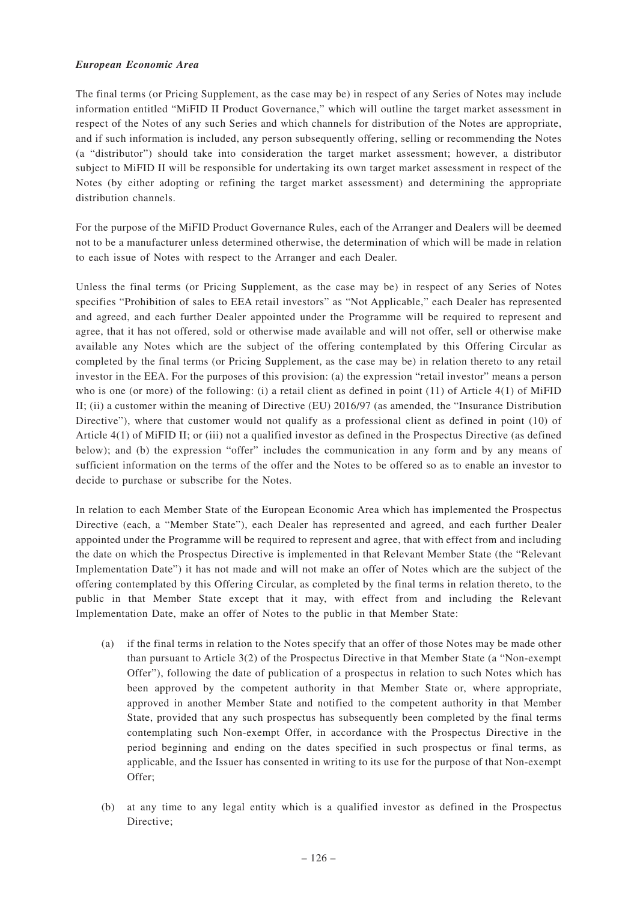***European Economic Area***

The final terms (or Pricing Supplement, as the case may be) in respect of any Series of Notes may include information entitled "MiFID II Product Governance," which will outline the target market assessment in respect of the Notes of any such Series and which channels for distribution of the Notes are appropriate, and if such information is included, any person subsequently offering, selling or recommending the Notes (a "distributor") should take into consideration the target market assessment; however, a distributor subject to MiFID II will be responsible for undertaking its own target market assessment in respect of the Notes (by either adopting or refining the target market assessment) and determining the appropriate distribution channels.

For the purpose of the MiFID Product Governance Rules, each of the Arranger and Dealers will be deemed not to be a manufacturer unless determined otherwise, the determination of which will be made in relation to each issue of Notes with respect to the Arranger and each Dealer.

Unless the final terms (or Pricing Supplement, as the case may be) in respect of any Series of Notes specifies "Prohibition of sales to EEA retail investors" as "Not Applicable," each Dealer has represented and agreed, and each further Dealer appointed under the Programme will be required to represent and agree, that it has not offered, sold or otherwise made available and will not offer, sell or otherwise make available any Notes which are the subject of the offering contemplated by this Offering Circular as completed by the final terms (or Pricing Supplement, as the case may be) in relation thereto to any retail investor in the EEA. For the purposes of this provision: (a) the expression "retail investor" means a person who is one (or more) of the following: (i) a retail client as defined in point (11) of Article 4(1) of MiFID II; (ii) a customer within the meaning of Directive (EU) 2016/97 (as amended, the "Insurance Distribution Directive"), where that customer would not qualify as a professional client as defined in point (10) of Article 4(1) of MiFID II; or (iii) not a qualified investor as defined in the Prospectus Directive (as defined below); and (b) the expression "offer" includes the communication in any form and by any means of sufficient information on the terms of the offer and the Notes to be offered so as to enable an investor to decide to purchase or subscribe for the Notes.

In relation to each Member State of the European Economic Area which has implemented the Prospectus Directive (each, a "Member State"), each Dealer has represented and agreed, and each further Dealer appointed under the Programme will be required to represent and agree, that with effect from and including the date on which the Prospectus Directive is implemented in that Relevant Member State (the "Relevant Implementation Date") it has not made and will not make an offer of Notes which are the subject of the offering contemplated by this Offering Circular, as completed by the final terms in relation thereto, to the public in that Member State except that it may, with effect from and including the Relevant Implementation Date, make an offer of Notes to the public in that Member State:

(a) if the final terms in relation to the Notes specify that an offer of those Notes may be made other than pursuant to Article 3(2) of the Prospectus Directive in that Member State (a "Non-exempt Offer"), following the date of publication of a prospectus in relation to such Notes which has been approved by the competent authority in that Member State or, where appropriate, approved in another Member State and notified to the competent authority in that Member State, provided that any such prospectus has subsequently been completed by the final terms contemplating such Non-exempt Offer, in accordance with the Prospectus Directive in the period beginning and ending on the dates specified in such prospectus or final terms, as applicable, and the Issuer has consented in writing to its use for the purpose of that Non-exempt Offer;

(b) at any time to any legal entity which is a qualified investor as defined in the Prospectus Directive;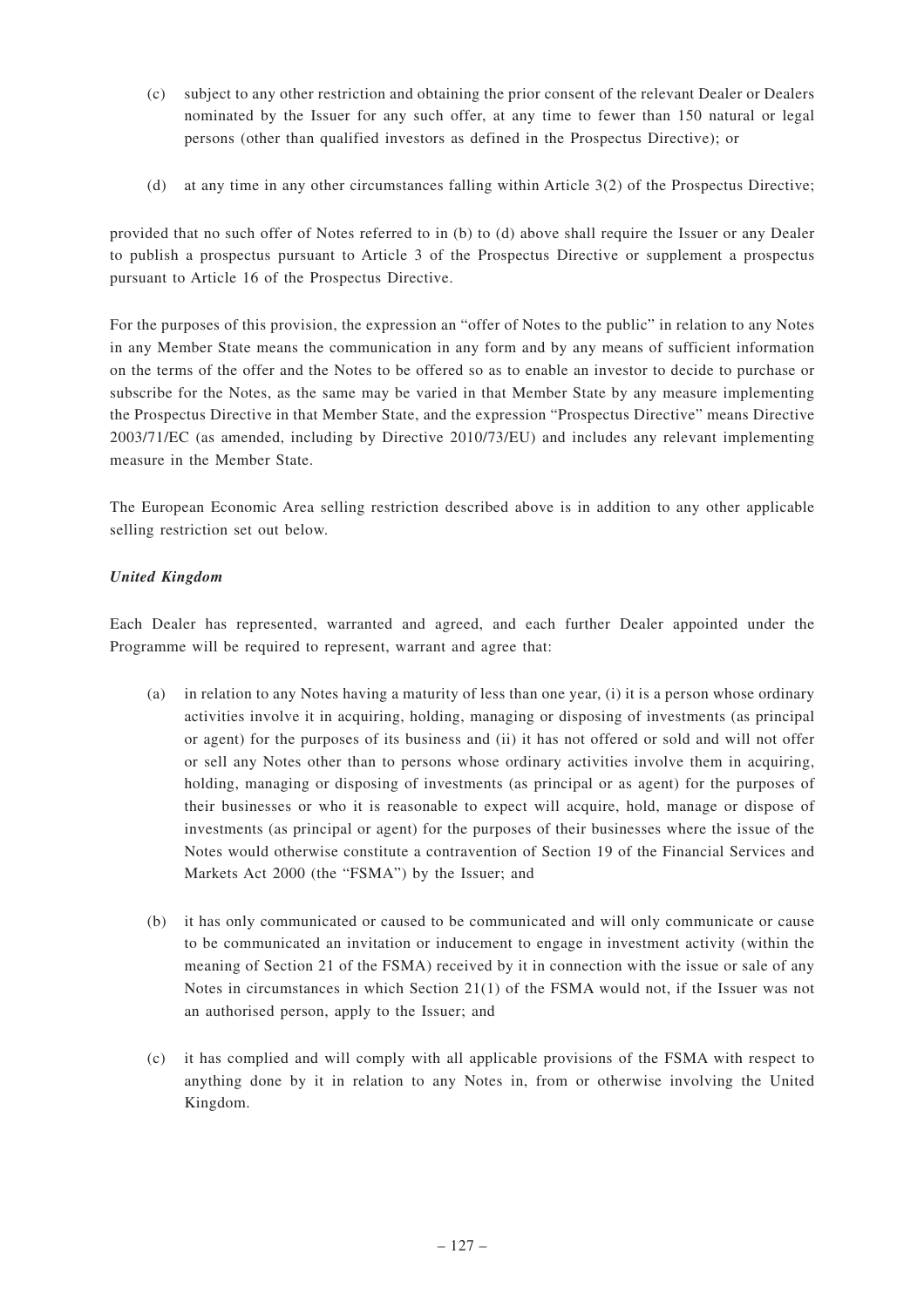(c) subject to any other restriction and obtaining the prior consent of the relevant Dealer or Dealers nominated by the Issuer for any such offer, at any time to fewer than 150 natural or legal persons (other than qualified investors as defined in the Prospectus Directive); or

(d) at any time in any other circumstances falling within Article 3(2) of the Prospectus Directive;

provided that no such offer of Notes referred to in (b) to (d) above shall require the Issuer or any Dealer to publish a prospectus pursuant to Article 3 of the Prospectus Directive or supplement a prospectus pursuant to Article 16 of the Prospectus Directive.

For the purposes of this provision, the expression an "offer of Notes to the public" in relation to any Notes in any Member State means the communication in any form and by any means of sufficient information on the terms of the offer and the Notes to be offered so as to enable an investor to decide to purchase or subscribe for the Notes, as the same may be varied in that Member State by any measure implementing the Prospectus Directive in that Member State, and the expression "Prospectus Directive" means Directive 2003/71/EC (as amended, including by Directive 2010/73/EU) and includes any relevant implementing measure in the Member State.

The European Economic Area selling restriction described above is in addition to any other applicable selling restriction set out below.

***United Kingdom***

Each Dealer has represented, warranted and agreed, and each further Dealer appointed under the Programme will be required to represent, warrant and agree that:

(a) in relation to any Notes having a maturity of less than one year, (i) it is a person whose ordinary activities involve it in acquiring, holding, managing or disposing of investments (as principal or agent) for the purposes of its business and (ii) it has not offered or sold and will not offer or sell any Notes other than to persons whose ordinary activities involve them in acquiring, holding, managing or disposing of investments (as principal or as agent) for the purposes of their businesses or who it is reasonable to expect will acquire, hold, manage or dispose of investments (as principal or agent) for the purposes of their businesses where the issue of the Notes would otherwise constitute a contravention of Section 19 of the Financial Services and Markets Act 2000 (the "FSMA") by the Issuer; and

(b) it has only communicated or caused to be communicated and will only communicate or cause to be communicated an invitation or inducement to engage in investment activity (within the meaning of Section 21 of the FSMA) received by it in connection with the issue or sale of any Notes in circumstances in which Section 21(1) of the FSMA would not, if the Issuer was not an authorised person, apply to the Issuer; and

(c) it has complied and will comply with all applicable provisions of the FSMA with respect to anything done by it in relation to any Notes in, from or otherwise involving the United Kingdom.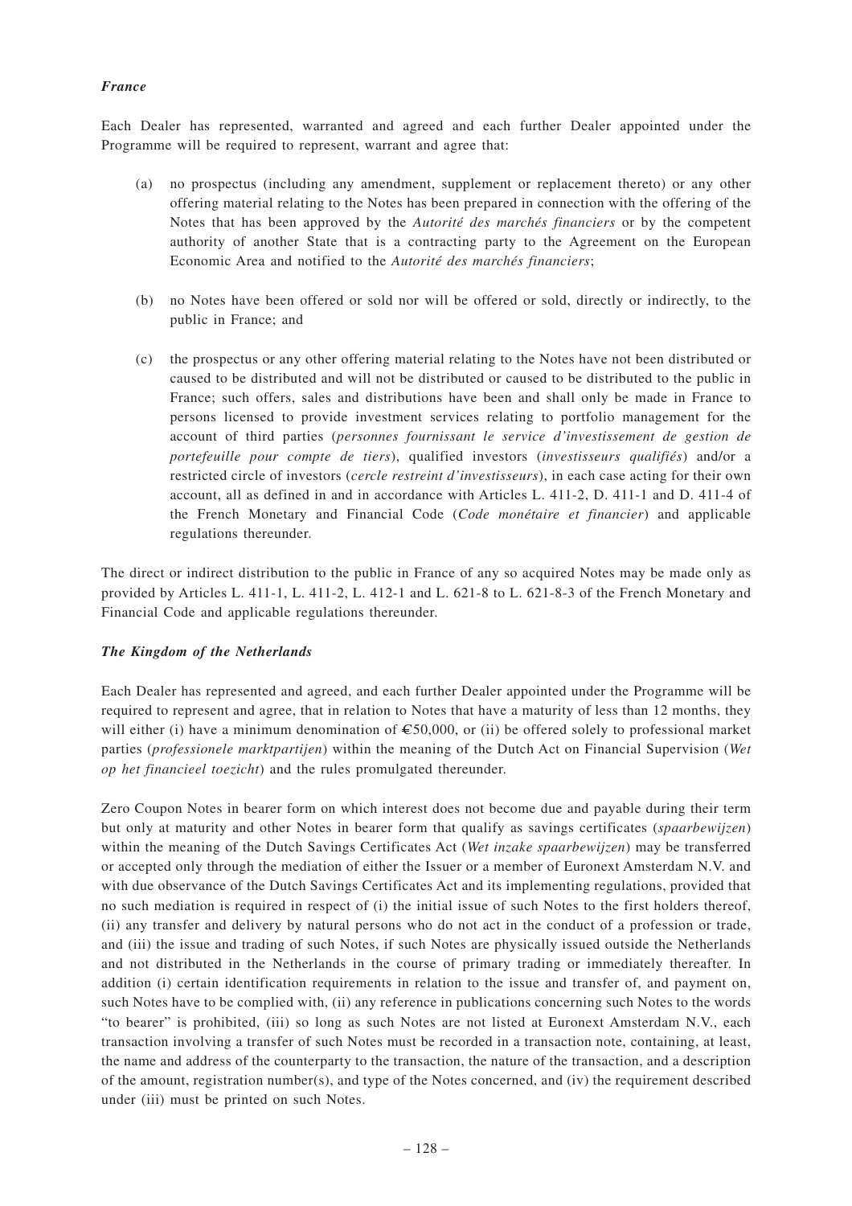### *France*

Each Dealer has represented, warranted and agreed and each further Dealer appointed under the Programme will be required to represent, warrant and agree that:

(a) no prospectus (including any amendment, supplement or replacement thereto) or any other offering material relating to the Notes has been prepared in connection with the offering of the Notes that has been approved by the *Autorité des marchés financiers* or by the competent authority of another State that is a contracting party to the Agreement on the European Economic Area and notified to the *Autorité des marchés financiers*;

(b) no Notes have been offered or sold nor will be offered or sold, directly or indirectly, to the public in France; and

(c) the prospectus or any other offering material relating to the Notes have not been distributed or caused to be distributed and will not be distributed or caused to be distributed to the public in France; such offers, sales and distributions have been and shall only be made in France to persons licensed to provide investment services relating to portfolio management for the account of third parties (*personnes fournissant le service d'investissement de gestion de portefeuille pour compte de tiers*), qualified investors (*investisseurs qualifiés*) and/or a restricted circle of investors (*cercle restreint d'investisseurs*), in each case acting for their own account, all as defined in and in accordance with Articles L. 411-2, D. 411-1 and D. 411-4 of the French Monetary and Financial Code (*Code monétaire et financier*) and applicable regulations thereunder.

The direct or indirect distribution to the public in France of any so acquired Notes may be made only as provided by Articles L. 411-1, L. 411-2, L. 412-1 and L. 621-8 to L. 621-8-3 of the French Monetary and Financial Code and applicable regulations thereunder.

### *The Kingdom of the Netherlands*

Each Dealer has represented and agreed, and each further Dealer appointed under the Programme will be required to represent and agree, that in relation to Notes that have a maturity of less than 12 months, they will either (i) have a minimum denomination of €50,000, or (ii) be offered solely to professional market parties (*professionele marktpartijen*) within the meaning of the Dutch Act on Financial Supervision (*Wet op het financieel toezicht*) and the rules promulgated thereunder.

Zero Coupon Notes in bearer form on which interest does not become due and payable during their term but only at maturity and other Notes in bearer form that qualify as savings certificates (*spaarbewijzen*) within the meaning of the Dutch Savings Certificates Act (*Wet inzake spaarbewijzen*) may be transferred or accepted only through the mediation of either the Issuer or a member of Euronext Amsterdam N.V. and with due observance of the Dutch Savings Certificates Act and its implementing regulations, provided that no such mediation is required in respect of (i) the initial issue of such Notes to the first holders thereof, (ii) any transfer and delivery by natural persons who do not act in the conduct of a profession or trade, and (iii) the issue and trading of such Notes, if such Notes are physically issued outside the Netherlands and not distributed in the Netherlands in the course of primary trading or immediately thereafter. In addition (i) certain identification requirements in relation to the issue and transfer of, and payment on, such Notes have to be complied with, (ii) any reference in publications concerning such Notes to the words "to bearer" is prohibited, (iii) so long as such Notes are not listed at Euronext Amsterdam N.V., each transaction involving a transfer of such Notes must be recorded in a transaction note, containing, at least, the name and address of the counterparty to the transaction, the nature of the transaction, and a description of the amount, registration number(s), and type of the Notes concerned, and (iv) the requirement described under (iii) must be printed on such Notes.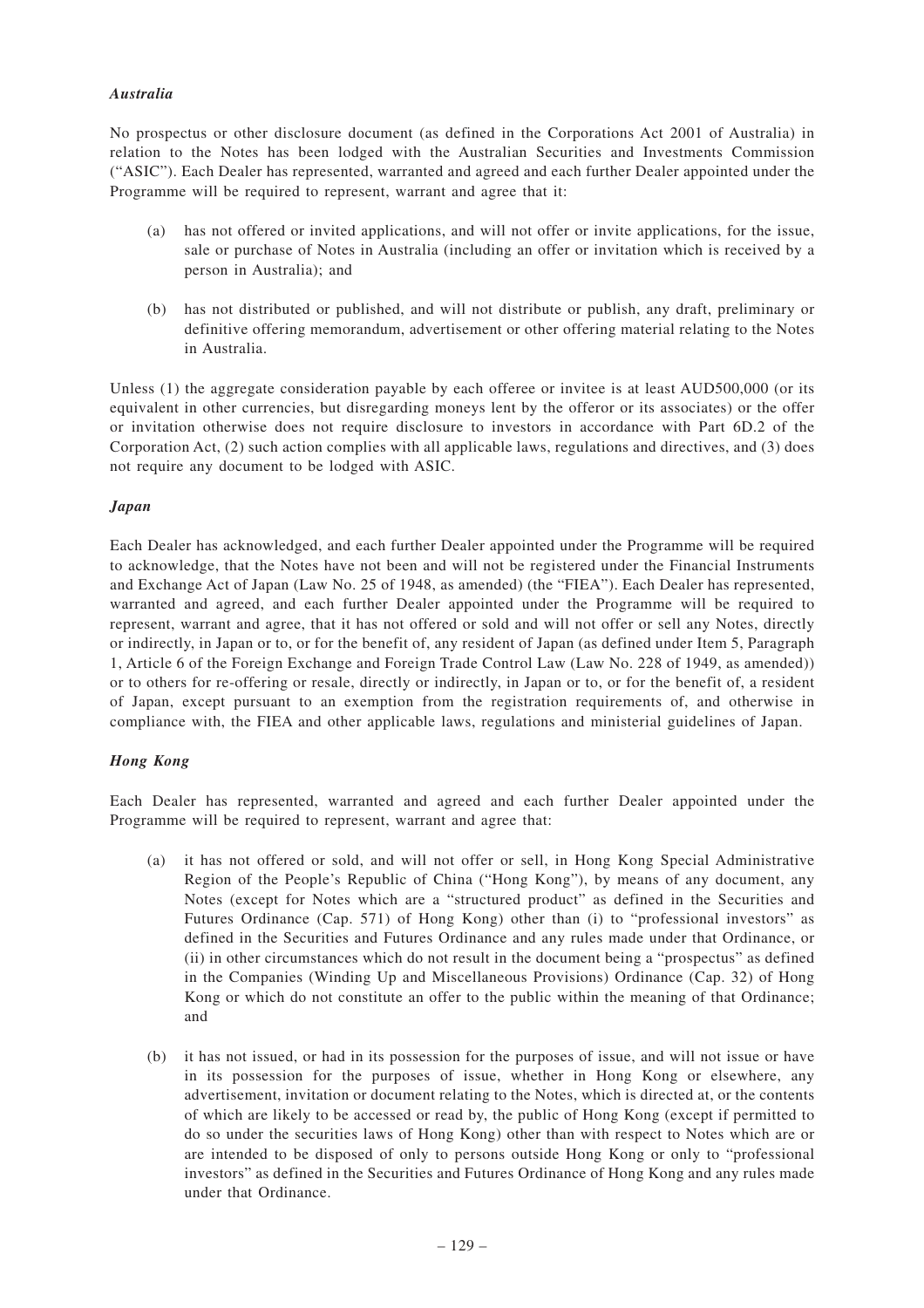***Australia***

No prospectus or other disclosure document (as defined in the Corporations Act 2001 of Australia) in relation to the Notes has been lodged with the Australian Securities and Investments Commission ("ASIC"). Each Dealer has represented, warranted and agreed and each further Dealer appointed under the Programme will be required to represent, warrant and agree that it:

(a) has not offered or invited applications, and will not offer or invite applications, for the issue, sale or purchase of Notes in Australia (including an offer or invitation which is received by a person in Australia); and

(b) has not distributed or published, and will not distribute or publish, any draft, preliminary or definitive offering memorandum, advertisement or other offering material relating to the Notes in Australia.

Unless (1) the aggregate consideration payable by each offeree or invitee is at least AUD500,000 (or its equivalent in other currencies, but disregarding moneys lent by the offeror or its associates) or the offer or invitation otherwise does not require disclosure to investors in accordance with Part 6D.2 of the Corporation Act, (2) such action complies with all applicable laws, regulations and directives, and (3) does not require any document to be lodged with ASIC.

***Japan***

Each Dealer has acknowledged, and each further Dealer appointed under the Programme will be required to acknowledge, that the Notes have not been and will not be registered under the Financial Instruments and Exchange Act of Japan (Law No. 25 of 1948, as amended) (the "FIEA"). Each Dealer has represented, warranted and agreed, and each further Dealer appointed under the Programme will be required to represent, warrant and agree, that it has not offered or sold and will not offer or sell any Notes, directly or indirectly, in Japan or to, or for the benefit of, any resident of Japan (as defined under Item 5, Paragraph 1, Article 6 of the Foreign Exchange and Foreign Trade Control Law (Law No. 228 of 1949, as amended)) or to others for re-offering or resale, directly or indirectly, in Japan or to, or for the benefit of, a resident of Japan, except pursuant to an exemption from the registration requirements of, and otherwise in compliance with, the FIEA and other applicable laws, regulations and ministerial guidelines of Japan.

***Hong Kong***

Each Dealer has represented, warranted and agreed and each further Dealer appointed under the Programme will be required to represent, warrant and agree that:

(a) it has not offered or sold, and will not offer or sell, in Hong Kong Special Administrative Region of the People's Republic of China ("Hong Kong"), by means of any document, any Notes (except for Notes which are a "structured product" as defined in the Securities and Futures Ordinance (Cap. 571) of Hong Kong) other than (i) to "professional investors" as defined in the Securities and Futures Ordinance and any rules made under that Ordinance, or (ii) in other circumstances which do not result in the document being a "prospectus" as defined in the Companies (Winding Up and Miscellaneous Provisions) Ordinance (Cap. 32) of Hong Kong or which do not constitute an offer to the public within the meaning of that Ordinance; and

(b) it has not issued, or had in its possession for the purposes of issue, and will not issue or have in its possession for the purposes of issue, whether in Hong Kong or elsewhere, any advertisement, invitation or document relating to the Notes, which is directed at, or the contents of which are likely to be accessed or read by, the public of Hong Kong (except if permitted to do so under the securities laws of Hong Kong) other than with respect to Notes which are or are intended to be disposed of only to persons outside Hong Kong or only to "professional investors" as defined in the Securities and Futures Ordinance of Hong Kong and any rules made under that Ordinance.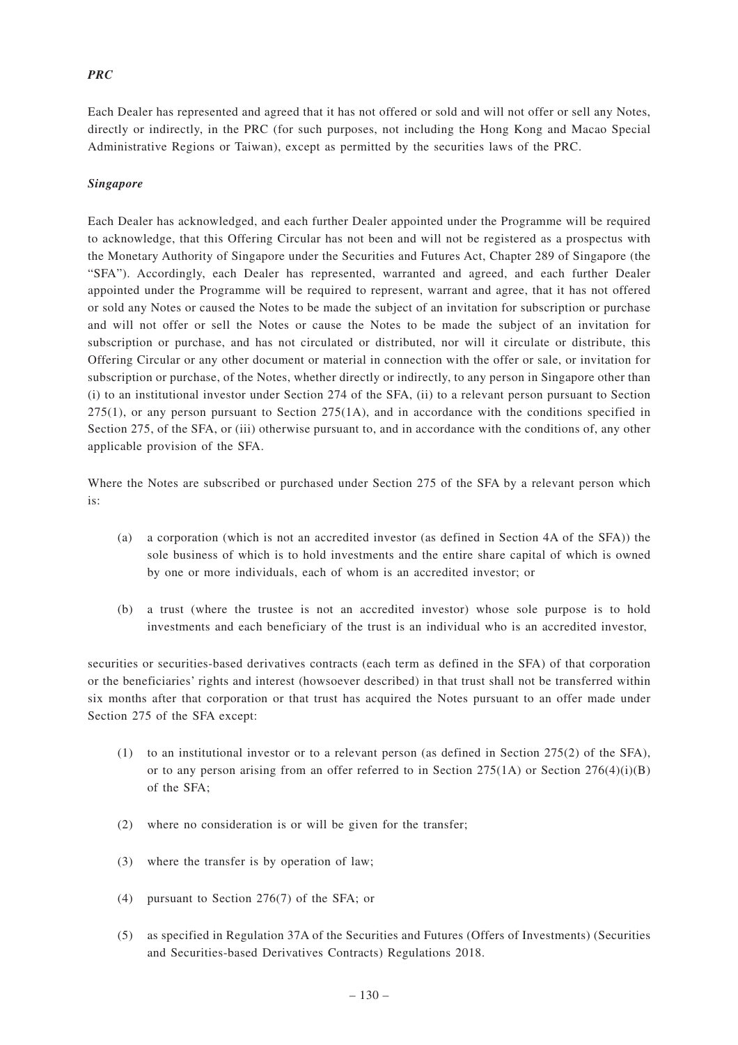***PRC***

Each Dealer has represented and agreed that it has not offered or sold and will not offer or sell any Notes, directly or indirectly, in the PRC (for such purposes, not including the Hong Kong and Macao Special Administrative Regions or Taiwan), except as permitted by the securities laws of the PRC.

***Singapore***

Each Dealer has acknowledged, and each further Dealer appointed under the Programme will be required to acknowledge, that this Offering Circular has not been and will not be registered as a prospectus with the Monetary Authority of Singapore under the Securities and Futures Act, Chapter 289 of Singapore (the "SFA"). Accordingly, each Dealer has represented, warranted and agreed, and each further Dealer appointed under the Programme will be required to represent, warrant and agree, that it has not offered or sold any Notes or caused the Notes to be made the subject of an invitation for subscription or purchase and will not offer or sell the Notes or cause the Notes to be made the subject of an invitation for subscription or purchase, and has not circulated or distributed, nor will it circulate or distribute, this Offering Circular or any other document or material in connection with the offer or sale, or invitation for subscription or purchase, of the Notes, whether directly or indirectly, to any person in Singapore other than (i) to an institutional investor under Section 274 of the SFA, (ii) to a relevant person pursuant to Section 275(1), or any person pursuant to Section 275(1A), and in accordance with the conditions specified in Section 275, of the SFA, or (iii) otherwise pursuant to, and in accordance with the conditions of, any other applicable provision of the SFA.

Where the Notes are subscribed or purchased under Section 275 of the SFA by a relevant person which is:

(a) a corporation (which is not an accredited investor (as defined in Section 4A of the SFA)) the sole business of which is to hold investments and the entire share capital of which is owned by one or more individuals, each of whom is an accredited investor; or

(b) a trust (where the trustee is not an accredited investor) whose sole purpose is to hold investments and each beneficiary of the trust is an individual who is an accredited investor,

securities or securities-based derivatives contracts (each term as defined in the SFA) of that corporation or the beneficiaries' rights and interest (howsoever described) in that trust shall not be transferred within six months after that corporation or that trust has acquired the Notes pursuant to an offer made under Section 275 of the SFA except:

(1) to an institutional investor or to a relevant person (as defined in Section 275(2) of the SFA), or to any person arising from an offer referred to in Section 275(1A) or Section 276(4)(i)(B) of the SFA;

(2) where no consideration is or will be given for the transfer;

(3) where the transfer is by operation of law;

(4) pursuant to Section 276(7) of the SFA; or

(5) as specified in Regulation 37A of the Securities and Futures (Offers of Investments) (Securities and Securities-based Derivatives Contracts) Regulations 2018.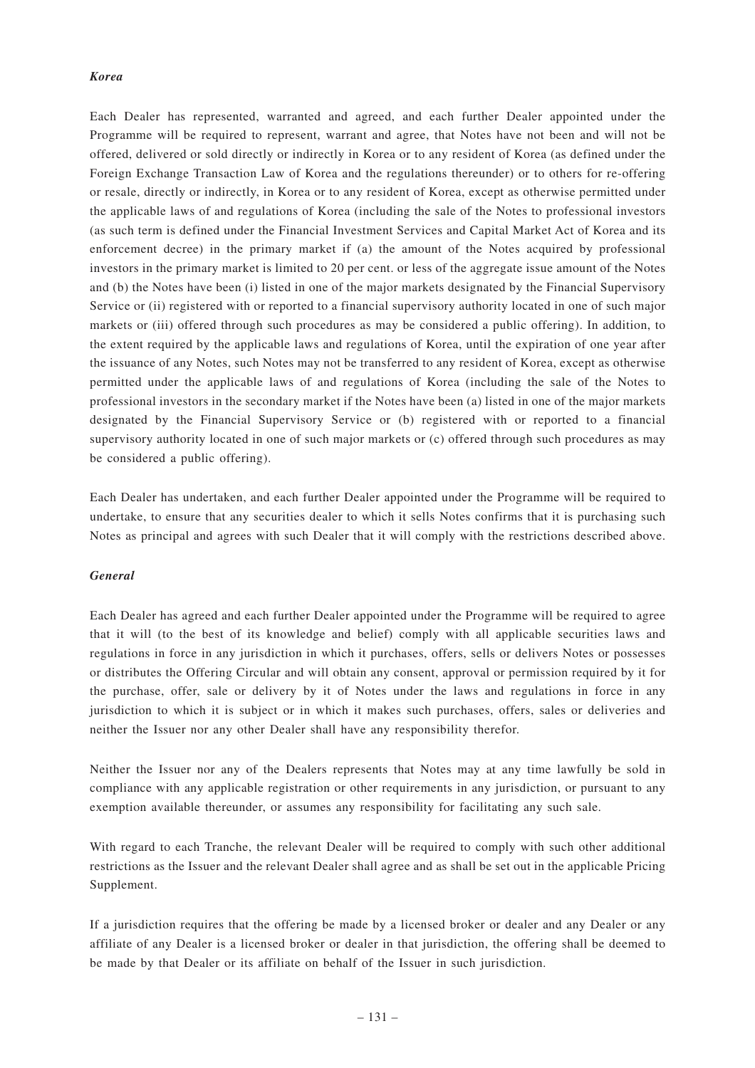***Korea***

Each Dealer has represented, warranted and agreed, and each further Dealer appointed under the Programme will be required to represent, warrant and agree, that Notes have not been and will not be offered, delivered or sold directly or indirectly in Korea or to any resident of Korea (as defined under the Foreign Exchange Transaction Law of Korea and the regulations thereunder) or to others for re-offering or resale, directly or indirectly, in Korea or to any resident of Korea, except as otherwise permitted under the applicable laws of and regulations of Korea (including the sale of the Notes to professional investors (as such term is defined under the Financial Investment Services and Capital Market Act of Korea and its enforcement decree) in the primary market if (a) the amount of the Notes acquired by professional investors in the primary market is limited to 20 per cent. or less of the aggregate issue amount of the Notes and (b) the Notes have been (i) listed in one of the major markets designated by the Financial Supervisory Service or (ii) registered with or reported to a financial supervisory authority located in one of such major markets or (iii) offered through such procedures as may be considered a public offering). In addition, to the extent required by the applicable laws and regulations of Korea, until the expiration of one year after the issuance of any Notes, such Notes may not be transferred to any resident of Korea, except as otherwise permitted under the applicable laws of and regulations of Korea (including the sale of the Notes to professional investors in the secondary market if the Notes have been (a) listed in one of the major markets designated by the Financial Supervisory Service or (b) registered with or reported to a financial supervisory authority located in one of such major markets or (c) offered through such procedures as may be considered a public offering).

Each Dealer has undertaken, and each further Dealer appointed under the Programme will be required to undertake, to ensure that any securities dealer to which it sells Notes confirms that it is purchasing such Notes as principal and agrees with such Dealer that it will comply with the restrictions described above.

***General***

Each Dealer has agreed and each further Dealer appointed under the Programme will be required to agree that it will (to the best of its knowledge and belief) comply with all applicable securities laws and regulations in force in any jurisdiction in which it purchases, offers, sells or delivers Notes or possesses or distributes the Offering Circular and will obtain any consent, approval or permission required by it for the purchase, offer, sale or delivery by it of Notes under the laws and regulations in force in any jurisdiction to which it is subject or in which it makes such purchases, offers, sales or deliveries and neither the Issuer nor any other Dealer shall have any responsibility therefor.

Neither the Issuer nor any of the Dealers represents that Notes may at any time lawfully be sold in compliance with any applicable registration or other requirements in any jurisdiction, or pursuant to any exemption available thereunder, or assumes any responsibility for facilitating any such sale.

With regard to each Tranche, the relevant Dealer will be required to comply with such other additional restrictions as the Issuer and the relevant Dealer shall agree and as shall be set out in the applicable Pricing Supplement.

If a jurisdiction requires that the offering be made by a licensed broker or dealer and any Dealer or any affiliate of any Dealer is a licensed broker or dealer in that jurisdiction, the offering shall be deemed to be made by that Dealer or its affiliate on behalf of the Issuer in such jurisdiction.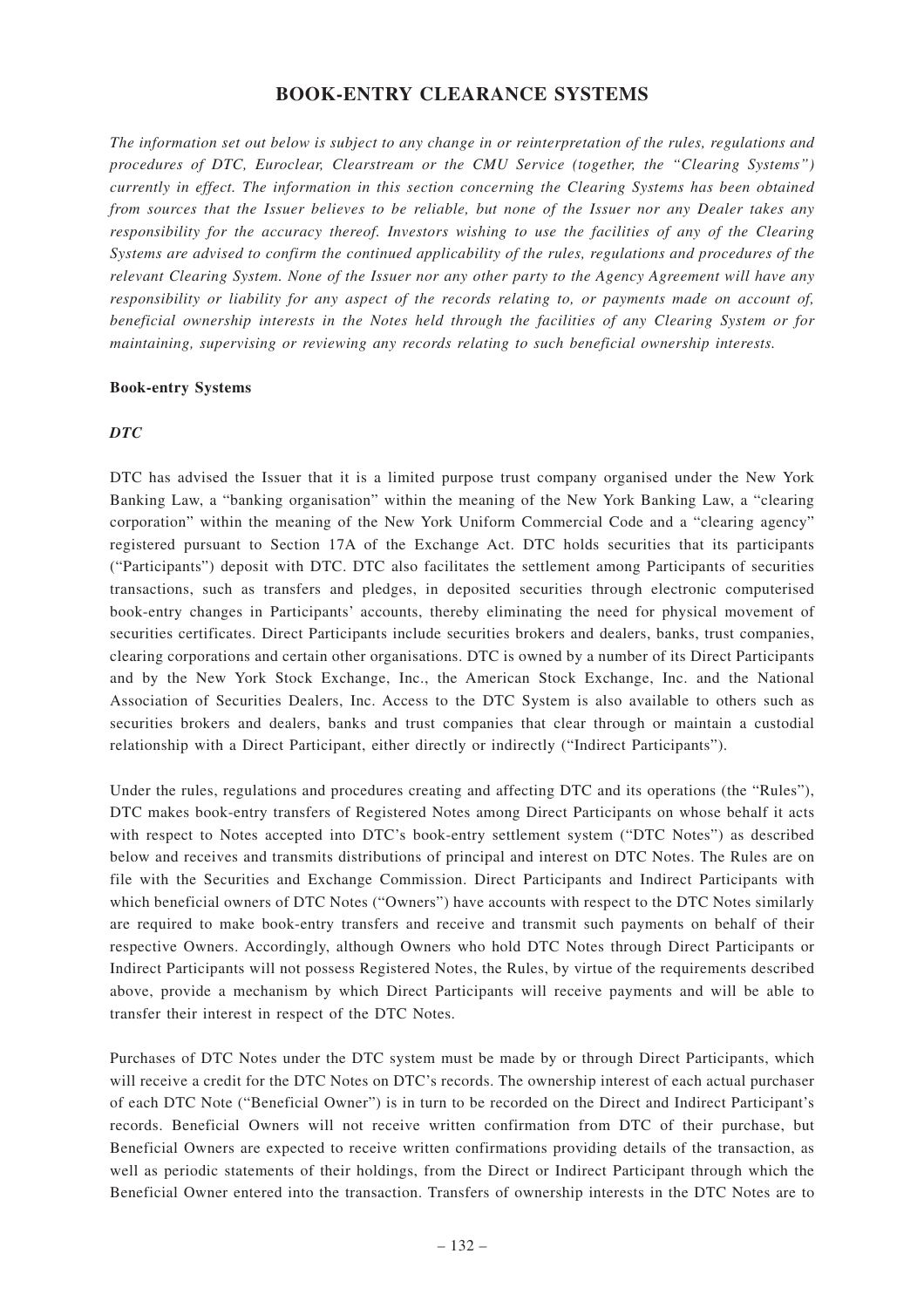# BOOK-ENTRY CLEARANCE SYSTEMS

*The information set out below is subject to any change in or reinterpretation of the rules, regulations and procedures of DTC, Euroclear, Clearstream or the CMU Service (together, the "Clearing Systems") currently in effect. The information in this section concerning the Clearing Systems has been obtained from sources that the Issuer believes to be reliable, but none of the Issuer nor any Dealer takes any responsibility for the accuracy thereof. Investors wishing to use the facilities of any of the Clearing Systems are advised to confirm the continued applicability of the rules, regulations and procedures of the relevant Clearing System. None of the Issuer nor any other party to the Agency Agreement will have any responsibility or liability for any aspect of the records relating to, or payments made on account of, beneficial ownership interests in the Notes held through the facilities of any Clearing System or for maintaining, supervising or reviewing any records relating to such beneficial ownership interests.*

**Book-entry Systems**

***DTC***

DTC has advised the Issuer that it is a limited purpose trust company organised under the New York Banking Law, a "banking organisation" within the meaning of the New York Banking Law, a "clearing corporation" within the meaning of the New York Uniform Commercial Code and a "clearing agency" registered pursuant to Section 17A of the Exchange Act. DTC holds securities that its participants ("Participants") deposit with DTC. DTC also facilitates the settlement among Participants of securities transactions, such as transfers and pledges, in deposited securities through electronic computerised book-entry changes in Participants' accounts, thereby eliminating the need for physical movement of securities certificates. Direct Participants include securities brokers and dealers, banks, trust companies, clearing corporations and certain other organisations. DTC is owned by a number of its Direct Participants and by the New York Stock Exchange, Inc., the American Stock Exchange, Inc. and the National Association of Securities Dealers, Inc. Access to the DTC System is also available to others such as securities brokers and dealers, banks and trust companies that clear through or maintain a custodial relationship with a Direct Participant, either directly or indirectly ("Indirect Participants").

Under the rules, regulations and procedures creating and affecting DTC and its operations (the "Rules"), DTC makes book-entry transfers of Registered Notes among Direct Participants on whose behalf it acts with respect to Notes accepted into DTC's book-entry settlement system ("DTC Notes") as described below and receives and transmits distributions of principal and interest on DTC Notes. The Rules are on file with the Securities and Exchange Commission. Direct Participants and Indirect Participants with which beneficial owners of DTC Notes ("Owners") have accounts with respect to the DTC Notes similarly are required to make book-entry transfers and receive and transmit such payments on behalf of their respective Owners. Accordingly, although Owners who hold DTC Notes through Direct Participants or Indirect Participants will not possess Registered Notes, the Rules, by virtue of the requirements described above, provide a mechanism by which Direct Participants will receive payments and will be able to transfer their interest in respect of the DTC Notes.

Purchases of DTC Notes under the DTC system must be made by or through Direct Participants, which will receive a credit for the DTC Notes on DTC's records. The ownership interest of each actual purchaser of each DTC Note ("Beneficial Owner") is in turn to be recorded on the Direct and Indirect Participant's records. Beneficial Owners will not receive written confirmation from DTC of their purchase, but Beneficial Owners are expected to receive written confirmations providing details of the transaction, as well as periodic statements of their holdings, from the Direct or Indirect Participant through which the Beneficial Owner entered into the transaction. Transfers of ownership interests in the DTC Notes are to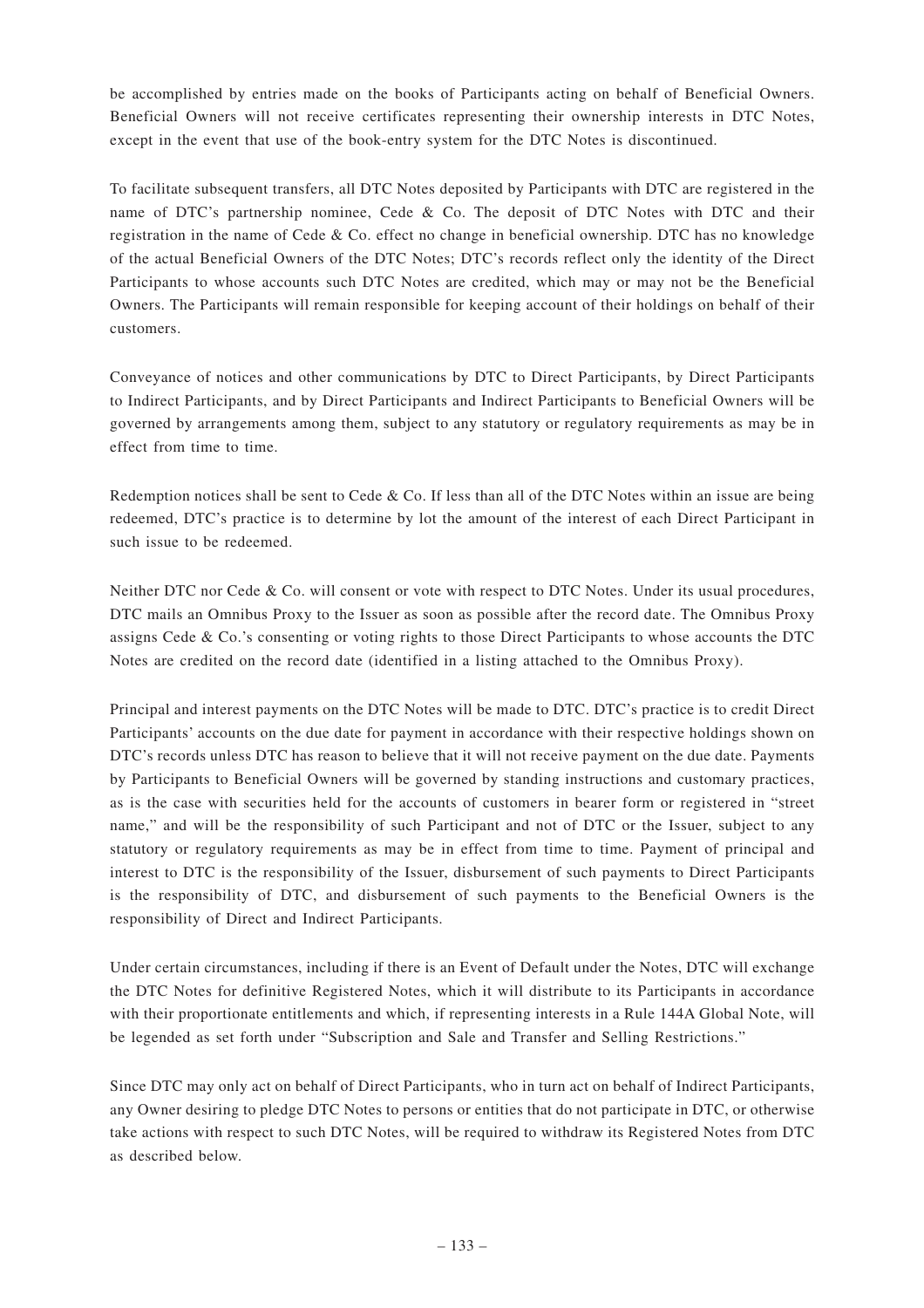be accomplished by entries made on the books of Participants acting on behalf of Beneficial Owners. Beneficial Owners will not receive certificates representing their ownership interests in DTC Notes, except in the event that use of the book-entry system for the DTC Notes is discontinued.

To facilitate subsequent transfers, all DTC Notes deposited by Participants with DTC are registered in the name of DTC's partnership nominee, Cede & Co. The deposit of DTC Notes with DTC and their registration in the name of Cede & Co. effect no change in beneficial ownership. DTC has no knowledge of the actual Beneficial Owners of the DTC Notes; DTC's records reflect only the identity of the Direct Participants to whose accounts such DTC Notes are credited, which may or may not be the Beneficial Owners. The Participants will remain responsible for keeping account of their holdings on behalf of their customers.

Conveyance of notices and other communications by DTC to Direct Participants, by Direct Participants to Indirect Participants, and by Direct Participants and Indirect Participants to Beneficial Owners will be governed by arrangements among them, subject to any statutory or regulatory requirements as may be in effect from time to time.

Redemption notices shall be sent to Cede & Co. If less than all of the DTC Notes within an issue are being redeemed, DTC's practice is to determine by lot the amount of the interest of each Direct Participant in such issue to be redeemed.

Neither DTC nor Cede & Co. will consent or vote with respect to DTC Notes. Under its usual procedures, DTC mails an Omnibus Proxy to the Issuer as soon as possible after the record date. The Omnibus Proxy assigns Cede & Co.'s consenting or voting rights to those Direct Participants to whose accounts the DTC Notes are credited on the record date (identified in a listing attached to the Omnibus Proxy).

Principal and interest payments on the DTC Notes will be made to DTC. DTC's practice is to credit Direct Participants' accounts on the due date for payment in accordance with their respective holdings shown on DTC's records unless DTC has reason to believe that it will not receive payment on the due date. Payments by Participants to Beneficial Owners will be governed by standing instructions and customary practices, as is the case with securities held for the accounts of customers in bearer form or registered in "street name," and will be the responsibility of such Participant and not of DTC or the Issuer, subject to any statutory or regulatory requirements as may be in effect from time to time. Payment of principal and interest to DTC is the responsibility of the Issuer, disbursement of such payments to Direct Participants is the responsibility of DTC, and disbursement of such payments to the Beneficial Owners is the responsibility of Direct and Indirect Participants.

Under certain circumstances, including if there is an Event of Default under the Notes, DTC will exchange the DTC Notes for definitive Registered Notes, which it will distribute to its Participants in accordance with their proportionate entitlements and which, if representing interests in a Rule 144A Global Note, will be legended as set forth under "Subscription and Sale and Transfer and Selling Restrictions."

Since DTC may only act on behalf of Direct Participants, who in turn act on behalf of Indirect Participants, any Owner desiring to pledge DTC Notes to persons or entities that do not participate in DTC, or otherwise take actions with respect to such DTC Notes, will be required to withdraw its Registered Notes from DTC as described below.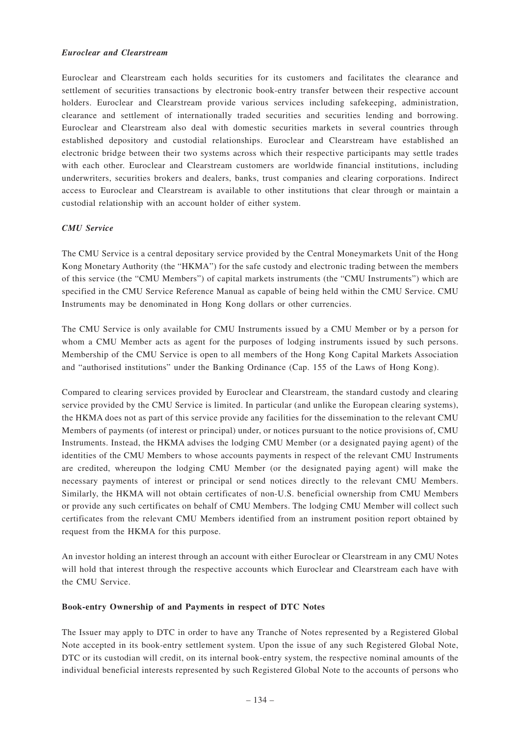***Euroclear and Clearstream***

Euroclear and Clearstream each holds securities for its customers and facilitates the clearance and settlement of securities transactions by electronic book-entry transfer between their respective account holders. Euroclear and Clearstream provide various services including safekeeping, administration, clearance and settlement of internationally traded securities and securities lending and borrowing. Euroclear and Clearstream also deal with domestic securities markets in several countries through established depository and custodial relationships. Euroclear and Clearstream have established an electronic bridge between their two systems across which their respective participants may settle trades with each other. Euroclear and Clearstream customers are worldwide financial institutions, including underwriters, securities brokers and dealers, banks, trust companies and clearing corporations. Indirect access to Euroclear and Clearstream is available to other institutions that clear through or maintain a custodial relationship with an account holder of either system.

***CMU Service***

The CMU Service is a central depositary service provided by the Central Moneymarkets Unit of the Hong Kong Monetary Authority (the "HKMA") for the safe custody and electronic trading between the members of this service (the "CMU Members") of capital markets instruments (the "CMU Instruments") which are specified in the CMU Service Reference Manual as capable of being held within the CMU Service. CMU Instruments may be denominated in Hong Kong dollars or other currencies.

The CMU Service is only available for CMU Instruments issued by a CMU Member or by a person for whom a CMU Member acts as agent for the purposes of lodging instruments issued by such persons. Membership of the CMU Service is open to all members of the Hong Kong Capital Markets Association and "authorised institutions" under the Banking Ordinance (Cap. 155 of the Laws of Hong Kong).

Compared to clearing services provided by Euroclear and Clearstream, the standard custody and clearing service provided by the CMU Service is limited. In particular (and unlike the European clearing systems), the HKMA does not as part of this service provide any facilities for the dissemination to the relevant CMU Members of payments (of interest or principal) under, or notices pursuant to the notice provisions of, CMU Instruments. Instead, the HKMA advises the lodging CMU Member (or a designated paying agent) of the identities of the CMU Members to whose accounts payments in respect of the relevant CMU Instruments are credited, whereupon the lodging CMU Member (or the designated paying agent) will make the necessary payments of interest or principal or send notices directly to the relevant CMU Members. Similarly, the HKMA will not obtain certificates of non-U.S. beneficial ownership from CMU Members or provide any such certificates on behalf of CMU Members. The lodging CMU Member will collect such certificates from the relevant CMU Members identified from an instrument position report obtained by request from the HKMA for this purpose.

An investor holding an interest through an account with either Euroclear or Clearstream in any CMU Notes will hold that interest through the respective accounts which Euroclear and Clearstream each have with the CMU Service.

**Book-entry Ownership of and Payments in respect of DTC Notes**

The Issuer may apply to DTC in order to have any Tranche of Notes represented by a Registered Global Note accepted in its book-entry settlement system. Upon the issue of any such Registered Global Note, DTC or its custodian will credit, on its internal book-entry system, the respective nominal amounts of the individual beneficial interests represented by such Registered Global Note to the accounts of persons who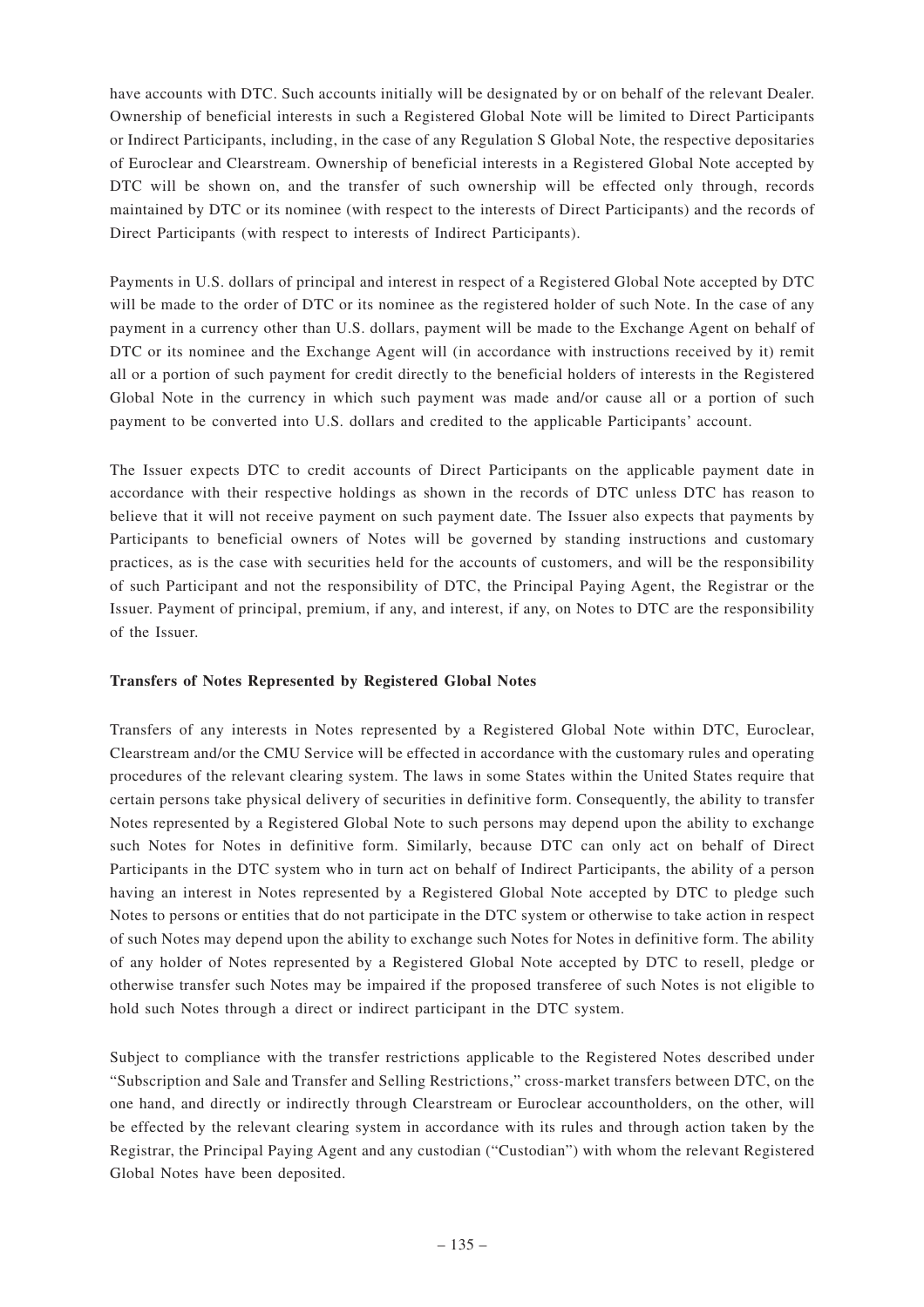have accounts with DTC. Such accounts initially will be designated by or on behalf of the relevant Dealer. Ownership of beneficial interests in such a Registered Global Note will be limited to Direct Participants or Indirect Participants, including, in the case of any Regulation S Global Note, the respective depositaries of Euroclear and Clearstream. Ownership of beneficial interests in a Registered Global Note accepted by DTC will be shown on, and the transfer of such ownership will be effected only through, records maintained by DTC or its nominee (with respect to the interests of Direct Participants) and the records of Direct Participants (with respect to interests of Indirect Participants).

Payments in U.S. dollars of principal and interest in respect of a Registered Global Note accepted by DTC will be made to the order of DTC or its nominee as the registered holder of such Note. In the case of any payment in a currency other than U.S. dollars, payment will be made to the Exchange Agent on behalf of DTC or its nominee and the Exchange Agent will (in accordance with instructions received by it) remit all or a portion of such payment for credit directly to the beneficial holders of interests in the Registered Global Note in the currency in which such payment was made and/or cause all or a portion of such payment to be converted into U.S. dollars and credited to the applicable Participants' account.

The Issuer expects DTC to credit accounts of Direct Participants on the applicable payment date in accordance with their respective holdings as shown in the records of DTC unless DTC has reason to believe that it will not receive payment on such payment date. The Issuer also expects that payments by Participants to beneficial owners of Notes will be governed by standing instructions and customary practices, as is the case with securities held for the accounts of customers, and will be the responsibility of such Participant and not the responsibility of DTC, the Principal Paying Agent, the Registrar or the Issuer. Payment of principal, premium, if any, and interest, if any, on Notes to DTC are the responsibility of the Issuer.

**Transfers of Notes Represented by Registered Global Notes**

Transfers of any interests in Notes represented by a Registered Global Note within DTC, Euroclear, Clearstream and/or the CMU Service will be effected in accordance with the customary rules and operating procedures of the relevant clearing system. The laws in some States within the United States require that certain persons take physical delivery of securities in definitive form. Consequently, the ability to transfer Notes represented by a Registered Global Note to such persons may depend upon the ability to exchange such Notes for Notes in definitive form. Similarly, because DTC can only act on behalf of Direct Participants in the DTC system who in turn act on behalf of Indirect Participants, the ability of a person having an interest in Notes represented by a Registered Global Note accepted by DTC to pledge such Notes to persons or entities that do not participate in the DTC system or otherwise to take action in respect of such Notes may depend upon the ability to exchange such Notes for Notes in definitive form. The ability of any holder of Notes represented by a Registered Global Note accepted by DTC to resell, pledge or otherwise transfer such Notes may be impaired if the proposed transferee of such Notes is not eligible to hold such Notes through a direct or indirect participant in the DTC system.

Subject to compliance with the transfer restrictions applicable to the Registered Notes described under "Subscription and Sale and Transfer and Selling Restrictions," cross-market transfers between DTC, on the one hand, and directly or indirectly through Clearstream or Euroclear accountholders, on the other, will be effected by the relevant clearing system in accordance with its rules and through action taken by the Registrar, the Principal Paying Agent and any custodian ("Custodian") with whom the relevant Registered Global Notes have been deposited.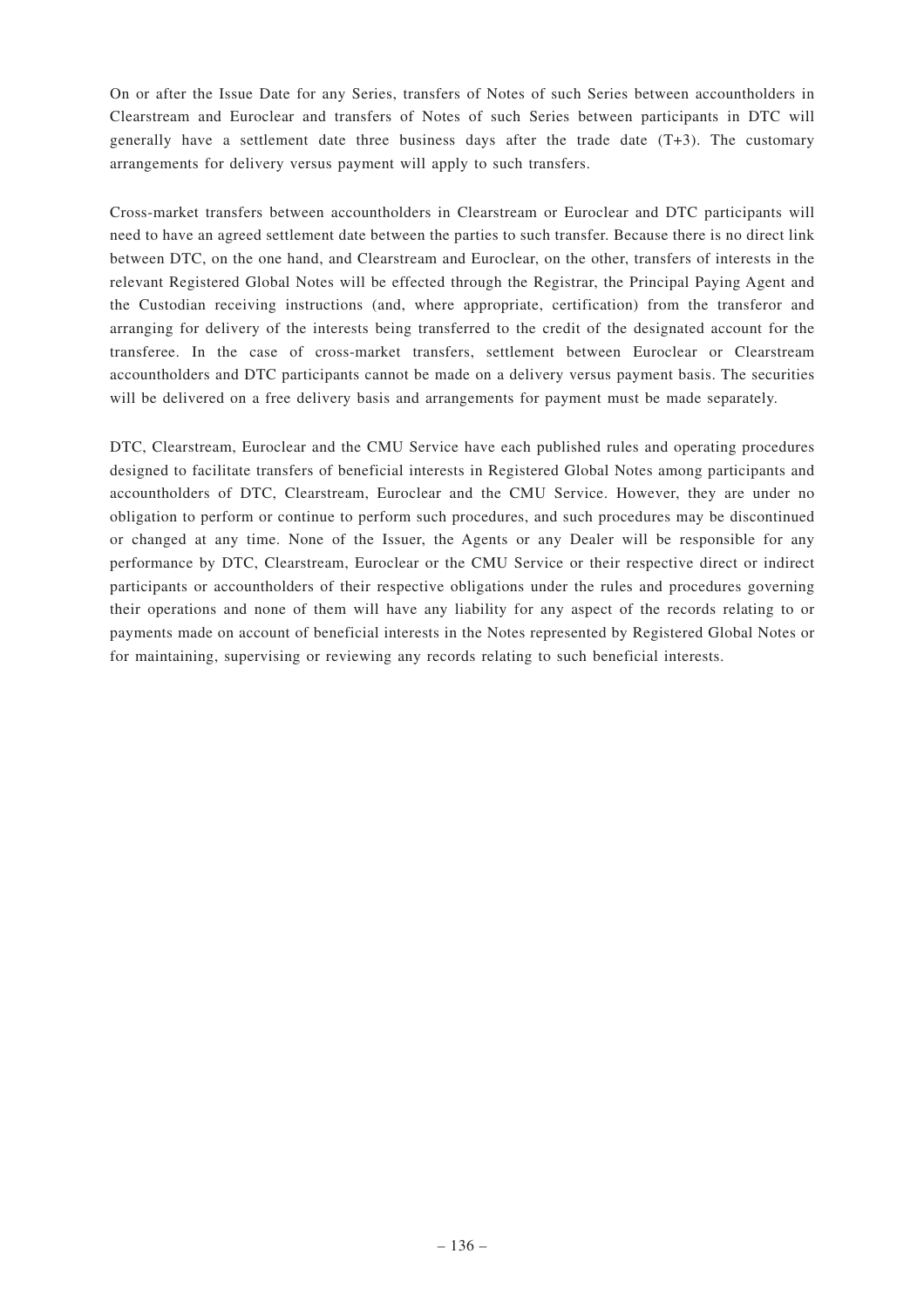On or after the Issue Date for any Series, transfers of Notes of such Series between accountholders in Clearstream and Euroclear and transfers of Notes of such Series between participants in DTC will generally have a settlement date three business days after the trade date (T+3). The customary arrangements for delivery versus payment will apply to such transfers.

Cross-market transfers between accountholders in Clearstream or Euroclear and DTC participants will need to have an agreed settlement date between the parties to such transfer. Because there is no direct link between DTC, on the one hand, and Clearstream and Euroclear, on the other, transfers of interests in the relevant Registered Global Notes will be effected through the Registrar, the Principal Paying Agent and the Custodian receiving instructions (and, where appropriate, certification) from the transferor and arranging for delivery of the interests being transferred to the credit of the designated account for the transferee. In the case of cross-market transfers, settlement between Euroclear or Clearstream accountholders and DTC participants cannot be made on a delivery versus payment basis. The securities will be delivered on a free delivery basis and arrangements for payment must be made separately.

DTC, Clearstream, Euroclear and the CMU Service have each published rules and operating procedures designed to facilitate transfers of beneficial interests in Registered Global Notes among participants and accountholders of DTC, Clearstream, Euroclear and the CMU Service. However, they are under no obligation to perform or continue to perform such procedures, and such procedures may be discontinued or changed at any time. None of the Issuer, the Agents or any Dealer will be responsible for any performance by DTC, Clearstream, Euroclear or the CMU Service or their respective direct or indirect participants or accountholders of their respective obligations under the rules and procedures governing their operations and none of them will have any liability for any aspect of the records relating to or payments made on account of beneficial interests in the Notes represented by Registered Global Notes or for maintaining, supervising or reviewing any records relating to such beneficial interests.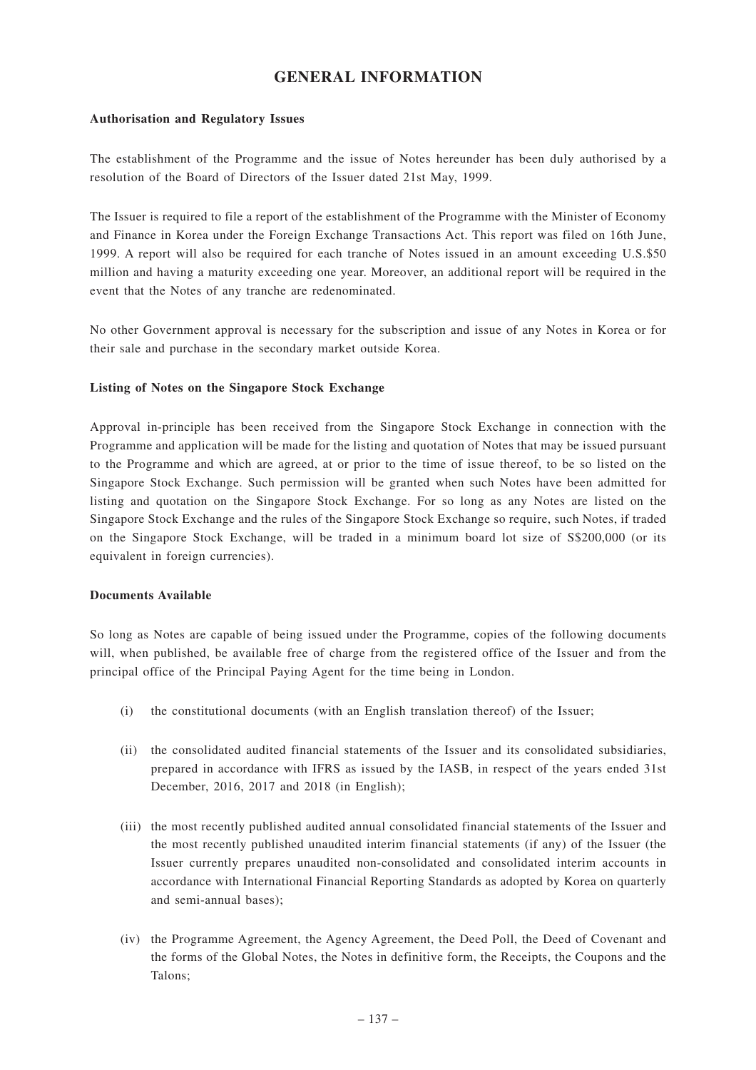# GENERAL INFORMATION

**Authorisation and Regulatory Issues**

The establishment of the Programme and the issue of Notes hereunder has been duly authorised by a resolution of the Board of Directors of the Issuer dated 21st May, 1999.

The Issuer is required to file a report of the establishment of the Programme with the Minister of Economy and Finance in Korea under the Foreign Exchange Transactions Act. This report was filed on 16th June, 1999. A report will also be required for each tranche of Notes issued in an amount exceeding U.S.$50 million and having a maturity exceeding one year. Moreover, an additional report will be required in the event that the Notes of any tranche are redenominated.

No other Government approval is necessary for the subscription and issue of any Notes in Korea or for their sale and purchase in the secondary market outside Korea.

**Listing of Notes on the Singapore Stock Exchange**

Approval in-principle has been received from the Singapore Stock Exchange in connection with the Programme and application will be made for the listing and quotation of Notes that may be issued pursuant to the Programme and which are agreed, at or prior to the time of issue thereof, to be so listed on the Singapore Stock Exchange. Such permission will be granted when such Notes have been admitted for listing and quotation on the Singapore Stock Exchange. For so long as any Notes are listed on the Singapore Stock Exchange and the rules of the Singapore Stock Exchange so require, such Notes, if traded on the Singapore Stock Exchange, will be traded in a minimum board lot size of S$200,000 (or its equivalent in foreign currencies).

**Documents Available**

So long as Notes are capable of being issued under the Programme, copies of the following documents will, when published, be available free of charge from the registered office of the Issuer and from the principal office of the Principal Paying Agent for the time being in London.

(i) the constitutional documents (with an English translation thereof) of the Issuer;

(ii) the consolidated audited financial statements of the Issuer and its consolidated subsidiaries, prepared in accordance with IFRS as issued by the IASB, in respect of the years ended 31st December, 2016, 2017 and 2018 (in English);

(iii) the most recently published audited annual consolidated financial statements of the Issuer and the most recently published unaudited interim financial statements (if any) of the Issuer (the Issuer currently prepares unaudited non-consolidated and consolidated interim accounts in accordance with International Financial Reporting Standards as adopted by Korea on quarterly and semi-annual bases);

(iv) the Programme Agreement, the Agency Agreement, the Deed Poll, the Deed of Covenant and the forms of the Global Notes, the Notes in definitive form, the Receipts, the Coupons and the Talons;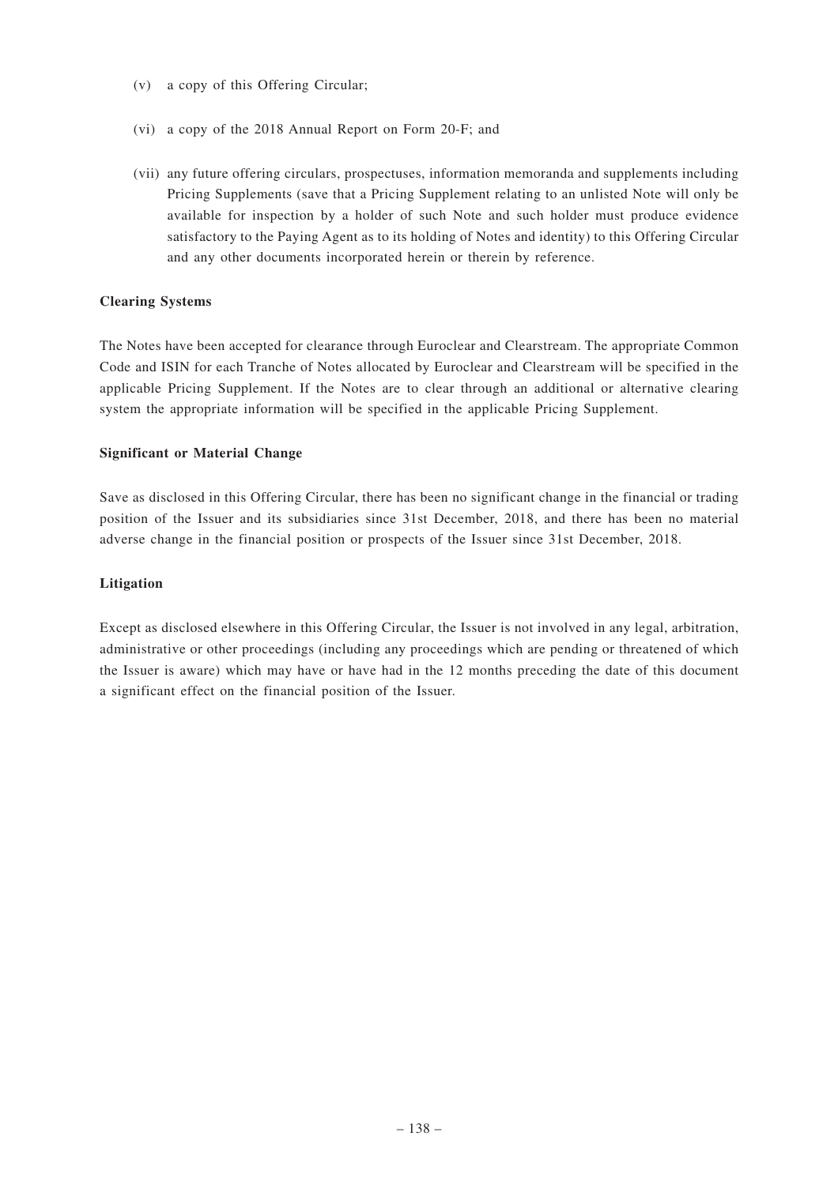(v) a copy of this Offering Circular;

(vi) a copy of the 2018 Annual Report on Form 20-F; and

(vii) any future offering circulars, prospectuses, information memoranda and supplements including Pricing Supplements (save that a Pricing Supplement relating to an unlisted Note will only be available for inspection by a holder of such Note and such holder must produce evidence satisfactory to the Paying Agent as to its holding of Notes and identity) to this Offering Circular and any other documents incorporated herein or therein by reference.

**Clearing Systems**

The Notes have been accepted for clearance through Euroclear and Clearstream. The appropriate Common Code and ISIN for each Tranche of Notes allocated by Euroclear and Clearstream will be specified in the applicable Pricing Supplement. If the Notes are to clear through an additional or alternative clearing system the appropriate information will be specified in the applicable Pricing Supplement.

**Significant or Material Change**

Save as disclosed in this Offering Circular, there has been no significant change in the financial or trading position of the Issuer and its subsidiaries since 31st December, 2018, and there has been no material adverse change in the financial position or prospects of the Issuer since 31st December, 2018.

**Litigation**

Except as disclosed elsewhere in this Offering Circular, the Issuer is not involved in any legal, arbitration, administrative or other proceedings (including any proceedings which are pending or threatened of which the Issuer is aware) which may have or have had in the 12 months preceding the date of this document a significant effect on the financial position of the Issuer.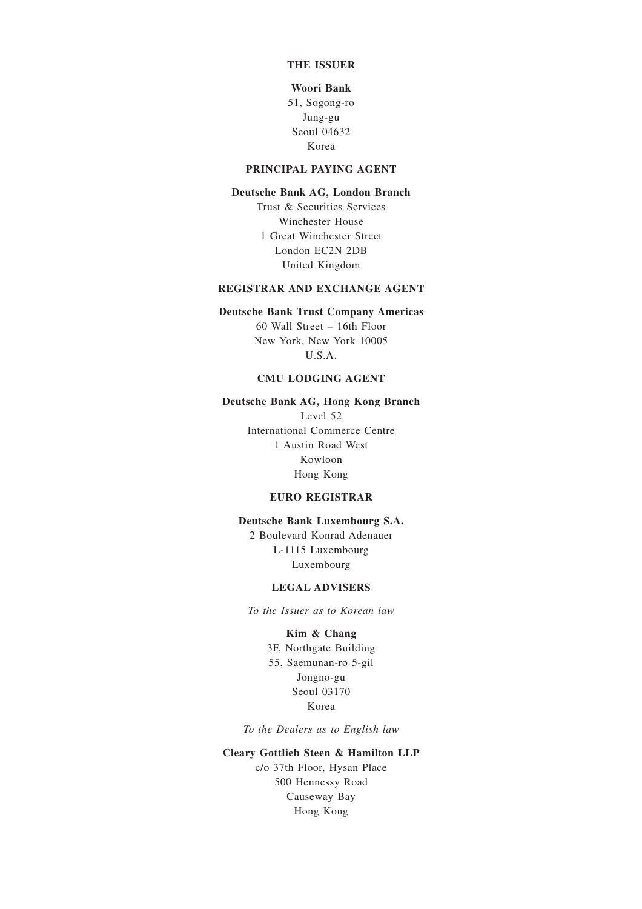## THE ISSUER

**Woori Bank**
51, Sogong-ro
Jung-gu
Seoul 04632
Korea

## PRINCIPAL PAYING AGENT

**Deutsche Bank AG, London Branch**
Trust & Securities Services
Winchester House
1 Great Winchester Street
London EC2N 2DB
United Kingdom

## REGISTRAR AND EXCHANGE AGENT

**Deutsche Bank Trust Company Americas**
60 Wall Street – 16th Floor
New York, New York 10005
U.S.A.

## CMU LODGING AGENT

**Deutsche Bank AG, Hong Kong Branch**
Level 52
International Commerce Centre
1 Austin Road West
Kowloon
Hong Kong

## EURO REGISTRAR

**Deutsche Bank Luxembourg S.A.**
2 Boulevard Konrad Adenauer
L-1115 Luxembourg
Luxembourg

## LEGAL ADVISERS

*To the Issuer as to Korean law*

**Kim & Chang**
3F, Northgate Building
55, Saemunan-ro 5-gil
Jongno-gu
Seoul 03170
Korea

*To the Dealers as to English law*

**Cleary Gottlieb Steen & Hamilton LLP**
c/o 37th Floor, Hysan Place
500 Hennessy Road
Causeway Bay
Hong Kong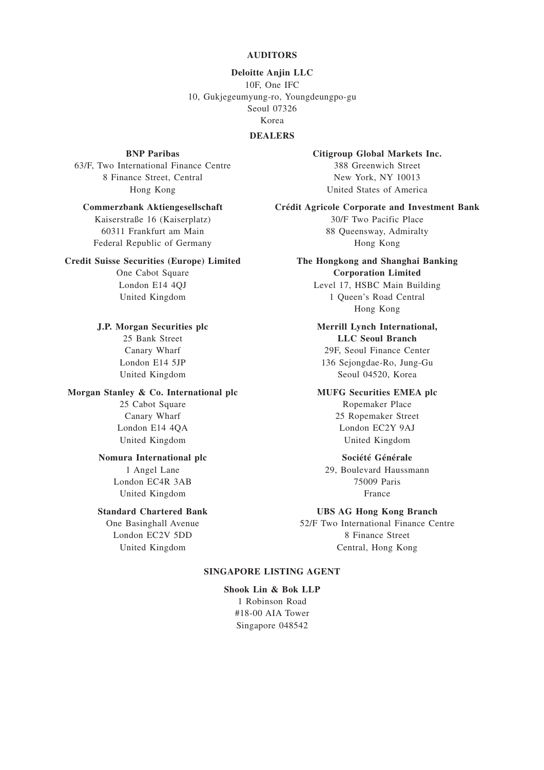## AUDITORS

**Deloitte Anjin LLC**
10F, One IFC
10, Gukjegeumyung-ro, Youngdeungpo-gu
Seoul 07326
Korea

## DEALERS

**BNP Paribas**
63/F, Two International Finance Centre
8 Finance Street, Central
Hong Kong

**Citigroup Global Markets Inc.**
388 Greenwich Street
New York, NY 10013
United States of America

**Commerzbank Aktiengesellschaft**
Kaiserstraße 16 (Kaiserplatz)
60311 Frankfurt am Main
Federal Republic of Germany

**Crédit Agricole Corporate and Investment Bank**
30/F Two Pacific Place
88 Queensway, Admiralty
Hong Kong

**Credit Suisse Securities (Europe) Limited**
One Cabot Square
London E14 4QJ
United Kingdom

**The Hongkong and Shanghai Banking Corporation Limited**
Level 17, HSBC Main Building
1 Queen's Road Central
Hong Kong

**J.P. Morgan Securities plc**
25 Bank Street
Canary Wharf
London E14 5JP
United Kingdom

**Merrill Lynch International, LLC Seoul Branch**
29F, Seoul Finance Center
136 Sejongdae-Ro, Jung-Gu
Seoul 04520, Korea

**Morgan Stanley & Co. International plc**
25 Cabot Square
Canary Wharf
London E14 4QA
United Kingdom

**MUFG Securities EMEA plc**
Ropemaker Place
25 Ropemaker Street
London EC2Y 9AJ
United Kingdom

**Nomura International plc**
1 Angel Lane
London EC4R 3AB
United Kingdom

**Société Générale**
29, Boulevard Haussmann
75009 Paris
France

**Standard Chartered Bank**
One Basinghall Avenue
London EC2V 5DD
United Kingdom

**UBS AG Hong Kong Branch**
52/F Two International Finance Centre
8 Finance Street
Central, Hong Kong

## SINGAPORE LISTING AGENT

**Shook Lin & Bok LLP**
1 Robinson Road
#18-00 AIA Tower
Singapore 048542